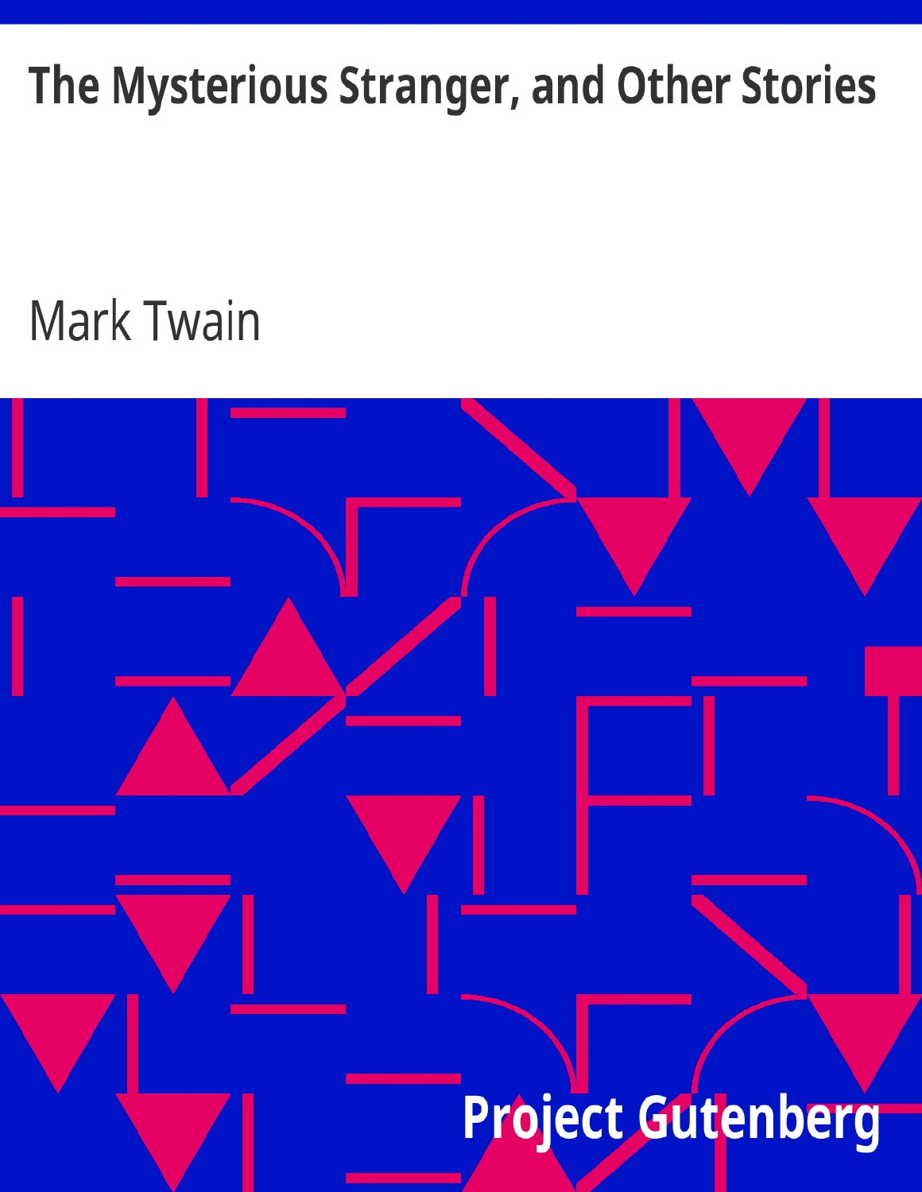# The Mysterious Stranger, and Other Stories

Mark Twain

Project Gutenberg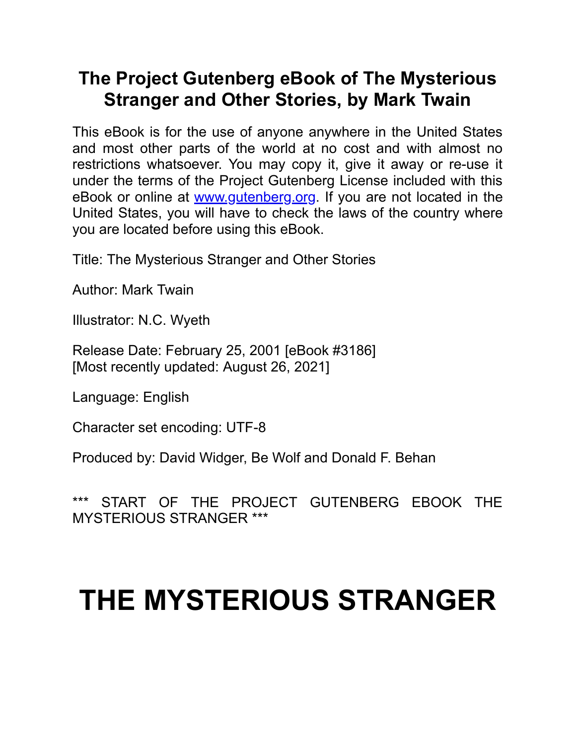# The Project Gutenberg eBook of The Mysterious Stranger and Other Stories, by Mark Twain

This eBook is for the use of anyone anywhere in the United States and most other parts of the world at no cost and with almost no restrictions whatsoever. You may copy it, give it away or re-use it under the terms of the Project Gutenberg License included with this eBook or online at [www.gutenberg.org](www.gutenberg.org). If you are not located in the United States, you will have to check the laws of the country where you are located before using this eBook.

Title: The Mysterious Stranger and Other Stories

Author: Mark Twain

Illustrator: N.C. Wyeth

Release Date: February 25, 2001 [eBook #3186]
[Most recently updated: August 26, 2021]

Language: English

Character set encoding: UTF-8

Produced by: David Widger, Be Wolf and Donald F. Behan

*** START OF THE PROJECT GUTENBERG EBOOK THE MYSTERIOUS STRANGER ***

# THE MYSTERIOUS STRANGER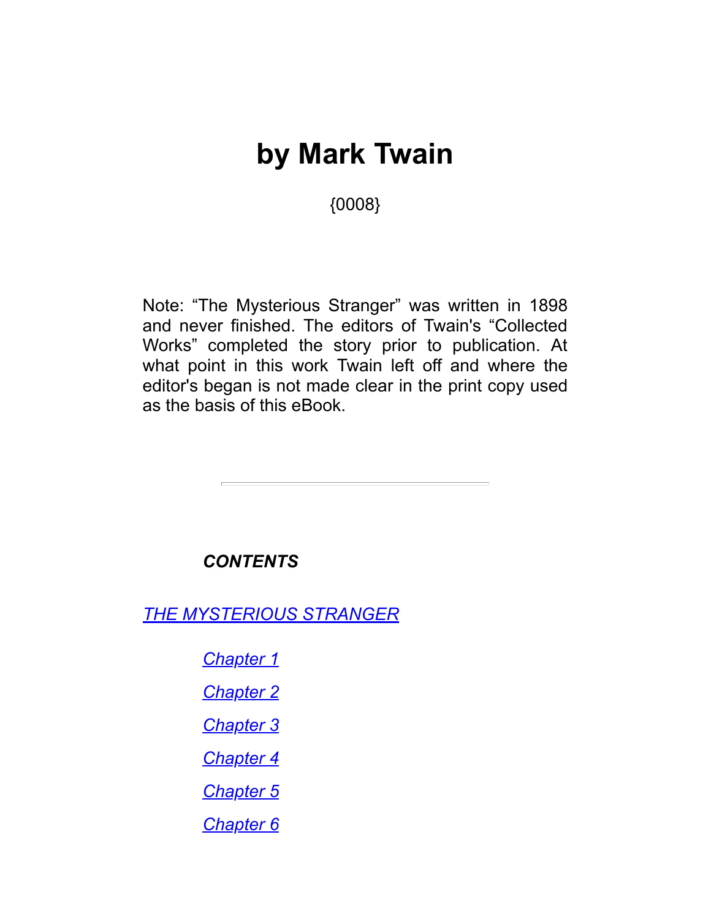# by Mark Twain

{0008}

Note: “The Mysterious Stranger” was written in 1898 and never finished. The editors of Twain's “Collected Works” completed the story prior to publication. At what point in this work Twain left off and where the editor's began is not made clear in the print copy used as the basis of this eBook.

---

***CONTENTS***

*THE MYSTERIOUS STRANGER*

- *Chapter 1*
- *Chapter 2*
- *Chapter 3*
- *Chapter 4*
- *Chapter 5*
- *Chapter 6*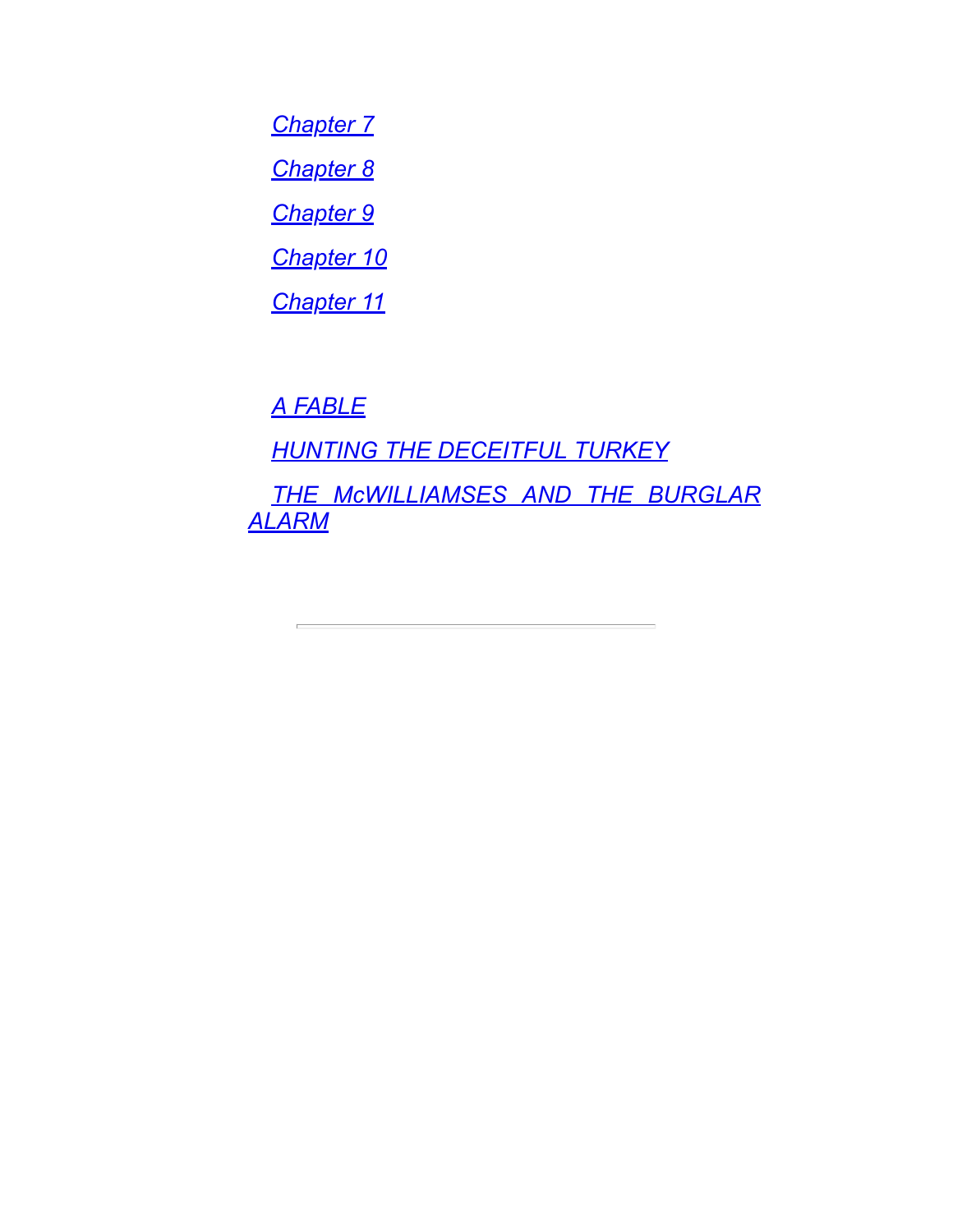*Chapter 7*

*Chapter 8*

*Chapter 9*

*Chapter 10*

*Chapter 11*

*A FABLE*

*HUNTING THE DECEITFUL TURKEY*

*THE McWILLIAMSES AND THE BURGLAR ALARM*

---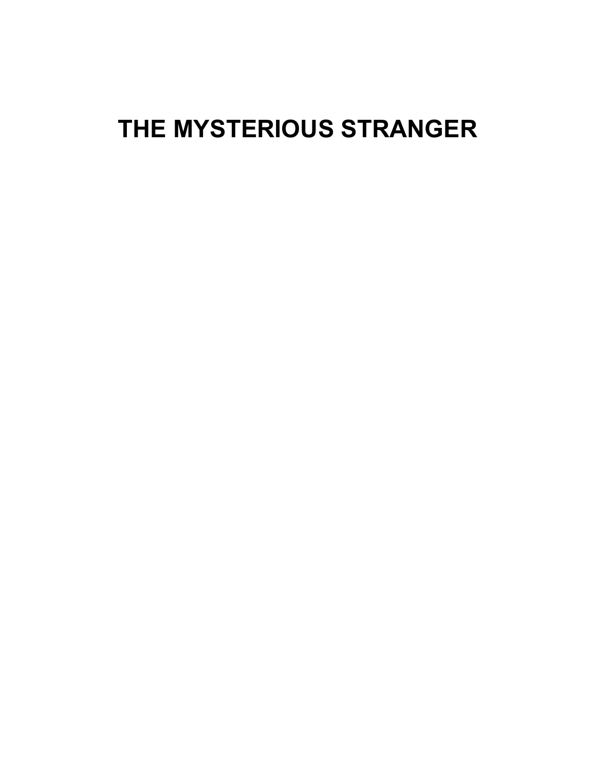# THE MYSTERIOUS STRANGER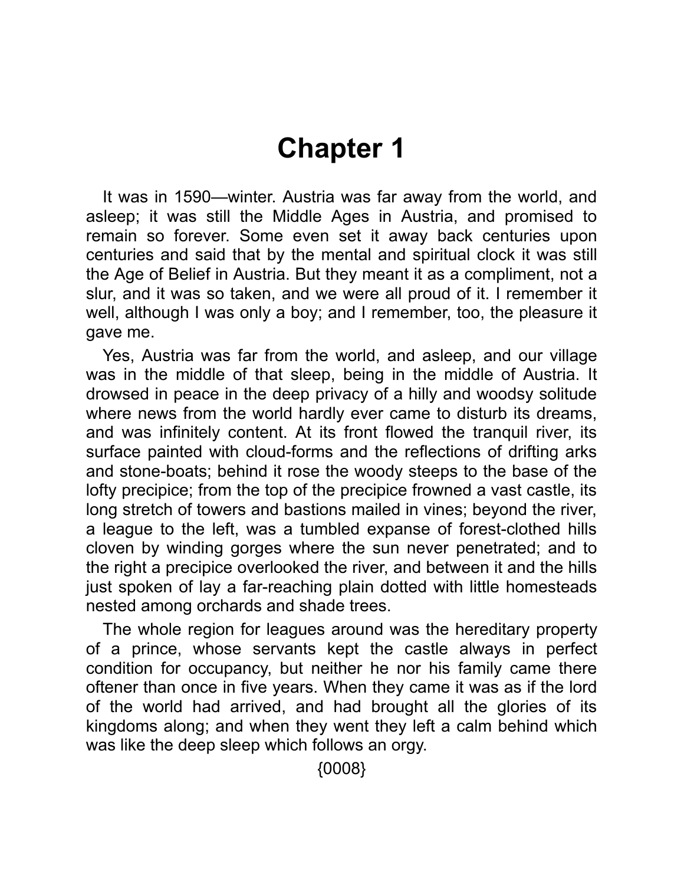# Chapter 1

It was in 1590—winter. Austria was far away from the world, and asleep; it was still the Middle Ages in Austria, and promised to remain so forever. Some even set it away back centuries upon centuries and said that by the mental and spiritual clock it was still the Age of Belief in Austria. But they meant it as a compliment, not a slur, and it was so taken, and we were all proud of it. I remember it well, although I was only a boy; and I remember, too, the pleasure it gave me.

Yes, Austria was far from the world, and asleep, and our village was in the middle of that sleep, being in the middle of Austria. It drowsed in peace in the deep privacy of a hilly and woodsy solitude where news from the world hardly ever came to disturb its dreams, and was infinitely content. At its front flowed the tranquil river, its surface painted with cloud-forms and the reflections of drifting arks and stone-boats; behind it rose the woody steeps to the base of the lofty precipice; from the top of the precipice frowned a vast castle, its long stretch of towers and bastions mailed in vines; beyond the river, a league to the left, was a tumbled expanse of forest-clothed hills cloven by winding gorges where the sun never penetrated; and to the right a precipice overlooked the river, and between it and the hills just spoken of lay a far-reaching plain dotted with little homesteads nested among orchards and shade trees.

The whole region for leagues around was the hereditary property of a prince, whose servants kept the castle always in perfect condition for occupancy, but neither he nor his family came there oftener than once in five years. When they came it was as if the lord of the world had arrived, and had brought all the glories of its kingdoms along; and when they went they left a calm behind which was like the deep sleep which follows an orgy.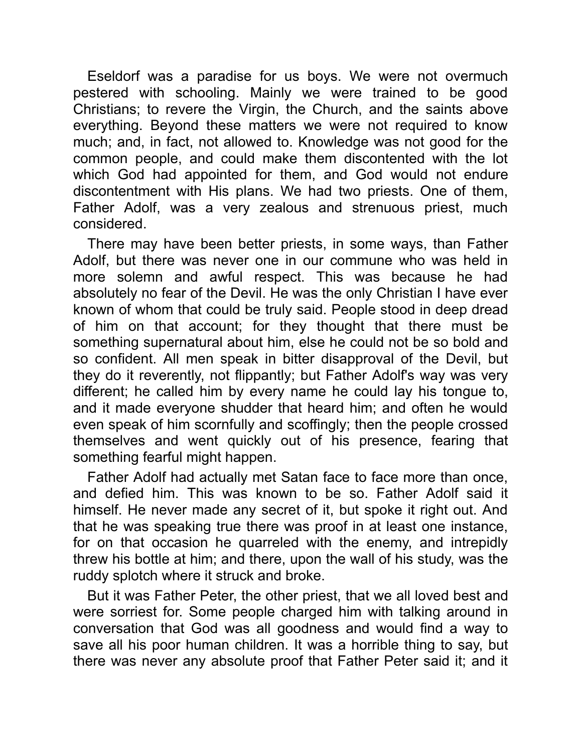Eseldorf was a paradise for us boys. We were not overmuch pestered with schooling. Mainly we were trained to be good Christians; to revere the Virgin, the Church, and the saints above everything. Beyond these matters we were not required to know much; and, in fact, not allowed to. Knowledge was not good for the common people, and could make them discontented with the lot which God had appointed for them, and God would not endure discontentment with His plans. We had two priests. One of them, Father Adolf, was a very zealous and strenuous priest, much considered.

There may have been better priests, in some ways, than Father Adolf, but there was never one in our commune who was held in more solemn and awful respect. This was because he had absolutely no fear of the Devil. He was the only Christian I have ever known of whom that could be truly said. People stood in deep dread of him on that account; for they thought that there must be something supernatural about him, else he could not be so bold and so confident. All men speak in bitter disapproval of the Devil, but they do it reverently, not flippantly; but Father Adolf's way was very different; he called him by every name he could lay his tongue to, and it made everyone shudder that heard him; and often he would even speak of him scornfully and scoffingly; then the people crossed themselves and went quickly out of his presence, fearing that something fearful might happen.

Father Adolf had actually met Satan face to face more than once, and defied him. This was known to be so. Father Adolf said it himself. He never made any secret of it, but spoke it right out. And that he was speaking true there was proof in at least one instance, for on that occasion he quarreled with the enemy, and intrepidly threw his bottle at him; and there, upon the wall of his study, was the ruddy splotch where it struck and broke.

But it was Father Peter, the other priest, that we all loved best and were sorriest for. Some people charged him with talking around in conversation that God was all goodness and would find a way to save all his poor human children. It was a horrible thing to say, but there was never any absolute proof that Father Peter said it; and it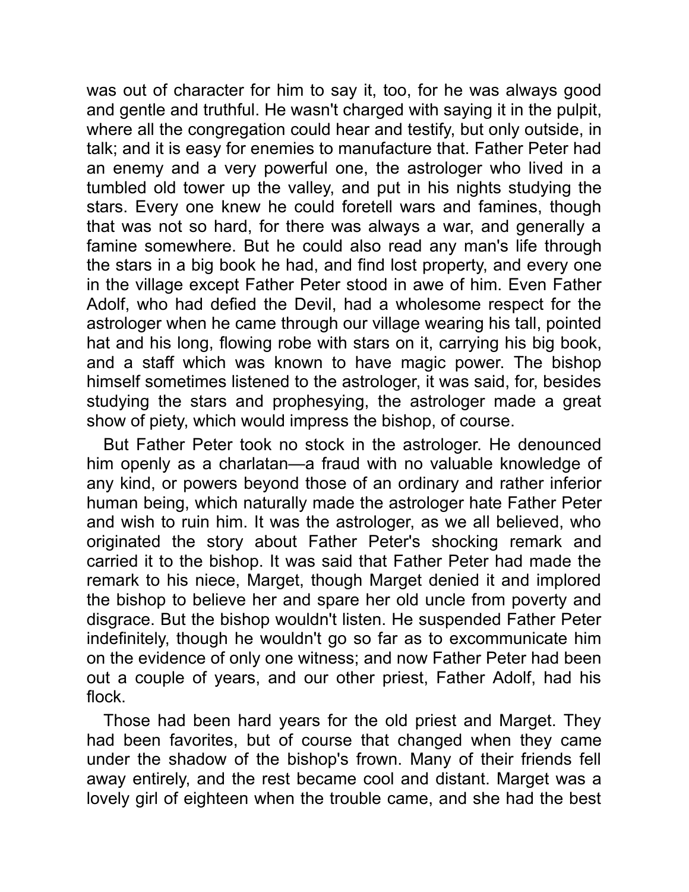was out of character for him to say it, too, for he was always good and gentle and truthful. He wasn't charged with saying it in the pulpit, where all the congregation could hear and testify, but only outside, in talk; and it is easy for enemies to manufacture that. Father Peter had an enemy and a very powerful one, the astrologer who lived in a tumbled old tower up the valley, and put in his nights studying the stars. Every one knew he could foretell wars and famines, though that was not so hard, for there was always a war, and generally a famine somewhere. But he could also read any man's life through the stars in a big book he had, and find lost property, and every one in the village except Father Peter stood in awe of him. Even Father Adolf, who had defied the Devil, had a wholesome respect for the astrologer when he came through our village wearing his tall, pointed hat and his long, flowing robe with stars on it, carrying his big book, and a staff which was known to have magic power. The bishop himself sometimes listened to the astrologer, it was said, for, besides studying the stars and prophesying, the astrologer made a great show of piety, which would impress the bishop, of course.

But Father Peter took no stock in the astrologer. He denounced him openly as a charlatan—a fraud with no valuable knowledge of any kind, or powers beyond those of an ordinary and rather inferior human being, which naturally made the astrologer hate Father Peter and wish to ruin him. It was the astrologer, as we all believed, who originated the story about Father Peter's shocking remark and carried it to the bishop. It was said that Father Peter had made the remark to his niece, Marget, though Marget denied it and implored the bishop to believe her and spare her old uncle from poverty and disgrace. But the bishop wouldn't listen. He suspended Father Peter indefinitely, though he wouldn't go so far as to excommunicate him on the evidence of only one witness; and now Father Peter had been out a couple of years, and our other priest, Father Adolf, had his flock.

Those had been hard years for the old priest and Marget. They had been favorites, but of course that changed when they came under the shadow of the bishop's frown. Many of their friends fell away entirely, and the rest became cool and distant. Marget was a lovely girl of eighteen when the trouble came, and she had the best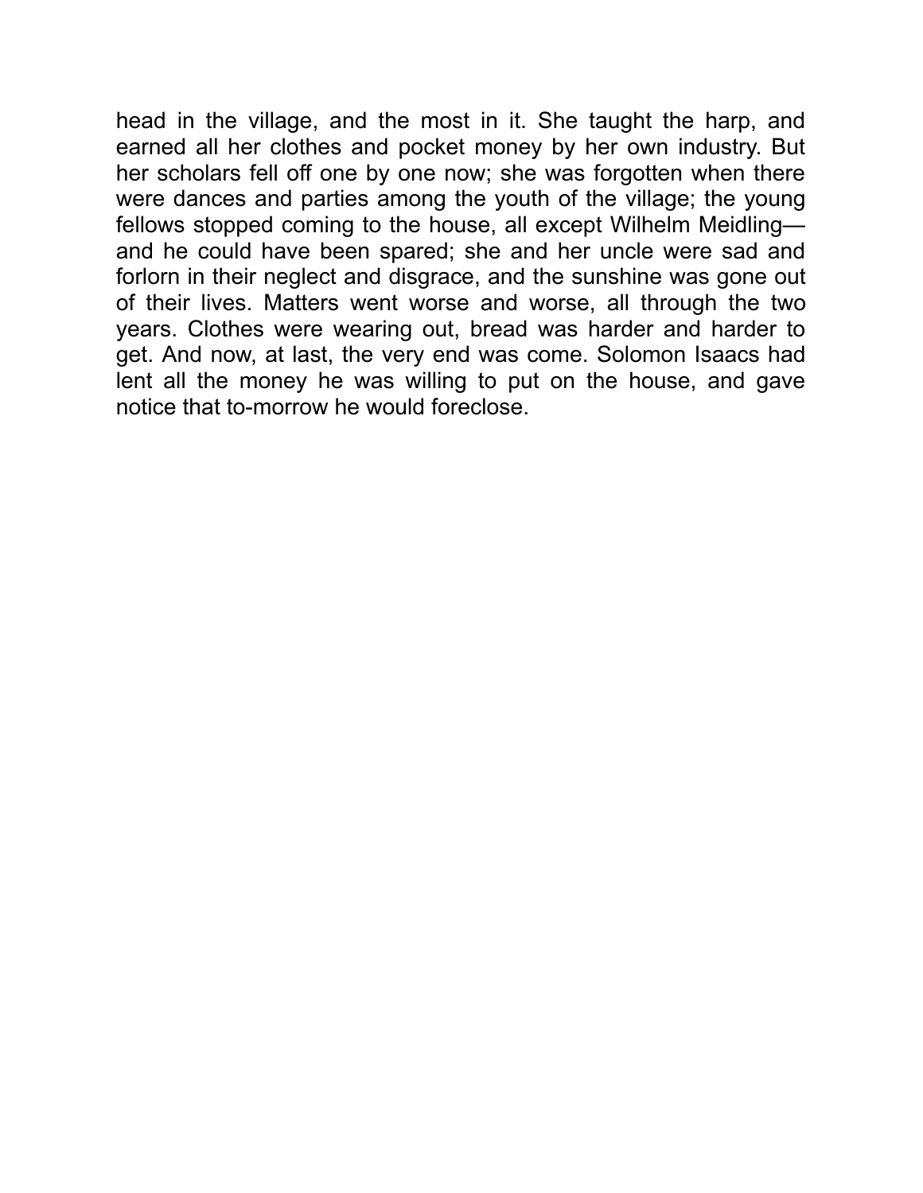head in the village, and the most in it. She taught the harp, and earned all her clothes and pocket money by her own industry. But her scholars fell off one by one now; she was forgotten when there were dances and parties among the youth of the village; the young fellows stopped coming to the house, all except Wilhelm Meidling—and he could have been spared; she and her uncle were sad and forlorn in their neglect and disgrace, and the sunshine was gone out of their lives. Matters went worse and worse, all through the two years. Clothes were wearing out, bread was harder and harder to get. And now, at last, the very end was come. Solomon Isaacs had lent all the money he was willing to put on the house, and gave notice that to-morrow he would foreclose.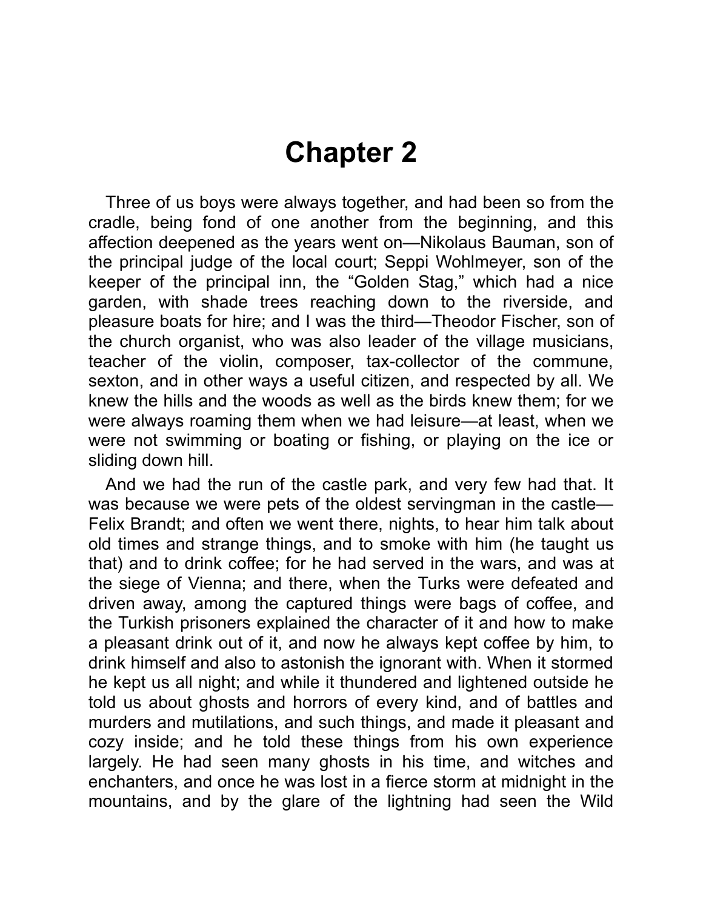# Chapter 2

Three of us boys were always together, and had been so from the cradle, being fond of one another from the beginning, and this affection deepened as the years went on—Nikolaus Bauman, son of the principal judge of the local court; Seppi Wohlmeyer, son of the keeper of the principal inn, the "Golden Stag," which had a nice garden, with shade trees reaching down to the riverside, and pleasure boats for hire; and I was the third—Theodor Fischer, son of the church organist, who was also leader of the village musicians, teacher of the violin, composer, tax-collector of the commune, sexton, and in other ways a useful citizen, and respected by all. We knew the hills and the woods as well as the birds knew them; for we were always roaming them when we had leisure—at least, when we were not swimming or boating or fishing, or playing on the ice or sliding down hill.

And we had the run of the castle park, and very few had that. It was because we were pets of the oldest servingman in the castle—Felix Brandt; and often we went there, nights, to hear him talk about old times and strange things, and to smoke with him (he taught us that) and to drink coffee; for he had served in the wars, and was at the siege of Vienna; and there, when the Turks were defeated and driven away, among the captured things were bags of coffee, and the Turkish prisoners explained the character of it and how to make a pleasant drink out of it, and now he always kept coffee by him, to drink himself and also to astonish the ignorant with. When it stormed he kept us all night; and while it thundered and lightened outside he told us about ghosts and horrors of every kind, and of battles and murders and mutilations, and such things, and made it pleasant and cozy inside; and he told these things from his own experience largely. He had seen many ghosts in his time, and witches and enchanters, and once he was lost in a fierce storm at midnight in the mountains, and by the glare of the lightning had seen the Wild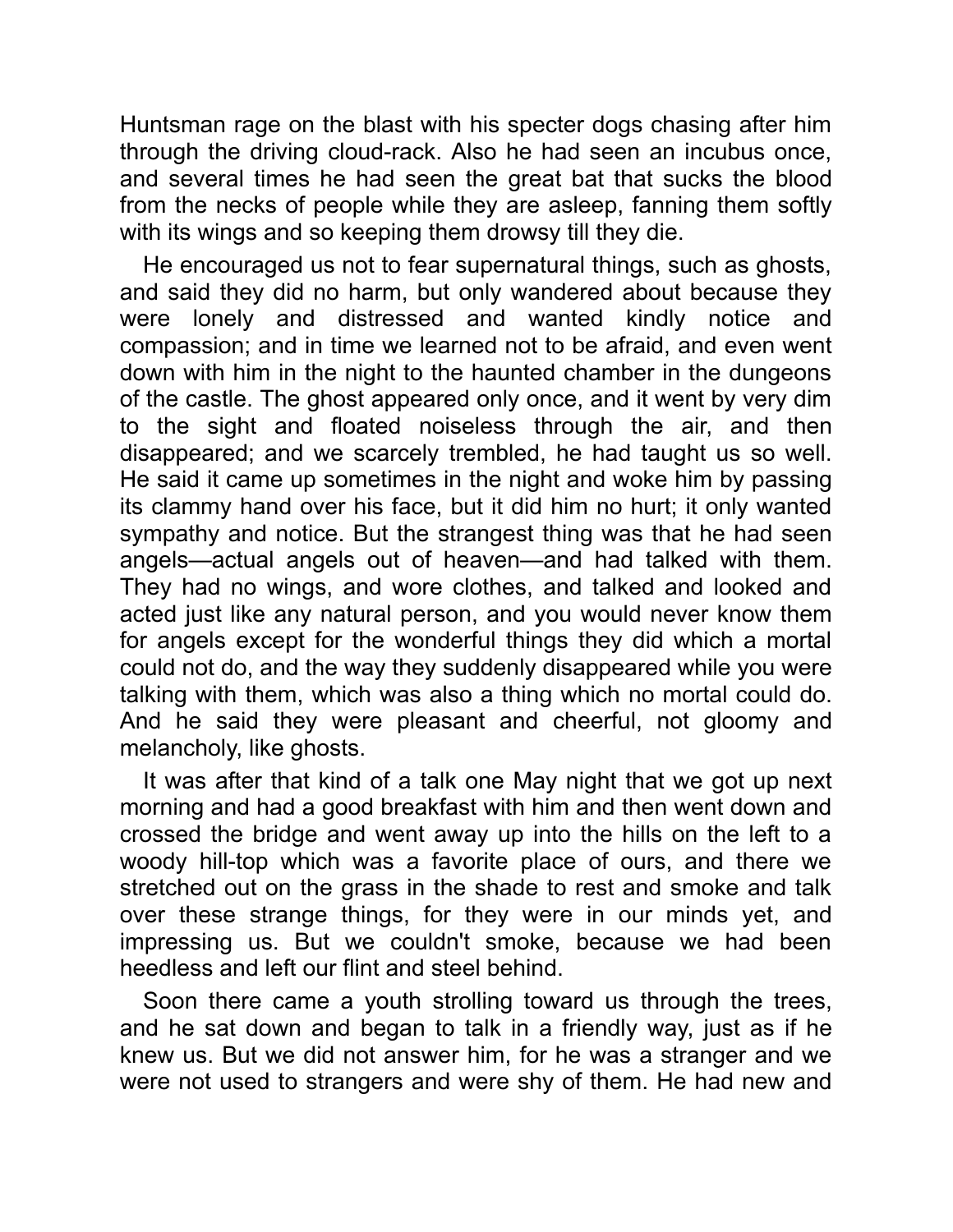Huntsman rage on the blast with his specter dogs chasing after him through the driving cloud-rack. Also he had seen an incubus once, and several times he had seen the great bat that sucks the blood from the necks of people while they are asleep, fanning them softly with its wings and so keeping them drowsy till they die.

He encouraged us not to fear supernatural things, such as ghosts, and said they did no harm, but only wandered about because they were lonely and distressed and wanted kindly notice and compassion; and in time we learned not to be afraid, and even went down with him in the night to the haunted chamber in the dungeons of the castle. The ghost appeared only once, and it went by very dim to the sight and floated noiseless through the air, and then disappeared; and we scarcely trembled, he had taught us so well. He said it came up sometimes in the night and woke him by passing its clammy hand over his face, but it did him no hurt; it only wanted sympathy and notice. But the strangest thing was that he had seen angels—actual angels out of heaven—and had talked with them. They had no wings, and wore clothes, and talked and looked and acted just like any natural person, and you would never know them for angels except for the wonderful things they did which a mortal could not do, and the way they suddenly disappeared while you were talking with them, which was also a thing which no mortal could do. And he said they were pleasant and cheerful, not gloomy and melancholy, like ghosts.

It was after that kind of a talk one May night that we got up next morning and had a good breakfast with him and then went down and crossed the bridge and went away up into the hills on the left to a woody hill-top which was a favorite place of ours, and there we stretched out on the grass in the shade to rest and smoke and talk over these strange things, for they were in our minds yet, and impressing us. But we couldn't smoke, because we had been heedless and left our flint and steel behind.

Soon there came a youth strolling toward us through the trees, and he sat down and began to talk in a friendly way, just as if he knew us. But we did not answer him, for he was a stranger and we were not used to strangers and were shy of them. He had new and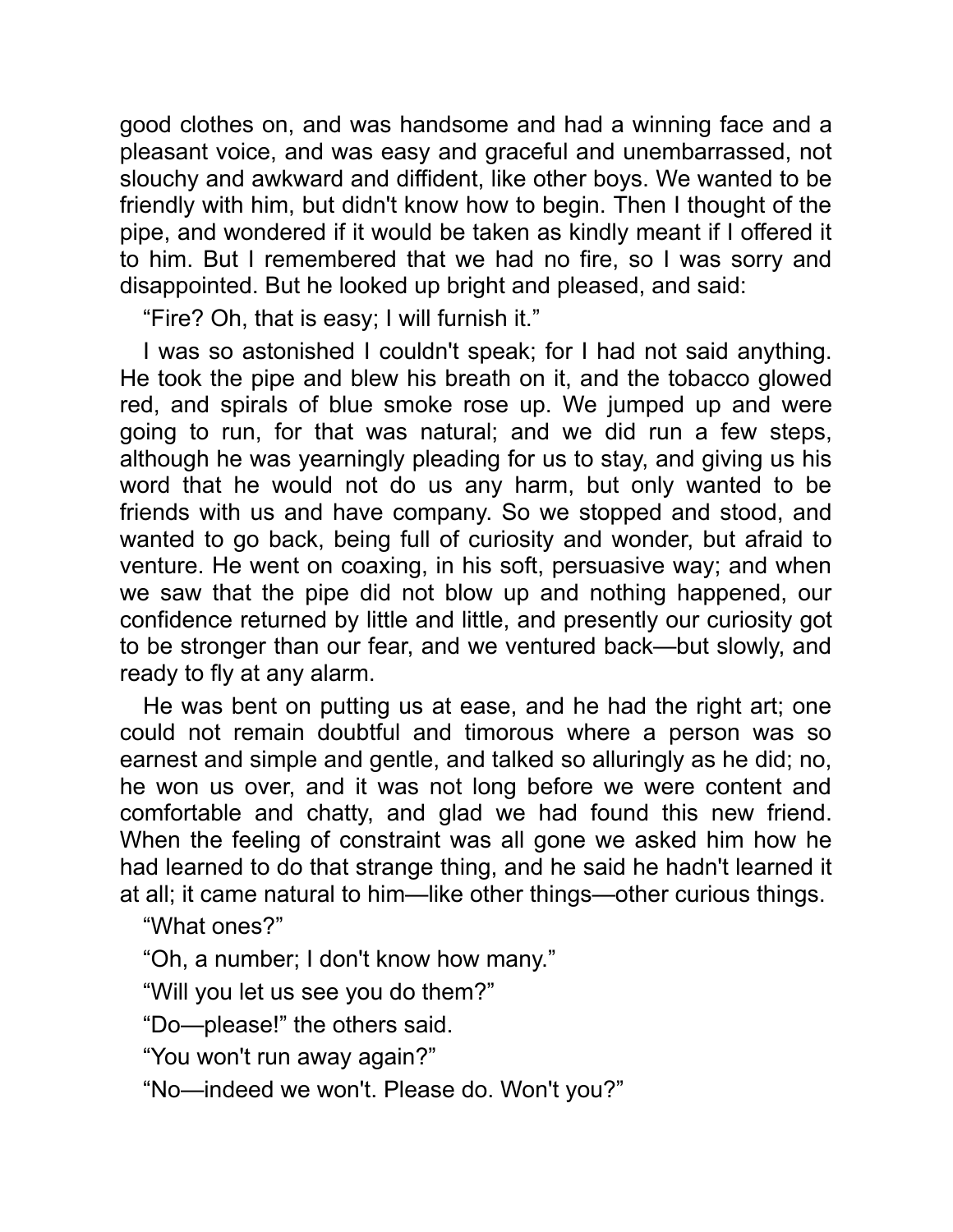good clothes on, and was handsome and had a winning face and a pleasant voice, and was easy and graceful and unembarrassed, not slouchy and awkward and diffident, like other boys. We wanted to be friendly with him, but didn't know how to begin. Then I thought of the pipe, and wondered if it would be taken as kindly meant if I offered it to him. But I remembered that we had no fire, so I was sorry and disappointed. But he looked up bright and pleased, and said:

"Fire? Oh, that is easy; I will furnish it."

I was so astonished I couldn't speak; for I had not said anything. He took the pipe and blew his breath on it, and the tobacco glowed red, and spirals of blue smoke rose up. We jumped up and were going to run, for that was natural; and we did run a few steps, although he was yearningly pleading for us to stay, and giving us his word that he would not do us any harm, but only wanted to be friends with us and have company. So we stopped and stood, and wanted to go back, being full of curiosity and wonder, but afraid to venture. He went on coaxing, in his soft, persuasive way; and when we saw that the pipe did not blow up and nothing happened, our confidence returned by little and little, and presently our curiosity got to be stronger than our fear, and we ventured back—but slowly, and ready to fly at any alarm.

He was bent on putting us at ease, and he had the right art; one could not remain doubtful and timorous where a person was so earnest and simple and gentle, and talked so alluringly as he did; no, he won us over, and it was not long before we were content and comfortable and chatty, and glad we had found this new friend. When the feeling of constraint was all gone we asked him how he had learned to do that strange thing, and he said he hadn't learned it at all; it came natural to him—like other things—other curious things.

"What ones?"

"Oh, a number; I don't know how many."

"Will you let us see you do them?"

"Do—please!" the others said.

"You won't run away again?"

"No—indeed we won't. Please do. Won't you?"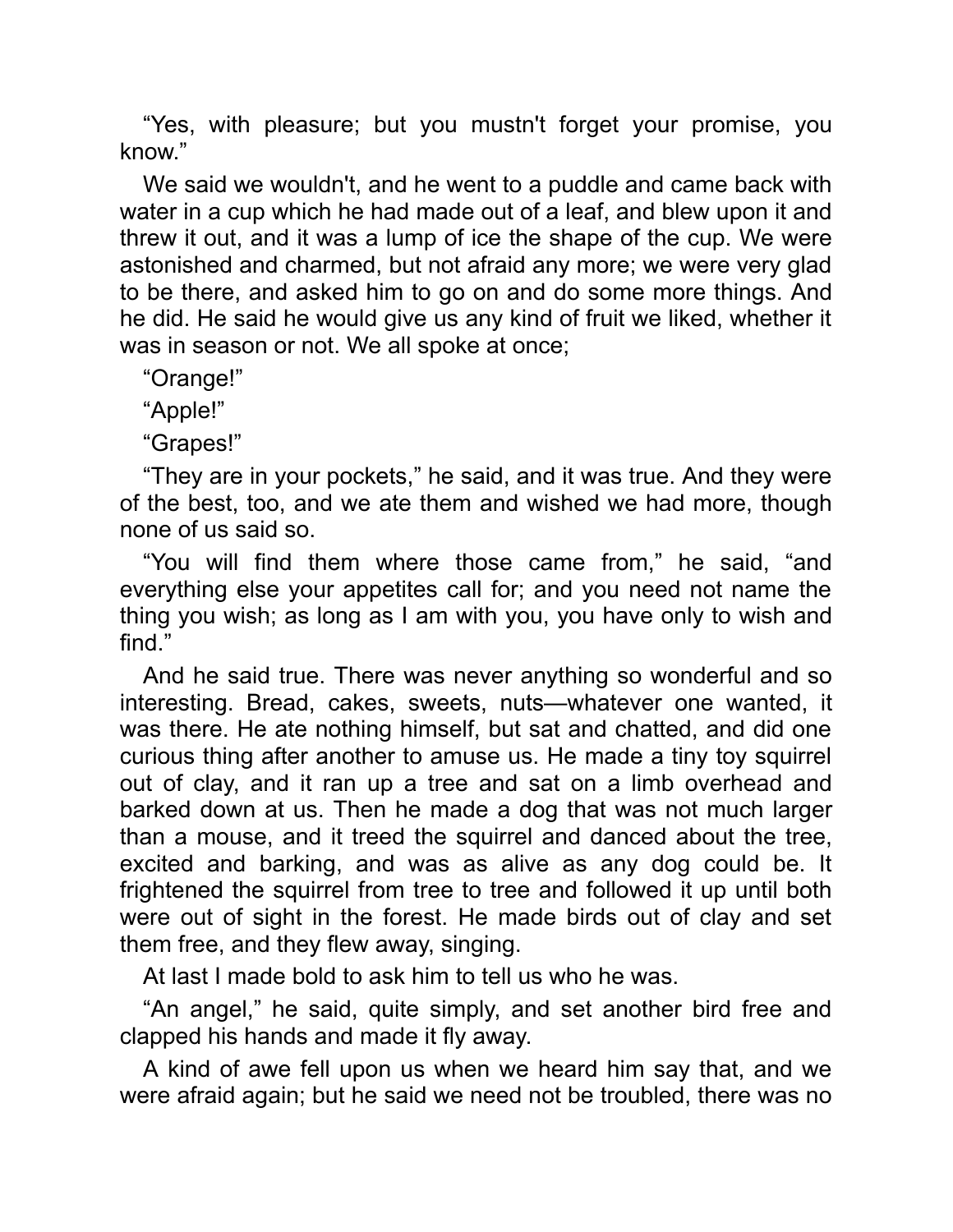“Yes, with pleasure; but you mustn't forget your promise, you know.”

We said we wouldn't, and he went to a puddle and came back with water in a cup which he had made out of a leaf, and blew upon it and threw it out, and it was a lump of ice the shape of the cup. We were astonished and charmed, but not afraid any more; we were very glad to be there, and asked him to go on and do some more things. And he did. He said he would give us any kind of fruit we liked, whether it was in season or not. We all spoke at once;

“Orange!”

“Apple!”

“Grapes!”

“They are in your pockets,” he said, and it was true. And they were of the best, too, and we ate them and wished we had more, though none of us said so.

“You will find them where those came from,” he said, “and everything else your appetites call for; and you need not name the thing you wish; as long as I am with you, you have only to wish and find.”

And he said true. There was never anything so wonderful and so interesting. Bread, cakes, sweets, nuts—whatever one wanted, it was there. He ate nothing himself, but sat and chatted, and did one curious thing after another to amuse us. He made a tiny toy squirrel out of clay, and it ran up a tree and sat on a limb overhead and barked down at us. Then he made a dog that was not much larger than a mouse, and it treed the squirrel and danced about the tree, excited and barking, and was as alive as any dog could be. It frightened the squirrel from tree to tree and followed it up until both were out of sight in the forest. He made birds out of clay and set them free, and they flew away, singing.

At last I made bold to ask him to tell us who he was.

“An angel,” he said, quite simply, and set another bird free and clapped his hands and made it fly away.

A kind of awe fell upon us when we heard him say that, and we were afraid again; but he said we need not be troubled, there was no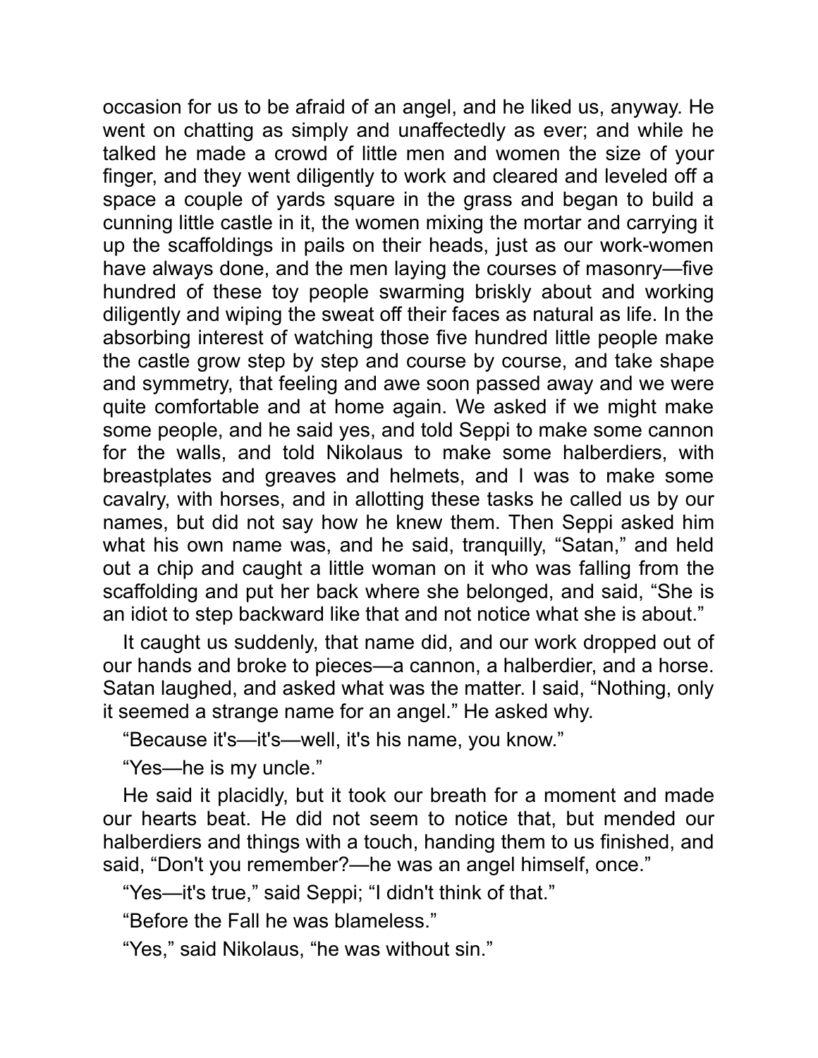occasion for us to be afraid of an angel, and he liked us, anyway. He went on chatting as simply and unaffectedly as ever; and while he talked he made a crowd of little men and women the size of your finger, and they went diligently to work and cleared and leveled off a space a couple of yards square in the grass and began to build a cunning little castle in it, the women mixing the mortar and carrying it up the scaffoldings in pails on their heads, just as our work-women have always done, and the men laying the courses of masonry—five hundred of these toy people swarming briskly about and working diligently and wiping the sweat off their faces as natural as life. In the absorbing interest of watching those five hundred little people make the castle grow step by step and course by course, and take shape and symmetry, that feeling and awe soon passed away and we were quite comfortable and at home again. We asked if we might make some people, and he said yes, and told Seppi to make some cannon for the walls, and told Nikolaus to make some halberdiers, with breastplates and greaves and helmets, and I was to make some cavalry, with horses, and in allotting these tasks he called us by our names, but did not say how he knew them. Then Seppi asked him what his own name was, and he said, tranquilly, "Satan," and held out a chip and caught a little woman on it who was falling from the scaffolding and put her back where she belonged, and said, "She is an idiot to step backward like that and not notice what she is about."

It caught us suddenly, that name did, and our work dropped out of our hands and broke to pieces—a cannon, a halberdier, and a horse. Satan laughed, and asked what was the matter. I said, "Nothing, only it seemed a strange name for an angel." He asked why.

"Because it's—it's—well, it's his name, you know."

"Yes—he is my uncle."

He said it placidly, but it took our breath for a moment and made our hearts beat. He did not seem to notice that, but mended our halberdiers and things with a touch, handing them to us finished, and said, "Don't you remember?—he was an angel himself, once."

"Yes—it's true," said Seppi; "I didn't think of that."

"Before the Fall he was blameless."

"Yes," said Nikolaus, "he was without sin."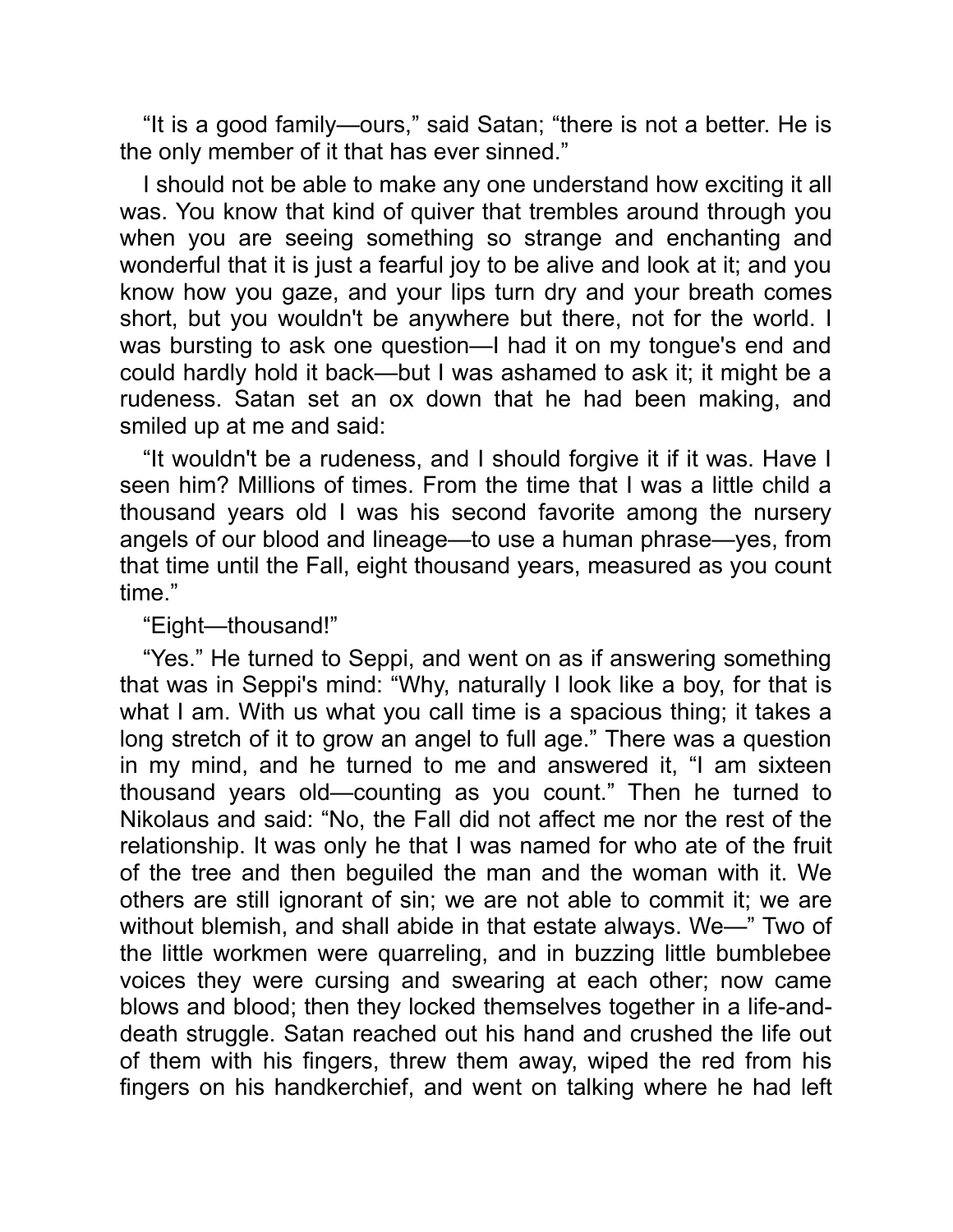"It is a good family—ours," said Satan; "there is not a better. He is the only member of it that has ever sinned."

I should not be able to make any one understand how exciting it all was. You know that kind of quiver that trembles around through you when you are seeing something so strange and enchanting and wonderful that it is just a fearful joy to be alive and look at it; and you know how you gaze, and your lips turn dry and your breath comes short, but you wouldn't be anywhere but there, not for the world. I was bursting to ask one question—I had it on my tongue's end and could hardly hold it back—but I was ashamed to ask it; it might be a rudeness. Satan set an ox down that he had been making, and smiled up at me and said:

"It wouldn't be a rudeness, and I should forgive it if it was. Have I seen him? Millions of times. From the time that I was a little child a thousand years old I was his second favorite among the nursery angels of our blood and lineage—to use a human phrase—yes, from that time until the Fall, eight thousand years, measured as you count time."

"Eight—thousand!"

"Yes." He turned to Seppi, and went on as if answering something that was in Seppi's mind: "Why, naturally I look like a boy, for that is what I am. With us what you call time is a spacious thing; it takes a long stretch of it to grow an angel to full age." There was a question in my mind, and he turned to me and answered it, "I am sixteen thousand years old—counting as you count." Then he turned to Nikolaus and said: "No, the Fall did not affect me nor the rest of the relationship. It was only he that I was named for who ate of the fruit of the tree and then beguiled the man and the woman with it. We others are still ignorant of sin; we are not able to commit it; we are without blemish, and shall abide in that estate always. We—" Two of the little workmen were quarreling, and in buzzing little bumblebee voices they were cursing and swearing at each other; now came blows and blood; then they locked themselves together in a life-and-death struggle. Satan reached out his hand and crushed the life out of them with his fingers, threw them away, wiped the red from his fingers on his handkerchief, and went on talking where he had left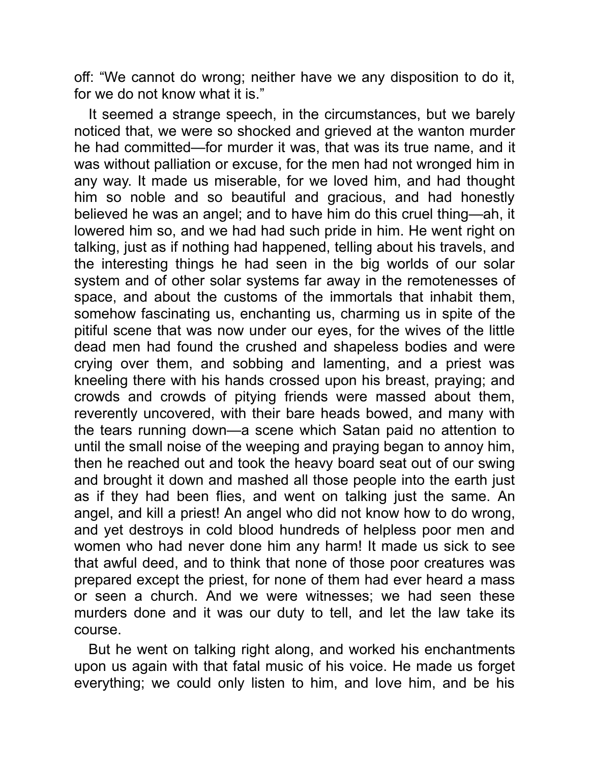off: "We cannot do wrong; neither have we any disposition to do it, for we do not know what it is."

It seemed a strange speech, in the circumstances, but we barely noticed that, we were so shocked and grieved at the wanton murder he had committed—for murder it was, that was its true name, and it was without palliation or excuse, for the men had not wronged him in any way. It made us miserable, for we loved him, and had thought him so noble and so beautiful and gracious, and had honestly believed he was an angel; and to have him do this cruel thing—ah, it lowered him so, and we had had such pride in him. He went right on talking, just as if nothing had happened, telling about his travels, and the interesting things he had seen in the big worlds of our solar system and of other solar systems far away in the remotenesses of space, and about the customs of the immortals that inhabit them, somehow fascinating us, enchanting us, charming us in spite of the pitiful scene that was now under our eyes, for the wives of the little dead men had found the crushed and shapeless bodies and were crying over them, and sobbing and lamenting, and a priest was kneeling there with his hands crossed upon his breast, praying; and crowds and crowds of pitying friends were massed about them, reverently uncovered, with their bare heads bowed, and many with the tears running down—a scene which Satan paid no attention to until the small noise of the weeping and praying began to annoy him, then he reached out and took the heavy board seat out of our swing and brought it down and mashed all those people into the earth just as if they had been flies, and went on talking just the same. An angel, and kill a priest! An angel who did not know how to do wrong, and yet destroys in cold blood hundreds of helpless poor men and women who had never done him any harm! It made us sick to see that awful deed, and to think that none of those poor creatures was prepared except the priest, for none of them had ever heard a mass or seen a church. And we were witnesses; we had seen these murders done and it was our duty to tell, and let the law take its course.

But he went on talking right along, and worked his enchantments upon us again with that fatal music of his voice. He made us forget everything; we could only listen to him, and love him, and be his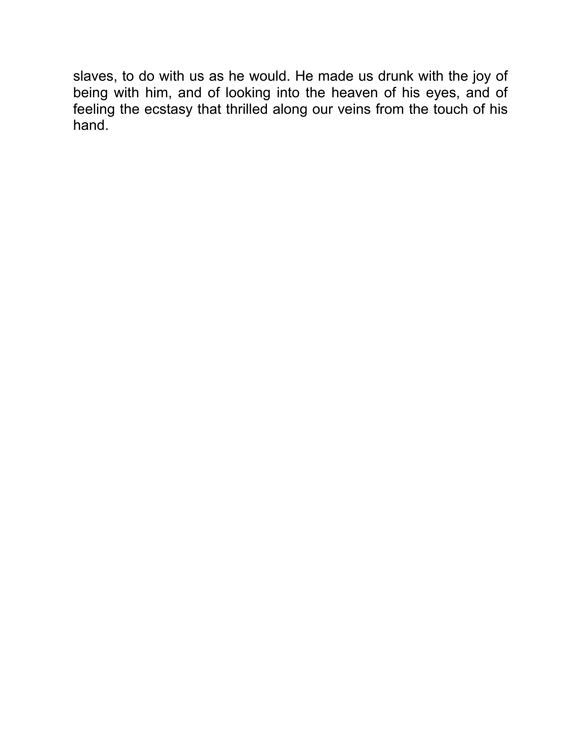slaves, to do with us as he would. He made us drunk with the joy of being with him, and of looking into the heaven of his eyes, and of feeling the ecstasy that thrilled along our veins from the touch of his hand.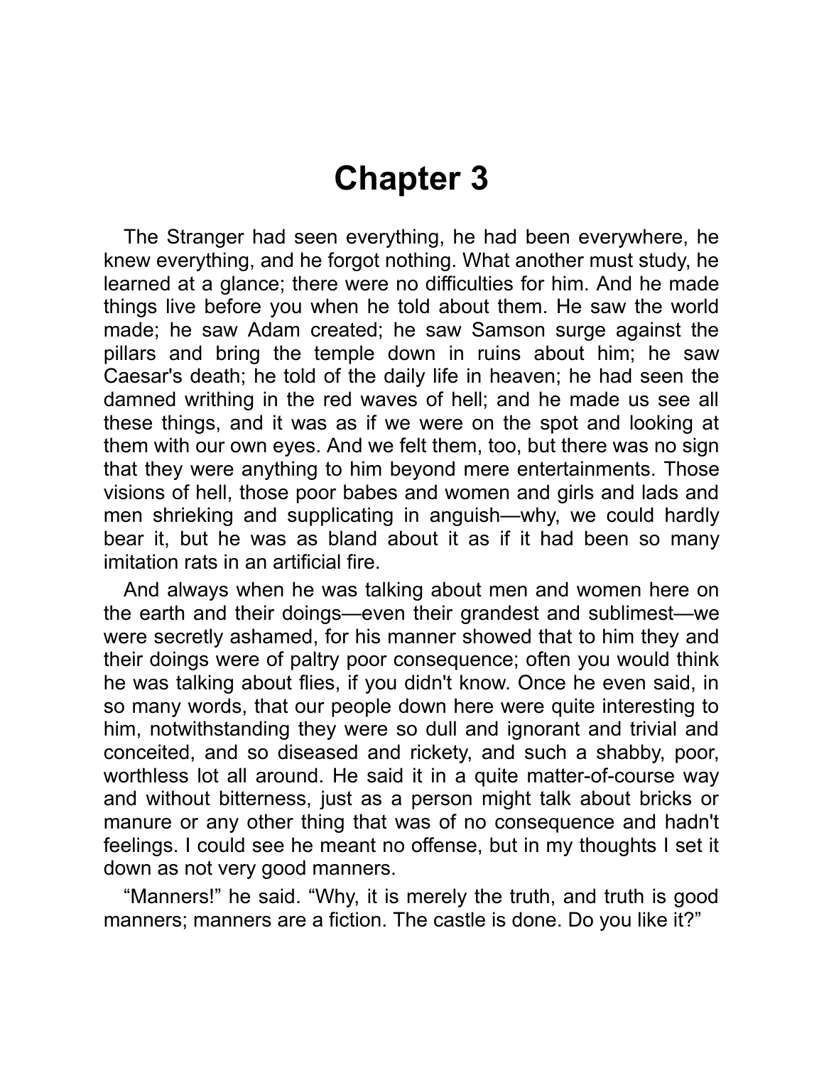# Chapter 3

The Stranger had seen everything, he had been everywhere, he knew everything, and he forgot nothing. What another must study, he learned at a glance; there were no difficulties for him. And he made things live before you when he told about them. He saw the world made; he saw Adam created; he saw Samson surge against the pillars and bring the temple down in ruins about him; he saw Caesar's death; he told of the daily life in heaven; he had seen the damned writhing in the red waves of hell; and he made us see all these things, and it was as if we were on the spot and looking at them with our own eyes. And we felt them, too, but there was no sign that they were anything to him beyond mere entertainments. Those visions of hell, those poor babes and women and girls and lads and men shrieking and supplicating in anguish—why, we could hardly bear it, but he was as bland about it as if it had been so many imitation rats in an artificial fire.

And always when he was talking about men and women here on the earth and their doings—even their grandest and sublimest—we were secretly ashamed, for his manner showed that to him they and their doings were of paltry poor consequence; often you would think he was talking about flies, if you didn't know. Once he even said, in so many words, that our people down here were quite interesting to him, notwithstanding they were so dull and ignorant and trivial and conceited, and so diseased and rickety, and such a shabby, poor, worthless lot all around. He said it in a quite matter-of-course way and without bitterness, just as a person might talk about bricks or manure or any other thing that was of no consequence and hadn't feelings. I could see he meant no offense, but in my thoughts I set it down as not very good manners.

“Manners!” he said. “Why, it is merely the truth, and truth is good manners; manners are a fiction. The castle is done. Do you like it?”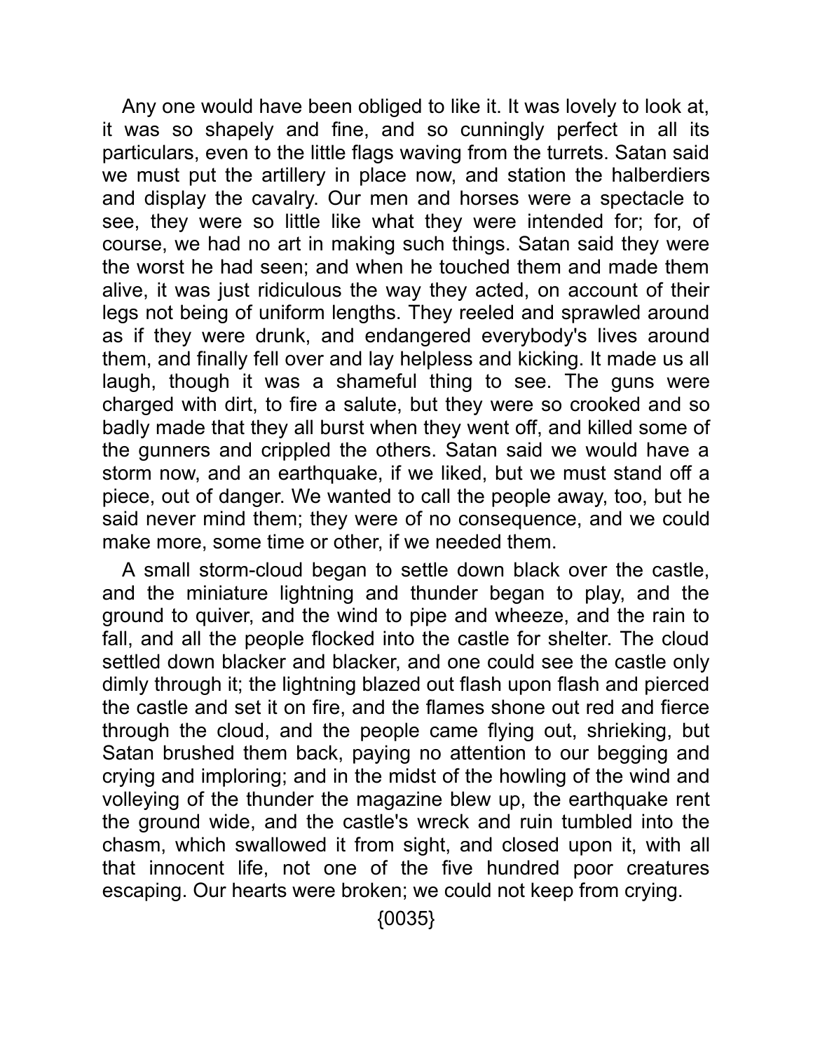Any one would have been obliged to like it. It was lovely to look at, it was so shapely and fine, and so cunningly perfect in all its particulars, even to the little flags waving from the turrets. Satan said we must put the artillery in place now, and station the halberdiers and display the cavalry. Our men and horses were a spectacle to see, they were so little like what they were intended for; for, of course, we had no art in making such things. Satan said they were the worst he had seen; and when he touched them and made them alive, it was just ridiculous the way they acted, on account of their legs not being of uniform lengths. They reeled and sprawled around as if they were drunk, and endangered everybody's lives around them, and finally fell over and lay helpless and kicking. It made us all laugh, though it was a shameful thing to see. The guns were charged with dirt, to fire a salute, but they were so crooked and so badly made that they all burst when they went off, and killed some of the gunners and crippled the others. Satan said we would have a storm now, and an earthquake, if we liked, but we must stand off a piece, out of danger. We wanted to call the people away, too, but he said never mind them; they were of no consequence, and we could make more, some time or other, if we needed them.

A small storm-cloud began to settle down black over the castle, and the miniature lightning and thunder began to play, and the ground to quiver, and the wind to pipe and wheeze, and the rain to fall, and all the people flocked into the castle for shelter. The cloud settled down blacker and blacker, and one could see the castle only dimly through it; the lightning blazed out flash upon flash and pierced the castle and set it on fire, and the flames shone out red and fierce through the cloud, and the people came flying out, shrieking, but Satan brushed them back, paying no attention to our begging and crying and imploring; and in the midst of the howling of the wind and volleying of the thunder the magazine blew up, the earthquake rent the ground wide, and the castle's wreck and ruin tumbled into the chasm, which swallowed it from sight, and closed upon it, with all that innocent life, not one of the five hundred poor creatures escaping. Our hearts were broken; we could not keep from crying.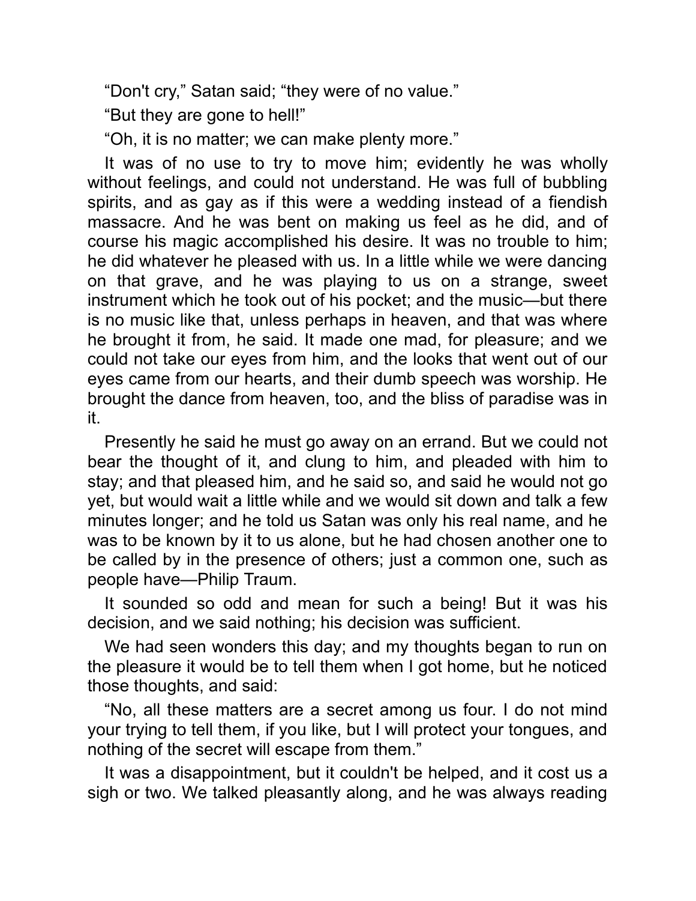"Don't cry," Satan said; "they were of no value."

"But they are gone to hell!"

"Oh, it is no matter; we can make plenty more."

It was of no use to try to move him; evidently he was wholly without feelings, and could not understand. He was full of bubbling spirits, and as gay as if this were a wedding instead of a fiendish massacre. And he was bent on making us feel as he did, and of course his magic accomplished his desire. It was no trouble to him; he did whatever he pleased with us. In a little while we were dancing on that grave, and he was playing to us on a strange, sweet instrument which he took out of his pocket; and the music—but there is no music like that, unless perhaps in heaven, and that was where he brought it from, he said. It made one mad, for pleasure; and we could not take our eyes from him, and the looks that went out of our eyes came from our hearts, and their dumb speech was worship. He brought the dance from heaven, too, and the bliss of paradise was in it.

Presently he said he must go away on an errand. But we could not bear the thought of it, and clung to him, and pleaded with him to stay; and that pleased him, and he said so, and said he would not go yet, but would wait a little while and we would sit down and talk a few minutes longer; and he told us Satan was only his real name, and he was to be known by it to us alone, but he had chosen another one to be called by in the presence of others; just a common one, such as people have—Philip Traum.

It sounded so odd and mean for such a being! But it was his decision, and we said nothing; his decision was sufficient.

We had seen wonders this day; and my thoughts began to run on the pleasure it would be to tell them when I got home, but he noticed those thoughts, and said:

"No, all these matters are a secret among us four. I do not mind your trying to tell them, if you like, but I will protect your tongues, and nothing of the secret will escape from them."

It was a disappointment, but it couldn't be helped, and it cost us a sigh or two. We talked pleasantly along, and he was always reading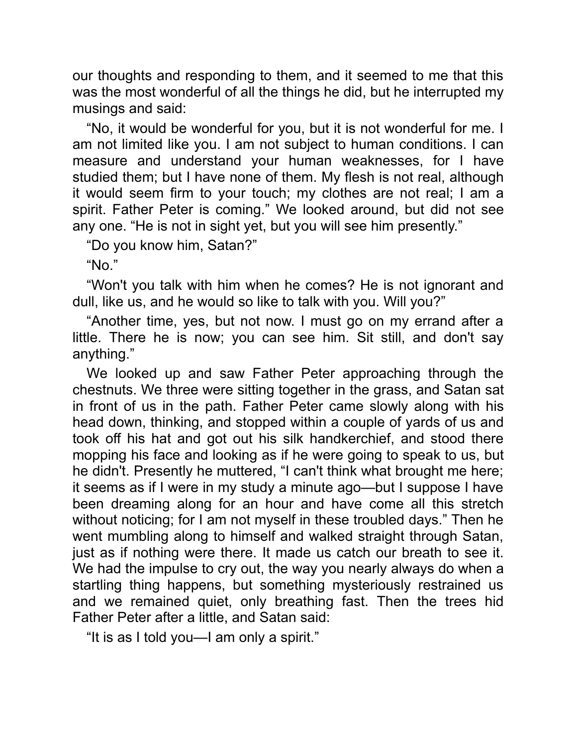our thoughts and responding to them, and it seemed to me that this was the most wonderful of all the things he did, but he interrupted my musings and said:

"No, it would be wonderful for you, but it is not wonderful for me. I am not limited like you. I am not subject to human conditions. I can measure and understand your human weaknesses, for I have studied them; but I have none of them. My flesh is not real, although it would seem firm to your touch; my clothes are not real; I am a spirit. Father Peter is coming." We looked around, but did not see any one. "He is not in sight yet, but you will see him presently."

"Do you know him, Satan?"

"No."

"Won't you talk with him when he comes? He is not ignorant and dull, like us, and he would so like to talk with you. Will you?"

"Another time, yes, but not now. I must go on my errand after a little. There he is now; you can see him. Sit still, and don't say anything."

We looked up and saw Father Peter approaching through the chestnuts. We three were sitting together in the grass, and Satan sat in front of us in the path. Father Peter came slowly along with his head down, thinking, and stopped within a couple of yards of us and took off his hat and got out his silk handkerchief, and stood there mopping his face and looking as if he were going to speak to us, but he didn't. Presently he muttered, "I can't think what brought me here; it seems as if I were in my study a minute ago—but I suppose I have been dreaming along for an hour and have come all this stretch without noticing; for I am not myself in these troubled days." Then he went mumbling along to himself and walked straight through Satan, just as if nothing were there. It made us catch our breath to see it. We had the impulse to cry out, the way you nearly always do when a startling thing happens, but something mysteriously restrained us and we remained quiet, only breathing fast. Then the trees hid Father Peter after a little, and Satan said:

"It is as I told you—I am only a spirit."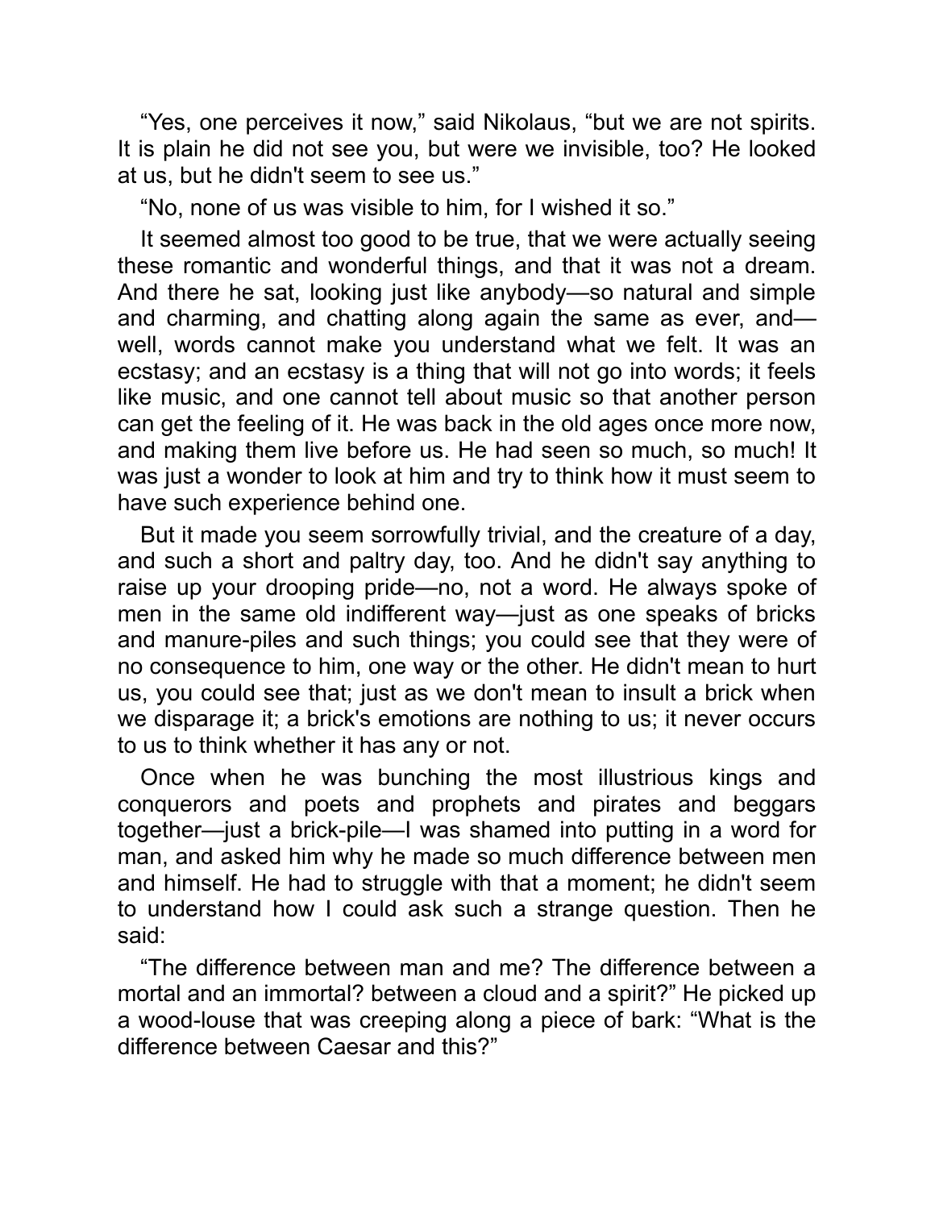"Yes, one perceives it now," said Nikolaus, "but we are not spirits. It is plain he did not see you, but were we invisible, too? He looked at us, but he didn't seem to see us."

"No, none of us was visible to him, for I wished it so."

It seemed almost too good to be true, that we were actually seeing these romantic and wonderful things, and that it was not a dream. And there he sat, looking just like anybody—so natural and simple and charming, and chatting along again the same as ever, and—well, words cannot make you understand what we felt. It was an ecstasy; and an ecstasy is a thing that will not go into words; it feels like music, and one cannot tell about music so that another person can get the feeling of it. He was back in the old ages once more now, and making them live before us. He had seen so much, so much! It was just a wonder to look at him and try to think how it must seem to have such experience behind one.

But it made you seem sorrowfully trivial, and the creature of a day, and such a short and paltry day, too. And he didn't say anything to raise up your drooping pride—no, not a word. He always spoke of men in the same old indifferent way—just as one speaks of bricks and manure-piles and such things; you could see that they were of no consequence to him, one way or the other. He didn't mean to hurt us, you could see that; just as we don't mean to insult a brick when we disparage it; a brick's emotions are nothing to us; it never occurs to us to think whether it has any or not.

Once when he was bunching the most illustrious kings and conquerors and poets and prophets and pirates and beggars together—just a brick-pile—I was shamed into putting in a word for man, and asked him why he made so much difference between men and himself. He had to struggle with that a moment; he didn't seem to understand how I could ask such a strange question. Then he said:

"The difference between man and me? The difference between a mortal and an immortal? between a cloud and a spirit?" He picked up a wood-louse that was creeping along a piece of bark: "What is the difference between Caesar and this?"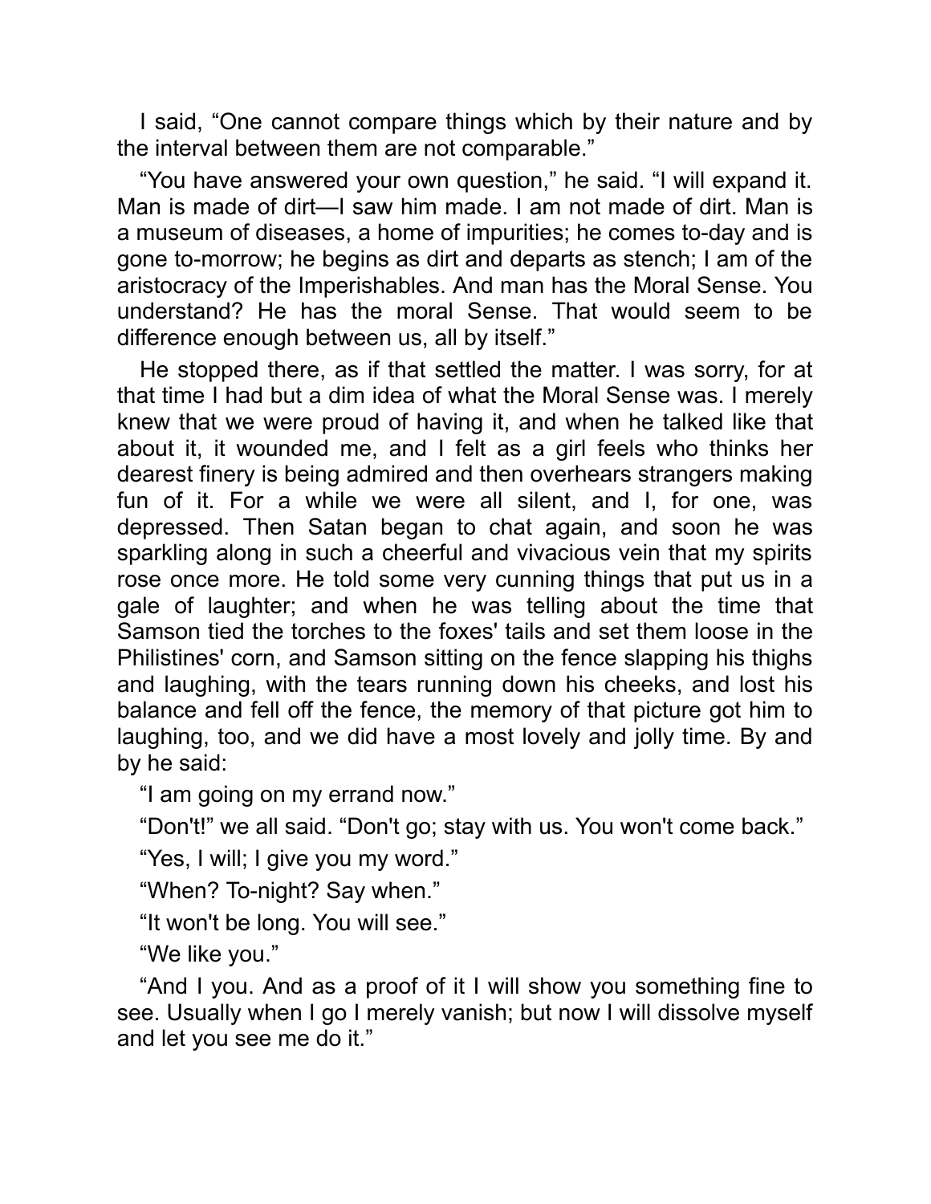I said, "One cannot compare things which by their nature and by the interval between them are not comparable."

"You have answered your own question," he said. "I will expand it. Man is made of dirt—I saw him made. I am not made of dirt. Man is a museum of diseases, a home of impurities; he comes to-day and is gone to-morrow; he begins as dirt and departs as stench; I am of the aristocracy of the Imperishables. And man has the Moral Sense. You understand? He has the moral Sense. That would seem to be difference enough between us, all by itself."

He stopped there, as if that settled the matter. I was sorry, for at that time I had but a dim idea of what the Moral Sense was. I merely knew that we were proud of having it, and when he talked like that about it, it wounded me, and I felt as a girl feels who thinks her dearest finery is being admired and then overhears strangers making fun of it. For a while we were all silent, and I, for one, was depressed. Then Satan began to chat again, and soon he was sparkling along in such a cheerful and vivacious vein that my spirits rose once more. He told some very cunning things that put us in a gale of laughter; and when he was telling about the time that Samson tied the torches to the foxes' tails and set them loose in the Philistines' corn, and Samson sitting on the fence slapping his thighs and laughing, with the tears running down his cheeks, and lost his balance and fell off the fence, the memory of that picture got him to laughing, too, and we did have a most lovely and jolly time. By and by he said:

"I am going on my errand now."

"Don't!" we all said. "Don't go; stay with us. You won't come back."

"Yes, I will; I give you my word."

"When? To-night? Say when."

"It won't be long. You will see."

"We like you."

"And I you. And as a proof of it I will show you something fine to see. Usually when I go I merely vanish; but now I will dissolve myself and let you see me do it."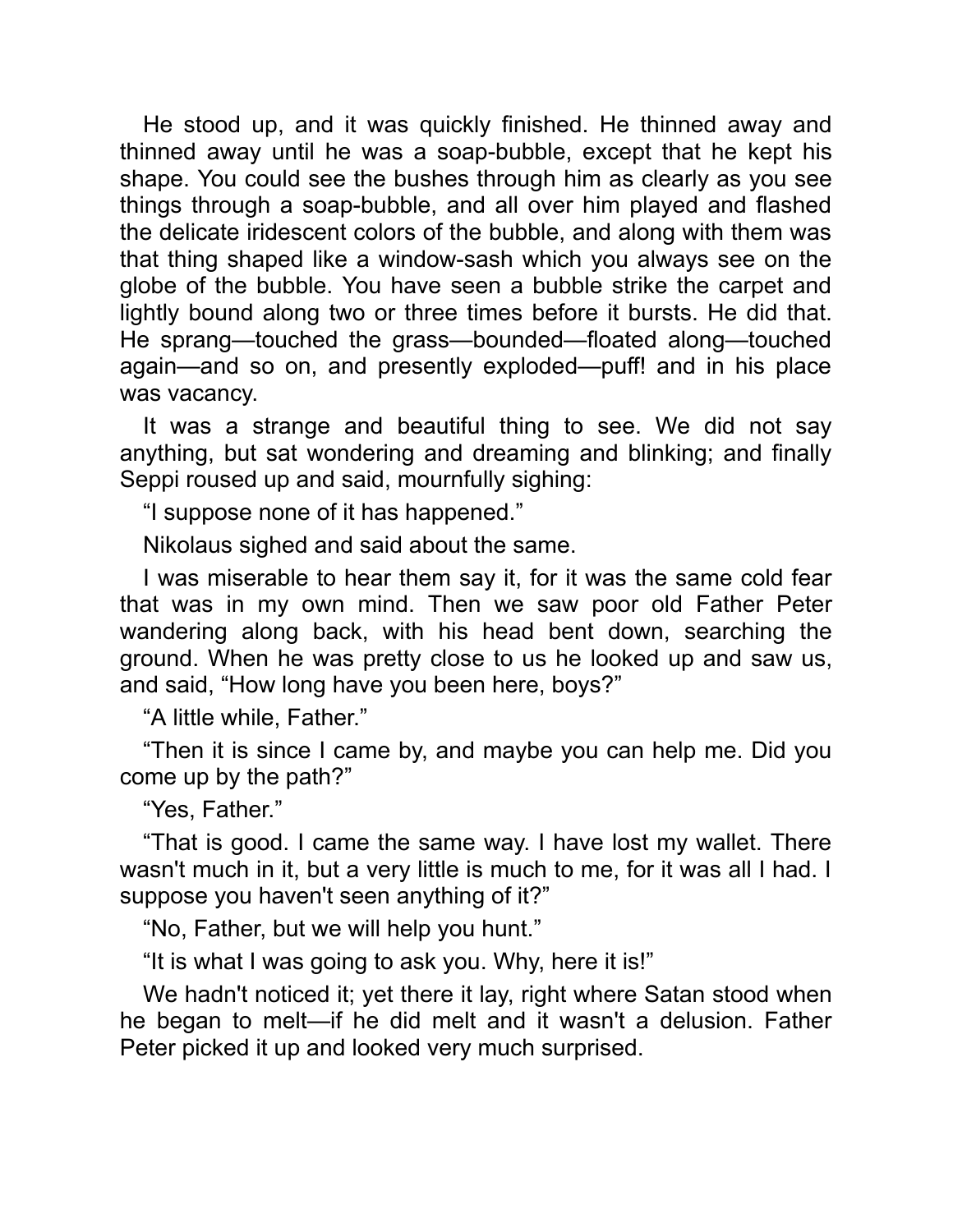He stood up, and it was quickly finished. He thinned away and thinned away until he was a soap-bubble, except that he kept his shape. You could see the bushes through him as clearly as you see things through a soap-bubble, and all over him played and flashed the delicate iridescent colors of the bubble, and along with them was that thing shaped like a window-sash which you always see on the globe of the bubble. You have seen a bubble strike the carpet and lightly bound along two or three times before it bursts. He did that. He sprang—touched the grass—bounded—floated along—touched again—and so on, and presently exploded—puff! and in his place was vacancy.

It was a strange and beautiful thing to see. We did not say anything, but sat wondering and dreaming and blinking; and finally Seppi roused up and said, mournfully sighing:

“I suppose none of it has happened.”

Nikolaus sighed and said about the same.

I was miserable to hear them say it, for it was the same cold fear that was in my own mind. Then we saw poor old Father Peter wandering along back, with his head bent down, searching the ground. When he was pretty close to us he looked up and saw us, and said, “How long have you been here, boys?”

“A little while, Father.”

“Then it is since I came by, and maybe you can help me. Did you come up by the path?”

“Yes, Father.”

“That is good. I came the same way. I have lost my wallet. There wasn't much in it, but a very little is much to me, for it was all I had. I suppose you haven't seen anything of it?”

“No, Father, but we will help you hunt.”

“It is what I was going to ask you. Why, here it is!”

We hadn't noticed it; yet there it lay, right where Satan stood when he began to melt—if he did melt and it wasn't a delusion. Father Peter picked it up and looked very much surprised.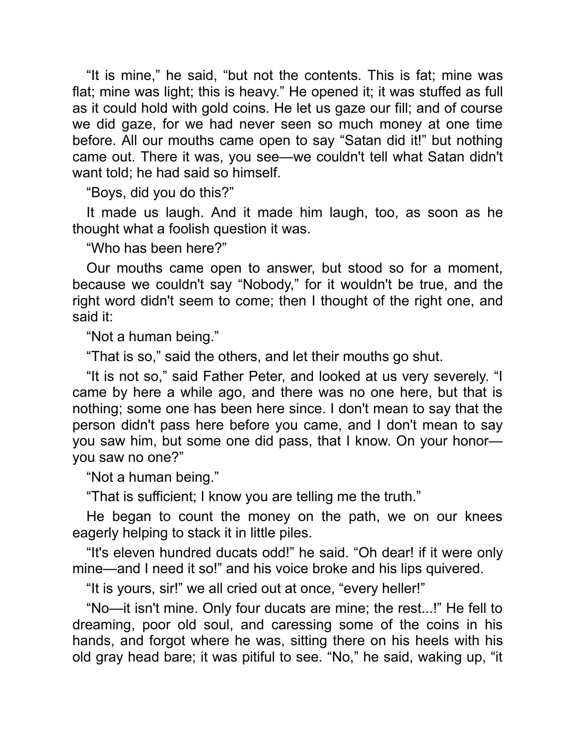"It is mine," he said, "but not the contents. This is fat; mine was flat; mine was light; this is heavy." He opened it; it was stuffed as full as it could hold with gold coins. He let us gaze our fill; and of course we did gaze, for we had never seen so much money at one time before. All our mouths came open to say "Satan did it!" but nothing came out. There it was, you see—we couldn't tell what Satan didn't want told; he had said so himself.

"Boys, did you do this?"

It made us laugh. And it made him laugh, too, as soon as he thought what a foolish question it was.

"Who has been here?"

Our mouths came open to answer, but stood so for a moment, because we couldn't say "Nobody," for it wouldn't be true, and the right word didn't seem to come; then I thought of the right one, and said it:

"Not a human being."

"That is so," said the others, and let their mouths go shut.

"It is not so," said Father Peter, and looked at us very severely. "I came by here a while ago, and there was no one here, but that is nothing; some one has been here since. I don't mean to say that the person didn't pass here before you came, and I don't mean to say you saw him, but some one did pass, that I know. On your honor—you saw no one?"

"Not a human being."

"That is sufficient; I know you are telling me the truth."

He began to count the money on the path, we on our knees eagerly helping to stack it in little piles.

"It's eleven hundred ducats odd!" he said. "Oh dear! if it were only mine—and I need it so!" and his voice broke and his lips quivered.

"It is yours, sir!" we all cried out at once, "every heller!"

"No—it isn't mine. Only four ducats are mine; the rest...!" He fell to dreaming, poor old soul, and caressing some of the coins in his hands, and forgot where he was, sitting there on his heels with his old gray head bare; it was pitiful to see. "No," he said, waking up, "it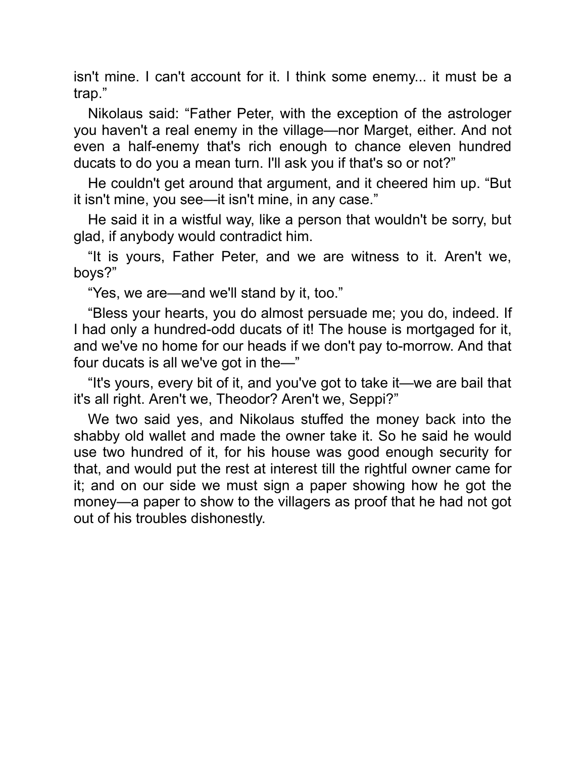isn't mine. I can't account for it. I think some enemy... it must be a trap."

Nikolaus said: "Father Peter, with the exception of the astrologer you haven't a real enemy in the village—nor Marget, either. And not even a half-enemy that's rich enough to chance eleven hundred ducats to do you a mean turn. I'll ask you if that's so or not?"

He couldn't get around that argument, and it cheered him up. "But it isn't mine, you see—it isn't mine, in any case."

He said it in a wistful way, like a person that wouldn't be sorry, but glad, if anybody would contradict him.

"It is yours, Father Peter, and we are witness to it. Aren't we, boys?"

"Yes, we are—and we'll stand by it, too."

"Bless your hearts, you do almost persuade me; you do, indeed. If I had only a hundred-odd ducats of it! The house is mortgaged for it, and we've no home for our heads if we don't pay to-morrow. And that four ducats is all we've got in the—"

"It's yours, every bit of it, and you've got to take it—we are bail that it's all right. Aren't we, Theodor? Aren't we, Seppi?"

We two said yes, and Nikolaus stuffed the money back into the shabby old wallet and made the owner take it. So he said he would use two hundred of it, for his house was good enough security for that, and would put the rest at interest till the rightful owner came for it; and on our side we must sign a paper showing how he got the money—a paper to show to the villagers as proof that he had not got out of his troubles dishonestly.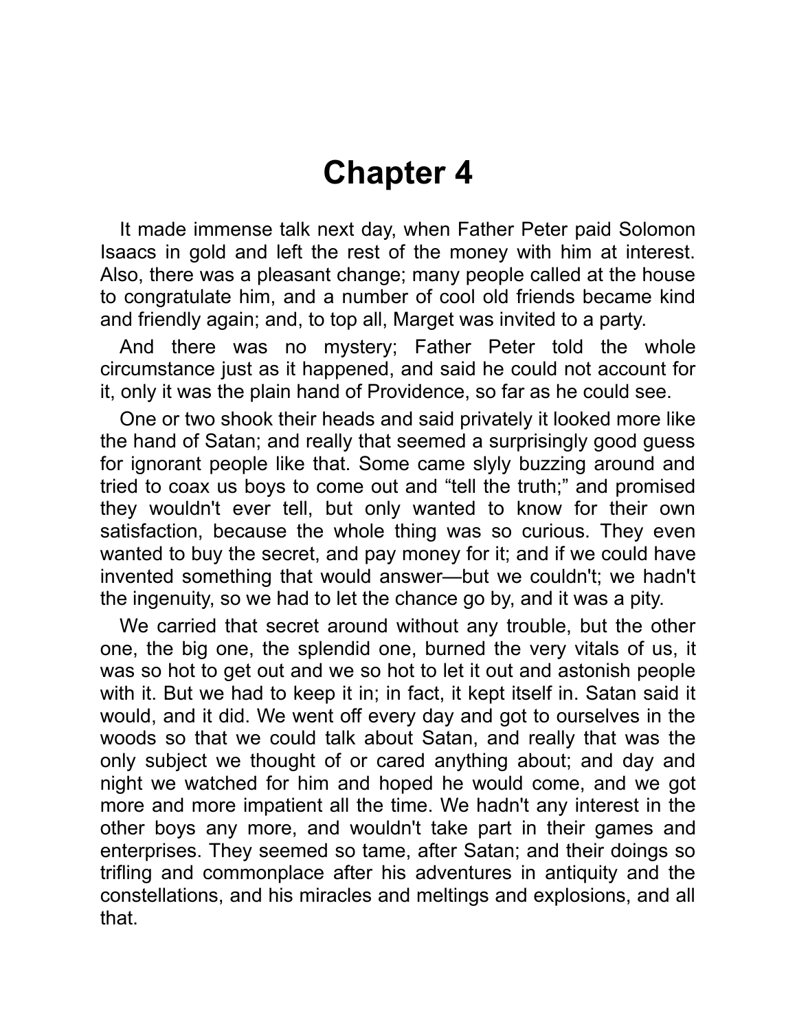# Chapter 4

It made immense talk next day, when Father Peter paid Solomon Isaacs in gold and left the rest of the money with him at interest. Also, there was a pleasant change; many people called at the house to congratulate him, and a number of cool old friends became kind and friendly again; and, to top all, Marget was invited to a party.

And there was no mystery; Father Peter told the whole circumstance just as it happened, and said he could not account for it, only it was the plain hand of Providence, so far as he could see.

One or two shook their heads and said privately it looked more like the hand of Satan; and really that seemed a surprisingly good guess for ignorant people like that. Some came slyly buzzing around and tried to coax us boys to come out and "tell the truth;" and promised they wouldn't ever tell, but only wanted to know for their own satisfaction, because the whole thing was so curious. They even wanted to buy the secret, and pay money for it; and if we could have invented something that would answer—but we couldn't; we hadn't the ingenuity, so we had to let the chance go by, and it was a pity.

We carried that secret around without any trouble, but the other one, the big one, the splendid one, burned the very vitals of us, it was so hot to get out and we so hot to let it out and astonish people with it. But we had to keep it in; in fact, it kept itself in. Satan said it would, and it did. We went off every day and got to ourselves in the woods so that we could talk about Satan, and really that was the only subject we thought of or cared anything about; and day and night we watched for him and hoped he would come, and we got more and more impatient all the time. We hadn't any interest in the other boys any more, and wouldn't take part in their games and enterprises. They seemed so tame, after Satan; and their doings so trifling and commonplace after his adventures in antiquity and the constellations, and his miracles and meltings and explosions, and all that.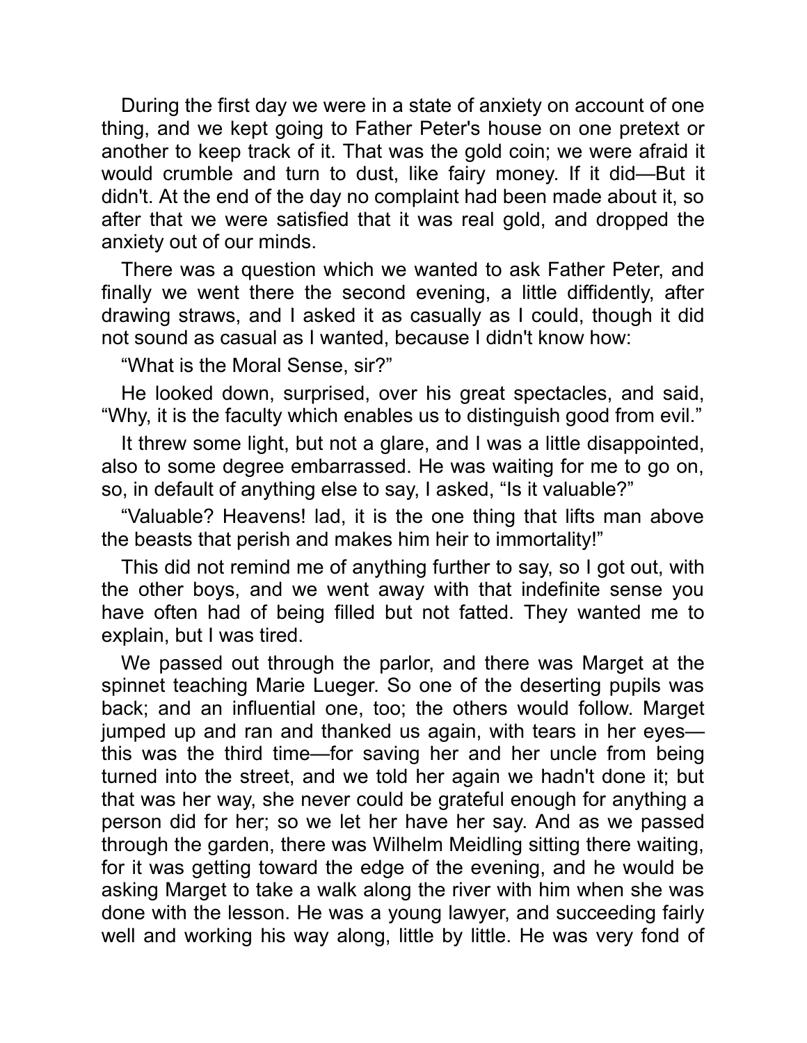During the first day we were in a state of anxiety on account of one thing, and we kept going to Father Peter's house on one pretext or another to keep track of it. That was the gold coin; we were afraid it would crumble and turn to dust, like fairy money. If it did—But it didn't. At the end of the day no complaint had been made about it, so after that we were satisfied that it was real gold, and dropped the anxiety out of our minds.

There was a question which we wanted to ask Father Peter, and finally we went there the second evening, a little diffidently, after drawing straws, and I asked it as casually as I could, though it did not sound as casual as I wanted, because I didn't know how:

“What is the Moral Sense, sir?”

He looked down, surprised, over his great spectacles, and said, “Why, it is the faculty which enables us to distinguish good from evil.”

It threw some light, but not a glare, and I was a little disappointed, also to some degree embarrassed. He was waiting for me to go on, so, in default of anything else to say, I asked, “Is it valuable?”

“Valuable? Heavens! lad, it is the one thing that lifts man above the beasts that perish and makes him heir to immortality!”

This did not remind me of anything further to say, so I got out, with the other boys, and we went away with that indefinite sense you have often had of being filled but not fatted. They wanted me to explain, but I was tired.

We passed out through the parlor, and there was Marget at the spinnet teaching Marie Lueger. So one of the deserting pupils was back; and an influential one, too; the others would follow. Marget jumped up and ran and thanked us again, with tears in her eyes—this was the third time—for saving her and her uncle from being turned into the street, and we told her again we hadn't done it; but that was her way, she never could be grateful enough for anything a person did for her; so we let her have her say. And as we passed through the garden, there was Wilhelm Meidling sitting there waiting, for it was getting toward the edge of the evening, and he would be asking Marget to take a walk along the river with him when she was done with the lesson. He was a young lawyer, and succeeding fairly well and working his way along, little by little. He was very fond of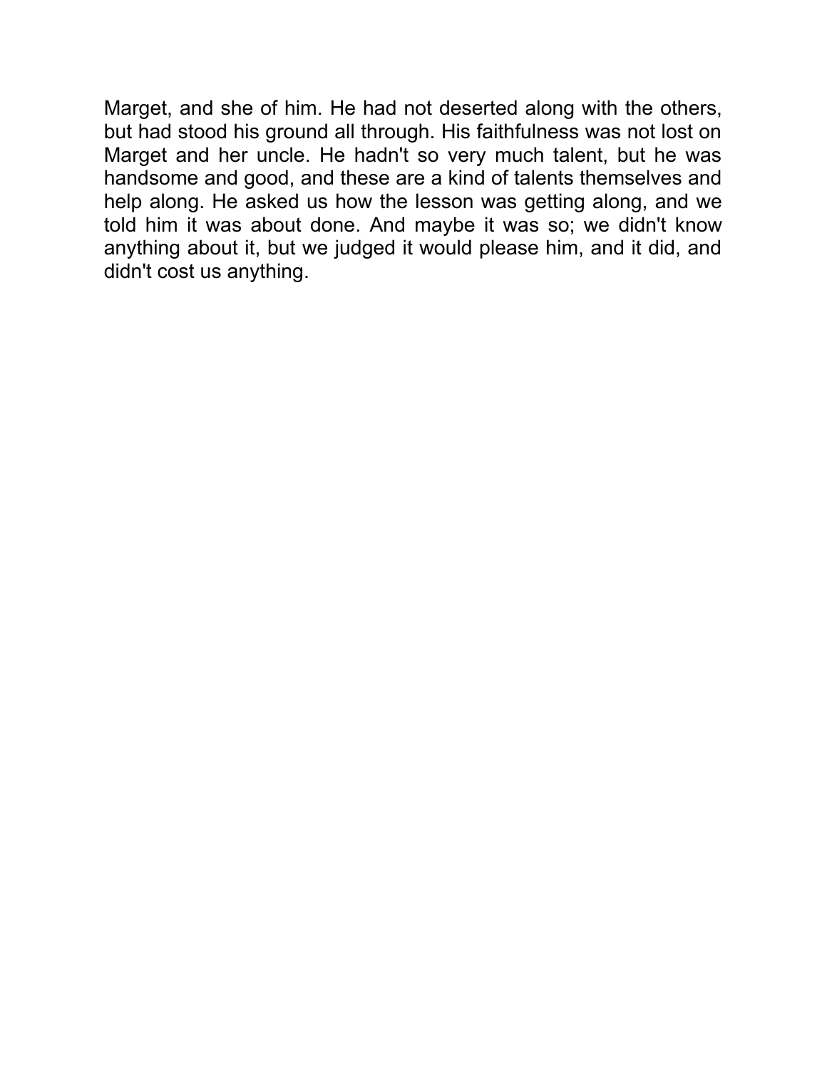Marget, and she of him. He had not deserted along with the others, but had stood his ground all through. His faithfulness was not lost on Marget and her uncle. He hadn't so very much talent, but he was handsome and good, and these are a kind of talents themselves and help along. He asked us how the lesson was getting along, and we told him it was about done. And maybe it was so; we didn't know anything about it, but we judged it would please him, and it did, and didn't cost us anything.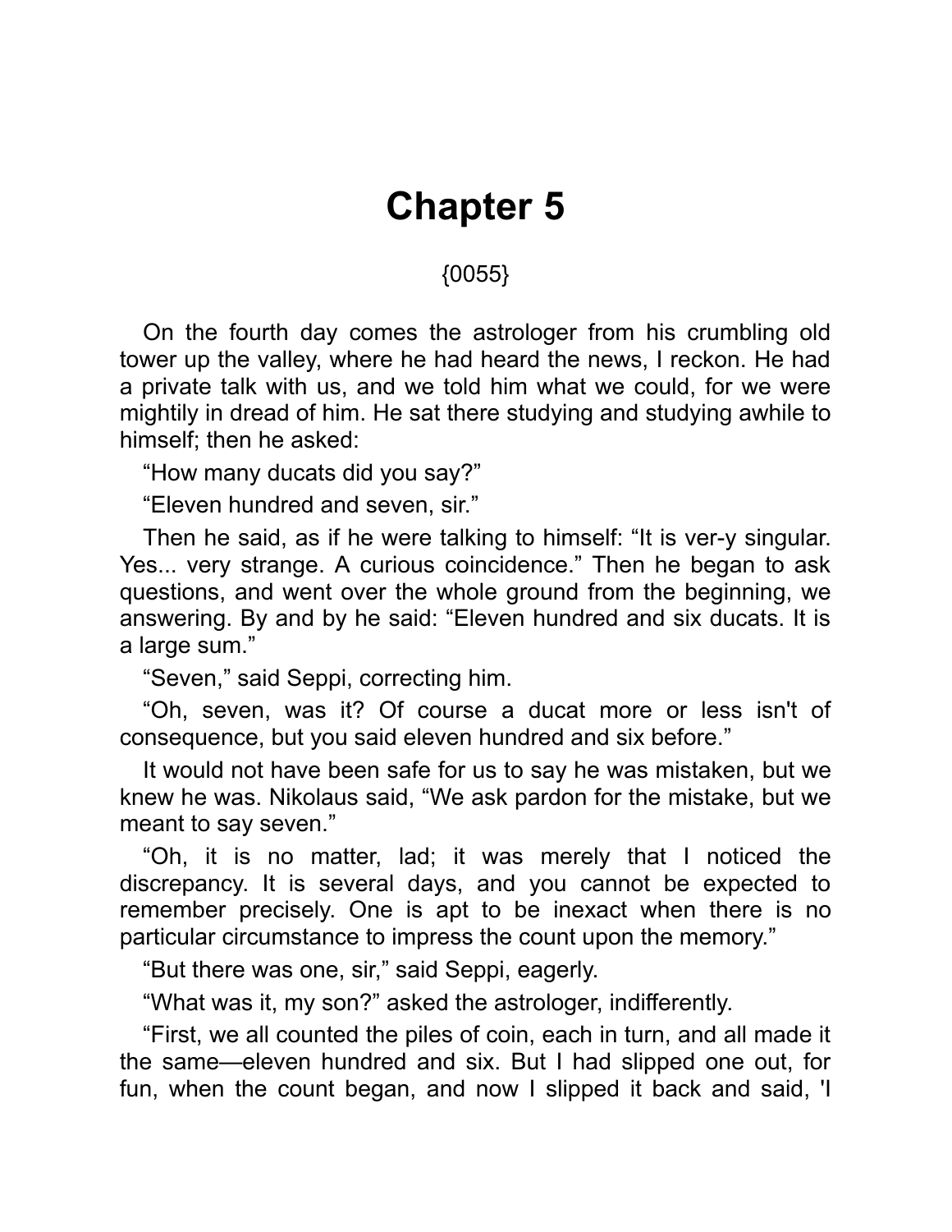# Chapter 5

{0055}

On the fourth day comes the astrologer from his crumbling old tower up the valley, where he had heard the news, I reckon. He had a private talk with us, and we told him what we could, for we were mightily in dread of him. He sat there studying and studying awhile to himself; then he asked:

"How many ducats did you say?"

"Eleven hundred and seven, sir."

Then he said, as if he were talking to himself: "It is ver-y singular. Yes... very strange. A curious coincidence." Then he began to ask questions, and went over the whole ground from the beginning, we answering. By and by he said: "Eleven hundred and six ducats. It is a large sum."

"Seven," said Seppi, correcting him.

"Oh, seven, was it? Of course a ducat more or less isn't of consequence, but you said eleven hundred and six before."

It would not have been safe for us to say he was mistaken, but we knew he was. Nikolaus said, "We ask pardon for the mistake, but we meant to say seven."

"Oh, it is no matter, lad; it was merely that I noticed the discrepancy. It is several days, and you cannot be expected to remember precisely. One is apt to be inexact when there is no particular circumstance to impress the count upon the memory."

"But there was one, sir," said Seppi, eagerly.

"What was it, my son?" asked the astrologer, indifferently.

"First, we all counted the piles of coin, each in turn, and all made it the same—eleven hundred and six. But I had slipped one out, for fun, when the count began, and now I slipped it back and said, 'I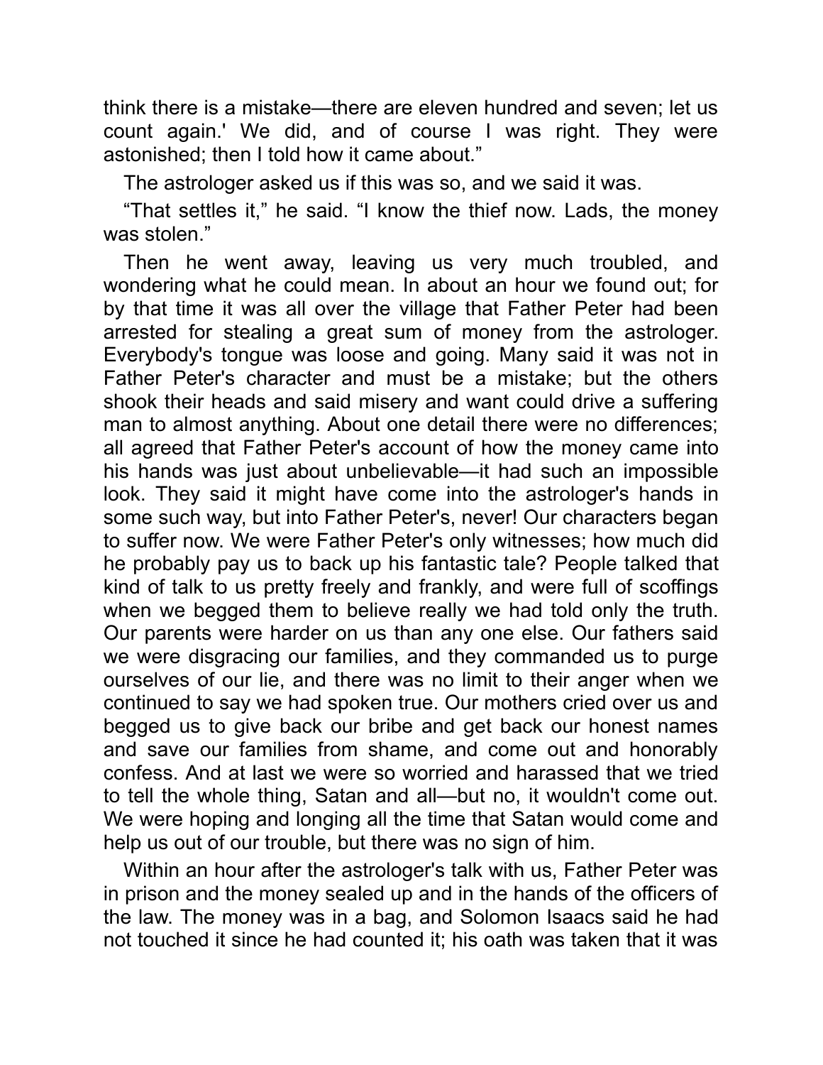think there is a mistake—there are eleven hundred and seven; let us count again.' We did, and of course I was right. They were astonished; then I told how it came about."

The astrologer asked us if this was so, and we said it was.

"That settles it," he said. "I know the thief now. Lads, the money was stolen."

Then he went away, leaving us very much troubled, and wondering what he could mean. In about an hour we found out; for by that time it was all over the village that Father Peter had been arrested for stealing a great sum of money from the astrologer. Everybody's tongue was loose and going. Many said it was not in Father Peter's character and must be a mistake; but the others shook their heads and said misery and want could drive a suffering man to almost anything. About one detail there were no differences; all agreed that Father Peter's account of how the money came into his hands was just about unbelievable—it had such an impossible look. They said it might have come into the astrologer's hands in some such way, but into Father Peter's, never! Our characters began to suffer now. We were Father Peter's only witnesses; how much did he probably pay us to back up his fantastic tale? People talked that kind of talk to us pretty freely and frankly, and were full of scoffings when we begged them to believe really we had told only the truth. Our parents were harder on us than any one else. Our fathers said we were disgracing our families, and they commanded us to purge ourselves of our lie, and there was no limit to their anger when we continued to say we had spoken true. Our mothers cried over us and begged us to give back our bribe and get back our honest names and save our families from shame, and come out and honorably confess. And at last we were so worried and harassed that we tried to tell the whole thing, Satan and all—but no, it wouldn't come out. We were hoping and longing all the time that Satan would come and help us out of our trouble, but there was no sign of him.

Within an hour after the astrologer's talk with us, Father Peter was in prison and the money sealed up and in the hands of the officers of the law. The money was in a bag, and Solomon Isaacs said he had not touched it since he had counted it; his oath was taken that it was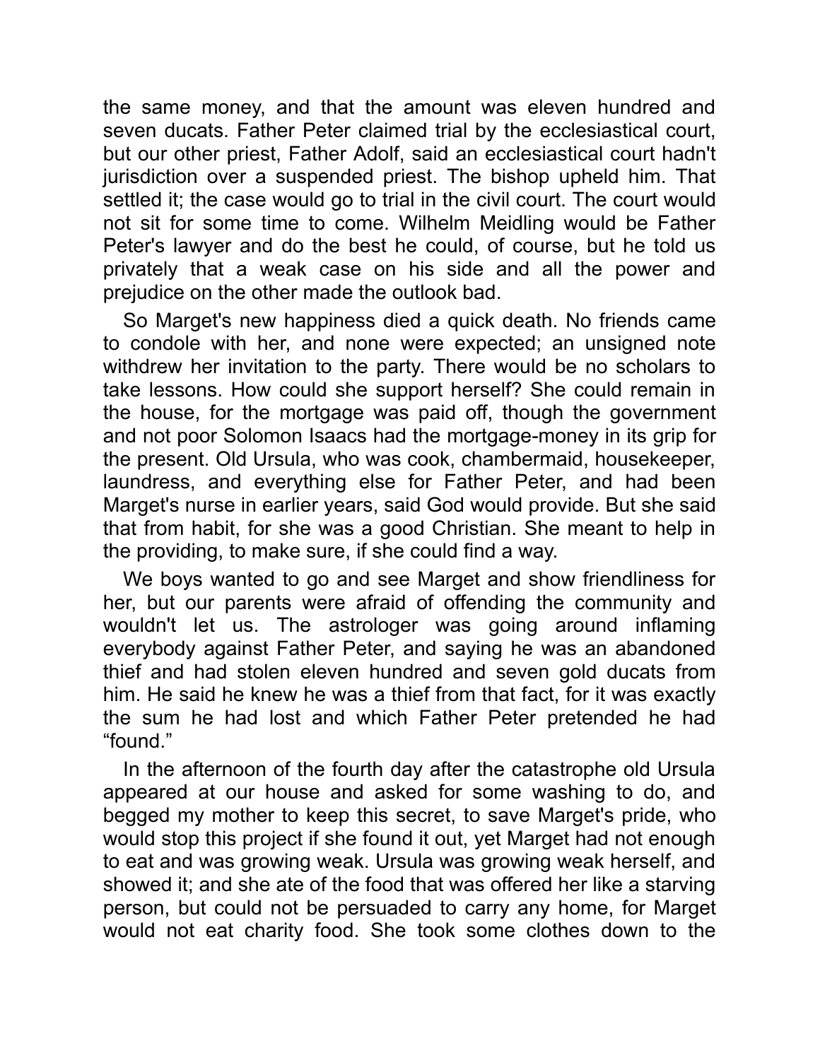the same money, and that the amount was eleven hundred and seven ducats. Father Peter claimed trial by the ecclesiastical court, but our other priest, Father Adolf, said an ecclesiastical court hadn't jurisdiction over a suspended priest. The bishop upheld him. That settled it; the case would go to trial in the civil court. The court would not sit for some time to come. Wilhelm Meidling would be Father Peter's lawyer and do the best he could, of course, but he told us privately that a weak case on his side and all the power and prejudice on the other made the outlook bad.

So Marget's new happiness died a quick death. No friends came to condole with her, and none were expected; an unsigned note withdrew her invitation to the party. There would be no scholars to take lessons. How could she support herself? She could remain in the house, for the mortgage was paid off, though the government and not poor Solomon Isaacs had the mortgage-money in its grip for the present. Old Ursula, who was cook, chambermaid, housekeeper, laundress, and everything else for Father Peter, and had been Marget's nurse in earlier years, said God would provide. But she said that from habit, for she was a good Christian. She meant to help in the providing, to make sure, if she could find a way.

We boys wanted to go and see Marget and show friendliness for her, but our parents were afraid of offending the community and wouldn't let us. The astrologer was going around inflaming everybody against Father Peter, and saying he was an abandoned thief and had stolen eleven hundred and seven gold ducats from him. He said he knew he was a thief from that fact, for it was exactly the sum he had lost and which Father Peter pretended he had "found."

In the afternoon of the fourth day after the catastrophe old Ursula appeared at our house and asked for some washing to do, and begged my mother to keep this secret, to save Marget's pride, who would stop this project if she found it out, yet Marget had not enough to eat and was growing weak. Ursula was growing weak herself, and showed it; and she ate of the food that was offered her like a starving person, but could not be persuaded to carry any home, for Marget would not eat charity food. She took some clothes down to the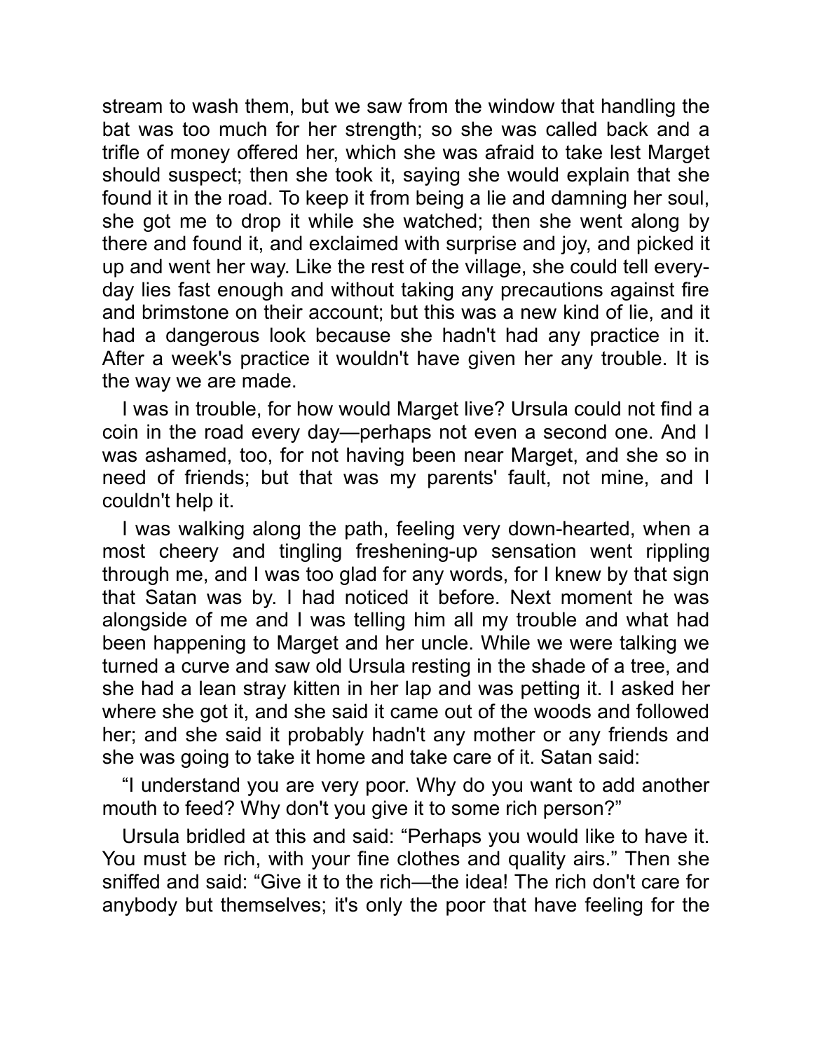stream to wash them, but we saw from the window that handling the bat was too much for her strength; so she was called back and a trifle of money offered her, which she was afraid to take lest Marget should suspect; then she took it, saying she would explain that she found it in the road. To keep it from being a lie and damning her soul, she got me to drop it while she watched; then she went along by there and found it, and exclaimed with surprise and joy, and picked it up and went her way. Like the rest of the village, she could tell every-day lies fast enough and without taking any precautions against fire and brimstone on their account; but this was a new kind of lie, and it had a dangerous look because she hadn't had any practice in it. After a week's practice it wouldn't have given her any trouble. It is the way we are made.

I was in trouble, for how would Marget live? Ursula could not find a coin in the road every day—perhaps not even a second one. And I was ashamed, too, for not having been near Marget, and she so in need of friends; but that was my parents' fault, not mine, and I couldn't help it.

I was walking along the path, feeling very down-hearted, when a most cheery and tingling freshening-up sensation went rippling through me, and I was too glad for any words, for I knew by that sign that Satan was by. I had noticed it before. Next moment he was alongside of me and I was telling him all my trouble and what had been happening to Marget and her uncle. While we were talking we turned a curve and saw old Ursula resting in the shade of a tree, and she had a lean stray kitten in her lap and was petting it. I asked her where she got it, and she said it came out of the woods and followed her; and she said it probably hadn't any mother or any friends and she was going to take it home and take care of it. Satan said:

"I understand you are very poor. Why do you want to add another mouth to feed? Why don't you give it to some rich person?"

Ursula bridled at this and said: "Perhaps you would like to have it. You must be rich, with your fine clothes and quality airs." Then she sniffed and said: "Give it to the rich—the idea! The rich don't care for anybody but themselves; it's only the poor that have feeling for the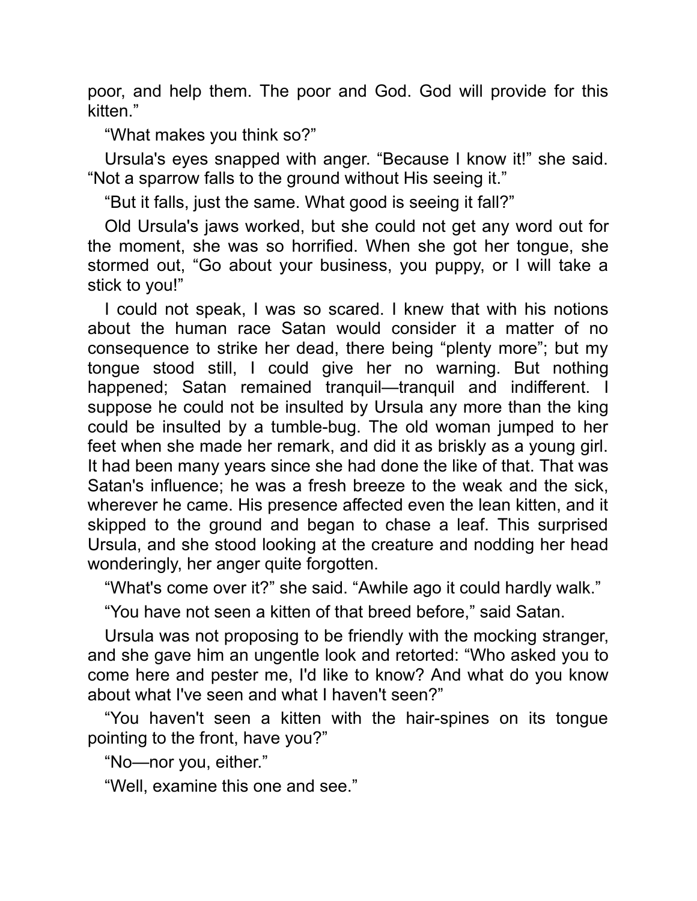poor, and help them. The poor and God. God will provide for this kitten."

"What makes you think so?"

Ursula's eyes snapped with anger. "Because I know it!" she said. "Not a sparrow falls to the ground without His seeing it."

"But it falls, just the same. What good is seeing it fall?"

Old Ursula's jaws worked, but she could not get any word out for the moment, she was so horrified. When she got her tongue, she stormed out, "Go about your business, you puppy, or I will take a stick to you!"

I could not speak, I was so scared. I knew that with his notions about the human race Satan would consider it a matter of no consequence to strike her dead, there being "plenty more"; but my tongue stood still, I could give her no warning. But nothing happened; Satan remained tranquil—tranquil and indifferent. I suppose he could not be insulted by Ursula any more than the king could be insulted by a tumble-bug. The old woman jumped to her feet when she made her remark, and did it as briskly as a young girl. It had been many years since she had done the like of that. That was Satan's influence; he was a fresh breeze to the weak and the sick, wherever he came. His presence affected even the lean kitten, and it skipped to the ground and began to chase a leaf. This surprised Ursula, and she stood looking at the creature and nodding her head wonderingly, her anger quite forgotten.

"What's come over it?" she said. "Awhile ago it could hardly walk."

"You have not seen a kitten of that breed before," said Satan.

Ursula was not proposing to be friendly with the mocking stranger, and she gave him an ungentle look and retorted: "Who asked you to come here and pester me, I'd like to know? And what do you know about what I've seen and what I haven't seen?"

"You haven't seen a kitten with the hair-spines on its tongue pointing to the front, have you?"

"No—nor you, either."

"Well, examine this one and see."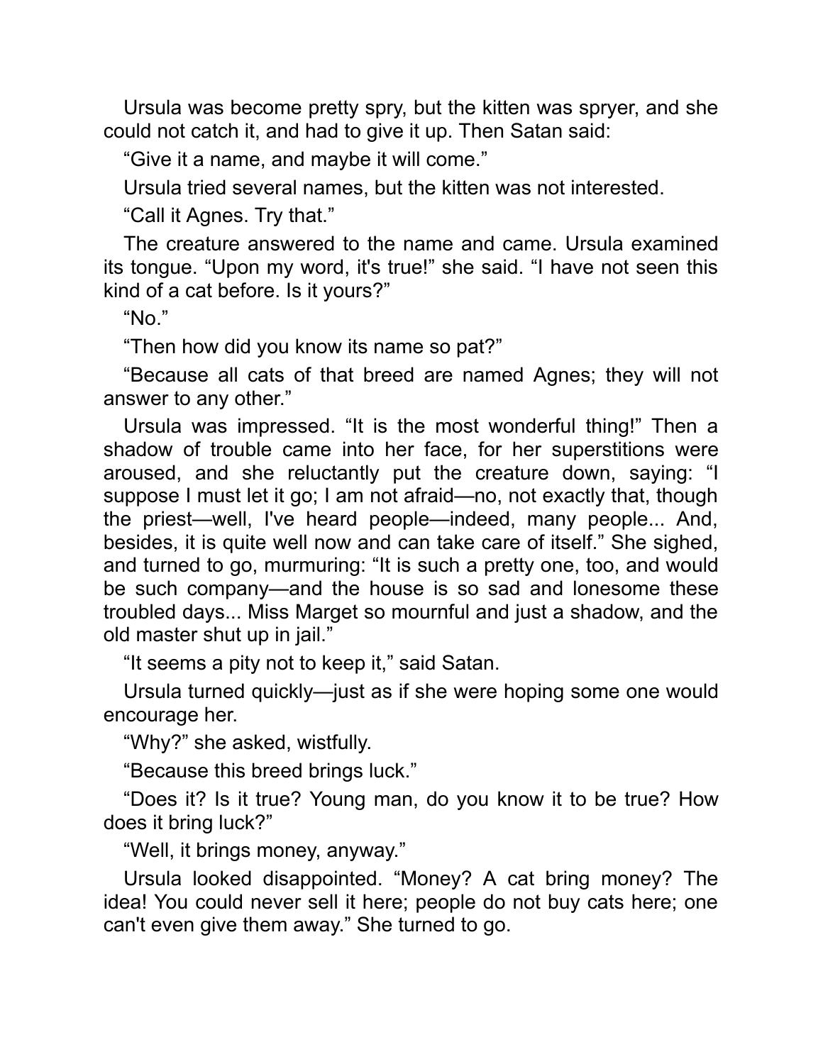Ursula was become pretty spry, but the kitten was spryer, and she could not catch it, and had to give it up. Then Satan said:

"Give it a name, and maybe it will come."

Ursula tried several names, but the kitten was not interested.

"Call it Agnes. Try that."

The creature answered to the name and came. Ursula examined its tongue. "Upon my word, it's true!" she said. "I have not seen this kind of a cat before. Is it yours?"

"No."

"Then how did you know its name so pat?"

"Because all cats of that breed are named Agnes; they will not answer to any other."

Ursula was impressed. "It is the most wonderful thing!" Then a shadow of trouble came into her face, for her superstitions were aroused, and she reluctantly put the creature down, saying: "I suppose I must let it go; I am not afraid—no, not exactly that, though the priest—well, I've heard people—indeed, many people... And, besides, it is quite well now and can take care of itself." She sighed, and turned to go, murmuring: "It is such a pretty one, too, and would be such company—and the house is so sad and lonesome these troubled days... Miss Marget so mournful and just a shadow, and the old master shut up in jail."

"It seems a pity not to keep it," said Satan.

Ursula turned quickly—just as if she were hoping some one would encourage her.

"Why?" she asked, wistfully.

"Because this breed brings luck."

"Does it? Is it true? Young man, do you know it to be true? How does it bring luck?"

"Well, it brings money, anyway."

Ursula looked disappointed. "Money? A cat bring money? The idea! You could never sell it here; people do not buy cats here; one can't even give them away." She turned to go.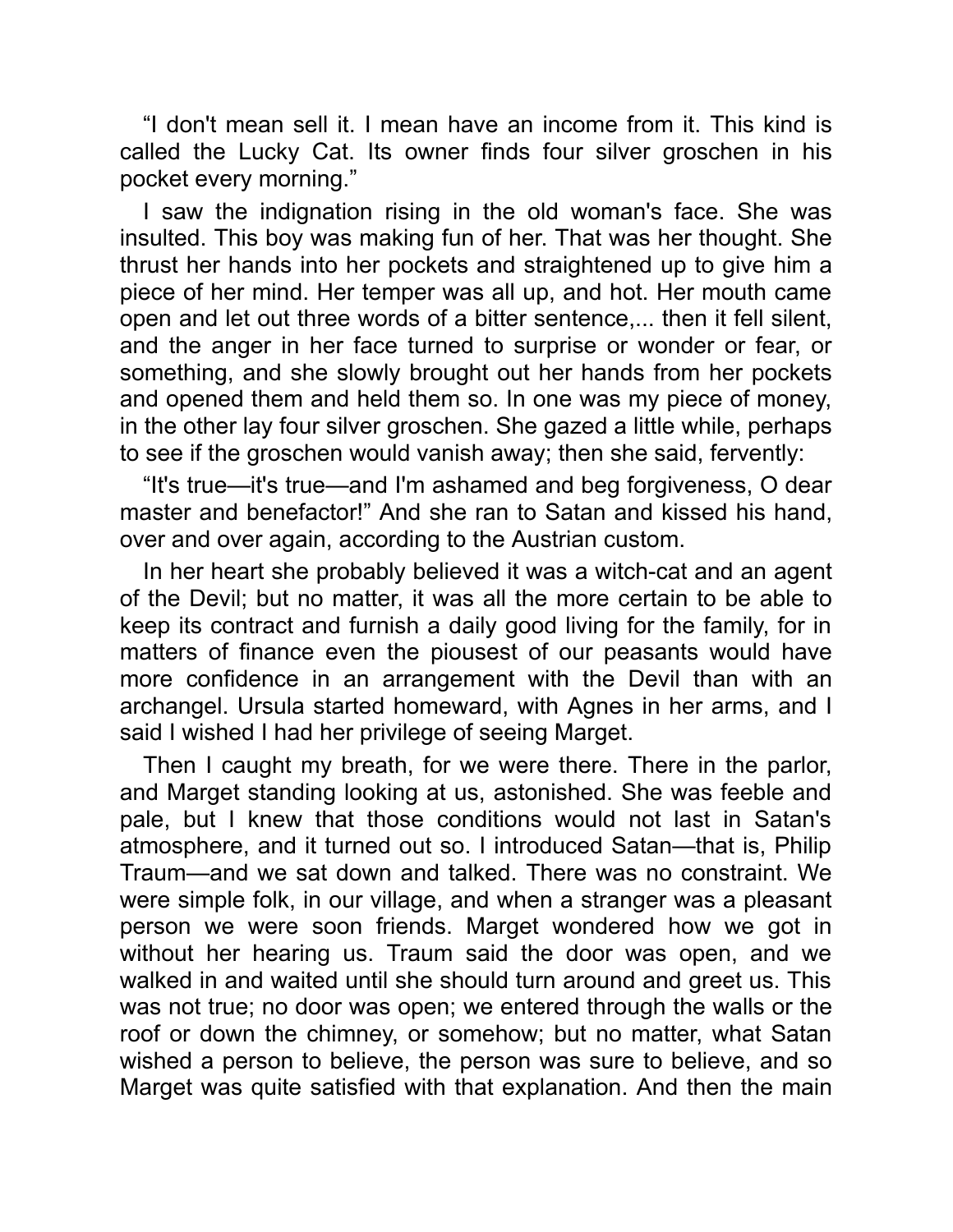"I don't mean sell it. I mean have an income from it. This kind is called the Lucky Cat. Its owner finds four silver groschen in his pocket every morning."

I saw the indignation rising in the old woman's face. She was insulted. This boy was making fun of her. That was her thought. She thrust her hands into her pockets and straightened up to give him a piece of her mind. Her temper was all up, and hot. Her mouth came open and let out three words of a bitter sentence,... then it fell silent, and the anger in her face turned to surprise or wonder or fear, or something, and she slowly brought out her hands from her pockets and opened them and held them so. In one was my piece of money, in the other lay four silver groschen. She gazed a little while, perhaps to see if the groschen would vanish away; then she said, fervently:

"It's true—it's true—and I'm ashamed and beg forgiveness, O dear master and benefactor!" And she ran to Satan and kissed his hand, over and over again, according to the Austrian custom.

In her heart she probably believed it was a witch-cat and an agent of the Devil; but no matter, it was all the more certain to be able to keep its contract and furnish a daily good living for the family, for in matters of finance even the piousest of our peasants would have more confidence in an arrangement with the Devil than with an archangel. Ursula started homeward, with Agnes in her arms, and I said I wished I had her privilege of seeing Marget.

Then I caught my breath, for we were there. There in the parlor, and Marget standing looking at us, astonished. She was feeble and pale, but I knew that those conditions would not last in Satan's atmosphere, and it turned out so. I introduced Satan—that is, Philip Traum—and we sat down and talked. There was no constraint. We were simple folk, in our village, and when a stranger was a pleasant person we were soon friends. Marget wondered how we got in without her hearing us. Traum said the door was open, and we walked in and waited until she should turn around and greet us. This was not true; no door was open; we entered through the walls or the roof or down the chimney, or somehow; but no matter, what Satan wished a person to believe, the person was sure to believe, and so Marget was quite satisfied with that explanation. And then the main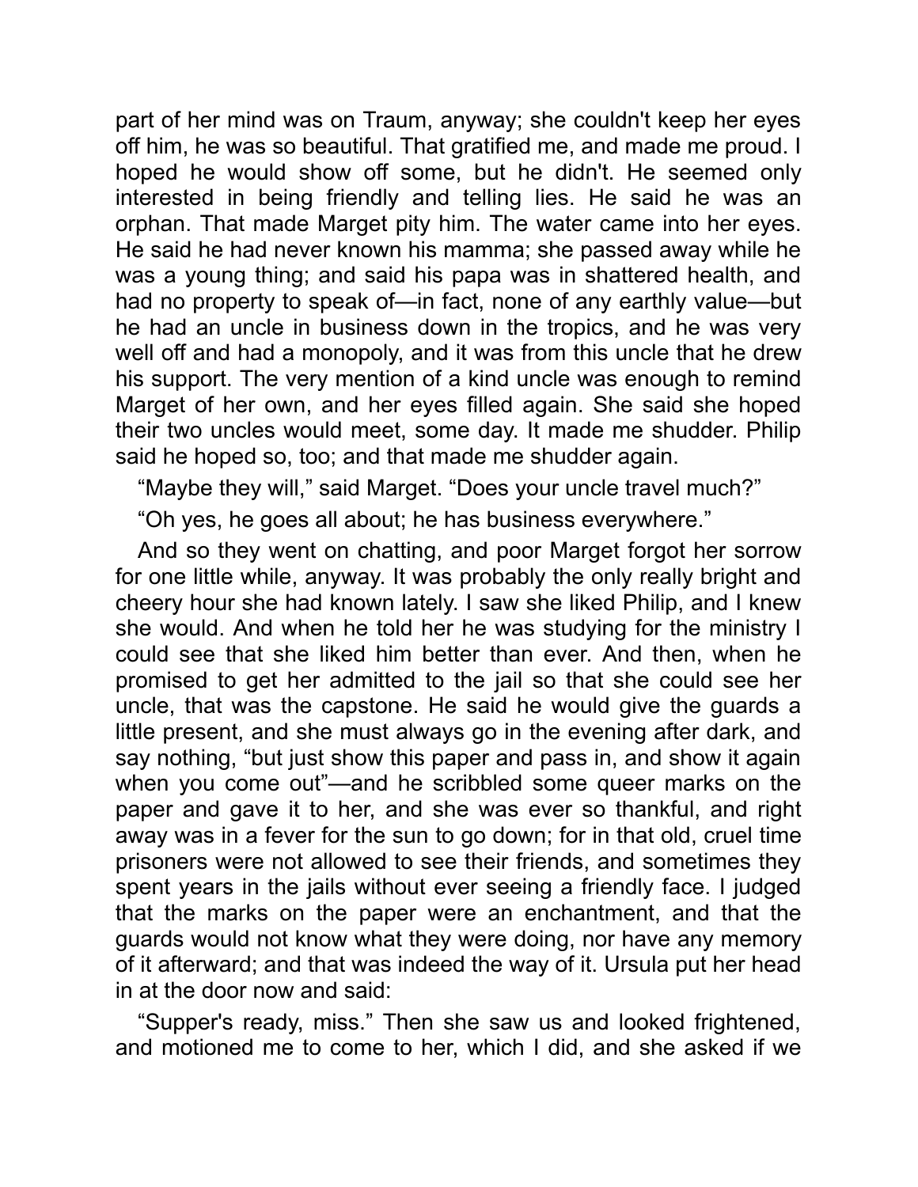part of her mind was on Traum, anyway; she couldn't keep her eyes off him, he was so beautiful. That gratified me, and made me proud. I hoped he would show off some, but he didn't. He seemed only interested in being friendly and telling lies. He said he was an orphan. That made Marget pity him. The water came into her eyes. He said he had never known his mamma; she passed away while he was a young thing; and said his papa was in shattered health, and had no property to speak of—in fact, none of any earthly value—but he had an uncle in business down in the tropics, and he was very well off and had a monopoly, and it was from this uncle that he drew his support. The very mention of a kind uncle was enough to remind Marget of her own, and her eyes filled again. She said she hoped their two uncles would meet, some day. It made me shudder. Philip said he hoped so, too; and that made me shudder again.

"Maybe they will," said Marget. "Does your uncle travel much?"

"Oh yes, he goes all about; he has business everywhere."

And so they went on chatting, and poor Marget forgot her sorrow for one little while, anyway. It was probably the only really bright and cheery hour she had known lately. I saw she liked Philip, and I knew she would. And when he told her he was studying for the ministry I could see that she liked him better than ever. And then, when he promised to get her admitted to the jail so that she could see her uncle, that was the capstone. He said he would give the guards a little present, and she must always go in the evening after dark, and say nothing, "but just show this paper and pass in, and show it again when you come out"—and he scribbled some queer marks on the paper and gave it to her, and she was ever so thankful, and right away was in a fever for the sun to go down; for in that old, cruel time prisoners were not allowed to see their friends, and sometimes they spent years in the jails without ever seeing a friendly face. I judged that the marks on the paper were an enchantment, and that the guards would not know what they were doing, nor have any memory of it afterward; and that was indeed the way of it. Ursula put her head in at the door now and said:

"Supper's ready, miss." Then she saw us and looked frightened, and motioned me to come to her, which I did, and she asked if we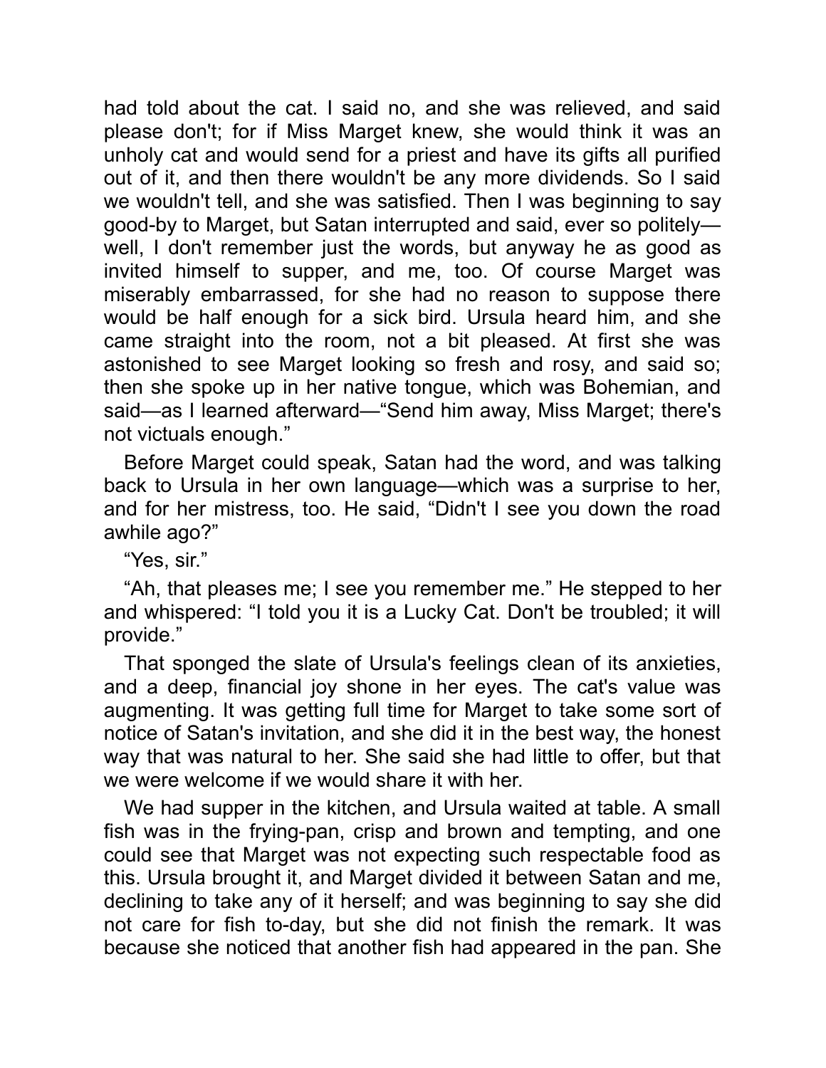had told about the cat. I said no, and she was relieved, and said please don't; for if Miss Marget knew, she would think it was an unholy cat and would send for a priest and have its gifts all purified out of it, and then there wouldn't be any more dividends. So I said we wouldn't tell, and she was satisfied. Then I was beginning to say good-by to Marget, but Satan interrupted and said, ever so politely—well, I don't remember just the words, but anyway he as good as invited himself to supper, and me, too. Of course Marget was miserably embarrassed, for she had no reason to suppose there would be half enough for a sick bird. Ursula heard him, and she came straight into the room, not a bit pleased. At first she was astonished to see Marget looking so fresh and rosy, and said so; then she spoke up in her native tongue, which was Bohemian, and said—as I learned afterward—"Send him away, Miss Marget; there's not victuals enough."

Before Marget could speak, Satan had the word, and was talking back to Ursula in her own language—which was a surprise to her, and for her mistress, too. He said, "Didn't I see you down the road awhile ago?"

"Yes, sir."

"Ah, that pleases me; I see you remember me." He stepped to her and whispered: "I told you it is a Lucky Cat. Don't be troubled; it will provide."

That sponged the slate of Ursula's feelings clean of its anxieties, and a deep, financial joy shone in her eyes. The cat's value was augmenting. It was getting full time for Marget to take some sort of notice of Satan's invitation, and she did it in the best way, the honest way that was natural to her. She said she had little to offer, but that we were welcome if we would share it with her.

We had supper in the kitchen, and Ursula waited at table. A small fish was in the frying-pan, crisp and brown and tempting, and one could see that Marget was not expecting such respectable food as this. Ursula brought it, and Marget divided it between Satan and me, declining to take any of it herself; and was beginning to say she did not care for fish to-day, but she did not finish the remark. It was because she noticed that another fish had appeared in the pan. She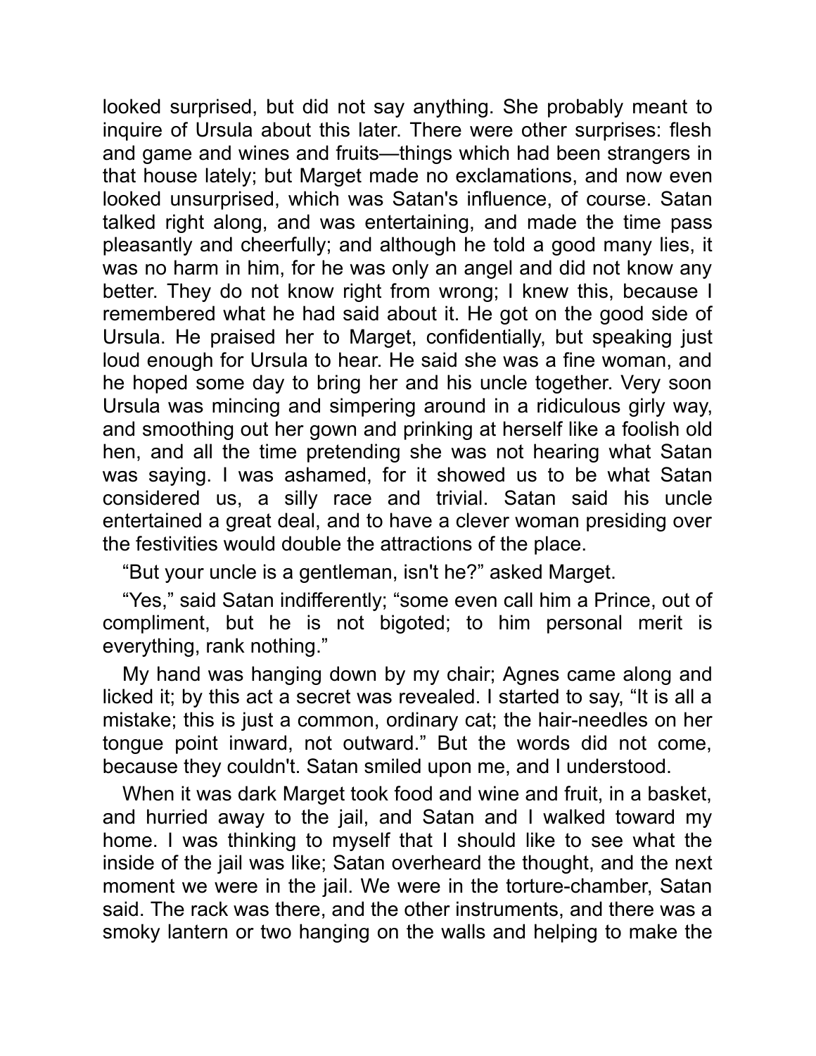looked surprised, but did not say anything. She probably meant to inquire of Ursula about this later. There were other surprises: flesh and game and wines and fruits—things which had been strangers in that house lately; but Marget made no exclamations, and now even looked unsurprised, which was Satan's influence, of course. Satan talked right along, and was entertaining, and made the time pass pleasantly and cheerfully; and although he told a good many lies, it was no harm in him, for he was only an angel and did not know any better. They do not know right from wrong; I knew this, because I remembered what he had said about it. He got on the good side of Ursula. He praised her to Marget, confidentially, but speaking just loud enough for Ursula to hear. He said she was a fine woman, and he hoped some day to bring her and his uncle together. Very soon Ursula was mincing and simpering around in a ridiculous girly way, and smoothing out her gown and prinking at herself like a foolish old hen, and all the time pretending she was not hearing what Satan was saying. I was ashamed, for it showed us to be what Satan considered us, a silly race and trivial. Satan said his uncle entertained a great deal, and to have a clever woman presiding over the festivities would double the attractions of the place.

"But your uncle is a gentleman, isn't he?" asked Marget.

"Yes," said Satan indifferently; "some even call him a Prince, out of compliment, but he is not bigoted; to him personal merit is everything, rank nothing."

My hand was hanging down by my chair; Agnes came along and licked it; by this act a secret was revealed. I started to say, "It is all a mistake; this is just a common, ordinary cat; the hair-needles on her tongue point inward, not outward." But the words did not come, because they couldn't. Satan smiled upon me, and I understood.

When it was dark Marget took food and wine and fruit, in a basket, and hurried away to the jail, and Satan and I walked toward my home. I was thinking to myself that I should like to see what the inside of the jail was like; Satan overheard the thought, and the next moment we were in the jail. We were in the torture-chamber, Satan said. The rack was there, and the other instruments, and there was a smoky lantern or two hanging on the walls and helping to make the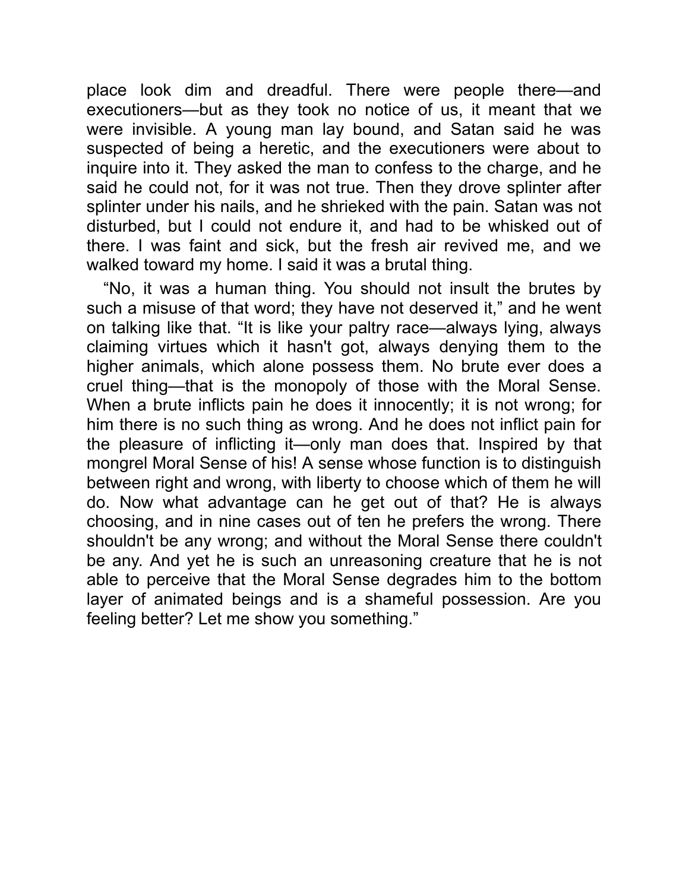place look dim and dreadful. There were people there—and executioners—but as they took no notice of us, it meant that we were invisible. A young man lay bound, and Satan said he was suspected of being a heretic, and the executioners were about to inquire into it. They asked the man to confess to the charge, and he said he could not, for it was not true. Then they drove splinter after splinter under his nails, and he shrieked with the pain. Satan was not disturbed, but I could not endure it, and had to be whisked out of there. I was faint and sick, but the fresh air revived me, and we walked toward my home. I said it was a brutal thing.

"No, it was a human thing. You should not insult the brutes by such a misuse of that word; they have not deserved it," and he went on talking like that. "It is like your paltry race—always lying, always claiming virtues which it hasn't got, always denying them to the higher animals, which alone possess them. No brute ever does a cruel thing—that is the monopoly of those with the Moral Sense. When a brute inflicts pain he does it innocently; it is not wrong; for him there is no such thing as wrong. And he does not inflict pain for the pleasure of inflicting it—only man does that. Inspired by that mongrel Moral Sense of his! A sense whose function is to distinguish between right and wrong, with liberty to choose which of them he will do. Now what advantage can he get out of that? He is always choosing, and in nine cases out of ten he prefers the wrong. There shouldn't be any wrong; and without the Moral Sense there couldn't be any. And yet he is such an unreasoning creature that he is not able to perceive that the Moral Sense degrades him to the bottom layer of animated beings and is a shameful possession. Are you feeling better? Let me show you something."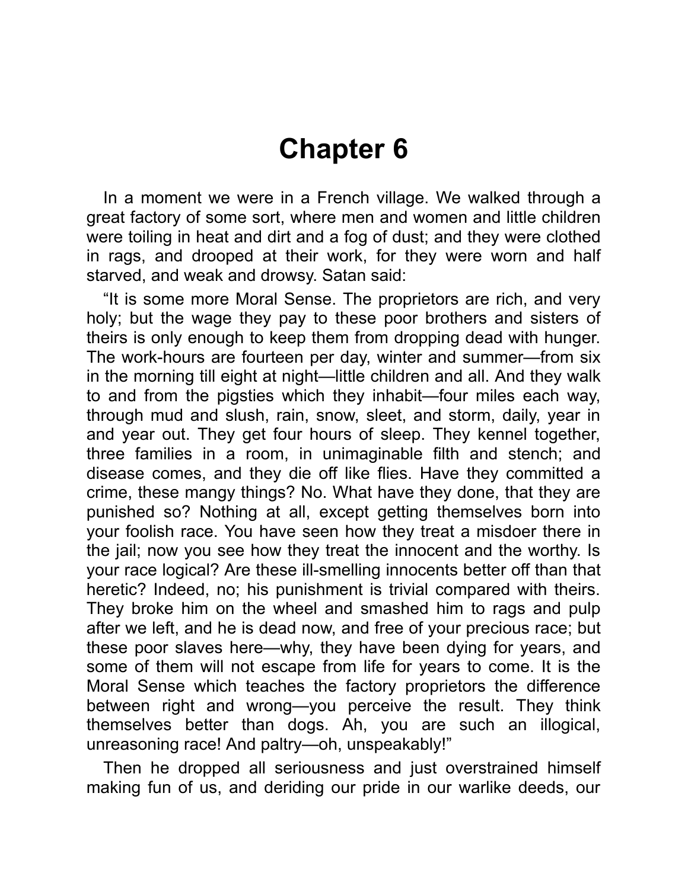# Chapter 6

In a moment we were in a French village. We walked through a great factory of some sort, where men and women and little children were toiling in heat and dirt and a fog of dust; and they were clothed in rags, and drooped at their work, for they were worn and half starved, and weak and drowsy. Satan said:

"It is some more Moral Sense. The proprietors are rich, and very holy; but the wage they pay to these poor brothers and sisters of theirs is only enough to keep them from dropping dead with hunger. The work-hours are fourteen per day, winter and summer—from six in the morning till eight at night—little children and all. And they walk to and from the pigsties which they inhabit—four miles each way, through mud and slush, rain, snow, sleet, and storm, daily, year in and year out. They get four hours of sleep. They kennel together, three families in a room, in unimaginable filth and stench; and disease comes, and they die off like flies. Have they committed a crime, these mangy things? No. What have they done, that they are punished so? Nothing at all, except getting themselves born into your foolish race. You have seen how they treat a misdoer there in the jail; now you see how they treat the innocent and the worthy. Is your race logical? Are these ill-smelling innocents better off than that heretic? Indeed, no; his punishment is trivial compared with theirs. They broke him on the wheel and smashed him to rags and pulp after we left, and he is dead now, and free of your precious race; but these poor slaves here—why, they have been dying for years, and some of them will not escape from life for years to come. It is the Moral Sense which teaches the factory proprietors the difference between right and wrong—you perceive the result. They think themselves better than dogs. Ah, you are such an illogical, unreasoning race! And paltry—oh, unspeakably!"

Then he dropped all seriousness and just overstrained himself making fun of us, and deriding our pride in our warlike deeds, our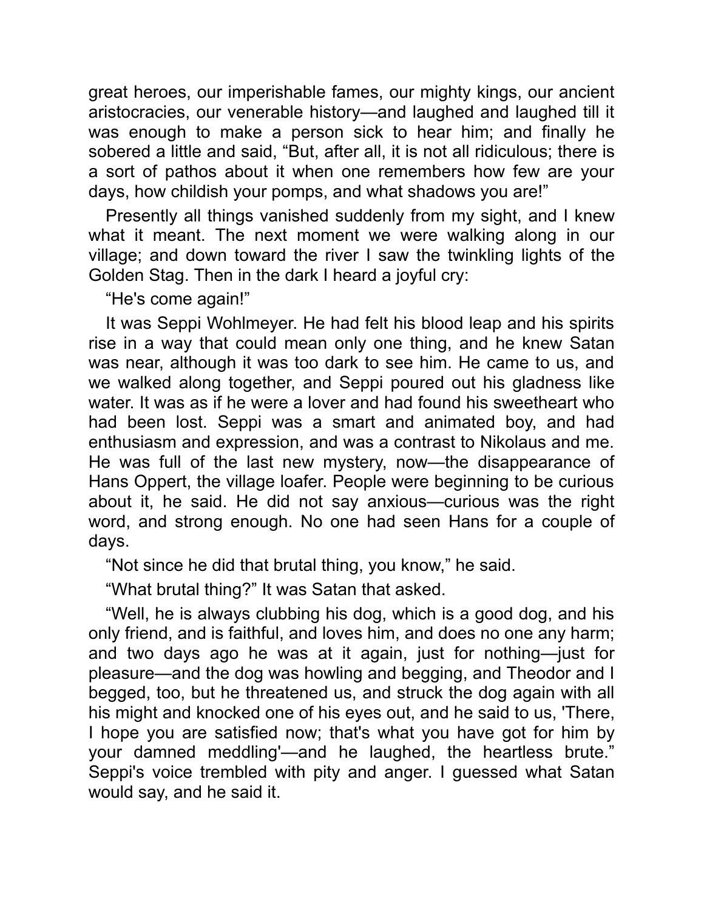great heroes, our imperishable fames, our mighty kings, our ancient aristocracies, our venerable history—and laughed and laughed till it was enough to make a person sick to hear him; and finally he sobered a little and said, "But, after all, it is not all ridiculous; there is a sort of pathos about it when one remembers how few are your days, how childish your pomps, and what shadows you are!"

Presently all things vanished suddenly from my sight, and I knew what it meant. The next moment we were walking along in our village; and down toward the river I saw the twinkling lights of the Golden Stag. Then in the dark I heard a joyful cry:

"He's come again!"

It was Seppi Wohlmeyer. He had felt his blood leap and his spirits rise in a way that could mean only one thing, and he knew Satan was near, although it was too dark to see him. He came to us, and we walked along together, and Seppi poured out his gladness like water. It was as if he were a lover and had found his sweetheart who had been lost. Seppi was a smart and animated boy, and had enthusiasm and expression, and was a contrast to Nikolaus and me. He was full of the last new mystery, now—the disappearance of Hans Oppert, the village loafer. People were beginning to be curious about it, he said. He did not say anxious—curious was the right word, and strong enough. No one had seen Hans for a couple of days.

"Not since he did that brutal thing, you know," he said.

"What brutal thing?" It was Satan that asked.

"Well, he is always clubbing his dog, which is a good dog, and his only friend, and is faithful, and loves him, and does no one any harm; and two days ago he was at it again, just for nothing—just for pleasure—and the dog was howling and begging, and Theodor and I begged, too, but he threatened us, and struck the dog again with all his might and knocked one of his eyes out, and he said to us, 'There, I hope you are satisfied now; that's what you have got for him by your damned meddling'—and he laughed, the heartless brute." Seppi's voice trembled with pity and anger. I guessed what Satan would say, and he said it.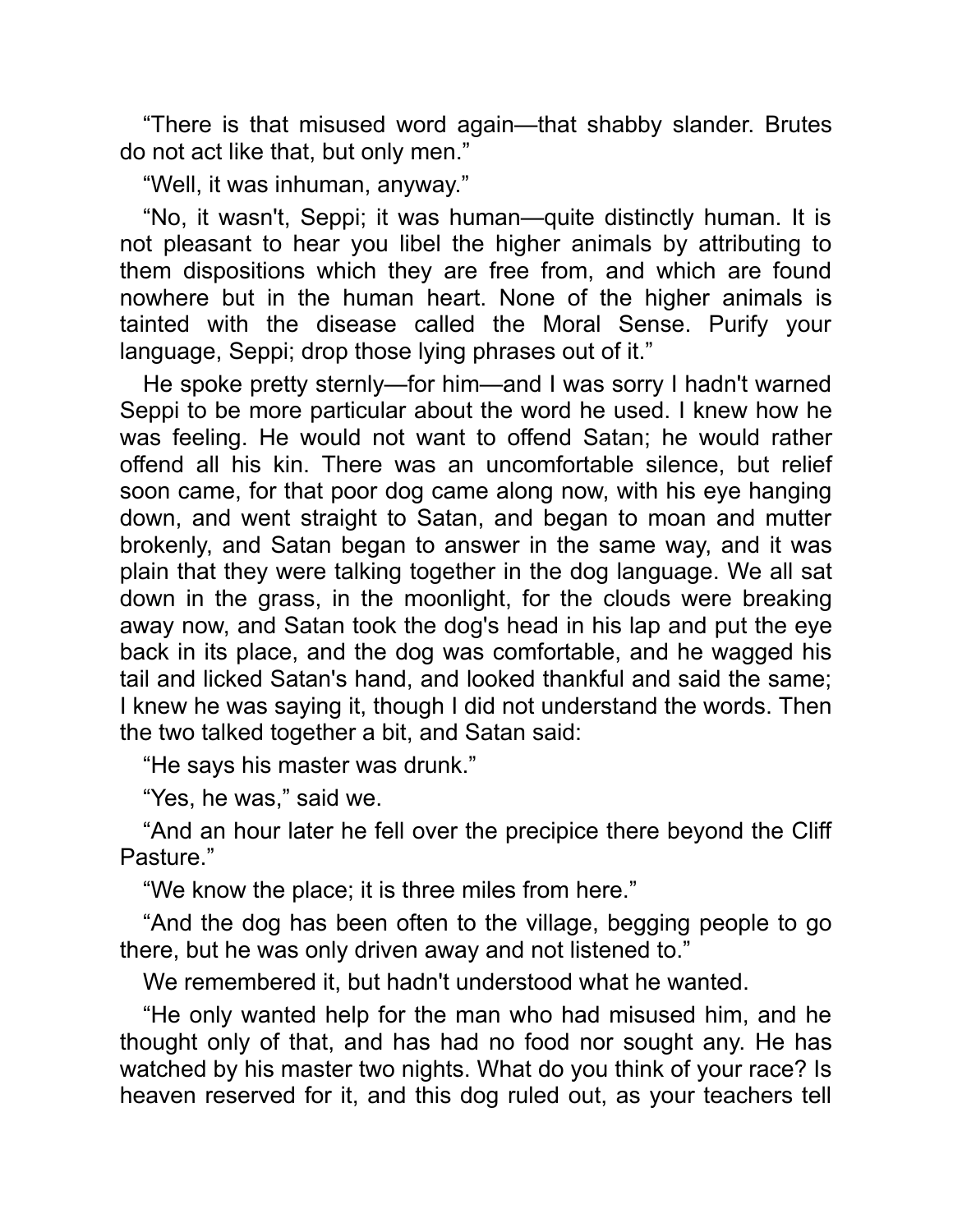"There is that misused word again—that shabby slander. Brutes do not act like that, but only men."

"Well, it was inhuman, anyway."

"No, it wasn't, Seppi; it was human—quite distinctly human. It is not pleasant to hear you libel the higher animals by attributing to them dispositions which they are free from, and which are found nowhere but in the human heart. None of the higher animals is tainted with the disease called the Moral Sense. Purify your language, Seppi; drop those lying phrases out of it."

He spoke pretty sternly—for him—and I was sorry I hadn't warned Seppi to be more particular about the word he used. I knew how he was feeling. He would not want to offend Satan; he would rather offend all his kin. There was an uncomfortable silence, but relief soon came, for that poor dog came along now, with his eye hanging down, and went straight to Satan, and began to moan and mutter brokenly, and Satan began to answer in the same way, and it was plain that they were talking together in the dog language. We all sat down in the grass, in the moonlight, for the clouds were breaking away now, and Satan took the dog's head in his lap and put the eye back in its place, and the dog was comfortable, and he wagged his tail and licked Satan's hand, and looked thankful and said the same; I knew he was saying it, though I did not understand the words. Then the two talked together a bit, and Satan said:

"He says his master was drunk."

"Yes, he was," said we.

"And an hour later he fell over the precipice there beyond the Cliff Pasture."

"We know the place; it is three miles from here."

"And the dog has been often to the village, begging people to go there, but he was only driven away and not listened to."

We remembered it, but hadn't understood what he wanted.

"He only wanted help for the man who had misused him, and he thought only of that, and has had no food nor sought any. He has watched by his master two nights. What do you think of your race? Is heaven reserved for it, and this dog ruled out, as your teachers tell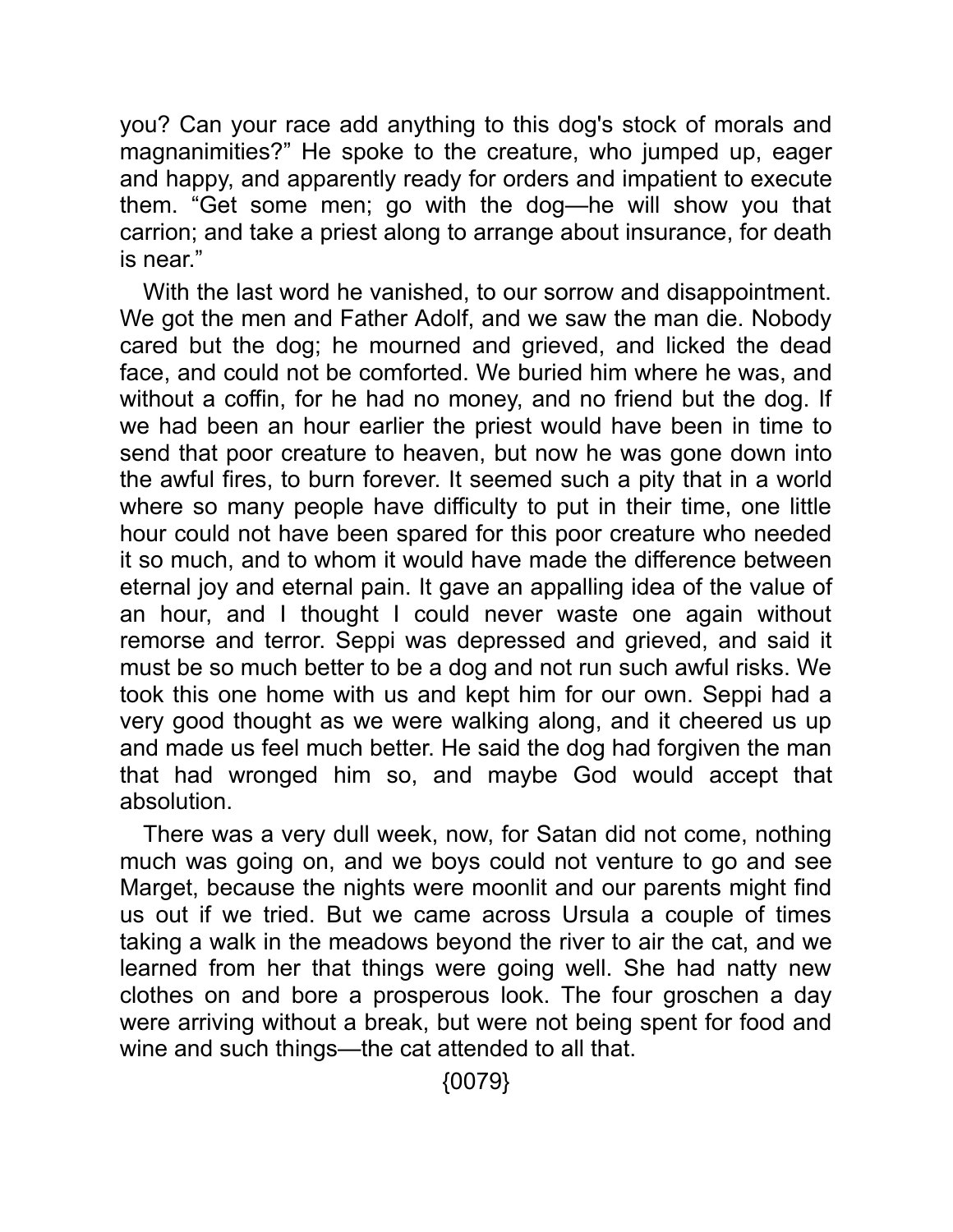you? Can your race add anything to this dog's stock of morals and magnanimities?" He spoke to the creature, who jumped up, eager and happy, and apparently ready for orders and impatient to execute them. "Get some men; go with the dog—he will show you that carrion; and take a priest along to arrange about insurance, for death is near."

With the last word he vanished, to our sorrow and disappointment. We got the men and Father Adolf, and we saw the man die. Nobody cared but the dog; he mourned and grieved, and licked the dead face, and could not be comforted. We buried him where he was, and without a coffin, for he had no money, and no friend but the dog. If we had been an hour earlier the priest would have been in time to send that poor creature to heaven, but now he was gone down into the awful fires, to burn forever. It seemed such a pity that in a world where so many people have difficulty to put in their time, one little hour could not have been spared for this poor creature who needed it so much, and to whom it would have made the difference between eternal joy and eternal pain. It gave an appalling idea of the value of an hour, and I thought I could never waste one again without remorse and terror. Seppi was depressed and grieved, and said it must be so much better to be a dog and not run such awful risks. We took this one home with us and kept him for our own. Seppi had a very good thought as we were walking along, and it cheered us up and made us feel much better. He said the dog had forgiven the man that had wronged him so, and maybe God would accept that absolution.

There was a very dull week, now, for Satan did not come, nothing much was going on, and we boys could not venture to go and see Marget, because the nights were moonlit and our parents might find us out if we tried. But we came across Ursula a couple of times taking a walk in the meadows beyond the river to air the cat, and we learned from her that things were going well. She had natty new clothes on and bore a prosperous look. The four groschen a day were arriving without a break, but were not being spent for food and wine and such things—the cat attended to all that.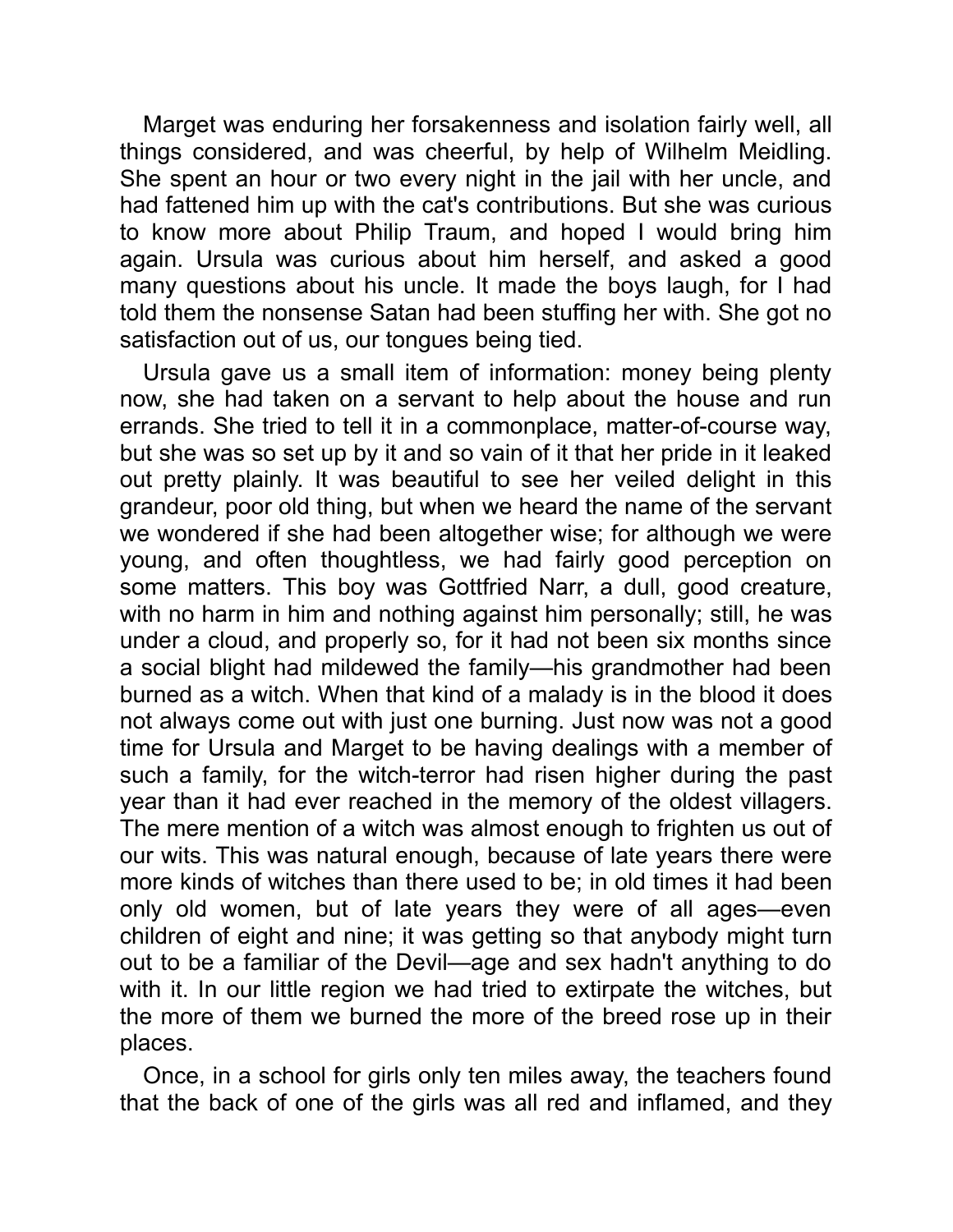Marget was enduring her forsakenness and isolation fairly well, all things considered, and was cheerful, by help of Wilhelm Meidling. She spent an hour or two every night in the jail with her uncle, and had fattened him up with the cat's contributions. But she was curious to know more about Philip Traum, and hoped I would bring him again. Ursula was curious about him herself, and asked a good many questions about his uncle. It made the boys laugh, for I had told them the nonsense Satan had been stuffing her with. She got no satisfaction out of us, our tongues being tied.

Ursula gave us a small item of information: money being plenty now, she had taken on a servant to help about the house and run errands. She tried to tell it in a commonplace, matter-of-course way, but she was so set up by it and so vain of it that her pride in it leaked out pretty plainly. It was beautiful to see her veiled delight in this grandeur, poor old thing, but when we heard the name of the servant we wondered if she had been altogether wise; for although we were young, and often thoughtless, we had fairly good perception on some matters. This boy was Gottfried Narr, a dull, good creature, with no harm in him and nothing against him personally; still, he was under a cloud, and properly so, for it had not been six months since a social blight had mildewed the family—his grandmother had been burned as a witch. When that kind of a malady is in the blood it does not always come out with just one burning. Just now was not a good time for Ursula and Marget to be having dealings with a member of such a family, for the witch-terror had risen higher during the past year than it had ever reached in the memory of the oldest villagers. The mere mention of a witch was almost enough to frighten us out of our wits. This was natural enough, because of late years there were more kinds of witches than there used to be; in old times it had been only old women, but of late years they were of all ages—even children of eight and nine; it was getting so that anybody might turn out to be a familiar of the Devil—age and sex hadn't anything to do with it. In our little region we had tried to extirpate the witches, but the more of them we burned the more of the breed rose up in their places.

Once, in a school for girls only ten miles away, the teachers found that the back of one of the girls was all red and inflamed, and they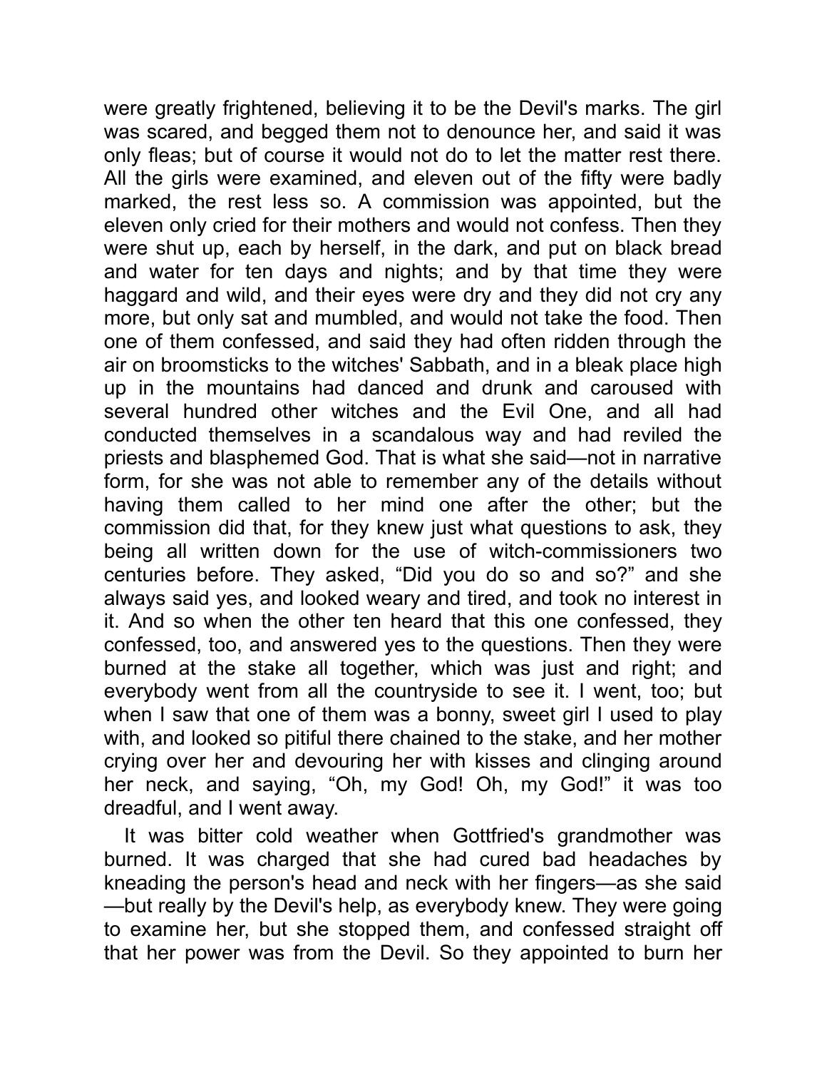were greatly frightened, believing it to be the Devil's marks. The girl was scared, and begged them not to denounce her, and said it was only fleas; but of course it would not do to let the matter rest there. All the girls were examined, and eleven out of the fifty were badly marked, the rest less so. A commission was appointed, but the eleven only cried for their mothers and would not confess. Then they were shut up, each by herself, in the dark, and put on black bread and water for ten days and nights; and by that time they were haggard and wild, and their eyes were dry and they did not cry any more, but only sat and mumbled, and would not take the food. Then one of them confessed, and said they had often ridden through the air on broomsticks to the witches' Sabbath, and in a bleak place high up in the mountains had danced and drunk and caroused with several hundred other witches and the Evil One, and all had conducted themselves in a scandalous way and had reviled the priests and blasphemed God. That is what she said—not in narrative form, for she was not able to remember any of the details without having them called to her mind one after the other; but the commission did that, for they knew just what questions to ask, they being all written down for the use of witch-commissioners two centuries before. They asked, "Did you do so and so?" and she always said yes, and looked weary and tired, and took no interest in it. And so when the other ten heard that this one confessed, they confessed, too, and answered yes to the questions. Then they were burned at the stake all together, which was just and right; and everybody went from all the countryside to see it. I went, too; but when I saw that one of them was a bonny, sweet girl I used to play with, and looked so pitiful there chained to the stake, and her mother crying over her and devouring her with kisses and clinging around her neck, and saying, "Oh, my God! Oh, my God!" it was too dreadful, and I went away.

It was bitter cold weather when Gottfried's grandmother was burned. It was charged that she had cured bad headaches by kneading the person's head and neck with her fingers—as she said—but really by the Devil's help, as everybody knew. They were going to examine her, but she stopped them, and confessed straight off that her power was from the Devil. So they appointed to burn her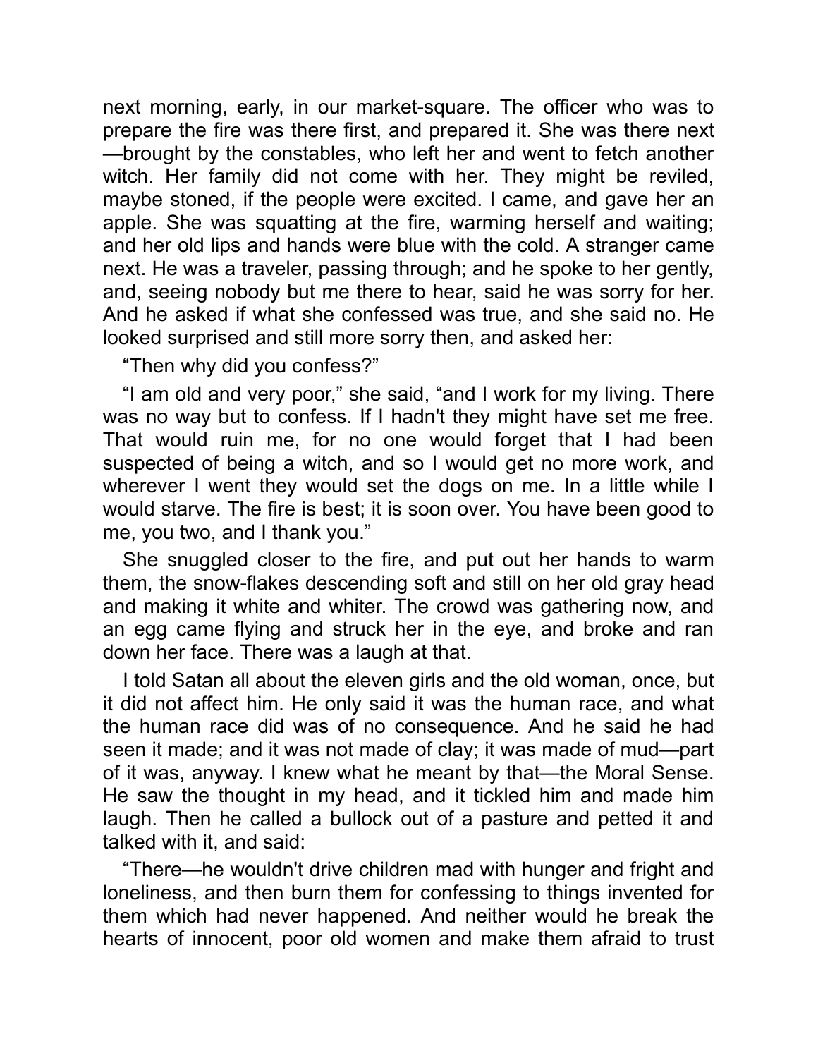next morning, early, in our market-square. The officer who was to prepare the fire was there first, and prepared it. She was there next—brought by the constables, who left her and went to fetch another witch. Her family did not come with her. They might be reviled, maybe stoned, if the people were excited. I came, and gave her an apple. She was squatting at the fire, warming herself and waiting; and her old lips and hands were blue with the cold. A stranger came next. He was a traveler, passing through; and he spoke to her gently, and, seeing nobody but me there to hear, said he was sorry for her. And he asked if what she confessed was true, and she said no. He looked surprised and still more sorry then, and asked her:

"Then why did you confess?"

"I am old and very poor," she said, "and I work for my living. There was no way but to confess. If I hadn't they might have set me free. That would ruin me, for no one would forget that I had been suspected of being a witch, and so I would get no more work, and wherever I went they would set the dogs on me. In a little while I would starve. The fire is best; it is soon over. You have been good to me, you two, and I thank you."

She snuggled closer to the fire, and put out her hands to warm them, the snow-flakes descending soft and still on her old gray head and making it white and whiter. The crowd was gathering now, and an egg came flying and struck her in the eye, and broke and ran down her face. There was a laugh at that.

I told Satan all about the eleven girls and the old woman, once, but it did not affect him. He only said it was the human race, and what the human race did was of no consequence. And he said he had seen it made; and it was not made of clay; it was made of mud—part of it was, anyway. I knew what he meant by that—the Moral Sense. He saw the thought in my head, and it tickled him and made him laugh. Then he called a bullock out of a pasture and petted it and talked with it, and said:

"There—he wouldn't drive children mad with hunger and fright and loneliness, and then burn them for confessing to things invented for them which had never happened. And neither would he break the hearts of innocent, poor old women and make them afraid to trust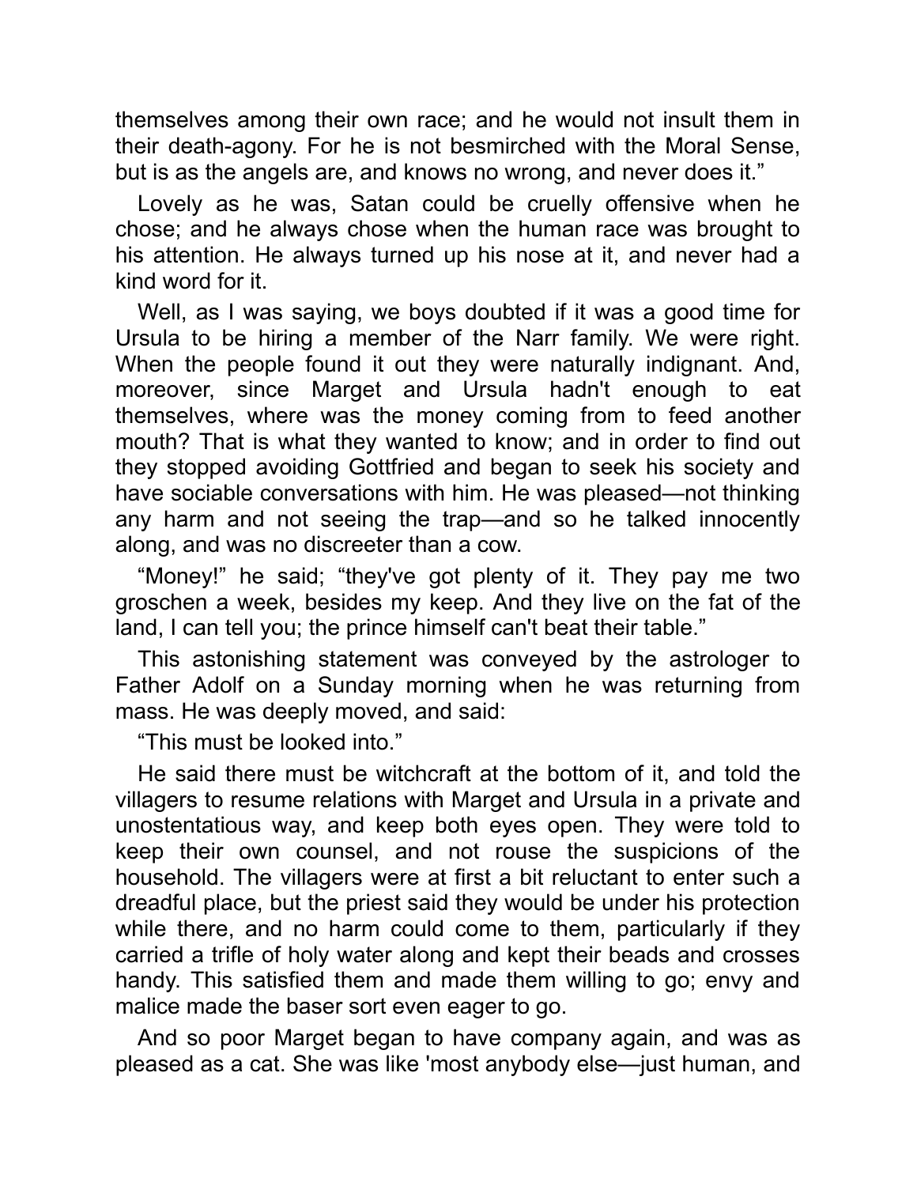themselves among their own race; and he would not insult them in their death-agony. For he is not besmirched with the Moral Sense, but is as the angels are, and knows no wrong, and never does it."

Lovely as he was, Satan could be cruelly offensive when he chose; and he always chose when the human race was brought to his attention. He always turned up his nose at it, and never had a kind word for it.

Well, as I was saying, we boys doubted if it was a good time for Ursula to be hiring a member of the Narr family. We were right. When the people found it out they were naturally indignant. And, moreover, since Marget and Ursula hadn't enough to eat themselves, where was the money coming from to feed another mouth? That is what they wanted to know; and in order to find out they stopped avoiding Gottfried and began to seek his society and have sociable conversations with him. He was pleased—not thinking any harm and not seeing the trap—and so he talked innocently along, and was no discreeter than a cow.

"Money!" he said; "they've got plenty of it. They pay me two groschen a week, besides my keep. And they live on the fat of the land, I can tell you; the prince himself can't beat their table."

This astonishing statement was conveyed by the astrologer to Father Adolf on a Sunday morning when he was returning from mass. He was deeply moved, and said:

"This must be looked into."

He said there must be witchcraft at the bottom of it, and told the villagers to resume relations with Marget and Ursula in a private and unostentatious way, and keep both eyes open. They were told to keep their own counsel, and not rouse the suspicions of the household. The villagers were at first a bit reluctant to enter such a dreadful place, but the priest said they would be under his protection while there, and no harm could come to them, particularly if they carried a trifle of holy water along and kept their beads and crosses handy. This satisfied them and made them willing to go; envy and malice made the baser sort even eager to go.

And so poor Marget began to have company again, and was as pleased as a cat. She was like 'most anybody else—just human, and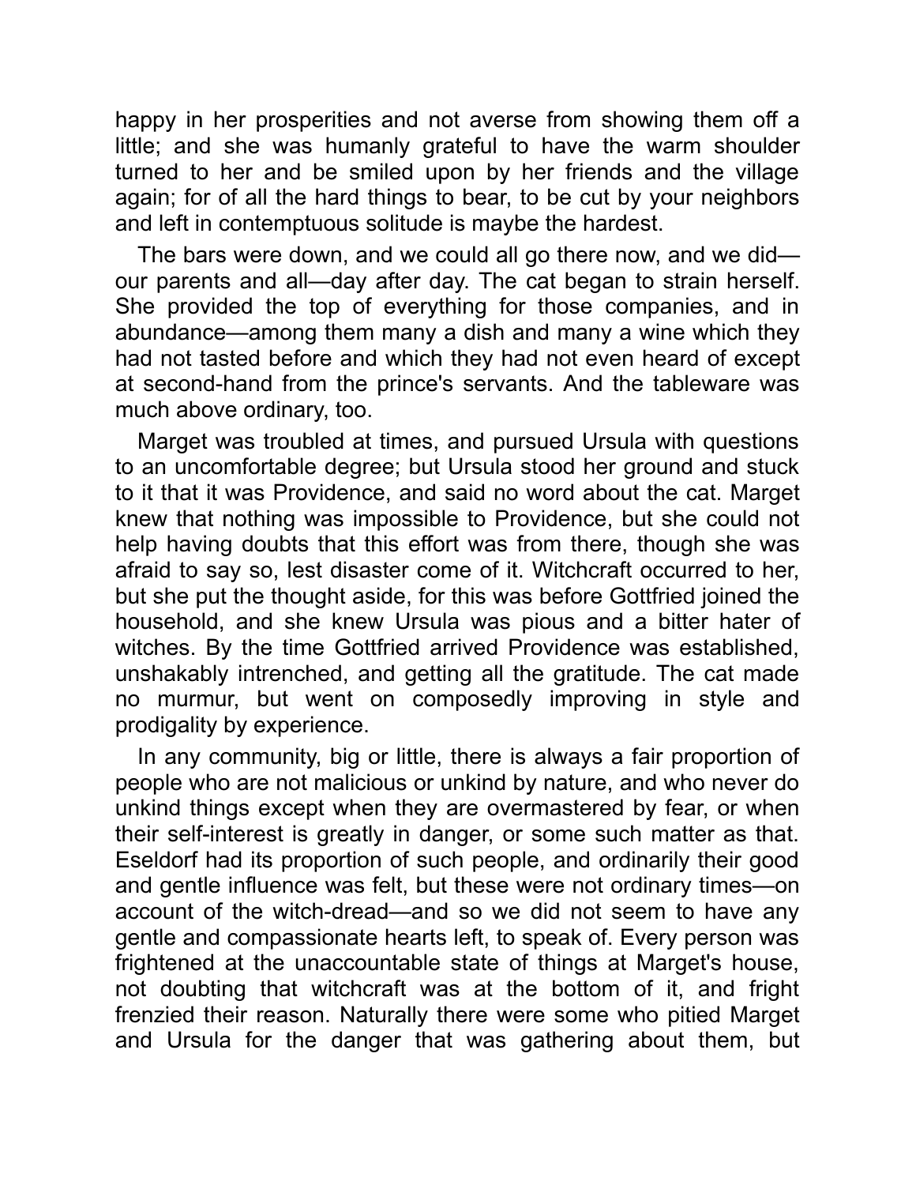happy in her prosperities and not averse from showing them off a little; and she was humanly grateful to have the warm shoulder turned to her and be smiled upon by her friends and the village again; for of all the hard things to bear, to be cut by your neighbors and left in contemptuous solitude is maybe the hardest.

The bars were down, and we could all go there now, and we did—our parents and all—day after day. The cat began to strain herself. She provided the top of everything for those companies, and in abundance—among them many a dish and many a wine which they had not tasted before and which they had not even heard of except at second-hand from the prince's servants. And the tableware was much above ordinary, too.

Marget was troubled at times, and pursued Ursula with questions to an uncomfortable degree; but Ursula stood her ground and stuck to it that it was Providence, and said no word about the cat. Marget knew that nothing was impossible to Providence, but she could not help having doubts that this effort was from there, though she was afraid to say so, lest disaster come of it. Witchcraft occurred to her, but she put the thought aside, for this was before Gottfried joined the household, and she knew Ursula was pious and a bitter hater of witches. By the time Gottfried arrived Providence was established, unshakably intrenched, and getting all the gratitude. The cat made no murmur, but went on composedly improving in style and prodigality by experience.

In any community, big or little, there is always a fair proportion of people who are not malicious or unkind by nature, and who never do unkind things except when they are overmastered by fear, or when their self-interest is greatly in danger, or some such matter as that. Eseldorf had its proportion of such people, and ordinarily their good and gentle influence was felt, but these were not ordinary times—on account of the witch-dread—and so we did not seem to have any gentle and compassionate hearts left, to speak of. Every person was frightened at the unaccountable state of things at Marget's house, not doubting that witchcraft was at the bottom of it, and fright frenzied their reason. Naturally there were some who pitied Marget and Ursula for the danger that was gathering about them, but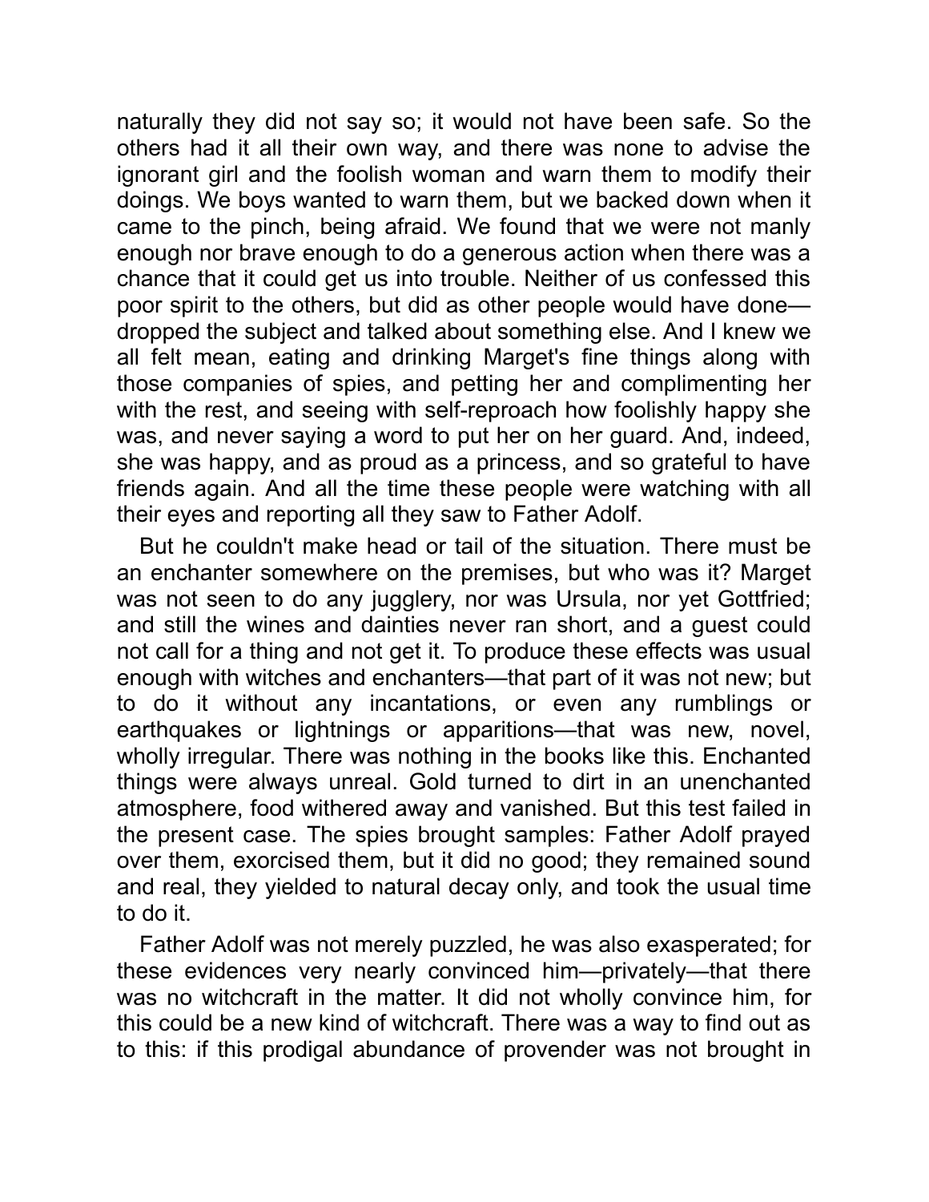naturally they did not say so; it would not have been safe. So the others had it all their own way, and there was none to advise the ignorant girl and the foolish woman and warn them to modify their doings. We boys wanted to warn them, but we backed down when it came to the pinch, being afraid. We found that we were not manly enough nor brave enough to do a generous action when there was a chance that it could get us into trouble. Neither of us confessed this poor spirit to the others, but did as other people would have done—dropped the subject and talked about something else. And I knew we all felt mean, eating and drinking Marget's fine things along with those companies of spies, and petting her and complimenting her with the rest, and seeing with self-reproach how foolishly happy she was, and never saying a word to put her on her guard. And, indeed, she was happy, and as proud as a princess, and so grateful to have friends again. And all the time these people were watching with all their eyes and reporting all they saw to Father Adolf.

But he couldn't make head or tail of the situation. There must be an enchanter somewhere on the premises, but who was it? Marget was not seen to do any jugglery, nor was Ursula, nor yet Gottfried; and still the wines and dainties never ran short, and a guest could not call for a thing and not get it. To produce these effects was usual enough with witches and enchanters—that part of it was not new; but to do it without any incantations, or even any rumblings or earthquakes or lightnings or apparitions—that was new, novel, wholly irregular. There was nothing in the books like this. Enchanted things were always unreal. Gold turned to dirt in an unenchanted atmosphere, food withered away and vanished. But this test failed in the present case. The spies brought samples: Father Adolf prayed over them, exorcised them, but it did no good; they remained sound and real, they yielded to natural decay only, and took the usual time to do it.

Father Adolf was not merely puzzled, he was also exasperated; for these evidences very nearly convinced him—privately—that there was no witchcraft in the matter. It did not wholly convince him, for this could be a new kind of witchcraft. There was a way to find out as to this: if this prodigal abundance of provender was not brought in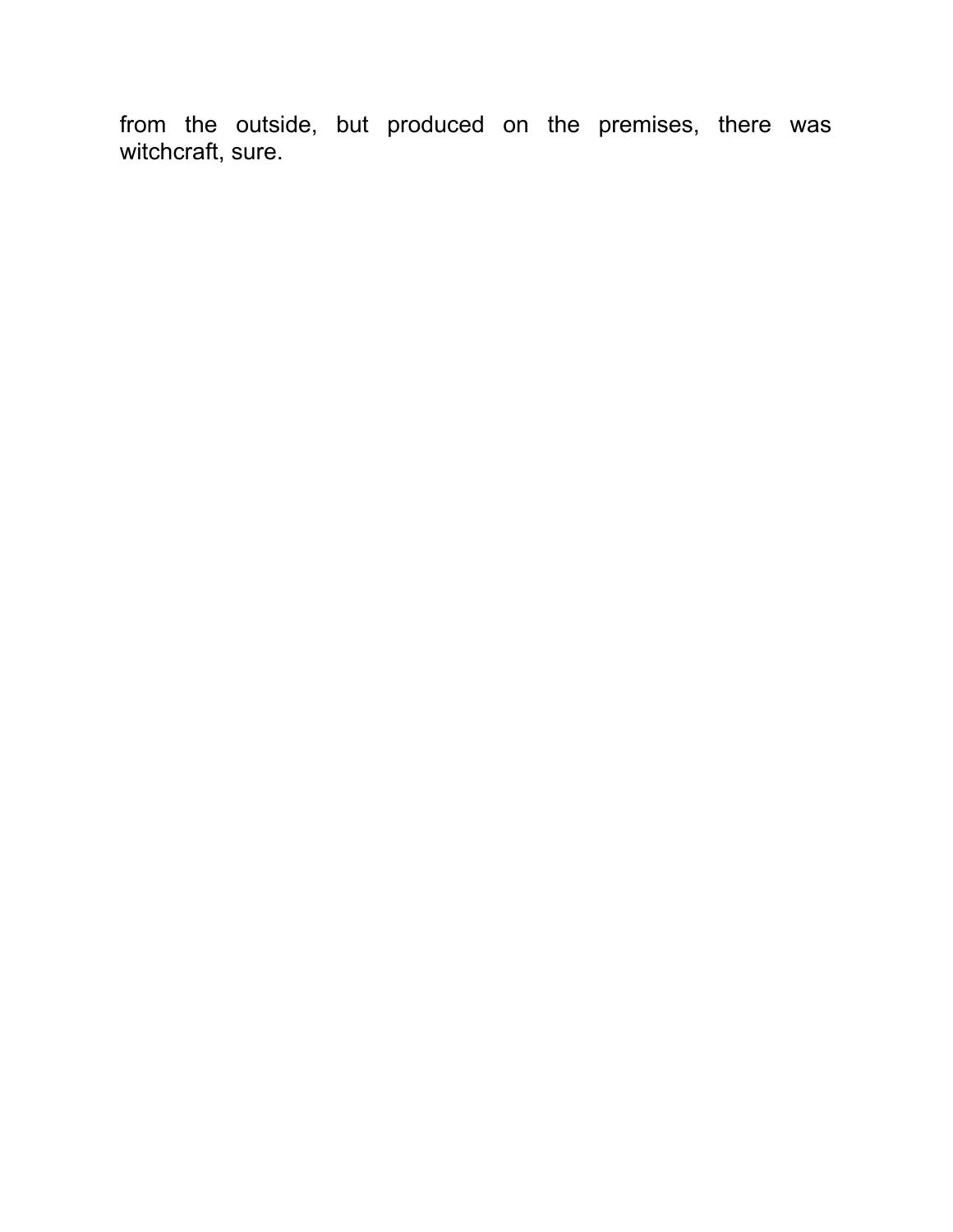from the outside, but produced on the premises, there was witchcraft, sure.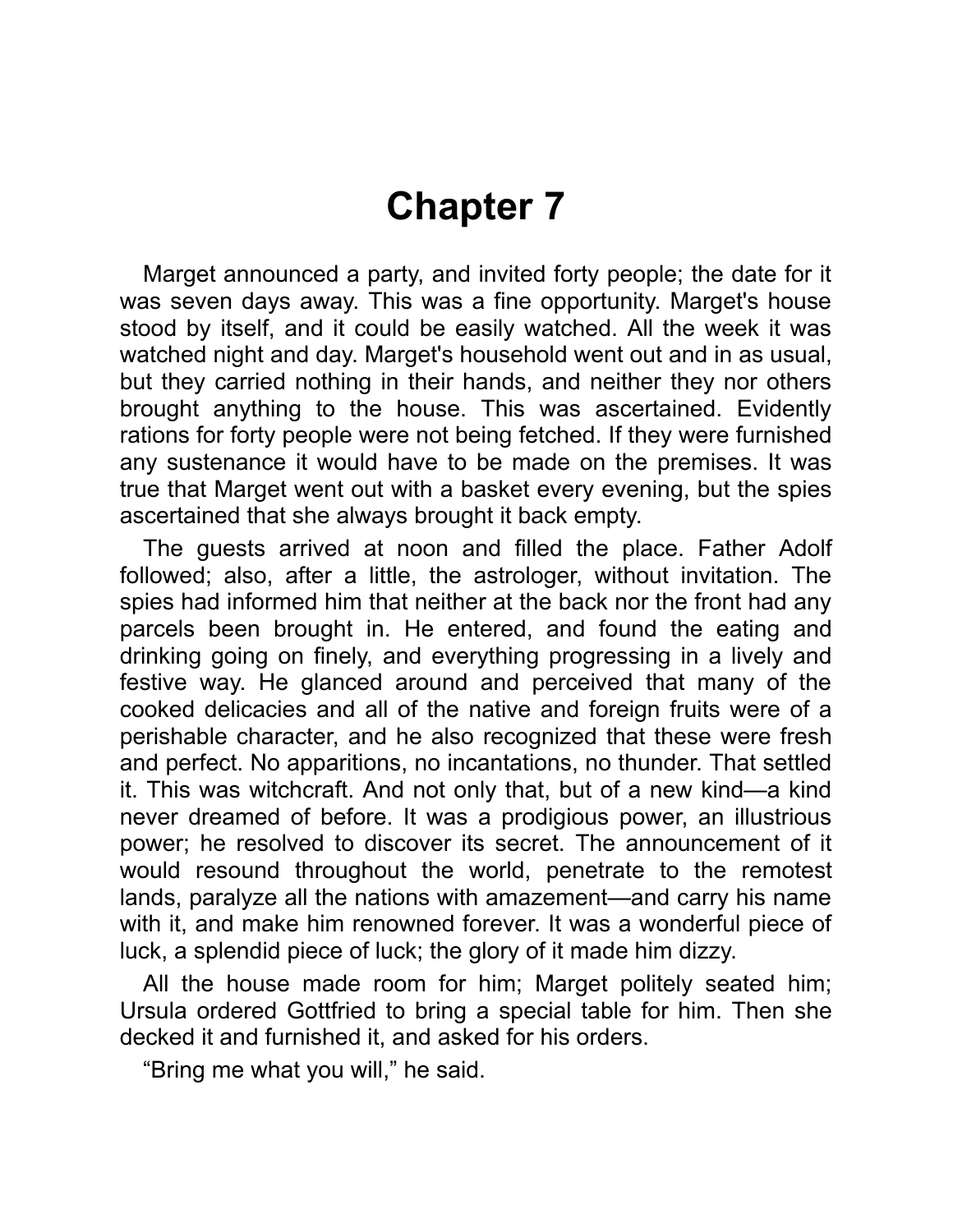# Chapter 7

Marget announced a party, and invited forty people; the date for it was seven days away. This was a fine opportunity. Marget's house stood by itself, and it could be easily watched. All the week it was watched night and day. Marget's household went out and in as usual, but they carried nothing in their hands, and neither they nor others brought anything to the house. This was ascertained. Evidently rations for forty people were not being fetched. If they were furnished any sustenance it would have to be made on the premises. It was true that Marget went out with a basket every evening, but the spies ascertained that she always brought it back empty.

The guests arrived at noon and filled the place. Father Adolf followed; also, after a little, the astrologer, without invitation. The spies had informed him that neither at the back nor the front had any parcels been brought in. He entered, and found the eating and drinking going on finely, and everything progressing in a lively and festive way. He glanced around and perceived that many of the cooked delicacies and all of the native and foreign fruits were of a perishable character, and he also recognized that these were fresh and perfect. No apparitions, no incantations, no thunder. That settled it. This was witchcraft. And not only that, but of a new kind—a kind never dreamed of before. It was a prodigious power, an illustrious power; he resolved to discover its secret. The announcement of it would resound throughout the world, penetrate to the remotest lands, paralyze all the nations with amazement—and carry his name with it, and make him renowned forever. It was a wonderful piece of luck, a splendid piece of luck; the glory of it made him dizzy.

All the house made room for him; Marget politely seated him; Ursula ordered Gottfried to bring a special table for him. Then she decked it and furnished it, and asked for his orders.

"Bring me what you will," he said.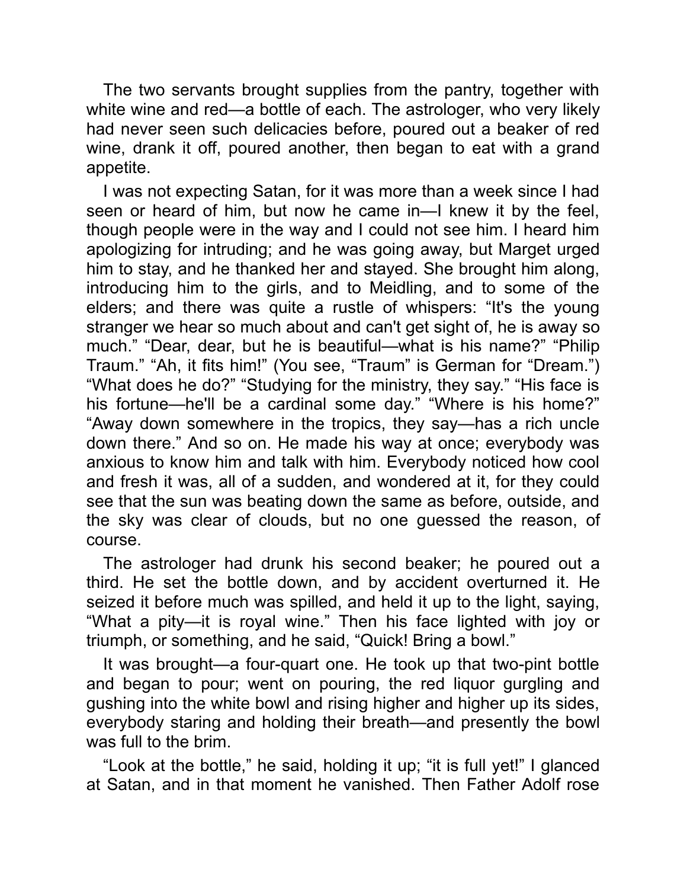The two servants brought supplies from the pantry, together with white wine and red—a bottle of each. The astrologer, who very likely had never seen such delicacies before, poured out a beaker of red wine, drank it off, poured another, then began to eat with a grand appetite.

I was not expecting Satan, for it was more than a week since I had seen or heard of him, but now he came in—I knew it by the feel, though people were in the way and I could not see him. I heard him apologizing for intruding; and he was going away, but Marget urged him to stay, and he thanked her and stayed. She brought him along, introducing him to the girls, and to Meidling, and to some of the elders; and there was quite a rustle of whispers: "It's the young stranger we hear so much about and can't get sight of, he is away so much." "Dear, dear, but he is beautiful—what is his name?" "Philip Traum." "Ah, it fits him!" (You see, "Traum" is German for "Dream.") "What does he do?" "Studying for the ministry, they say." "His face is his fortune—he'll be a cardinal some day." "Where is his home?" "Away down somewhere in the tropics, they say—has a rich uncle down there." And so on. He made his way at once; everybody was anxious to know him and talk with him. Everybody noticed how cool and fresh it was, all of a sudden, and wondered at it, for they could see that the sun was beating down the same as before, outside, and the sky was clear of clouds, but no one guessed the reason, of course.

The astrologer had drunk his second beaker; he poured out a third. He set the bottle down, and by accident overturned it. He seized it before much was spilled, and held it up to the light, saying, "What a pity—it is royal wine." Then his face lighted with joy or triumph, or something, and he said, "Quick! Bring a bowl."

It was brought—a four-quart one. He took up that two-pint bottle and began to pour; went on pouring, the red liquor gurgling and gushing into the white bowl and rising higher and higher up its sides, everybody staring and holding their breath—and presently the bowl was full to the brim.

"Look at the bottle," he said, holding it up; "it is full yet!" I glanced at Satan, and in that moment he vanished. Then Father Adolf rose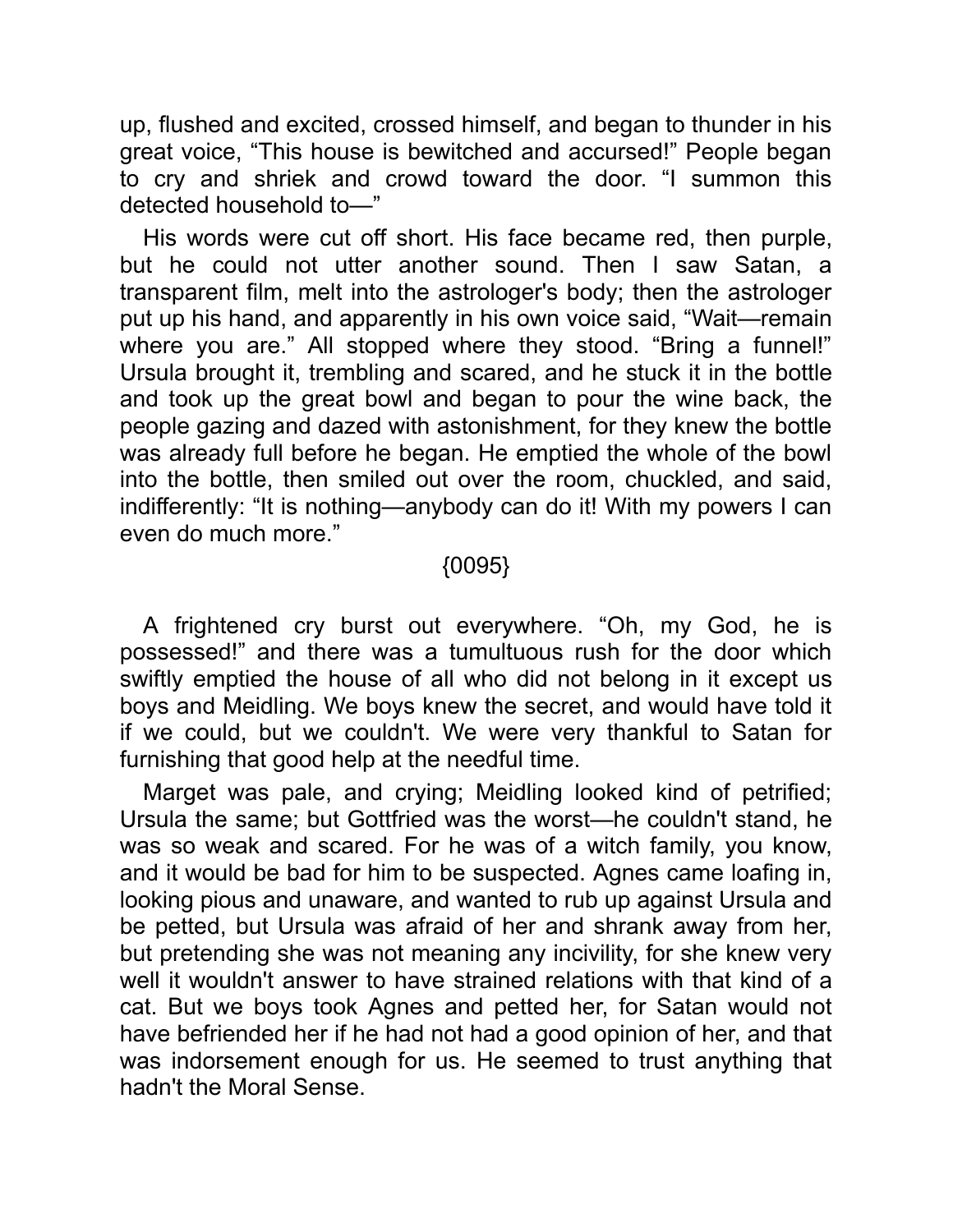up, flushed and excited, crossed himself, and began to thunder in his great voice, “This house is bewitched and accursed!” People began to cry and shriek and crowd toward the door. “I summon this detected household to—”

His words were cut off short. His face became red, then purple, but he could not utter another sound. Then I saw Satan, a transparent film, melt into the astrologer's body; then the astrologer put up his hand, and apparently in his own voice said, “Wait—remain where you are.” All stopped where they stood. “Bring a funnel!” Ursula brought it, trembling and scared, and he stuck it in the bottle and took up the great bowl and began to pour the wine back, the people gazing and dazed with astonishment, for they knew the bottle was already full before he began. He emptied the whole of the bowl into the bottle, then smiled out over the room, chuckled, and said, indifferently: “It is nothing—anybody can do it! With my powers I can even do much more.”

{0095}

A frightened cry burst out everywhere. “Oh, my God, he is possessed!” and there was a tumultuous rush for the door which swiftly emptied the house of all who did not belong in it except us boys and Meidling. We boys knew the secret, and would have told it if we could, but we couldn't. We were very thankful to Satan for furnishing that good help at the needful time.

Marget was pale, and crying; Meidling looked kind of petrified; Ursula the same; but Gottfried was the worst—he couldn't stand, he was so weak and scared. For he was of a witch family, you know, and it would be bad for him to be suspected. Agnes came loafing in, looking pious and unaware, and wanted to rub up against Ursula and be petted, but Ursula was afraid of her and shrank away from her, but pretending she was not meaning any incivility, for she knew very well it wouldn't answer to have strained relations with that kind of a cat. But we boys took Agnes and petted her, for Satan would not have befriended her if he had not had a good opinion of her, and that was indorsement enough for us. He seemed to trust anything that hadn't the Moral Sense.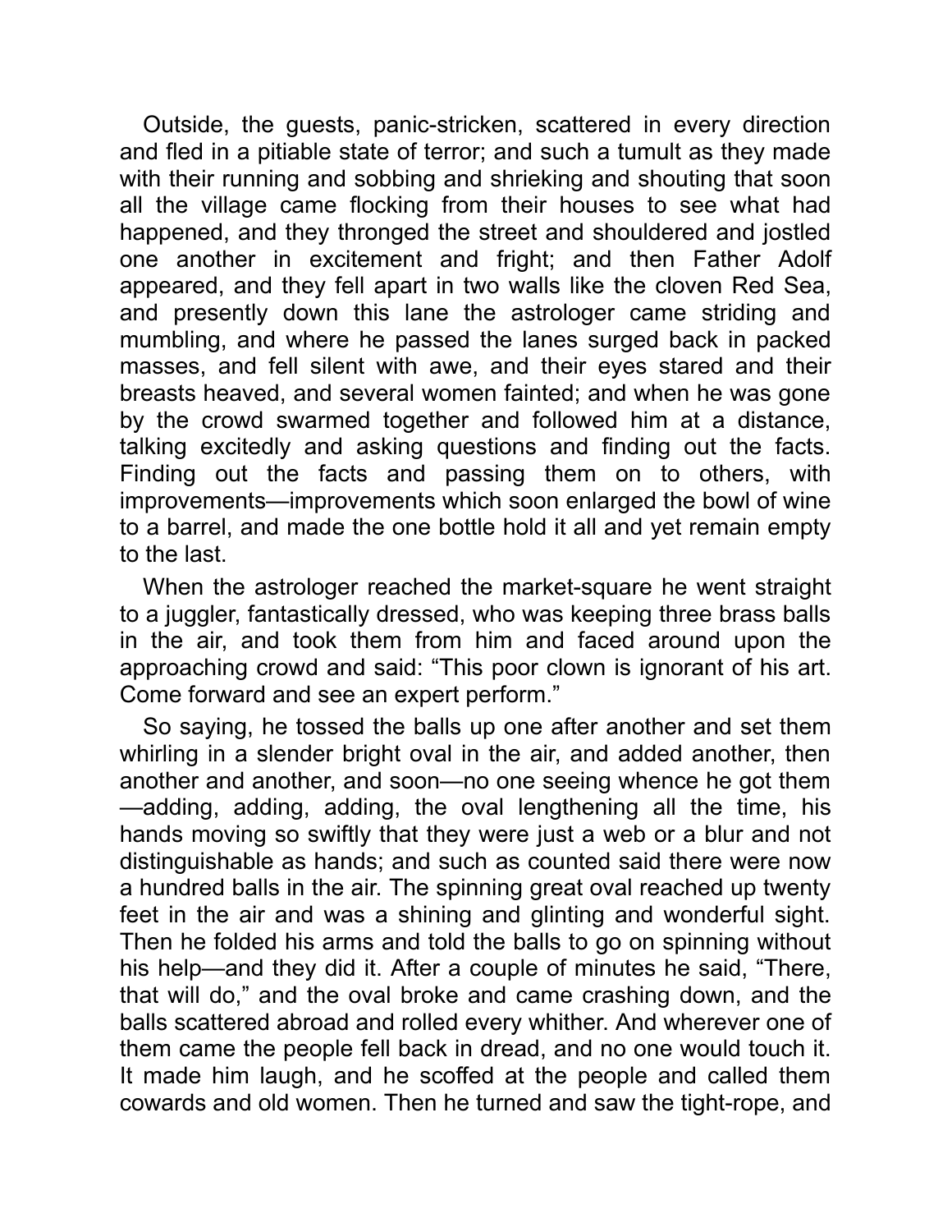Outside, the guests, panic-stricken, scattered in every direction and fled in a pitiable state of terror; and such a tumult as they made with their running and sobbing and shrieking and shouting that soon all the village came flocking from their houses to see what had happened, and they thronged the street and shouldered and jostled one another in excitement and fright; and then Father Adolf appeared, and they fell apart in two walls like the cloven Red Sea, and presently down this lane the astrologer came striding and mumbling, and where he passed the lanes surged back in packed masses, and fell silent with awe, and their eyes stared and their breasts heaved, and several women fainted; and when he was gone by the crowd swarmed together and followed him at a distance, talking excitedly and asking questions and finding out the facts. Finding out the facts and passing them on to others, with improvements—improvements which soon enlarged the bowl of wine to a barrel, and made the one bottle hold it all and yet remain empty to the last.

When the astrologer reached the market-square he went straight to a juggler, fantastically dressed, who was keeping three brass balls in the air, and took them from him and faced around upon the approaching crowd and said: "This poor clown is ignorant of his art. Come forward and see an expert perform."

So saying, he tossed the balls up one after another and set them whirling in a slender bright oval in the air, and added another, then another and another, and soon—no one seeing whence he got them—adding, adding, adding, the oval lengthening all the time, his hands moving so swiftly that they were just a web or a blur and not distinguishable as hands; and such as counted said there were now a hundred balls in the air. The spinning great oval reached up twenty feet in the air and was a shining and glinting and wonderful sight. Then he folded his arms and told the balls to go on spinning without his help—and they did it. After a couple of minutes he said, "There, that will do," and the oval broke and came crashing down, and the balls scattered abroad and rolled every whither. And wherever one of them came the people fell back in dread, and no one would touch it. It made him laugh, and he scoffed at the people and called them cowards and old women. Then he turned and saw the tight-rope, and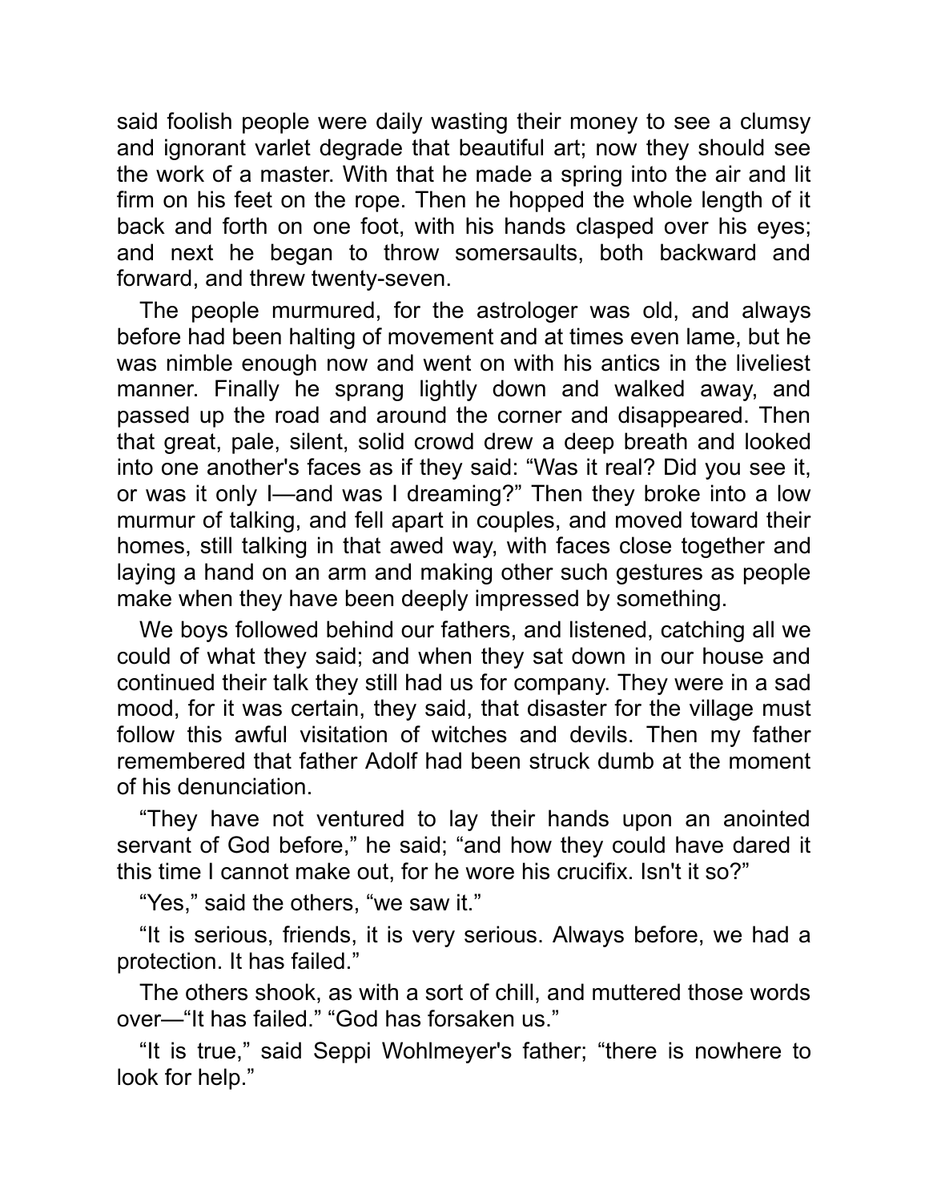said foolish people were daily wasting their money to see a clumsy and ignorant varlet degrade that beautiful art; now they should see the work of a master. With that he made a spring into the air and lit firm on his feet on the rope. Then he hopped the whole length of it back and forth on one foot, with his hands clasped over his eyes; and next he began to throw somersaults, both backward and forward, and threw twenty-seven.

The people murmured, for the astrologer was old, and always before had been halting of movement and at times even lame, but he was nimble enough now and went on with his antics in the liveliest manner. Finally he sprang lightly down and walked away, and passed up the road and around the corner and disappeared. Then that great, pale, silent, solid crowd drew a deep breath and looked into one another's faces as if they said: “Was it real? Did you see it, or was it only I—and was I dreaming?” Then they broke into a low murmur of talking, and fell apart in couples, and moved toward their homes, still talking in that awed way, with faces close together and laying a hand on an arm and making other such gestures as people make when they have been deeply impressed by something.

We boys followed behind our fathers, and listened, catching all we could of what they said; and when they sat down in our house and continued their talk they still had us for company. They were in a sad mood, for it was certain, they said, that disaster for the village must follow this awful visitation of witches and devils. Then my father remembered that father Adolf had been struck dumb at the moment of his denunciation.

“They have not ventured to lay their hands upon an anointed servant of God before,” he said; “and how they could have dared it this time I cannot make out, for he wore his crucifix. Isn't it so?”

“Yes,” said the others, “we saw it.”

“It is serious, friends, it is very serious. Always before, we had a protection. It has failed.”

The others shook, as with a sort of chill, and muttered those words over—“It has failed.” “God has forsaken us.”

“It is true,” said Seppi Wohlmeyer's father; “there is nowhere to look for help.”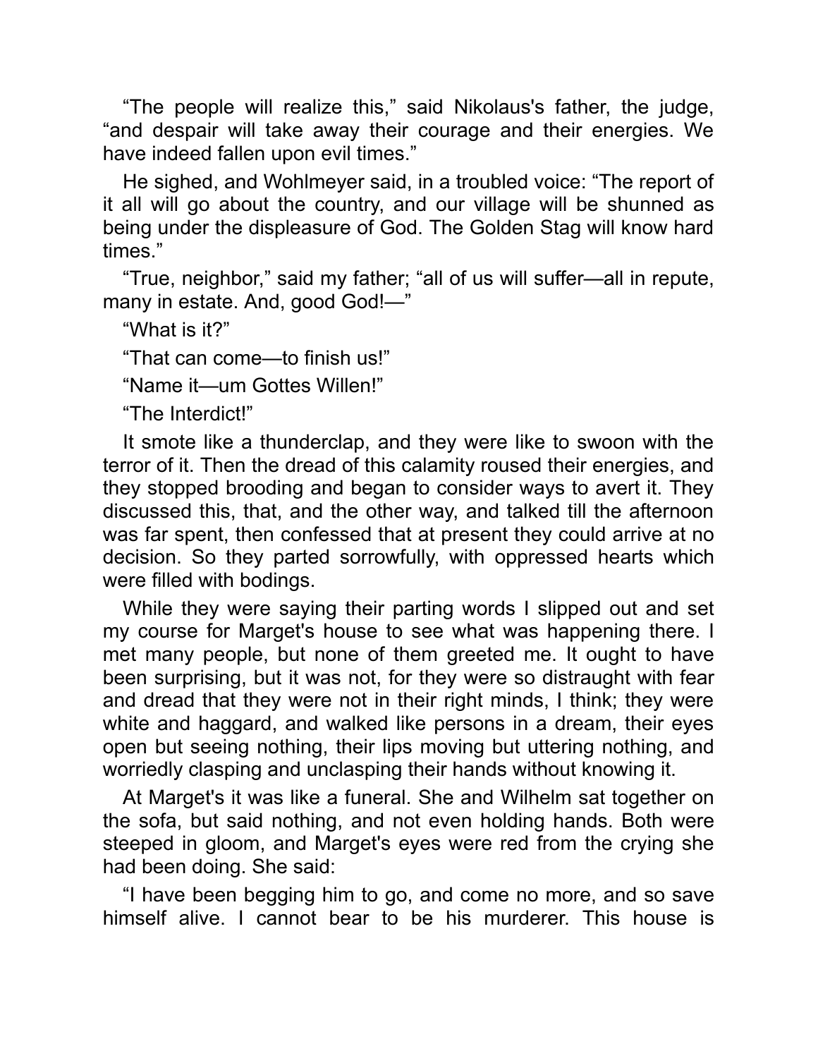"The people will realize this," said Nikolaus's father, the judge, "and despair will take away their courage and their energies. We have indeed fallen upon evil times."

He sighed, and Wohlmeyer said, in a troubled voice: "The report of it all will go about the country, and our village will be shunned as being under the displeasure of God. The Golden Stag will know hard times."

"True, neighbor," said my father; "all of us will suffer—all in repute, many in estate. And, good God!—"

"What is it?"

"That can come—to finish us!"

"Name it—um Gottes Willen!"

"The Interdict!"

It smote like a thunderclap, and they were like to swoon with the terror of it. Then the dread of this calamity roused their energies, and they stopped brooding and began to consider ways to avert it. They discussed this, that, and the other way, and talked till the afternoon was far spent, then confessed that at present they could arrive at no decision. So they parted sorrowfully, with oppressed hearts which were filled with bodings.

While they were saying their parting words I slipped out and set my course for Marget's house to see what was happening there. I met many people, but none of them greeted me. It ought to have been surprising, but it was not, for they were so distraught with fear and dread that they were not in their right minds, I think; they were white and haggard, and walked like persons in a dream, their eyes open but seeing nothing, their lips moving but uttering nothing, and worriedly clasping and unclasping their hands without knowing it.

At Marget's it was like a funeral. She and Wilhelm sat together on the sofa, but said nothing, and not even holding hands. Both were steeped in gloom, and Marget's eyes were red from the crying she had been doing. She said:

"I have been begging him to go, and come no more, and so save himself alive. I cannot bear to be his murderer. This house is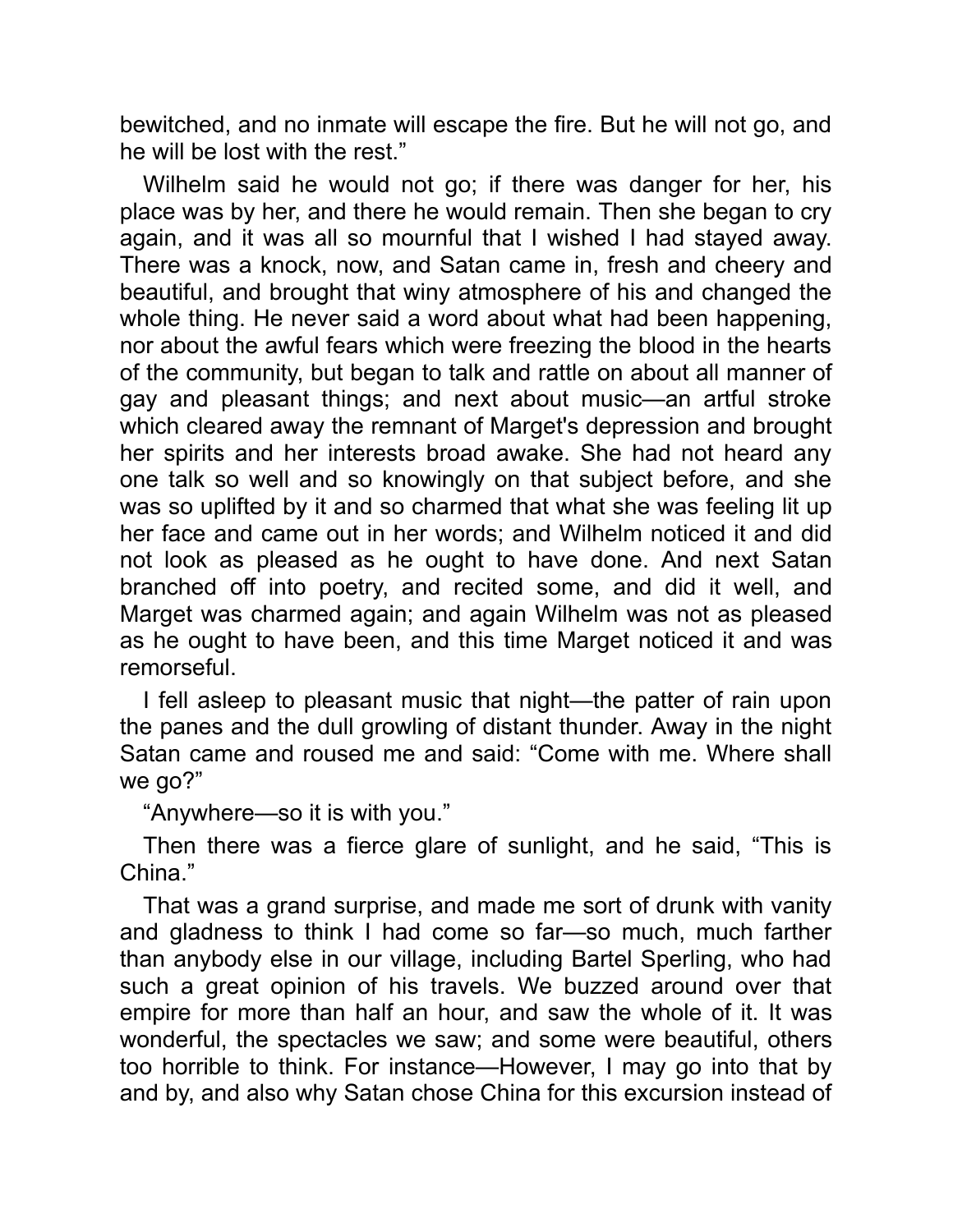bewitched, and no inmate will escape the fire. But he will not go, and he will be lost with the rest."

Wilhelm said he would not go; if there was danger for her, his place was by her, and there he would remain. Then she began to cry again, and it was all so mournful that I wished I had stayed away. There was a knock, now, and Satan came in, fresh and cheery and beautiful, and brought that winy atmosphere of his and changed the whole thing. He never said a word about what had been happening, nor about the awful fears which were freezing the blood in the hearts of the community, but began to talk and rattle on about all manner of gay and pleasant things; and next about music—an artful stroke which cleared away the remnant of Marget's depression and brought her spirits and her interests broad awake. She had not heard any one talk so well and so knowingly on that subject before, and she was so uplifted by it and so charmed that what she was feeling lit up her face and came out in her words; and Wilhelm noticed it and did not look as pleased as he ought to have done. And next Satan branched off into poetry, and recited some, and did it well, and Marget was charmed again; and again Wilhelm was not as pleased as he ought to have been, and this time Marget noticed it and was remorseful.

I fell asleep to pleasant music that night—the patter of rain upon the panes and the dull growling of distant thunder. Away in the night Satan came and roused me and said: "Come with me. Where shall we go?"

"Anywhere—so it is with you."

Then there was a fierce glare of sunlight, and he said, "This is China."

That was a grand surprise, and made me sort of drunk with vanity and gladness to think I had come so far—so much, much farther than anybody else in our village, including Bartel Sperling, who had such a great opinion of his travels. We buzzed around over that empire for more than half an hour, and saw the whole of it. It was wonderful, the spectacles we saw; and some were beautiful, others too horrible to think. For instance—However, I may go into that by and by, and also why Satan chose China for this excursion instead of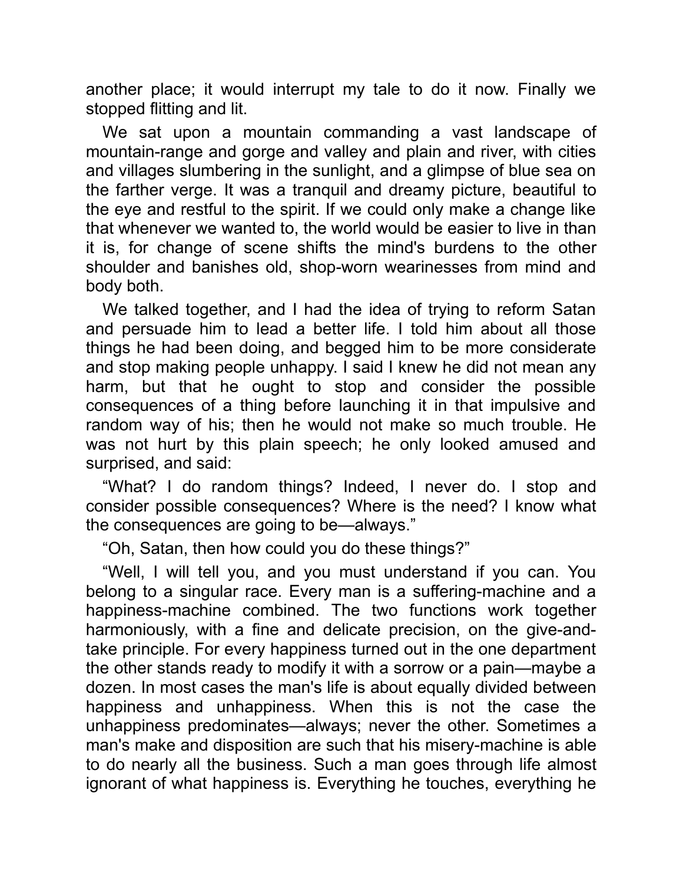another place; it would interrupt my tale to do it now. Finally we stopped flitting and lit.

We sat upon a mountain commanding a vast landscape of mountain-range and gorge and valley and plain and river, with cities and villages slumbering in the sunlight, and a glimpse of blue sea on the farther verge. It was a tranquil and dreamy picture, beautiful to the eye and restful to the spirit. If we could only make a change like that whenever we wanted to, the world would be easier to live in than it is, for change of scene shifts the mind's burdens to the other shoulder and banishes old, shop-worn wearinesses from mind and body both.

We talked together, and I had the idea of trying to reform Satan and persuade him to lead a better life. I told him about all those things he had been doing, and begged him to be more considerate and stop making people unhappy. I said I knew he did not mean any harm, but that he ought to stop and consider the possible consequences of a thing before launching it in that impulsive and random way of his; then he would not make so much trouble. He was not hurt by this plain speech; he only looked amused and surprised, and said:

"What? I do random things? Indeed, I never do. I stop and consider possible consequences? Where is the need? I know what the consequences are going to be—always."

"Oh, Satan, then how could you do these things?"

"Well, I will tell you, and you must understand if you can. You belong to a singular race. Every man is a suffering-machine and a happiness-machine combined. The two functions work together harmoniously, with a fine and delicate precision, on the give-and-take principle. For every happiness turned out in the one department the other stands ready to modify it with a sorrow or a pain—maybe a dozen. In most cases the man's life is about equally divided between happiness and unhappiness. When this is not the case the unhappiness predominates—always; never the other. Sometimes a man's make and disposition are such that his misery-machine is able to do nearly all the business. Such a man goes through life almost ignorant of what happiness is. Everything he touches, everything he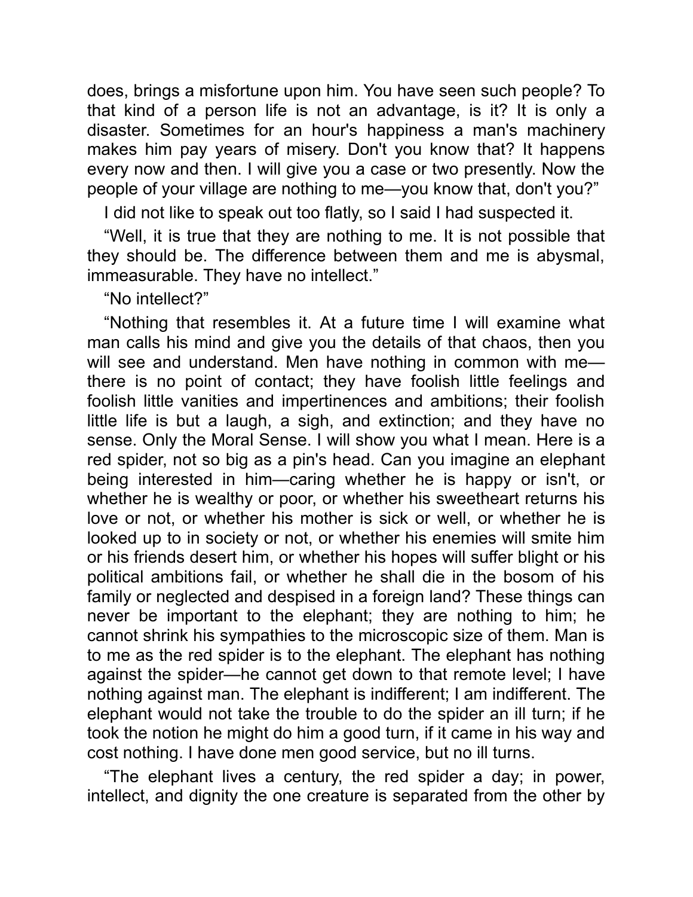does, brings a misfortune upon him. You have seen such people? To that kind of a person life is not an advantage, is it? It is only a disaster. Sometimes for an hour's happiness a man's machinery makes him pay years of misery. Don't you know that? It happens every now and then. I will give you a case or two presently. Now the people of your village are nothing to me—you know that, don't you?"

I did not like to speak out too flatly, so I said I had suspected it.

"Well, it is true that they are nothing to me. It is not possible that they should be. The difference between them and me is abysmal, immeasurable. They have no intellect."

"No intellect?"

"Nothing that resembles it. At a future time I will examine what man calls his mind and give you the details of that chaos, then you will see and understand. Men have nothing in common with me—there is no point of contact; they have foolish little feelings and foolish little vanities and impertinences and ambitions; their foolish little life is but a laugh, a sigh, and extinction; and they have no sense. Only the Moral Sense. I will show you what I mean. Here is a red spider, not so big as a pin's head. Can you imagine an elephant being interested in him—caring whether he is happy or isn't, or whether he is wealthy or poor, or whether his sweetheart returns his love or not, or whether his mother is sick or well, or whether he is looked up to in society or not, or whether his enemies will smite him or his friends desert him, or whether his hopes will suffer blight or his political ambitions fail, or whether he shall die in the bosom of his family or neglected and despised in a foreign land? These things can never be important to the elephant; they are nothing to him; he cannot shrink his sympathies to the microscopic size of them. Man is to me as the red spider is to the elephant. The elephant has nothing against the spider—he cannot get down to that remote level; I have nothing against man. The elephant is indifferent; I am indifferent. The elephant would not take the trouble to do the spider an ill turn; if he took the notion he might do him a good turn, if it came in his way and cost nothing. I have done men good service, but no ill turns.

"The elephant lives a century, the red spider a day; in power, intellect, and dignity the one creature is separated from the other by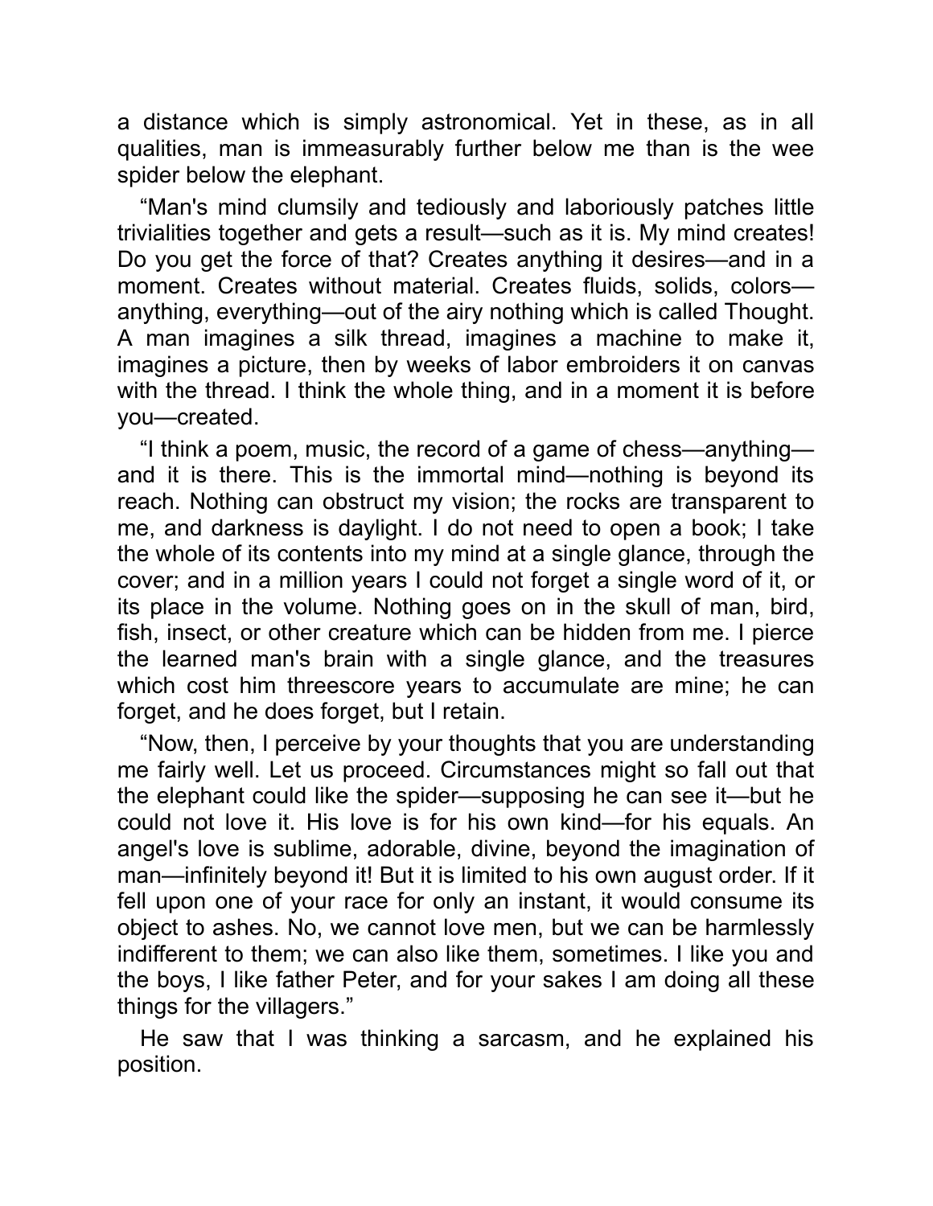a distance which is simply astronomical. Yet in these, as in all qualities, man is immeasurably further below me than is the wee spider below the elephant.

"Man's mind clumsily and tediously and laboriously patches little trivialities together and gets a result—such as it is. My mind creates! Do you get the force of that? Creates anything it desires—and in a moment. Creates without material. Creates fluids, solids, colors—anything, everything—out of the airy nothing which is called Thought. A man imagines a silk thread, imagines a machine to make it, imagines a picture, then by weeks of labor embroiders it on canvas with the thread. I think the whole thing, and in a moment it is before you—created.

"I think a poem, music, the record of a game of chess—anything—and it is there. This is the immortal mind—nothing is beyond its reach. Nothing can obstruct my vision; the rocks are transparent to me, and darkness is daylight. I do not need to open a book; I take the whole of its contents into my mind at a single glance, through the cover; and in a million years I could not forget a single word of it, or its place in the volume. Nothing goes on in the skull of man, bird, fish, insect, or other creature which can be hidden from me. I pierce the learned man's brain with a single glance, and the treasures which cost him threescore years to accumulate are mine; he can forget, and he does forget, but I retain.

"Now, then, I perceive by your thoughts that you are understanding me fairly well. Let us proceed. Circumstances might so fall out that the elephant could like the spider—supposing he can see it—but he could not love it. His love is for his own kind—for his equals. An angel's love is sublime, adorable, divine, beyond the imagination of man—infinitely beyond it! But it is limited to his own august order. If it fell upon one of your race for only an instant, it would consume its object to ashes. No, we cannot love men, but we can be harmlessly indifferent to them; we can also like them, sometimes. I like you and the boys, I like father Peter, and for your sakes I am doing all these things for the villagers."

He saw that I was thinking a sarcasm, and he explained his position.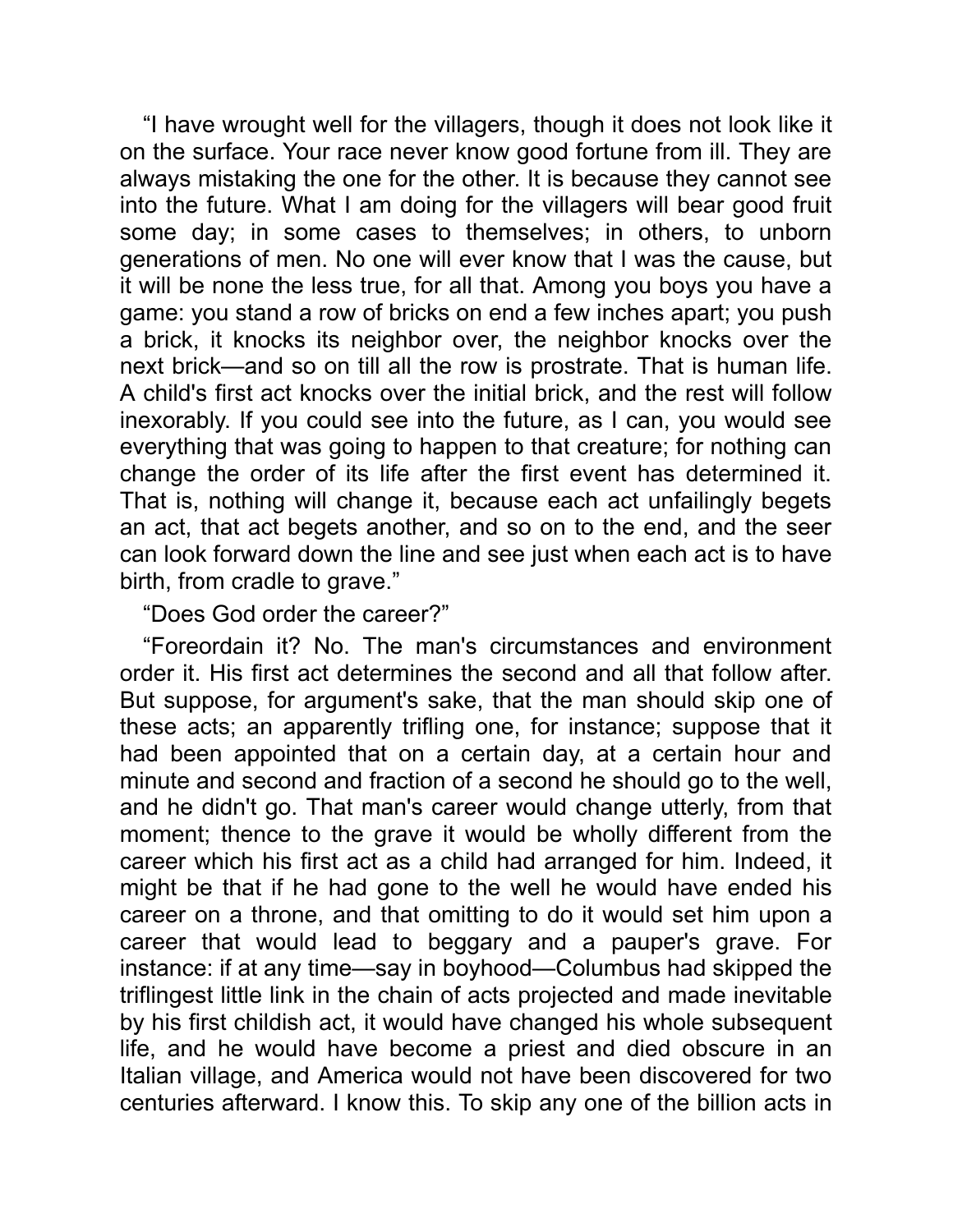"I have wrought well for the villagers, though it does not look like it on the surface. Your race never know good fortune from ill. They are always mistaking the one for the other. It is because they cannot see into the future. What I am doing for the villagers will bear good fruit some day; in some cases to themselves; in others, to unborn generations of men. No one will ever know that I was the cause, but it will be none the less true, for all that. Among you boys you have a game: you stand a row of bricks on end a few inches apart; you push a brick, it knocks its neighbor over, the neighbor knocks over the next brick—and so on till all the row is prostrate. That is human life. A child's first act knocks over the initial brick, and the rest will follow inexorably. If you could see into the future, as I can, you would see everything that was going to happen to that creature; for nothing can change the order of its life after the first event has determined it. That is, nothing will change it, because each act unfailingly begets an act, that act begets another, and so on to the end, and the seer can look forward down the line and see just when each act is to have birth, from cradle to grave."

"Does God order the career?"

"Foreordain it? No. The man's circumstances and environment order it. His first act determines the second and all that follow after. But suppose, for argument's sake, that the man should skip one of these acts; an apparently trifling one, for instance; suppose that it had been appointed that on a certain day, at a certain hour and minute and second and fraction of a second he should go to the well, and he didn't go. That man's career would change utterly, from that moment; thence to the grave it would be wholly different from the career which his first act as a child had arranged for him. Indeed, it might be that if he had gone to the well he would have ended his career on a throne, and that omitting to do it would set him upon a career that would lead to beggary and a pauper's grave. For instance: if at any time—say in boyhood—Columbus had skipped the triflingest little link in the chain of acts projected and made inevitable by his first childish act, it would have changed his whole subsequent life, and he would have become a priest and died obscure in an Italian village, and America would not have been discovered for two centuries afterward. I know this. To skip any one of the billion acts in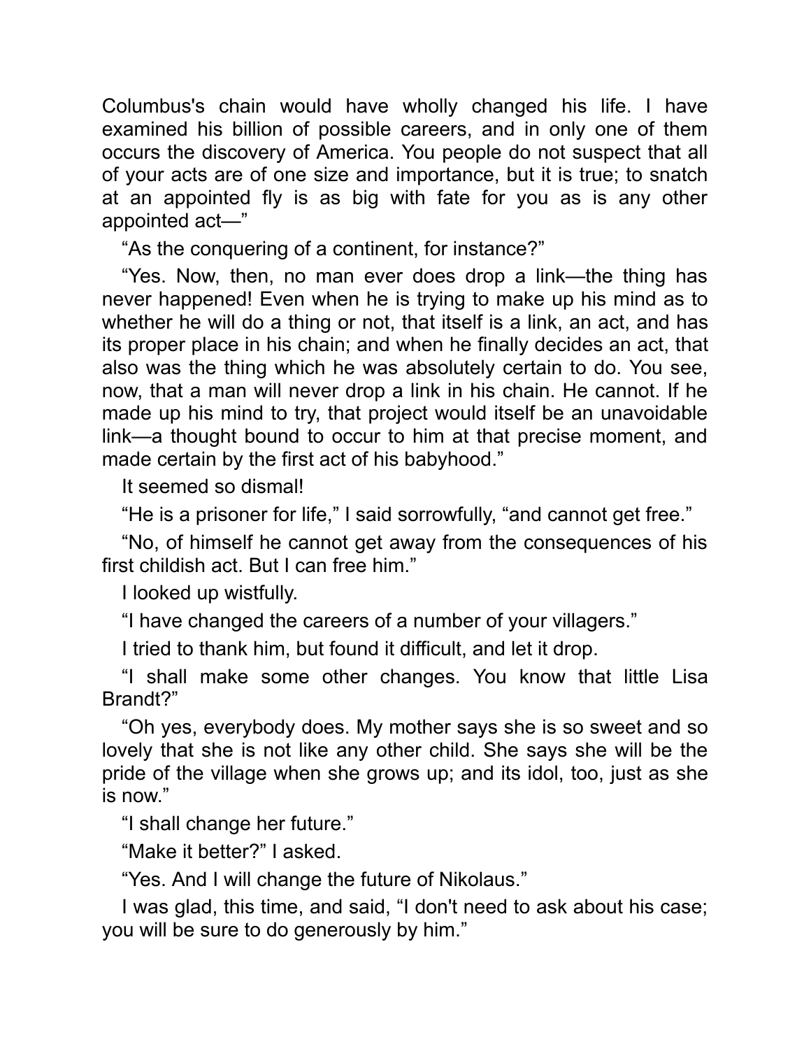Columbus's chain would have wholly changed his life. I have examined his billion of possible careers, and in only one of them occurs the discovery of America. You people do not suspect that all of your acts are of one size and importance, but it is true; to snatch at an appointed fly is as big with fate for you as is any other appointed act—"

"As the conquering of a continent, for instance?"

"Yes. Now, then, no man ever does drop a link—the thing has never happened! Even when he is trying to make up his mind as to whether he will do a thing or not, that itself is a link, an act, and has its proper place in his chain; and when he finally decides an act, that also was the thing which he was absolutely certain to do. You see, now, that a man will never drop a link in his chain. He cannot. If he made up his mind to try, that project would itself be an unavoidable link—a thought bound to occur to him at that precise moment, and made certain by the first act of his babyhood."

It seemed so dismal!

"He is a prisoner for life," I said sorrowfully, "and cannot get free."

"No, of himself he cannot get away from the consequences of his first childish act. But I can free him."

I looked up wistfully.

"I have changed the careers of a number of your villagers."

I tried to thank him, but found it difficult, and let it drop.

"I shall make some other changes. You know that little Lisa Brandt?"

"Oh yes, everybody does. My mother says she is so sweet and so lovely that she is not like any other child. She says she will be the pride of the village when she grows up; and its idol, too, just as she is now."

"I shall change her future."

"Make it better?" I asked.

"Yes. And I will change the future of Nikolaus."

I was glad, this time, and said, "I don't need to ask about his case; you will be sure to do generously by him."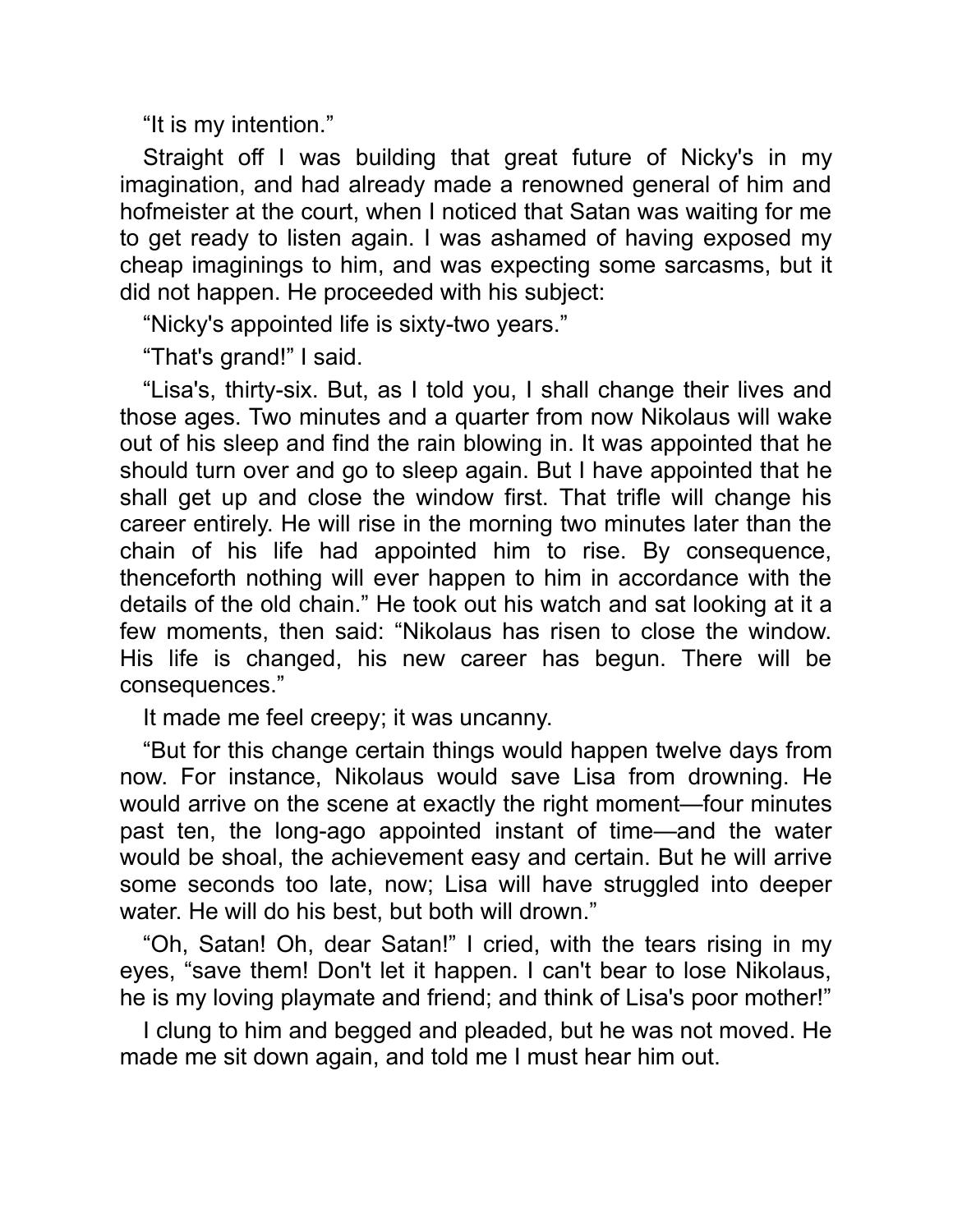"It is my intention."

Straight off I was building that great future of Nicky's in my imagination, and had already made a renowned general of him and hofmeister at the court, when I noticed that Satan was waiting for me to get ready to listen again. I was ashamed of having exposed my cheap imaginings to him, and was expecting some sarcasms, but it did not happen. He proceeded with his subject:

"Nicky's appointed life is sixty-two years."

"That's grand!" I said.

"Lisa's, thirty-six. But, as I told you, I shall change their lives and those ages. Two minutes and a quarter from now Nikolaus will wake out of his sleep and find the rain blowing in. It was appointed that he should turn over and go to sleep again. But I have appointed that he shall get up and close the window first. That trifle will change his career entirely. He will rise in the morning two minutes later than the chain of his life had appointed him to rise. By consequence, thenceforth nothing will ever happen to him in accordance with the details of the old chain." He took out his watch and sat looking at it a few moments, then said: "Nikolaus has risen to close the window. His life is changed, his new career has begun. There will be consequences."

It made me feel creepy; it was uncanny.

"But for this change certain things would happen twelve days from now. For instance, Nikolaus would save Lisa from drowning. He would arrive on the scene at exactly the right moment—four minutes past ten, the long-ago appointed instant of time—and the water would be shoal, the achievement easy and certain. But he will arrive some seconds too late, now; Lisa will have struggled into deeper water. He will do his best, but both will drown."

"Oh, Satan! Oh, dear Satan!" I cried, with the tears rising in my eyes, "save them! Don't let it happen. I can't bear to lose Nikolaus, he is my loving playmate and friend; and think of Lisa's poor mother!"

I clung to him and begged and pleaded, but he was not moved. He made me sit down again, and told me I must hear him out.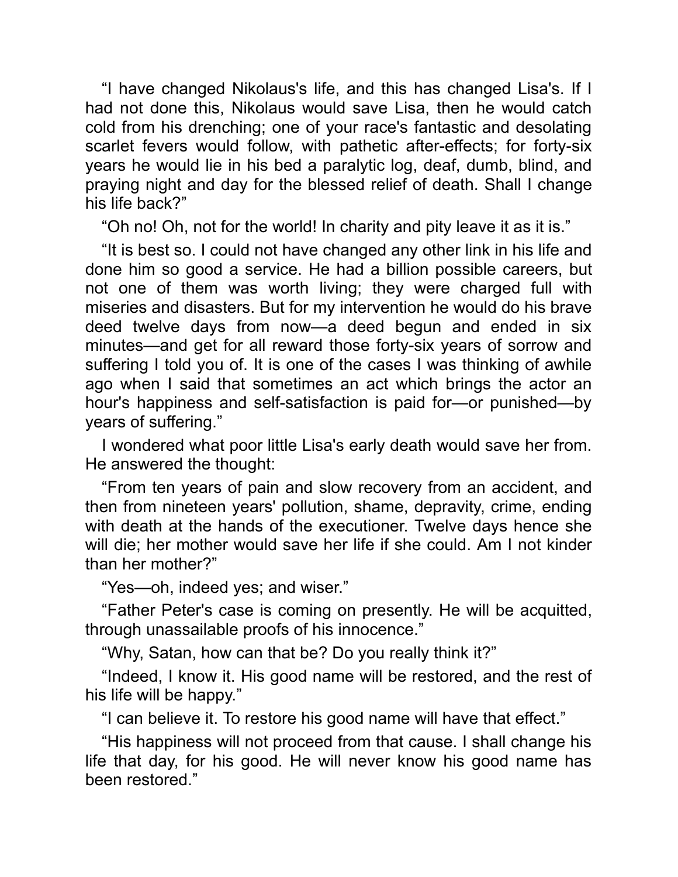“I have changed Nikolaus's life, and this has changed Lisa's. If I had not done this, Nikolaus would save Lisa, then he would catch cold from his drenching; one of your race's fantastic and desolating scarlet fevers would follow, with pathetic after-effects; for forty-six years he would lie in his bed a paralytic log, deaf, dumb, blind, and praying night and day for the blessed relief of death. Shall I change his life back?”

“Oh no! Oh, not for the world! In charity and pity leave it as it is.”

“It is best so. I could not have changed any other link in his life and done him so good a service. He had a billion possible careers, but not one of them was worth living; they were charged full with miseries and disasters. But for my intervention he would do his brave deed twelve days from now—a deed begun and ended in six minutes—and get for all reward those forty-six years of sorrow and suffering I told you of. It is one of the cases I was thinking of awhile ago when I said that sometimes an act which brings the actor an hour's happiness and self-satisfaction is paid for—or punished—by years of suffering.”

I wondered what poor little Lisa's early death would save her from. He answered the thought:

“From ten years of pain and slow recovery from an accident, and then from nineteen years' pollution, shame, depravity, crime, ending with death at the hands of the executioner. Twelve days hence she will die; her mother would save her life if she could. Am I not kinder than her mother?”

“Yes—oh, indeed yes; and wiser.”

“Father Peter's case is coming on presently. He will be acquitted, through unassailable proofs of his innocence.”

“Why, Satan, how can that be? Do you really think it?”

“Indeed, I know it. His good name will be restored, and the rest of his life will be happy.”

“I can believe it. To restore his good name will have that effect.”

“His happiness will not proceed from that cause. I shall change his life that day, for his good. He will never know his good name has been restored.”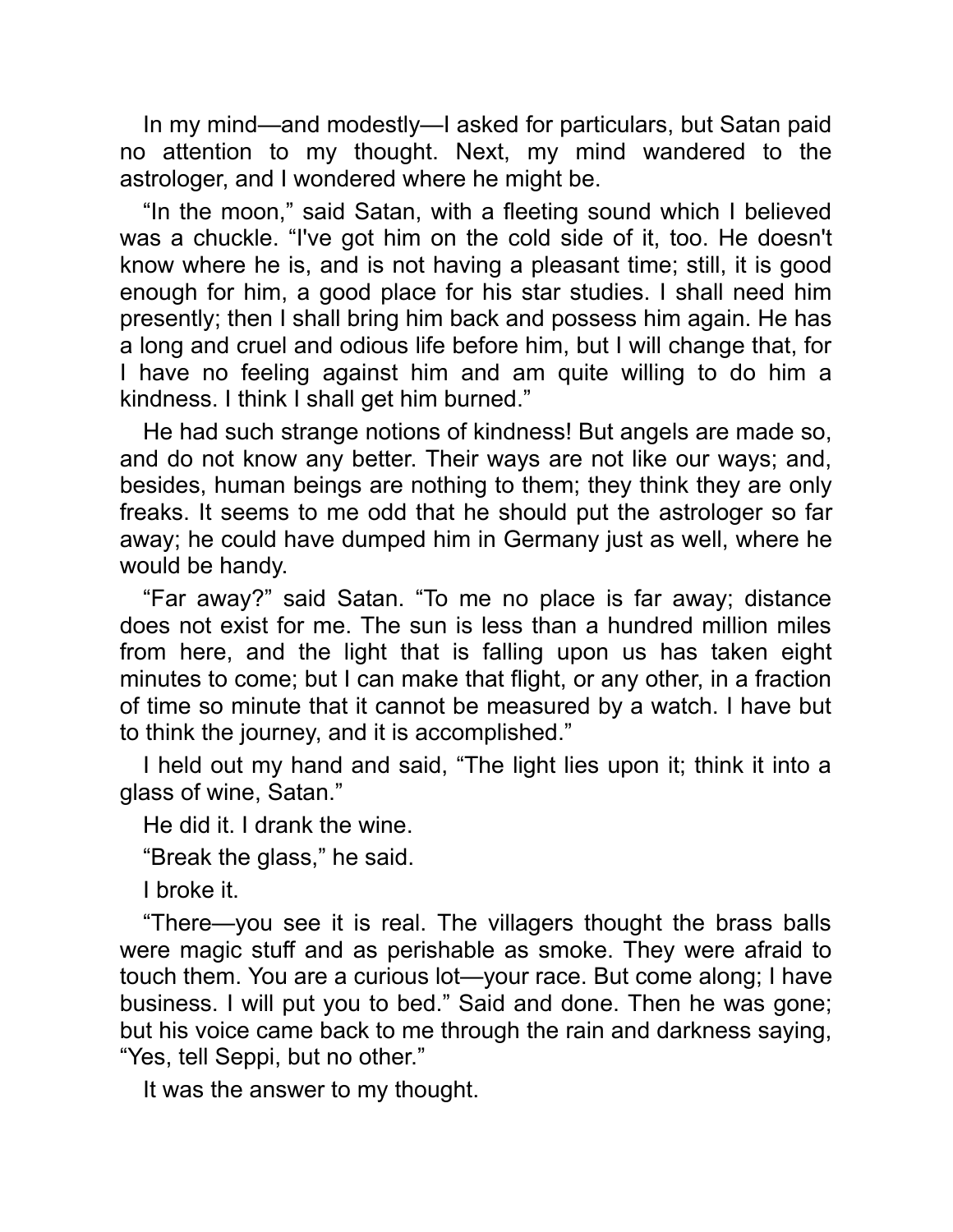In my mind—and modestly—I asked for particulars, but Satan paid no attention to my thought. Next, my mind wandered to the astrologer, and I wondered where he might be.

“In the moon,” said Satan, with a fleeting sound which I believed was a chuckle. “I've got him on the cold side of it, too. He doesn't know where he is, and is not having a pleasant time; still, it is good enough for him, a good place for his star studies. I shall need him presently; then I shall bring him back and possess him again. He has a long and cruel and odious life before him, but I will change that, for I have no feeling against him and am quite willing to do him a kindness. I think I shall get him burned.”

He had such strange notions of kindness! But angels are made so, and do not know any better. Their ways are not like our ways; and, besides, human beings are nothing to them; they think they are only freaks. It seems to me odd that he should put the astrologer so far away; he could have dumped him in Germany just as well, where he would be handy.

“Far away?” said Satan. “To me no place is far away; distance does not exist for me. The sun is less than a hundred million miles from here, and the light that is falling upon us has taken eight minutes to come; but I can make that flight, or any other, in a fraction of time so minute that it cannot be measured by a watch. I have but to think the journey, and it is accomplished.”

I held out my hand and said, “The light lies upon it; think it into a glass of wine, Satan.”

He did it. I drank the wine.

“Break the glass,” he said.

I broke it.

“There—you see it is real. The villagers thought the brass balls were magic stuff and as perishable as smoke. They were afraid to touch them. You are a curious lot—your race. But come along; I have business. I will put you to bed.” Said and done. Then he was gone; but his voice came back to me through the rain and darkness saying, “Yes, tell Seppi, but no other.”

It was the answer to my thought.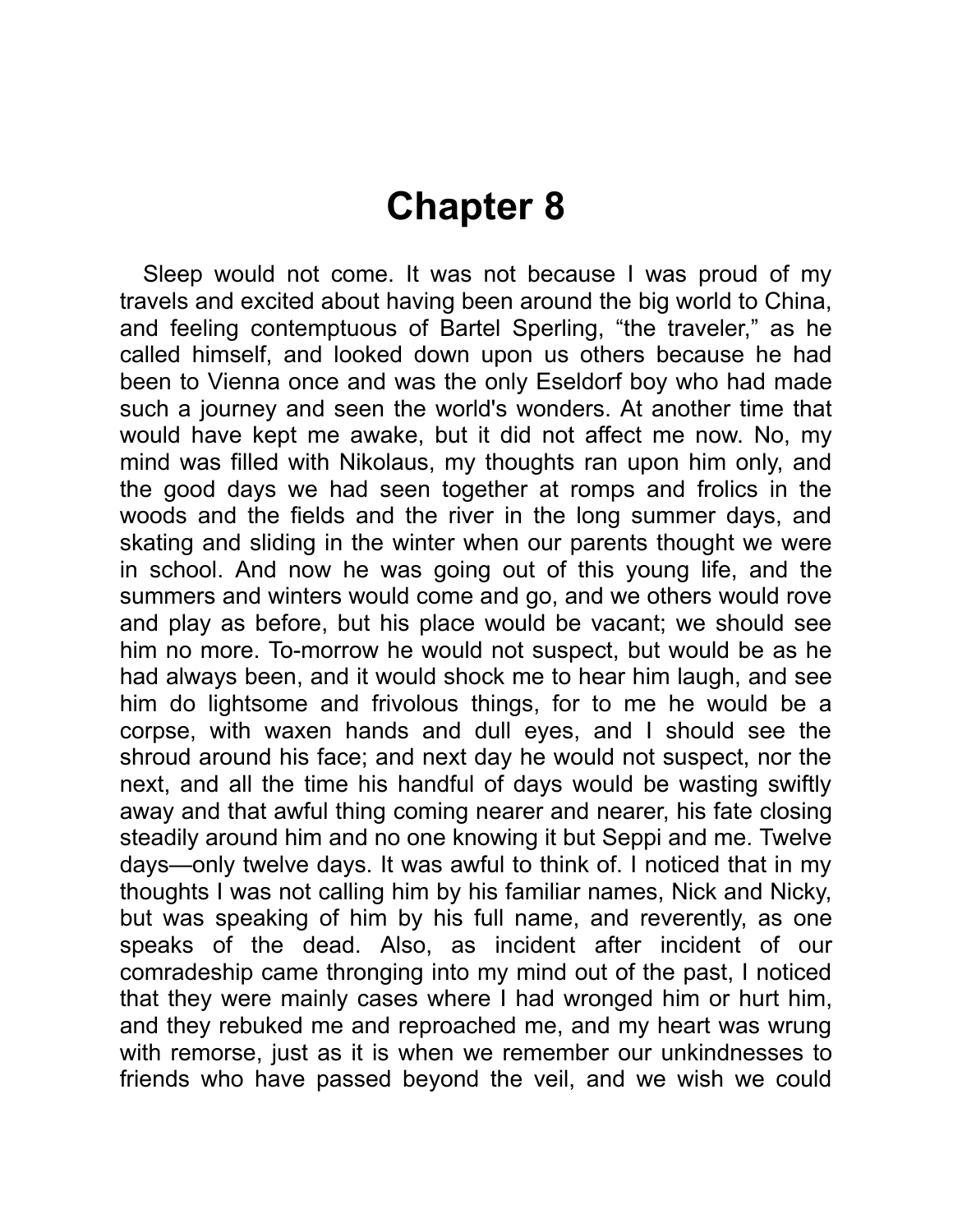# Chapter 8

Sleep would not come. It was not because I was proud of my travels and excited about having been around the big world to China, and feeling contemptuous of Bartel Sperling, “the traveler,” as he called himself, and looked down upon us others because he had been to Vienna once and was the only Eseldorf boy who had made such a journey and seen the world's wonders. At another time that would have kept me awake, but it did not affect me now. No, my mind was filled with Nikolaus, my thoughts ran upon him only, and the good days we had seen together at romps and frolics in the woods and the fields and the river in the long summer days, and skating and sliding in the winter when our parents thought we were in school. And now he was going out of this young life, and the summers and winters would come and go, and we others would rove and play as before, but his place would be vacant; we should see him no more. To-morrow he would not suspect, but would be as he had always been, and it would shock me to hear him laugh, and see him do lightsome and frivolous things, for to me he would be a corpse, with waxen hands and dull eyes, and I should see the shroud around his face; and next day he would not suspect, nor the next, and all the time his handful of days would be wasting swiftly away and that awful thing coming nearer and nearer, his fate closing steadily around him and no one knowing it but Seppi and me. Twelve days—only twelve days. It was awful to think of. I noticed that in my thoughts I was not calling him by his familiar names, Nick and Nicky, but was speaking of him by his full name, and reverently, as one speaks of the dead. Also, as incident after incident of our comradeship came thronging into my mind out of the past, I noticed that they were mainly cases where I had wronged him or hurt him, and they rebuked me and reproached me, and my heart was wrung with remorse, just as it is when we remember our unkindnesses to friends who have passed beyond the veil, and we wish we could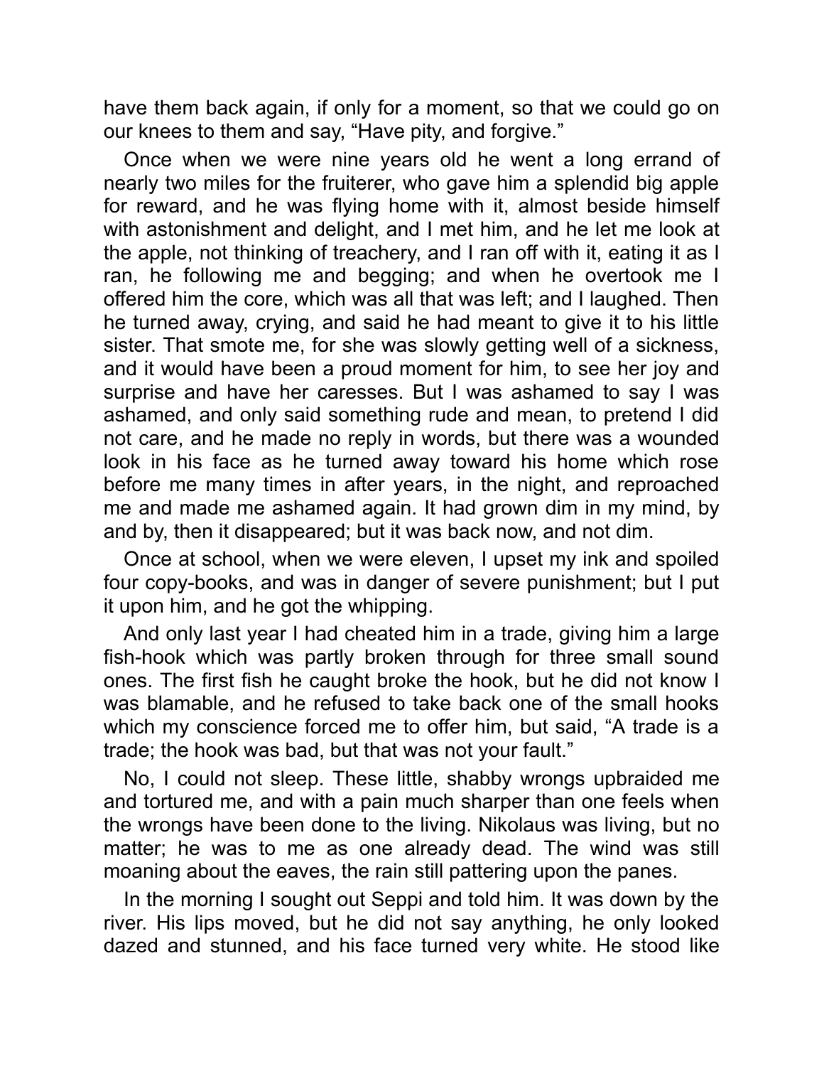have them back again, if only for a moment, so that we could go on our knees to them and say, “Have pity, and forgive.”

Once when we were nine years old he went a long errand of nearly two miles for the fruiterer, who gave him a splendid big apple for reward, and he was flying home with it, almost beside himself with astonishment and delight, and I met him, and he let me look at the apple, not thinking of treachery, and I ran off with it, eating it as I ran, he following me and begging; and when he overtook me I offered him the core, which was all that was left; and I laughed. Then he turned away, crying, and said he had meant to give it to his little sister. That smote me, for she was slowly getting well of a sickness, and it would have been a proud moment for him, to see her joy and surprise and have her caresses. But I was ashamed to say I was ashamed, and only said something rude and mean, to pretend I did not care, and he made no reply in words, but there was a wounded look in his face as he turned away toward his home which rose before me many times in after years, in the night, and reproached me and made me ashamed again. It had grown dim in my mind, by and by, then it disappeared; but it was back now, and not dim.

Once at school, when we were eleven, I upset my ink and spoiled four copy-books, and was in danger of severe punishment; but I put it upon him, and he got the whipping.

And only last year I had cheated him in a trade, giving him a large fish-hook which was partly broken through for three small sound ones. The first fish he caught broke the hook, but he did not know I was blamable, and he refused to take back one of the small hooks which my conscience forced me to offer him, but said, “A trade is a trade; the hook was bad, but that was not your fault.”

No, I could not sleep. These little, shabby wrongs upbraided me and tortured me, and with a pain much sharper than one feels when the wrongs have been done to the living. Nikolaus was living, but no matter; he was to me as one already dead. The wind was still moaning about the eaves, the rain still pattering upon the panes.

In the morning I sought out Seppi and told him. It was down by the river. His lips moved, but he did not say anything, he only looked dazed and stunned, and his face turned very white. He stood like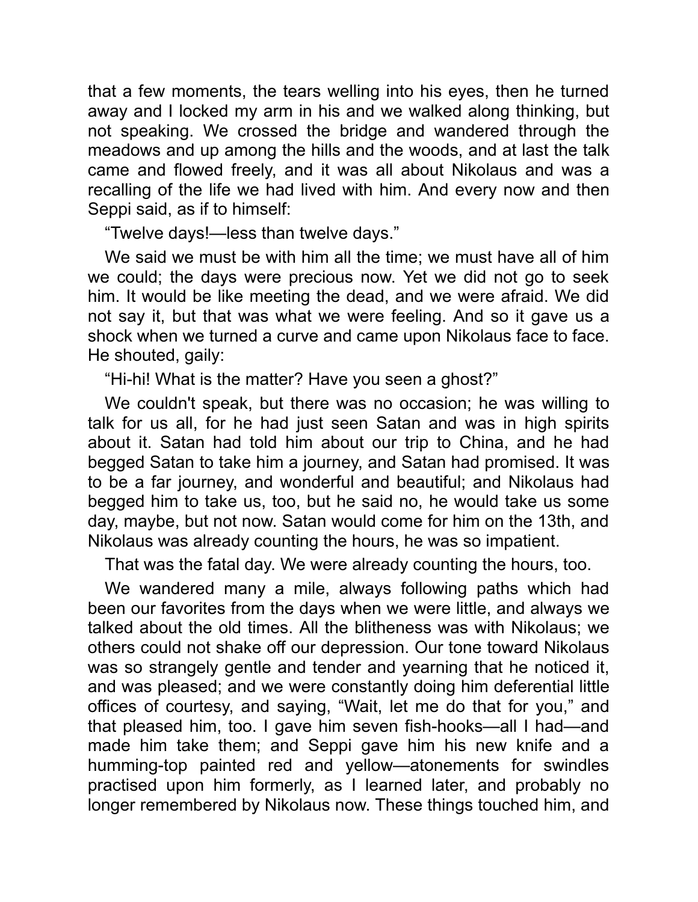that a few moments, the tears welling into his eyes, then he turned away and I locked my arm in his and we walked along thinking, but not speaking. We crossed the bridge and wandered through the meadows and up among the hills and the woods, and at last the talk came and flowed freely, and it was all about Nikolaus and was a recalling of the life we had lived with him. And every now and then Seppi said, as if to himself:

"Twelve days!—less than twelve days."

We said we must be with him all the time; we must have all of him we could; the days were precious now. Yet we did not go to seek him. It would be like meeting the dead, and we were afraid. We did not say it, but that was what we were feeling. And so it gave us a shock when we turned a curve and came upon Nikolaus face to face. He shouted, gaily:

"Hi-hi! What is the matter? Have you seen a ghost?"

We couldn't speak, but there was no occasion; he was willing to talk for us all, for he had just seen Satan and was in high spirits about it. Satan had told him about our trip to China, and he had begged Satan to take him a journey, and Satan had promised. It was to be a far journey, and wonderful and beautiful; and Nikolaus had begged him to take us, too, but he said no, he would take us some day, maybe, but not now. Satan would come for him on the 13th, and Nikolaus was already counting the hours, he was so impatient.

That was the fatal day. We were already counting the hours, too.

We wandered many a mile, always following paths which had been our favorites from the days when we were little, and always we talked about the old times. All the blitheness was with Nikolaus; we others could not shake off our depression. Our tone toward Nikolaus was so strangely gentle and tender and yearning that he noticed it, and was pleased; and we were constantly doing him deferential little offices of courtesy, and saying, "Wait, let me do that for you," and that pleased him, too. I gave him seven fish-hooks—all I had—and made him take them; and Seppi gave him his new knife and a humming-top painted red and yellow—atonements for swindles practised upon him formerly, as I learned later, and probably no longer remembered by Nikolaus now. These things touched him, and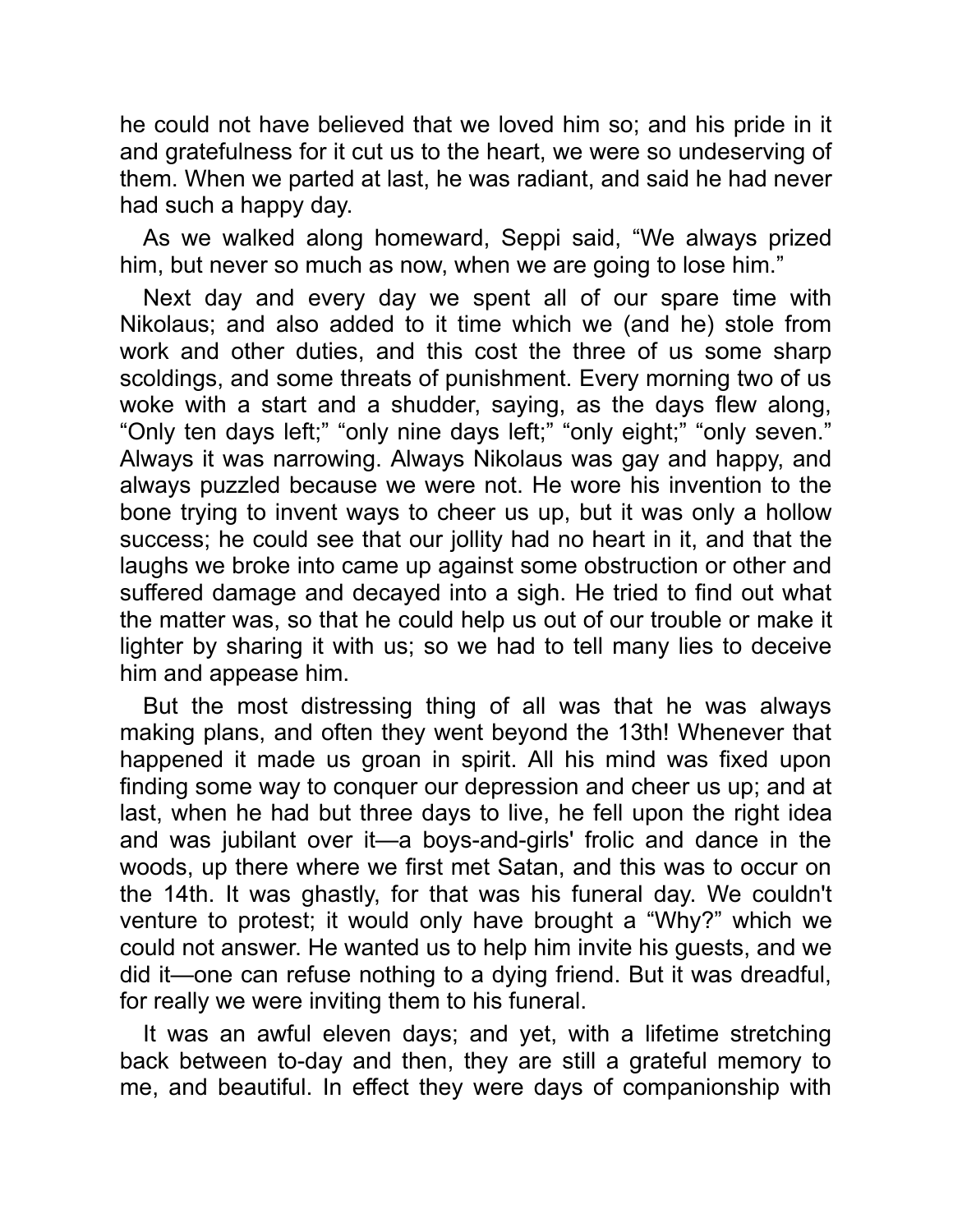he could not have believed that we loved him so; and his pride in it and gratefulness for it cut us to the heart, we were so undeserving of them. When we parted at last, he was radiant, and said he had never had such a happy day.

As we walked along homeward, Seppi said, “We always prized him, but never so much as now, when we are going to lose him.”

Next day and every day we spent all of our spare time with Nikolaus; and also added to it time which we (and he) stole from work and other duties, and this cost the three of us some sharp scoldings, and some threats of punishment. Every morning two of us woke with a start and a shudder, saying, as the days flew along, “Only ten days left;” “only nine days left;” “only eight;” “only seven.” Always it was narrowing. Always Nikolaus was gay and happy, and always puzzled because we were not. He wore his invention to the bone trying to invent ways to cheer us up, but it was only a hollow success; he could see that our jollity had no heart in it, and that the laughs we broke into came up against some obstruction or other and suffered damage and decayed into a sigh. He tried to find out what the matter was, so that he could help us out of our trouble or make it lighter by sharing it with us; so we had to tell many lies to deceive him and appease him.

But the most distressing thing of all was that he was always making plans, and often they went beyond the 13th! Whenever that happened it made us groan in spirit. All his mind was fixed upon finding some way to conquer our depression and cheer us up; and at last, when he had but three days to live, he fell upon the right idea and was jubilant over it—a boys-and-girls' frolic and dance in the woods, up there where we first met Satan, and this was to occur on the 14th. It was ghastly, for that was his funeral day. We couldn't venture to protest; it would only have brought a “Why?” which we could not answer. He wanted us to help him invite his guests, and we did it—one can refuse nothing to a dying friend. But it was dreadful, for really we were inviting them to his funeral.

It was an awful eleven days; and yet, with a lifetime stretching back between to-day and then, they are still a grateful memory to me, and beautiful. In effect they were days of companionship with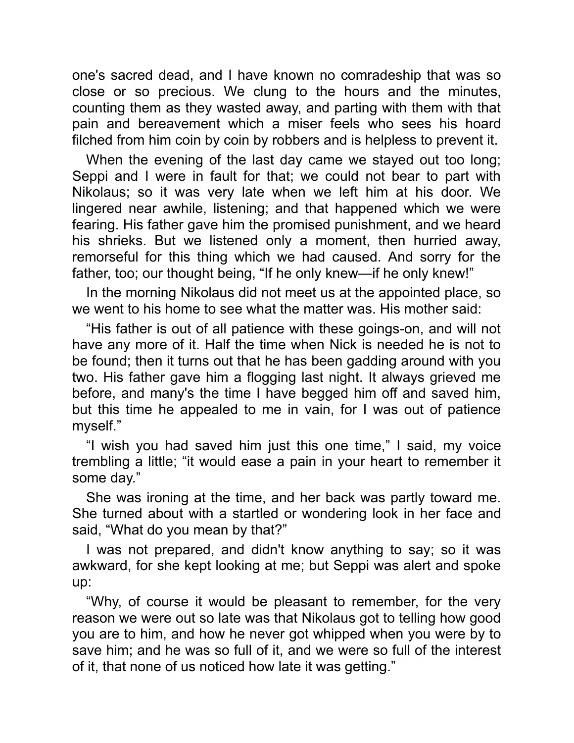one's sacred dead, and I have known no comradeship that was so close or so precious. We clung to the hours and the minutes, counting them as they wasted away, and parting with them with that pain and bereavement which a miser feels who sees his hoard filched from him coin by coin by robbers and is helpless to prevent it.

When the evening of the last day came we stayed out too long; Seppi and I were in fault for that; we could not bear to part with Nikolaus; so it was very late when we left him at his door. We lingered near awhile, listening; and that happened which we were fearing. His father gave him the promised punishment, and we heard his shrieks. But we listened only a moment, then hurried away, remorseful for this thing which we had caused. And sorry for the father, too; our thought being, "If he only knew—if he only knew!"

In the morning Nikolaus did not meet us at the appointed place, so we went to his home to see what the matter was. His mother said:

"His father is out of all patience with these goings-on, and will not have any more of it. Half the time when Nick is needed he is not to be found; then it turns out that he has been gadding around with you two. His father gave him a flogging last night. It always grieved me before, and many's the time I have begged him off and saved him, but this time he appealed to me in vain, for I was out of patience myself."

"I wish you had saved him just this one time," I said, my voice trembling a little; "it would ease a pain in your heart to remember it some day."

She was ironing at the time, and her back was partly toward me. She turned about with a startled or wondering look in her face and said, "What do you mean by that?"

I was not prepared, and didn't know anything to say; so it was awkward, for she kept looking at me; but Seppi was alert and spoke up:

"Why, of course it would be pleasant to remember, for the very reason we were out so late was that Nikolaus got to telling how good you are to him, and how he never got whipped when you were by to save him; and he was so full of it, and we were so full of the interest of it, that none of us noticed how late it was getting."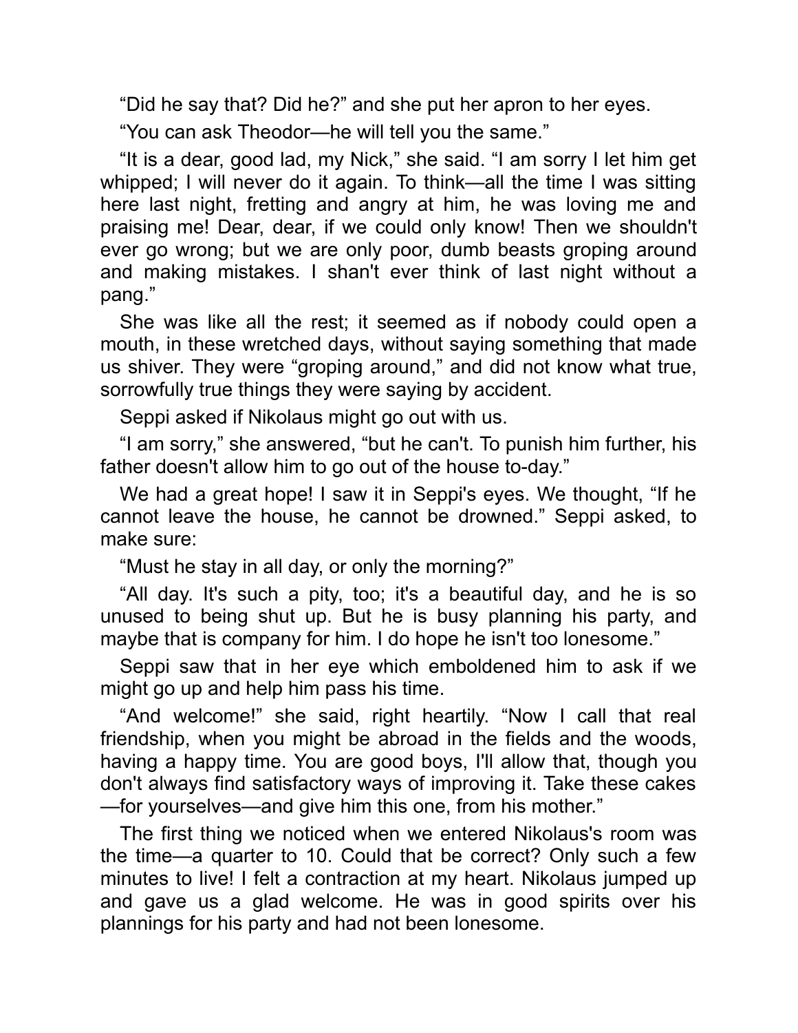"Did he say that? Did he?" and she put her apron to her eyes.

"You can ask Theodor—he will tell you the same."

"It is a dear, good lad, my Nick," she said. "I am sorry I let him get whipped; I will never do it again. To think—all the time I was sitting here last night, fretting and angry at him, he was loving me and praising me! Dear, dear, if we could only know! Then we shouldn't ever go wrong; but we are only poor, dumb beasts groping around and making mistakes. I shan't ever think of last night without a pang."

She was like all the rest; it seemed as if nobody could open a mouth, in these wretched days, without saying something that made us shiver. They were "groping around," and did not know what true, sorrowfully true things they were saying by accident.

Seppi asked if Nikolaus might go out with us.

"I am sorry," she answered, "but he can't. To punish him further, his father doesn't allow him to go out of the house to-day."

We had a great hope! I saw it in Seppi's eyes. We thought, "If he cannot leave the house, he cannot be drowned." Seppi asked, to make sure:

"Must he stay in all day, or only the morning?"

"All day. It's such a pity, too; it's a beautiful day, and he is so unused to being shut up. But he is busy planning his party, and maybe that is company for him. I do hope he isn't too lonesome."

Seppi saw that in her eye which emboldened him to ask if we might go up and help him pass his time.

"And welcome!" she said, right heartily. "Now I call that real friendship, when you might be abroad in the fields and the woods, having a happy time. You are good boys, I'll allow that, though you don't always find satisfactory ways of improving it. Take these cakes—for yourselves—and give him this one, from his mother."

The first thing we noticed when we entered Nikolaus's room was the time—a quarter to 10. Could that be correct? Only such a few minutes to live! I felt a contraction at my heart. Nikolaus jumped up and gave us a glad welcome. He was in good spirits over his plannings for his party and had not been lonesome.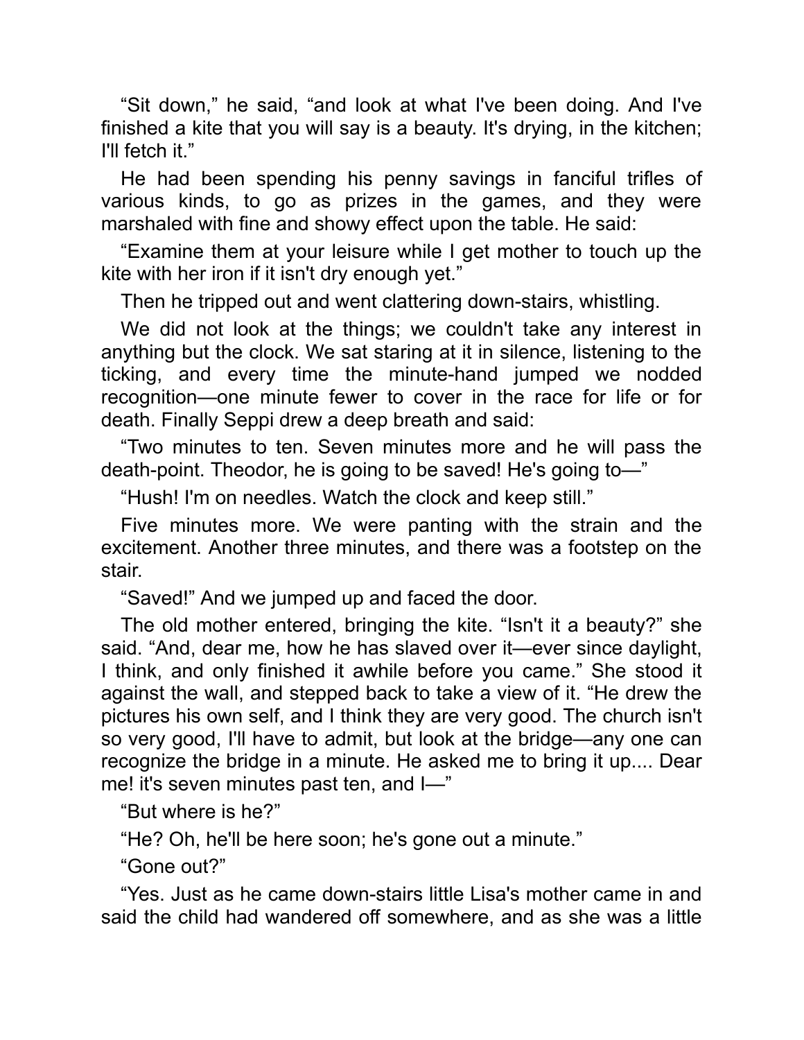"Sit down," he said, "and look at what I've been doing. And I've finished a kite that you will say is a beauty. It's drying, in the kitchen; I'll fetch it."

He had been spending his penny savings in fanciful trifles of various kinds, to go as prizes in the games, and they were marshaled with fine and showy effect upon the table. He said:

"Examine them at your leisure while I get mother to touch up the kite with her iron if it isn't dry enough yet."

Then he tripped out and went clattering down-stairs, whistling.

We did not look at the things; we couldn't take any interest in anything but the clock. We sat staring at it in silence, listening to the ticking, and every time the minute-hand jumped we nodded recognition—one minute fewer to cover in the race for life or for death. Finally Seppi drew a deep breath and said:

"Two minutes to ten. Seven minutes more and he will pass the death-point. Theodor, he is going to be saved! He's going to—"

"Hush! I'm on needles. Watch the clock and keep still."

Five minutes more. We were panting with the strain and the excitement. Another three minutes, and there was a footstep on the stair.

"Saved!" And we jumped up and faced the door.

The old mother entered, bringing the kite. "Isn't it a beauty?" she said. "And, dear me, how he has slaved over it—ever since daylight, I think, and only finished it awhile before you came." She stood it against the wall, and stepped back to take a view of it. "He drew the pictures his own self, and I think they are very good. The church isn't so very good, I'll have to admit, but look at the bridge—any one can recognize the bridge in a minute. He asked me to bring it up.... Dear me! it's seven minutes past ten, and I—"

"But where is he?"

"He? Oh, he'll be here soon; he's gone out a minute."

"Gone out?"

"Yes. Just as he came down-stairs little Lisa's mother came in and said the child had wandered off somewhere, and as she was a little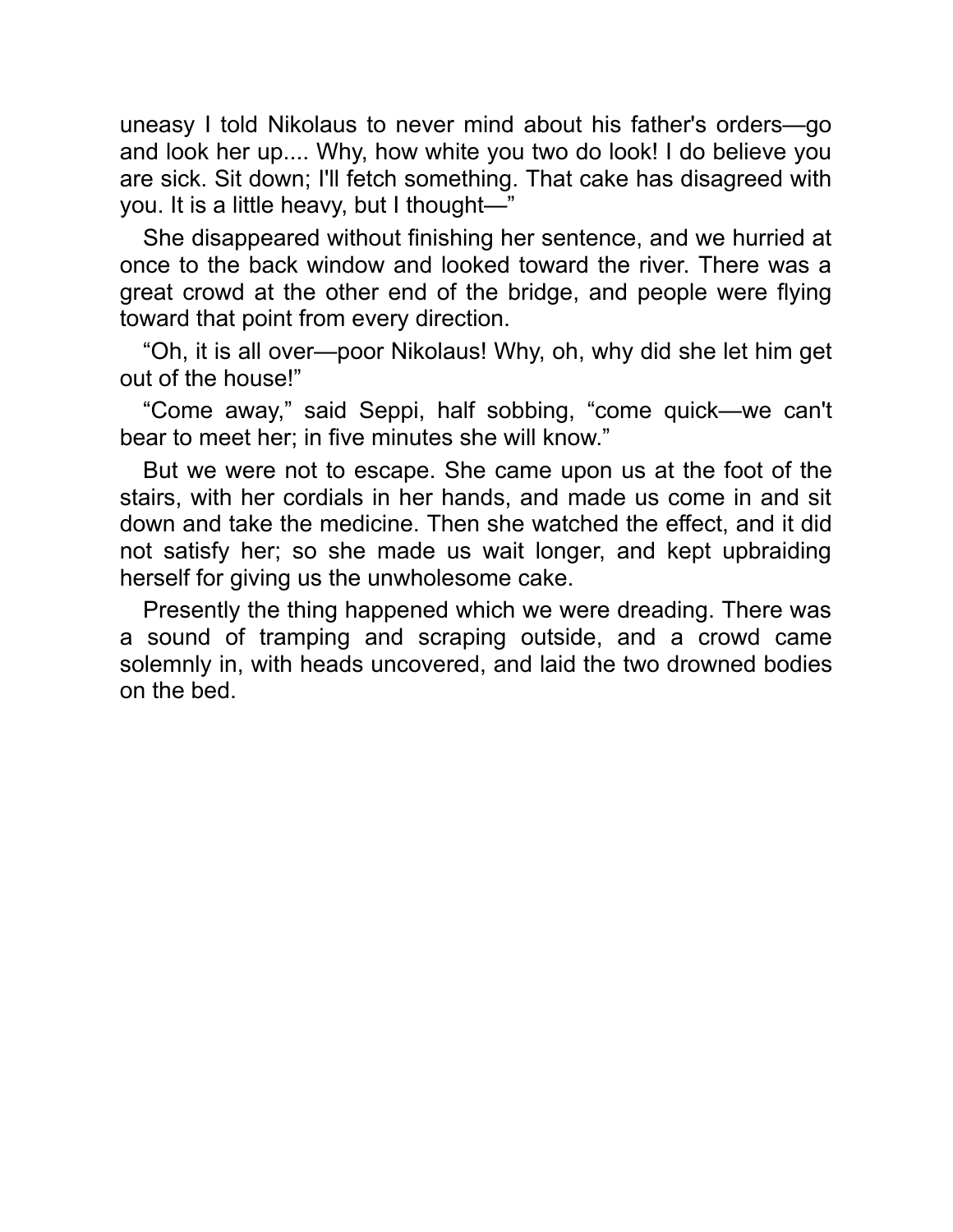uneasy I told Nikolaus to never mind about his father's orders—go and look her up.... Why, how white you two do look! I do believe you are sick. Sit down; I'll fetch something. That cake has disagreed with you. It is a little heavy, but I thought—"

She disappeared without finishing her sentence, and we hurried at once to the back window and looked toward the river. There was a great crowd at the other end of the bridge, and people were flying toward that point from every direction.

"Oh, it is all over—poor Nikolaus! Why, oh, why did she let him get out of the house!"

"Come away," said Seppi, half sobbing, "come quick—we can't bear to meet her; in five minutes she will know."

But we were not to escape. She came upon us at the foot of the stairs, with her cordials in her hands, and made us come in and sit down and take the medicine. Then she watched the effect, and it did not satisfy her; so she made us wait longer, and kept upbraiding herself for giving us the unwholesome cake.

Presently the thing happened which we were dreading. There was a sound of tramping and scraping outside, and a crowd came solemnly in, with heads uncovered, and laid the two drowned bodies on the bed.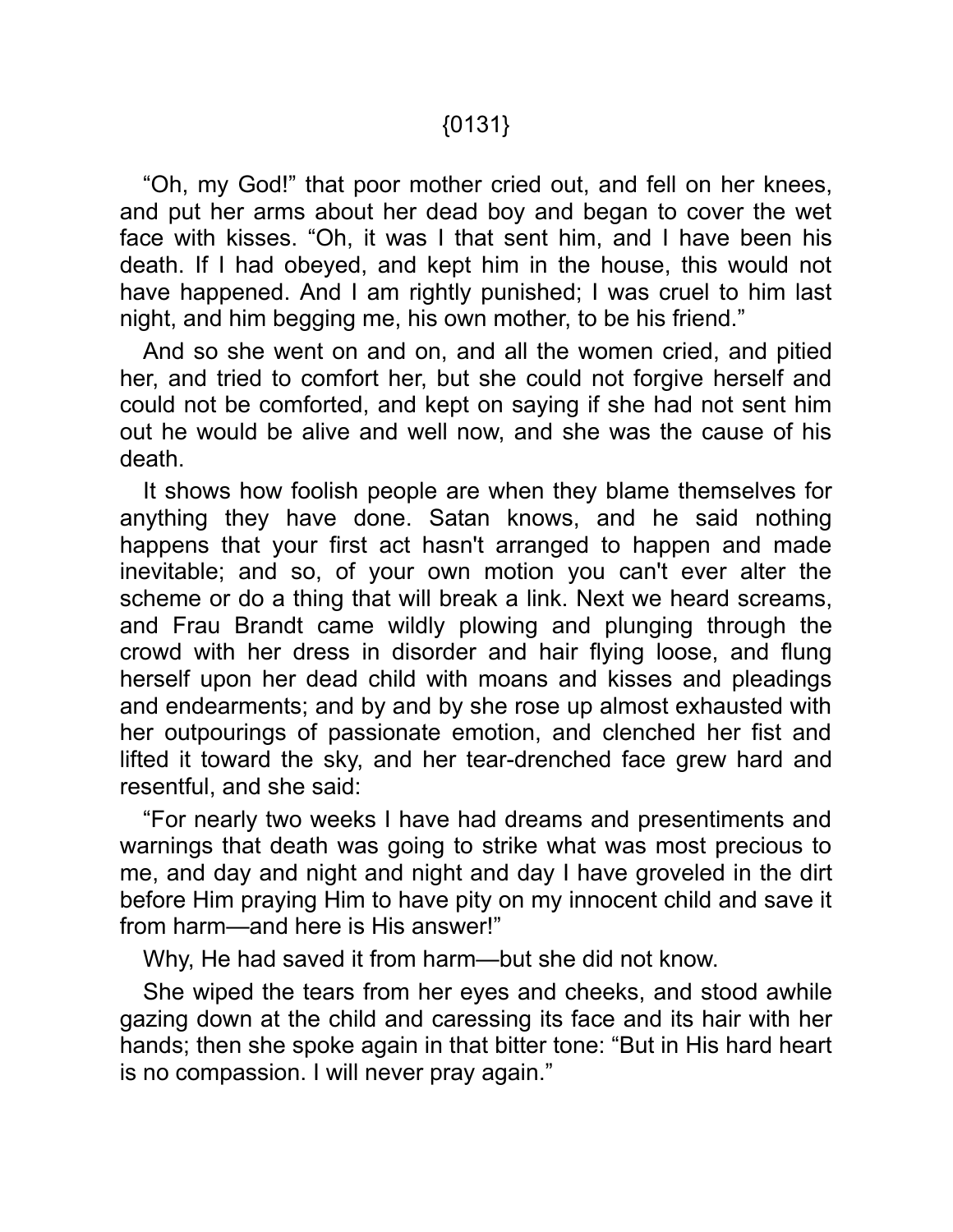"Oh, my God!" that poor mother cried out, and fell on her knees, and put her arms about her dead boy and began to cover the wet face with kisses. "Oh, it was I that sent him, and I have been his death. If I had obeyed, and kept him in the house, this would not have happened. And I am rightly punished; I was cruel to him last night, and him begging me, his own mother, to be his friend."

And so she went on and on, and all the women cried, and pitied her, and tried to comfort her, but she could not forgive herself and could not be comforted, and kept on saying if she had not sent him out he would be alive and well now, and she was the cause of his death.

It shows how foolish people are when they blame themselves for anything they have done. Satan knows, and he said nothing happens that your first act hasn't arranged to happen and made inevitable; and so, of your own motion you can't ever alter the scheme or do a thing that will break a link. Next we heard screams, and Frau Brandt came wildly plowing and plunging through the crowd with her dress in disorder and hair flying loose, and flung herself upon her dead child with moans and kisses and pleadings and endearments; and by and by she rose up almost exhausted with her outpourings of passionate emotion, and clenched her fist and lifted it toward the sky, and her tear-drenched face grew hard and resentful, and she said:

"For nearly two weeks I have had dreams and presentiments and warnings that death was going to strike what was most precious to me, and day and night and night and day I have groveled in the dirt before Him praying Him to have pity on my innocent child and save it from harm—and here is His answer!"

Why, He had saved it from harm—but she did not know.

She wiped the tears from her eyes and cheeks, and stood awhile gazing down at the child and caressing its face and its hair with her hands; then she spoke again in that bitter tone: "But in His hard heart is no compassion. I will never pray again."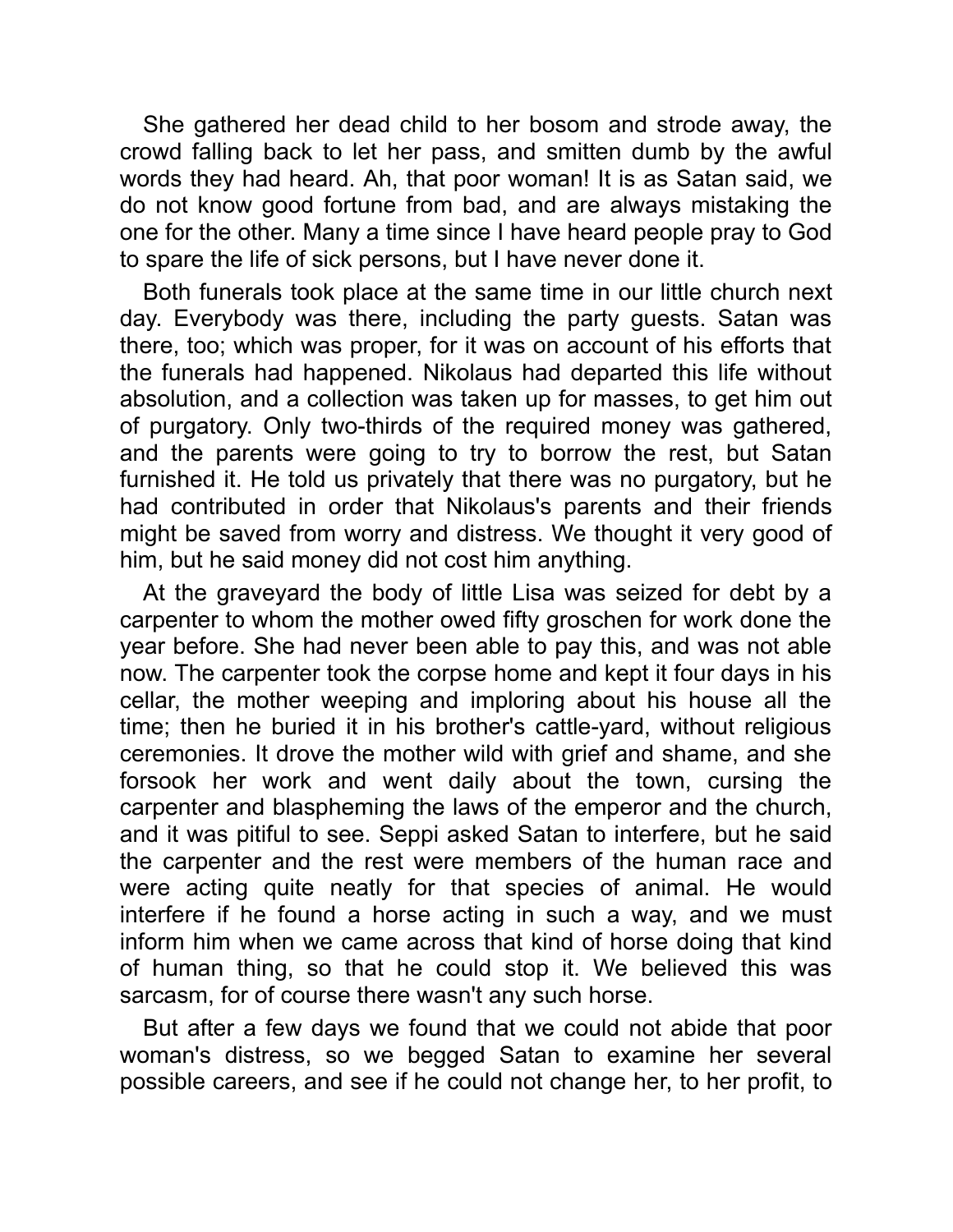She gathered her dead child to her bosom and strode away, the crowd falling back to let her pass, and smitten dumb by the awful words they had heard. Ah, that poor woman! It is as Satan said, we do not know good fortune from bad, and are always mistaking the one for the other. Many a time since I have heard people pray to God to spare the life of sick persons, but I have never done it.

Both funerals took place at the same time in our little church next day. Everybody was there, including the party guests. Satan was there, too; which was proper, for it was on account of his efforts that the funerals had happened. Nikolaus had departed this life without absolution, and a collection was taken up for masses, to get him out of purgatory. Only two-thirds of the required money was gathered, and the parents were going to try to borrow the rest, but Satan furnished it. He told us privately that there was no purgatory, but he had contributed in order that Nikolaus's parents and their friends might be saved from worry and distress. We thought it very good of him, but he said money did not cost him anything.

At the graveyard the body of little Lisa was seized for debt by a carpenter to whom the mother owed fifty groschen for work done the year before. She had never been able to pay this, and was not able now. The carpenter took the corpse home and kept it four days in his cellar, the mother weeping and imploring about his house all the time; then he buried it in his brother's cattle-yard, without religious ceremonies. It drove the mother wild with grief and shame, and she forsook her work and went daily about the town, cursing the carpenter and blaspheming the laws of the emperor and the church, and it was pitiful to see. Seppi asked Satan to interfere, but he said the carpenter and the rest were members of the human race and were acting quite neatly for that species of animal. He would interfere if he found a horse acting in such a way, and we must inform him when we came across that kind of horse doing that kind of human thing, so that he could stop it. We believed this was sarcasm, for of course there wasn't any such horse.

But after a few days we found that we could not abide that poor woman's distress, so we begged Satan to examine her several possible careers, and see if he could not change her, to her profit, to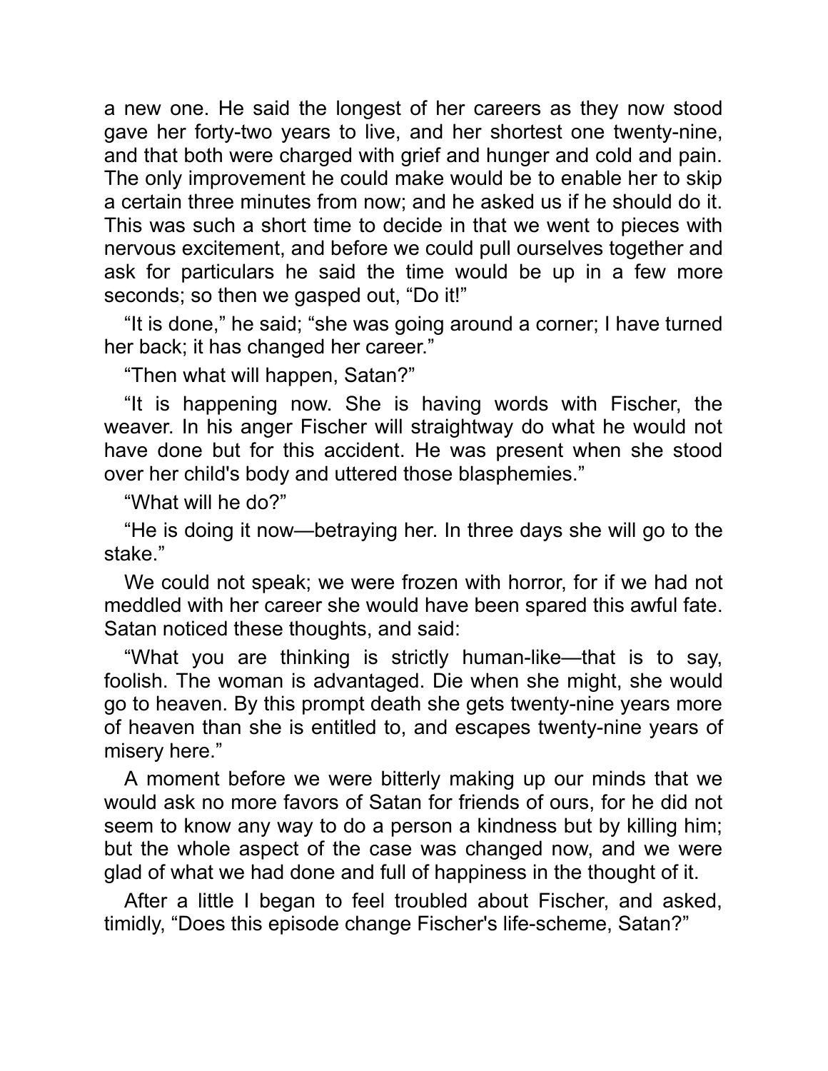a new one. He said the longest of her careers as they now stood gave her forty-two years to live, and her shortest one twenty-nine, and that both were charged with grief and hunger and cold and pain. The only improvement he could make would be to enable her to skip a certain three minutes from now; and he asked us if he should do it. This was such a short time to decide in that we went to pieces with nervous excitement, and before we could pull ourselves together and ask for particulars he said the time would be up in a few more seconds; so then we gasped out, "Do it!"

"It is done," he said; "she was going around a corner; I have turned her back; it has changed her career."

"Then what will happen, Satan?"

"It is happening now. She is having words with Fischer, the weaver. In his anger Fischer will straightway do what he would not have done but for this accident. He was present when she stood over her child's body and uttered those blasphemies."

"What will he do?"

"He is doing it now—betraying her. In three days she will go to the stake."

We could not speak; we were frozen with horror, for if we had not meddled with her career she would have been spared this awful fate. Satan noticed these thoughts, and said:

"What you are thinking is strictly human-like—that is to say, foolish. The woman is advantaged. Die when she might, she would go to heaven. By this prompt death she gets twenty-nine years more of heaven than she is entitled to, and escapes twenty-nine years of misery here."

A moment before we were bitterly making up our minds that we would ask no more favors of Satan for friends of ours, for he did not seem to know any way to do a person a kindness but by killing him; but the whole aspect of the case was changed now, and we were glad of what we had done and full of happiness in the thought of it.

After a little I began to feel troubled about Fischer, and asked, timidly, "Does this episode change Fischer's life-scheme, Satan?"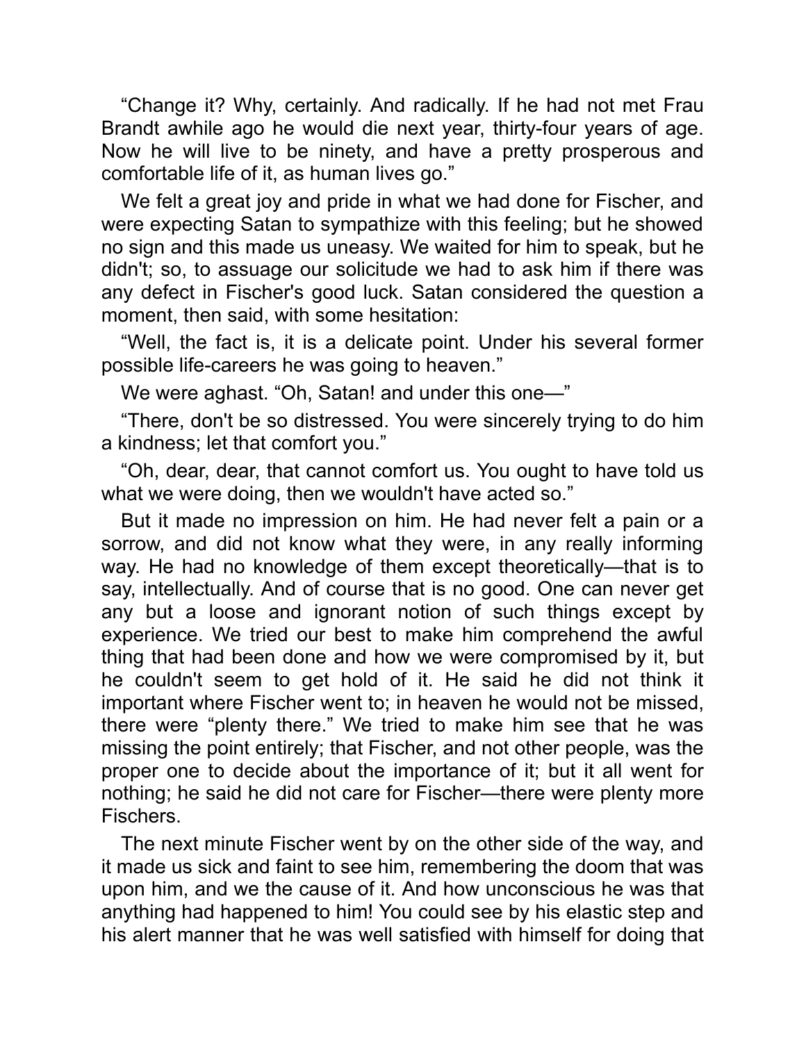"Change it? Why, certainly. And radically. If he had not met Frau Brandt awhile ago he would die next year, thirty-four years of age. Now he will live to be ninety, and have a pretty prosperous and comfortable life of it, as human lives go."

We felt a great joy and pride in what we had done for Fischer, and were expecting Satan to sympathize with this feeling; but he showed no sign and this made us uneasy. We waited for him to speak, but he didn't; so, to assuage our solicitude we had to ask him if there was any defect in Fischer's good luck. Satan considered the question a moment, then said, with some hesitation:

"Well, the fact is, it is a delicate point. Under his several former possible life-careers he was going to heaven."

We were aghast. "Oh, Satan! and under this one—"

"There, don't be so distressed. You were sincerely trying to do him a kindness; let that comfort you."

"Oh, dear, dear, that cannot comfort us. You ought to have told us what we were doing, then we wouldn't have acted so."

But it made no impression on him. He had never felt a pain or a sorrow, and did not know what they were, in any really informing way. He had no knowledge of them except theoretically—that is to say, intellectually. And of course that is no good. One can never get any but a loose and ignorant notion of such things except by experience. We tried our best to make him comprehend the awful thing that had been done and how we were compromised by it, but he couldn't seem to get hold of it. He said he did not think it important where Fischer went to; in heaven he would not be missed, there were "plenty there." We tried to make him see that he was missing the point entirely; that Fischer, and not other people, was the proper one to decide about the importance of it; but it all went for nothing; he said he did not care for Fischer—there were plenty more Fischers.

The next minute Fischer went by on the other side of the way, and it made us sick and faint to see him, remembering the doom that was upon him, and we the cause of it. And how unconscious he was that anything had happened to him! You could see by his elastic step and his alert manner that he was well satisfied with himself for doing that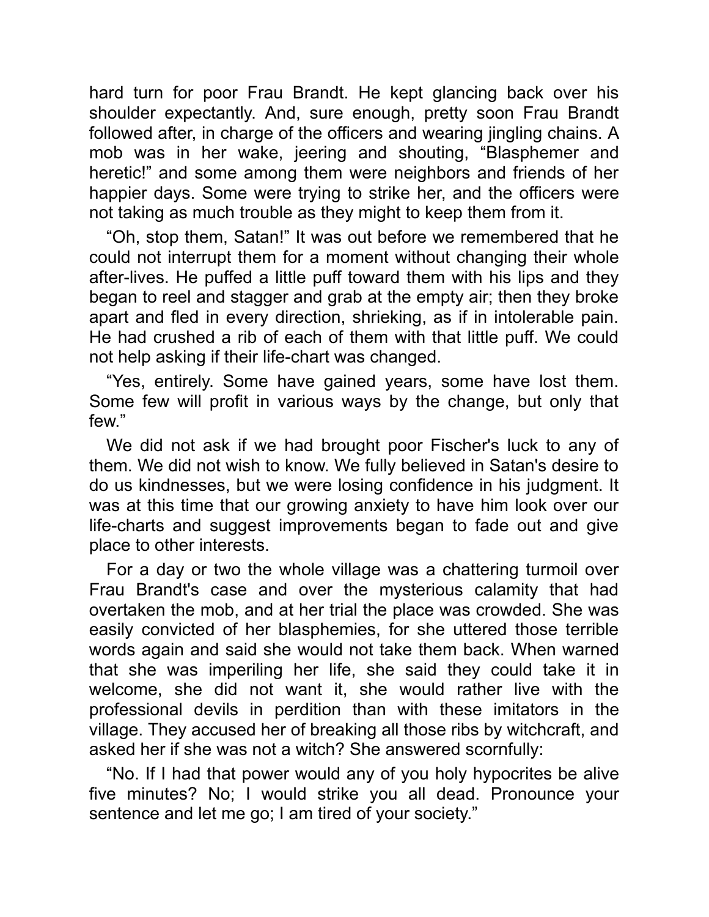hard turn for poor Frau Brandt. He kept glancing back over his shoulder expectantly. And, sure enough, pretty soon Frau Brandt followed after, in charge of the officers and wearing jingling chains. A mob was in her wake, jeering and shouting, "Blasphemer and heretic!" and some among them were neighbors and friends of her happier days. Some were trying to strike her, and the officers were not taking as much trouble as they might to keep them from it.

"Oh, stop them, Satan!" It was out before we remembered that he could not interrupt them for a moment without changing their whole after-lives. He puffed a little puff toward them with his lips and they began to reel and stagger and grab at the empty air; then they broke apart and fled in every direction, shrieking, as if in intolerable pain. He had crushed a rib of each of them with that little puff. We could not help asking if their life-chart was changed.

"Yes, entirely. Some have gained years, some have lost them. Some few will profit in various ways by the change, but only that few."

We did not ask if we had brought poor Fischer's luck to any of them. We did not wish to know. We fully believed in Satan's desire to do us kindnesses, but we were losing confidence in his judgment. It was at this time that our growing anxiety to have him look over our life-charts and suggest improvements began to fade out and give place to other interests.

For a day or two the whole village was a chattering turmoil over Frau Brandt's case and over the mysterious calamity that had overtaken the mob, and at her trial the place was crowded. She was easily convicted of her blasphemies, for she uttered those terrible words again and said she would not take them back. When warned that she was imperiling her life, she said they could take it in welcome, she did not want it, she would rather live with the professional devils in perdition than with these imitators in the village. They accused her of breaking all those ribs by witchcraft, and asked her if she was not a witch? She answered scornfully:

"No. If I had that power would any of you holy hypocrites be alive five minutes? No; I would strike you all dead. Pronounce your sentence and let me go; I am tired of your society."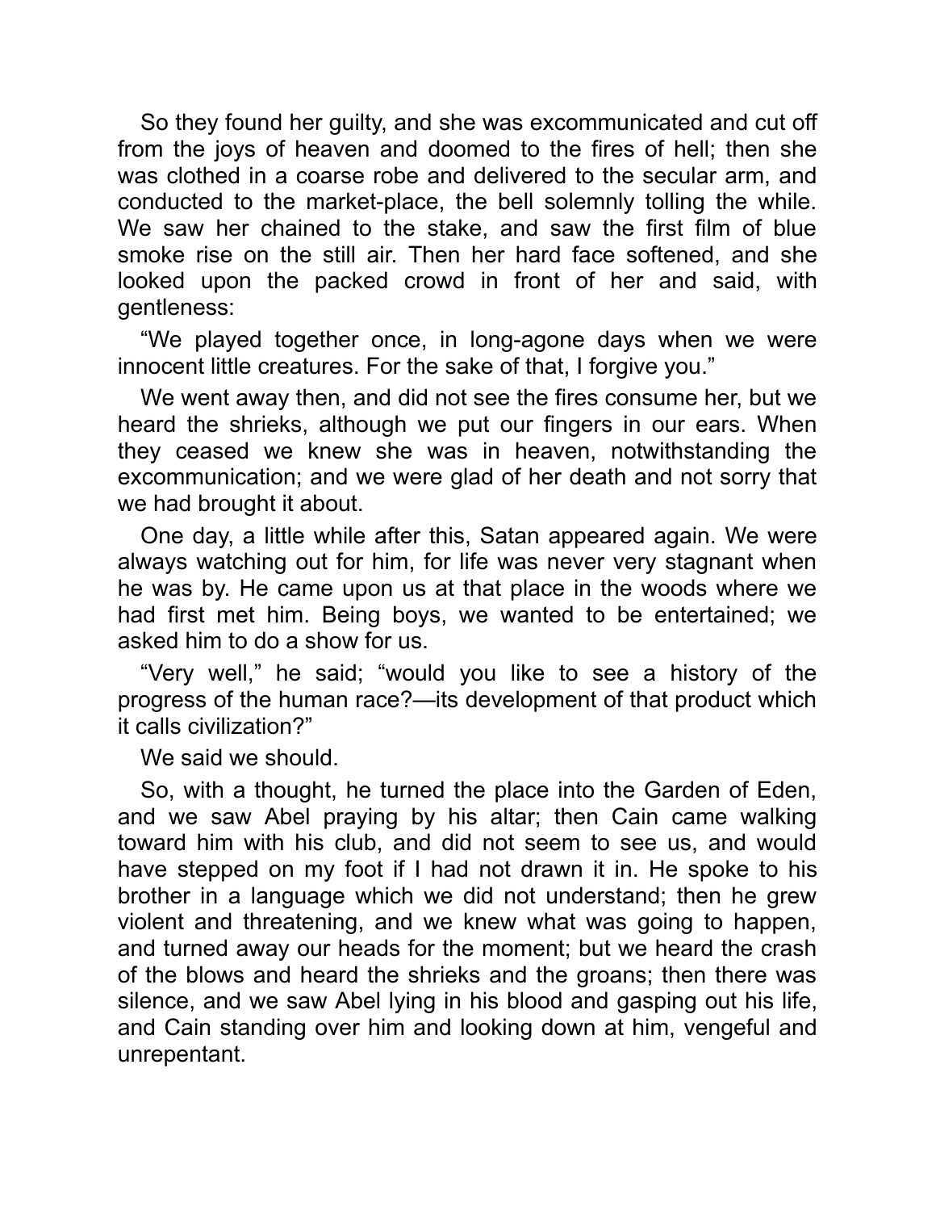So they found her guilty, and she was excommunicated and cut off from the joys of heaven and doomed to the fires of hell; then she was clothed in a coarse robe and delivered to the secular arm, and conducted to the market-place, the bell solemnly tolling the while. We saw her chained to the stake, and saw the first film of blue smoke rise on the still air. Then her hard face softened, and she looked upon the packed crowd in front of her and said, with gentleness:

"We played together once, in long-agone days when we were innocent little creatures. For the sake of that, I forgive you."

We went away then, and did not see the fires consume her, but we heard the shrieks, although we put our fingers in our ears. When they ceased we knew she was in heaven, notwithstanding the excommunication; and we were glad of her death and not sorry that we had brought it about.

One day, a little while after this, Satan appeared again. We were always watching out for him, for life was never very stagnant when he was by. He came upon us at that place in the woods where we had first met him. Being boys, we wanted to be entertained; we asked him to do a show for us.

"Very well," he said; "would you like to see a history of the progress of the human race?—its development of that product which it calls civilization?"

We said we should.

So, with a thought, he turned the place into the Garden of Eden, and we saw Abel praying by his altar; then Cain came walking toward him with his club, and did not seem to see us, and would have stepped on my foot if I had not drawn it in. He spoke to his brother in a language which we did not understand; then he grew violent and threatening, and we knew what was going to happen, and turned away our heads for the moment; but we heard the crash of the blows and heard the shrieks and the groans; then there was silence, and we saw Abel lying in his blood and gasping out his life, and Cain standing over him and looking down at him, vengeful and unrepentant.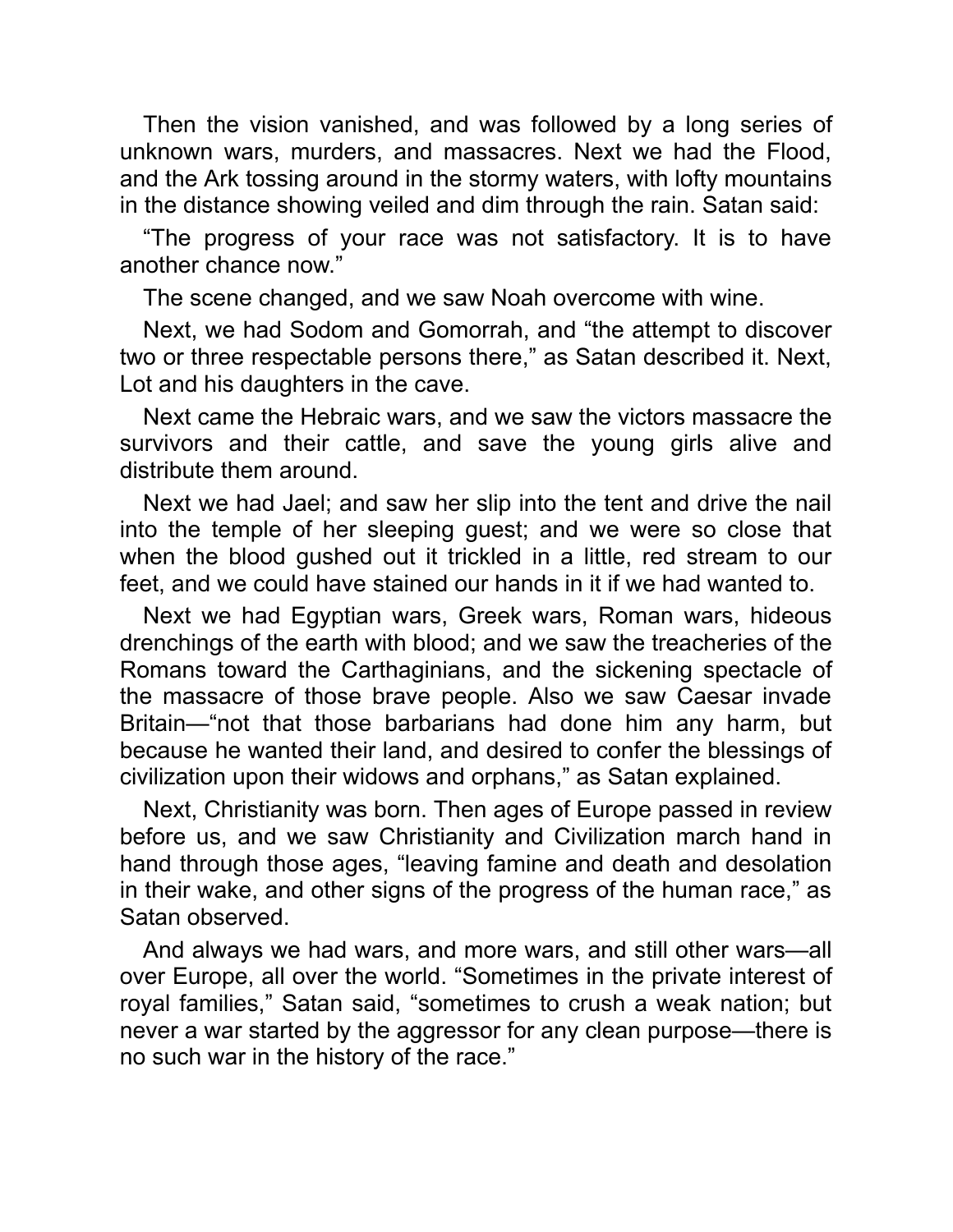Then the vision vanished, and was followed by a long series of unknown wars, murders, and massacres. Next we had the Flood, and the Ark tossing around in the stormy waters, with lofty mountains in the distance showing veiled and dim through the rain. Satan said:

"The progress of your race was not satisfactory. It is to have another chance now."

The scene changed, and we saw Noah overcome with wine.

Next, we had Sodom and Gomorrah, and "the attempt to discover two or three respectable persons there," as Satan described it. Next, Lot and his daughters in the cave.

Next came the Hebraic wars, and we saw the victors massacre the survivors and their cattle, and save the young girls alive and distribute them around.

Next we had Jael; and saw her slip into the tent and drive the nail into the temple of her sleeping guest; and we were so close that when the blood gushed out it trickled in a little, red stream to our feet, and we could have stained our hands in it if we had wanted to.

Next we had Egyptian wars, Greek wars, Roman wars, hideous drenchings of the earth with blood; and we saw the treacheries of the Romans toward the Carthaginians, and the sickening spectacle of the massacre of those brave people. Also we saw Caesar invade Britain—"not that those barbarians had done him any harm, but because he wanted their land, and desired to confer the blessings of civilization upon their widows and orphans," as Satan explained.

Next, Christianity was born. Then ages of Europe passed in review before us, and we saw Christianity and Civilization march hand in hand through those ages, "leaving famine and death and desolation in their wake, and other signs of the progress of the human race," as Satan observed.

And always we had wars, and more wars, and still other wars—all over Europe, all over the world. "Sometimes in the private interest of royal families," Satan said, "sometimes to crush a weak nation; but never a war started by the aggressor for any clean purpose—there is no such war in the history of the race."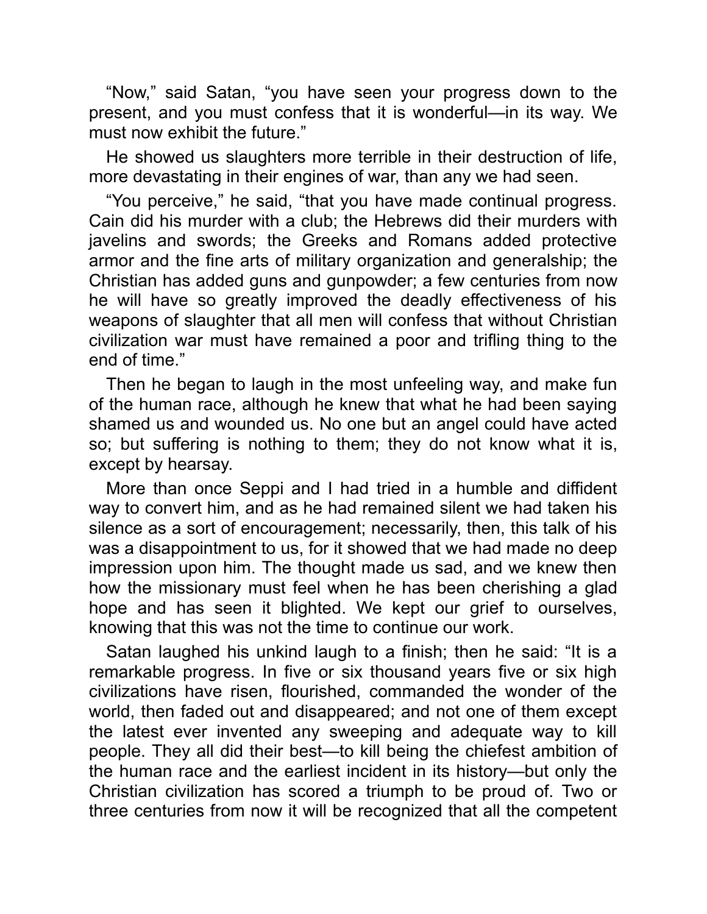"Now," said Satan, "you have seen your progress down to the present, and you must confess that it is wonderful—in its way. We must now exhibit the future."

He showed us slaughters more terrible in their destruction of life, more devastating in their engines of war, than any we had seen.

"You perceive," he said, "that you have made continual progress. Cain did his murder with a club; the Hebrews did their murders with javelins and swords; the Greeks and Romans added protective armor and the fine arts of military organization and generalship; the Christian has added guns and gunpowder; a few centuries from now he will have so greatly improved the deadly effectiveness of his weapons of slaughter that all men will confess that without Christian civilization war must have remained a poor and trifling thing to the end of time."

Then he began to laugh in the most unfeeling way, and make fun of the human race, although he knew that what he had been saying shamed us and wounded us. No one but an angel could have acted so; but suffering is nothing to them; they do not know what it is, except by hearsay.

More than once Seppi and I had tried in a humble and diffident way to convert him, and as he had remained silent we had taken his silence as a sort of encouragement; necessarily, then, this talk of his was a disappointment to us, for it showed that we had made no deep impression upon him. The thought made us sad, and we knew then how the missionary must feel when he has been cherishing a glad hope and has seen it blighted. We kept our grief to ourselves, knowing that this was not the time to continue our work.

Satan laughed his unkind laugh to a finish; then he said: "It is a remarkable progress. In five or six thousand years five or six high civilizations have risen, flourished, commanded the wonder of the world, then faded out and disappeared; and not one of them except the latest ever invented any sweeping and adequate way to kill people. They all did their best—to kill being the chiefest ambition of the human race and the earliest incident in its history—but only the Christian civilization has scored a triumph to be proud of. Two or three centuries from now it will be recognized that all the competent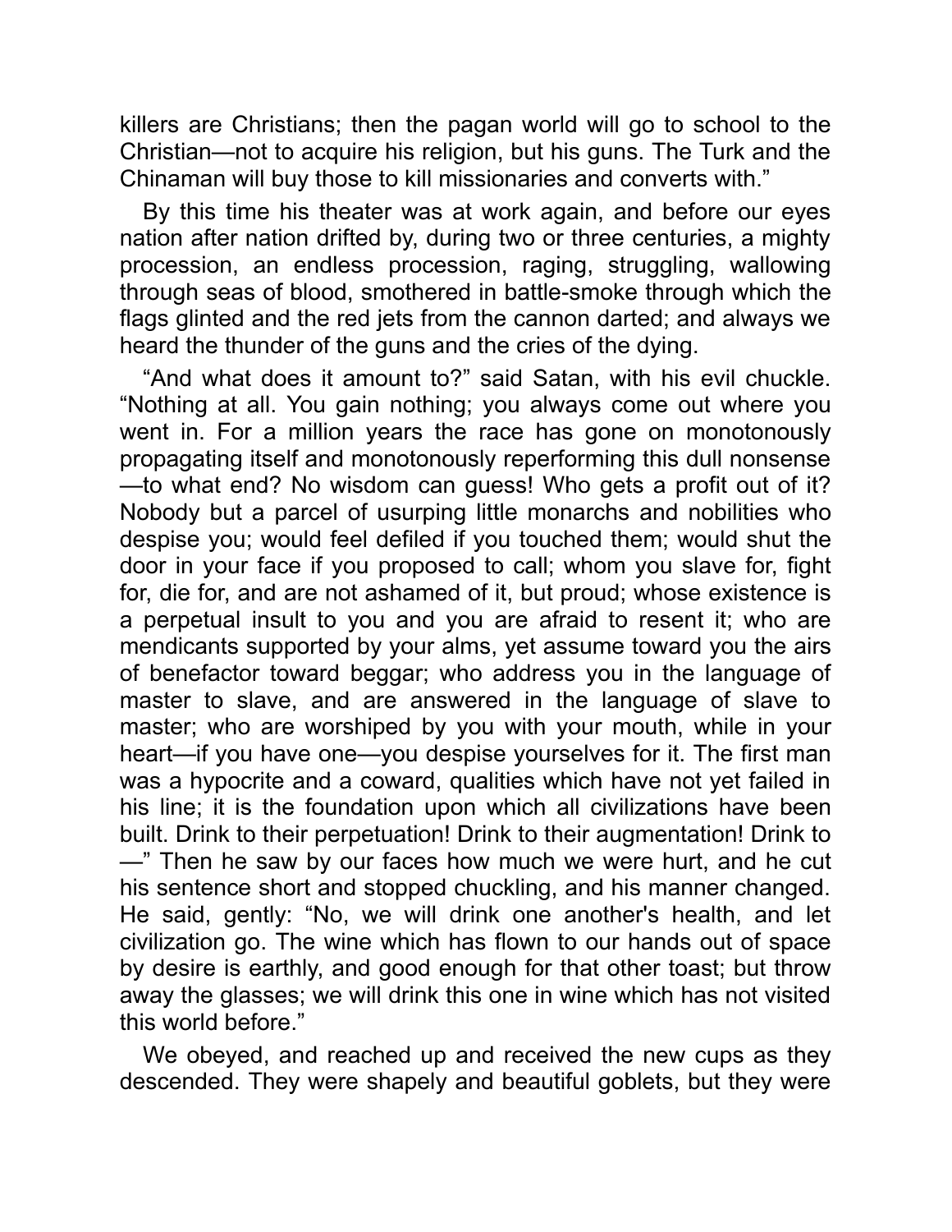killers are Christians; then the pagan world will go to school to the Christian—not to acquire his religion, but his guns. The Turk and the Chinaman will buy those to kill missionaries and converts with."

By this time his theater was at work again, and before our eyes nation after nation drifted by, during two or three centuries, a mighty procession, an endless procession, raging, struggling, wallowing through seas of blood, smothered in battle-smoke through which the flags glinted and the red jets from the cannon darted; and always we heard the thunder of the guns and the cries of the dying.

"And what does it amount to?" said Satan, with his evil chuckle. "Nothing at all. You gain nothing; you always come out where you went in. For a million years the race has gone on monotonously propagating itself and monotonously reperforming this dull nonsense—to what end? No wisdom can guess! Who gets a profit out of it? Nobody but a parcel of usurping little monarchs and nobilities who despise you; would feel defiled if you touched them; would shut the door in your face if you proposed to call; whom you slave for, fight for, die for, and are not ashamed of it, but proud; whose existence is a perpetual insult to you and you are afraid to resent it; who are mendicants supported by your alms, yet assume toward you the airs of benefactor toward beggar; who address you in the language of master to slave, and are answered in the language of slave to master; who are worshiped by you with your mouth, while in your heart—if you have one—you despise yourselves for it. The first man was a hypocrite and a coward, qualities which have not yet failed in his line; it is the foundation upon which all civilizations have been built. Drink to their perpetuation! Drink to their augmentation! Drink to—" Then he saw by our faces how much we were hurt, and he cut his sentence short and stopped chuckling, and his manner changed. He said, gently: "No, we will drink one another's health, and let civilization go. The wine which has flown to our hands out of space by desire is earthly, and good enough for that other toast; but throw away the glasses; we will drink this one in wine which has not visited this world before."

We obeyed, and reached up and received the new cups as they descended. They were shapely and beautiful goblets, but they were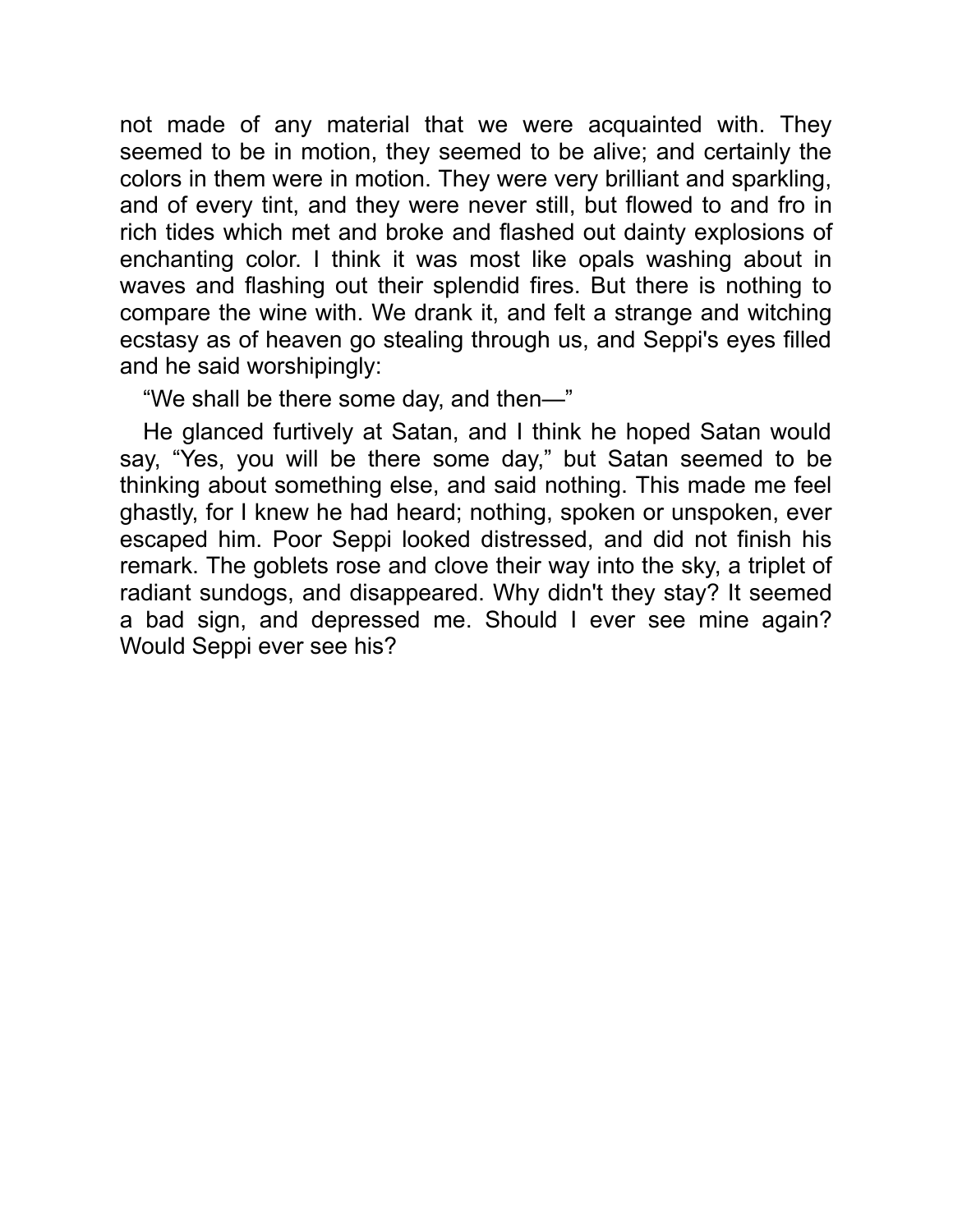not made of any material that we were acquainted with. They seemed to be in motion, they seemed to be alive; and certainly the colors in them were in motion. They were very brilliant and sparkling, and of every tint, and they were never still, but flowed to and fro in rich tides which met and broke and flashed out dainty explosions of enchanting color. I think it was most like opals washing about in waves and flashing out their splendid fires. But there is nothing to compare the wine with. We drank it, and felt a strange and witching ecstasy as of heaven go stealing through us, and Seppi's eyes filled and he said worshipingly:

"We shall be there some day, and then—"

He glanced furtively at Satan, and I think he hoped Satan would say, "Yes, you will be there some day," but Satan seemed to be thinking about something else, and said nothing. This made me feel ghastly, for I knew he had heard; nothing, spoken or unspoken, ever escaped him. Poor Seppi looked distressed, and did not finish his remark. The goblets rose and clove their way into the sky, a triplet of radiant sundogs, and disappeared. Why didn't they stay? It seemed a bad sign, and depressed me. Should I ever see mine again? Would Seppi ever see his?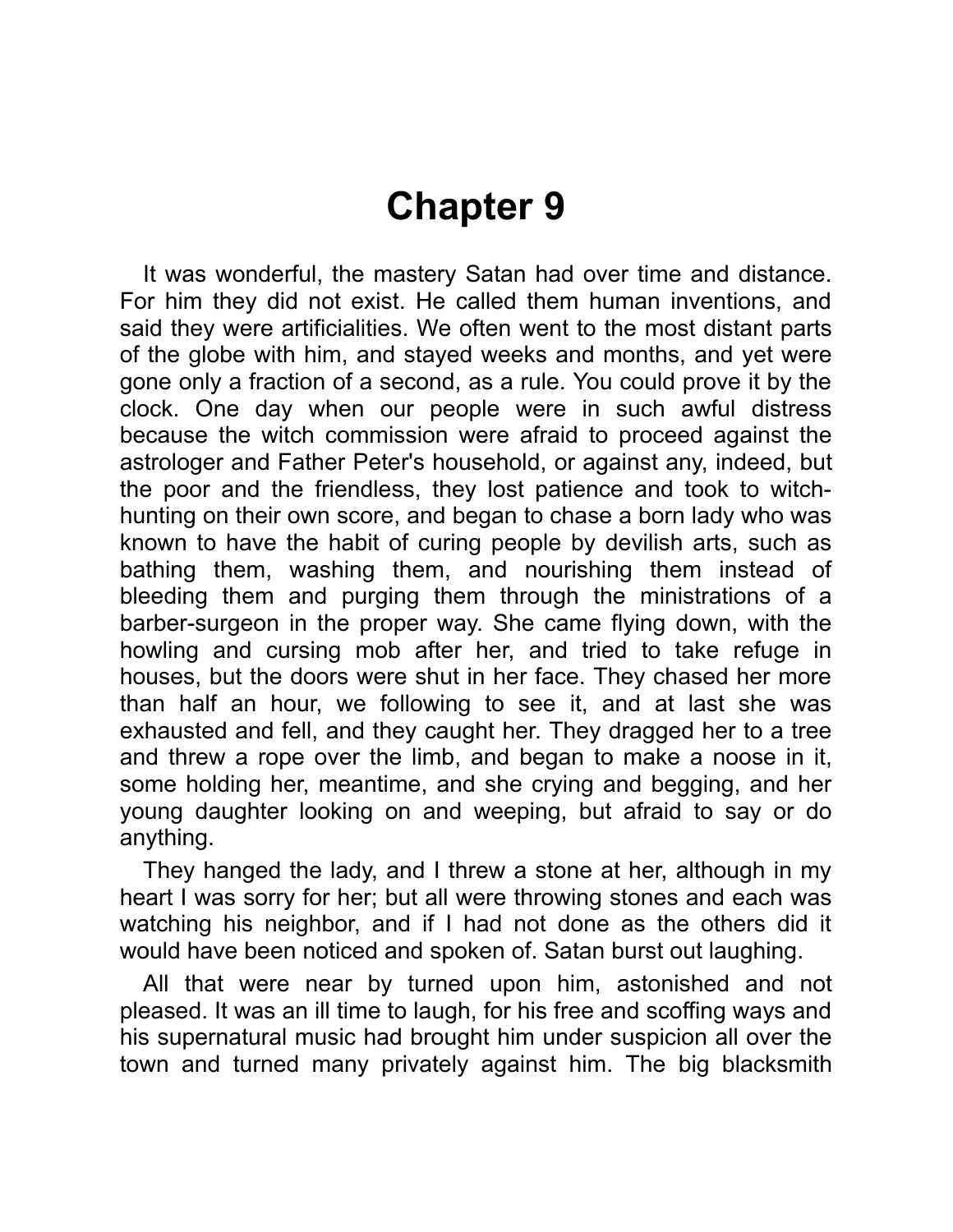# Chapter 9

It was wonderful, the mastery Satan had over time and distance. For him they did not exist. He called them human inventions, and said they were artificialities. We often went to the most distant parts of the globe with him, and stayed weeks and months, and yet were gone only a fraction of a second, as a rule. You could prove it by the clock. One day when our people were in such awful distress because the witch commission were afraid to proceed against the astrologer and Father Peter's household, or against any, indeed, but the poor and the friendless, they lost patience and took to witch-hunting on their own score, and began to chase a born lady who was known to have the habit of curing people by devilish arts, such as bathing them, washing them, and nourishing them instead of bleeding them and purging them through the ministrations of a barber-surgeon in the proper way. She came flying down, with the howling and cursing mob after her, and tried to take refuge in houses, but the doors were shut in her face. They chased her more than half an hour, we following to see it, and at last she was exhausted and fell, and they caught her. They dragged her to a tree and threw a rope over the limb, and began to make a noose in it, some holding her, meantime, and she crying and begging, and her young daughter looking on and weeping, but afraid to say or do anything.

They hanged the lady, and I threw a stone at her, although in my heart I was sorry for her; but all were throwing stones and each was watching his neighbor, and if I had not done as the others did it would have been noticed and spoken of. Satan burst out laughing.

All that were near by turned upon him, astonished and not pleased. It was an ill time to laugh, for his free and scoffing ways and his supernatural music had brought him under suspicion all over the town and turned many privately against him. The big blacksmith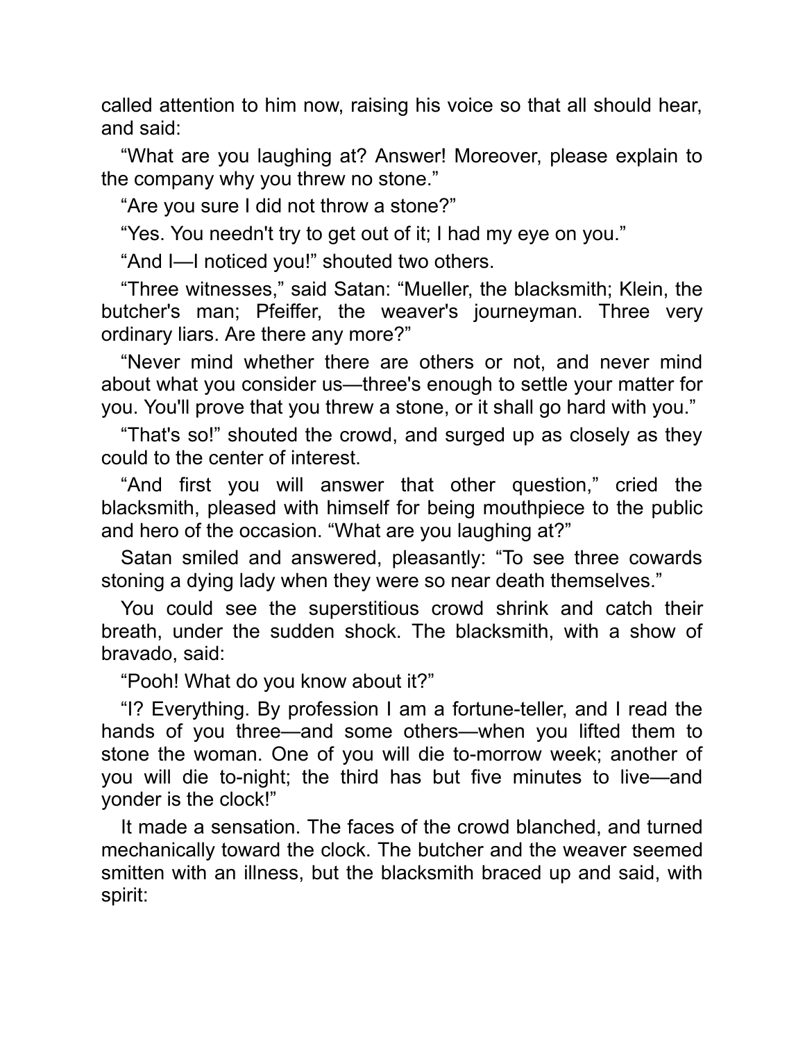called attention to him now, raising his voice so that all should hear, and said:

"What are you laughing at? Answer! Moreover, please explain to the company why you threw no stone."

"Are you sure I did not throw a stone?"

"Yes. You needn't try to get out of it; I had my eye on you."

"And I—I noticed you!" shouted two others.

"Three witnesses," said Satan: "Mueller, the blacksmith; Klein, the butcher's man; Pfeiffer, the weaver's journeyman. Three very ordinary liars. Are there any more?"

"Never mind whether there are others or not, and never mind about what you consider us—three's enough to settle your matter for you. You'll prove that you threw a stone, or it shall go hard with you."

"That's so!" shouted the crowd, and surged up as closely as they could to the center of interest.

"And first you will answer that other question," cried the blacksmith, pleased with himself for being mouthpiece to the public and hero of the occasion. "What are you laughing at?"

Satan smiled and answered, pleasantly: "To see three cowards stoning a dying lady when they were so near death themselves."

You could see the superstitious crowd shrink and catch their breath, under the sudden shock. The blacksmith, with a show of bravado, said:

"Pooh! What do you know about it?"

"I? Everything. By profession I am a fortune-teller, and I read the hands of you three—and some others—when you lifted them to stone the woman. One of you will die to-morrow week; another of you will die to-night; the third has but five minutes to live—and yonder is the clock!"

It made a sensation. The faces of the crowd blanched, and turned mechanically toward the clock. The butcher and the weaver seemed smitten with an illness, but the blacksmith braced up and said, with spirit: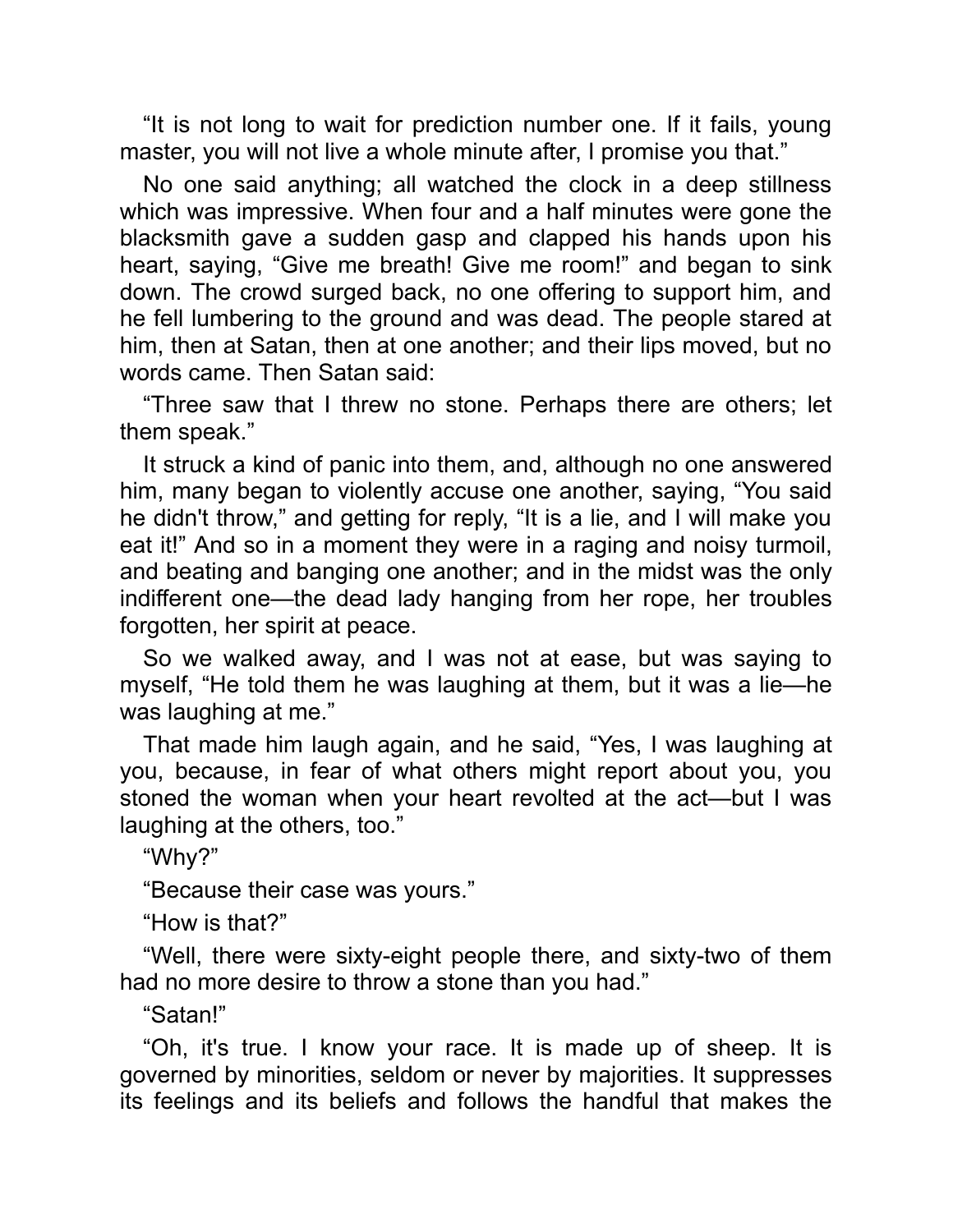"It is not long to wait for prediction number one. If it fails, young master, you will not live a whole minute after, I promise you that."

No one said anything; all watched the clock in a deep stillness which was impressive. When four and a half minutes were gone the blacksmith gave a sudden gasp and clapped his hands upon his heart, saying, "Give me breath! Give me room!" and began to sink down. The crowd surged back, no one offering to support him, and he fell lumbering to the ground and was dead. The people stared at him, then at Satan, then at one another; and their lips moved, but no words came. Then Satan said:

"Three saw that I threw no stone. Perhaps there are others; let them speak."

It struck a kind of panic into them, and, although no one answered him, many began to violently accuse one another, saying, "You said he didn't throw," and getting for reply, "It is a lie, and I will make you eat it!" And so in a moment they were in a raging and noisy turmoil, and beating and banging one another; and in the midst was the only indifferent one—the dead lady hanging from her rope, her troubles forgotten, her spirit at peace.

So we walked away, and I was not at ease, but was saying to myself, "He told them he was laughing at them, but it was a lie—he was laughing at me."

That made him laugh again, and he said, "Yes, I was laughing at you, because, in fear of what others might report about you, you stoned the woman when your heart revolted at the act—but I was laughing at the others, too."

"Why?"

"Because their case was yours."

"How is that?"

"Well, there were sixty-eight people there, and sixty-two of them had no more desire to throw a stone than you had."

"Satan!"

"Oh, it's true. I know your race. It is made up of sheep. It is governed by minorities, seldom or never by majorities. It suppresses its feelings and its beliefs and follows the handful that makes the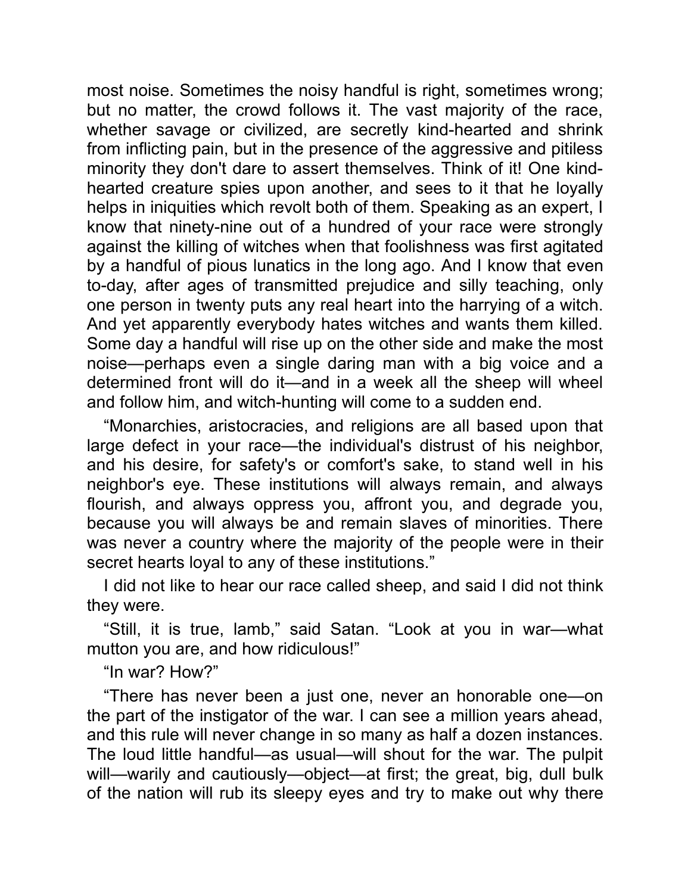most noise. Sometimes the noisy handful is right, sometimes wrong; but no matter, the crowd follows it. The vast majority of the race, whether savage or civilized, are secretly kind-hearted and shrink from inflicting pain, but in the presence of the aggressive and pitiless minority they don't dare to assert themselves. Think of it! One kind-hearted creature spies upon another, and sees to it that he loyally helps in iniquities which revolt both of them. Speaking as an expert, I know that ninety-nine out of a hundred of your race were strongly against the killing of witches when that foolishness was first agitated by a handful of pious lunatics in the long ago. And I know that even to-day, after ages of transmitted prejudice and silly teaching, only one person in twenty puts any real heart into the harrying of a witch. And yet apparently everybody hates witches and wants them killed. Some day a handful will rise up on the other side and make the most noise—perhaps even a single daring man with a big voice and a determined front will do it—and in a week all the sheep will wheel and follow him, and witch-hunting will come to a sudden end.

"Monarchies, aristocracies, and religions are all based upon that large defect in your race—the individual's distrust of his neighbor, and his desire, for safety's or comfort's sake, to stand well in his neighbor's eye. These institutions will always remain, and always flourish, and always oppress you, affront you, and degrade you, because you will always be and remain slaves of minorities. There was never a country where the majority of the people were in their secret hearts loyal to any of these institutions."

I did not like to hear our race called sheep, and said I did not think they were.

"Still, it is true, lamb," said Satan. "Look at you in war—what mutton you are, and how ridiculous!"

"In war? How?"

"There has never been a just one, never an honorable one—on the part of the instigator of the war. I can see a million years ahead, and this rule will never change in so many as half a dozen instances. The loud little handful—as usual—will shout for the war. The pulpit will—warily and cautiously—object—at first; the great, big, dull bulk of the nation will rub its sleepy eyes and try to make out why there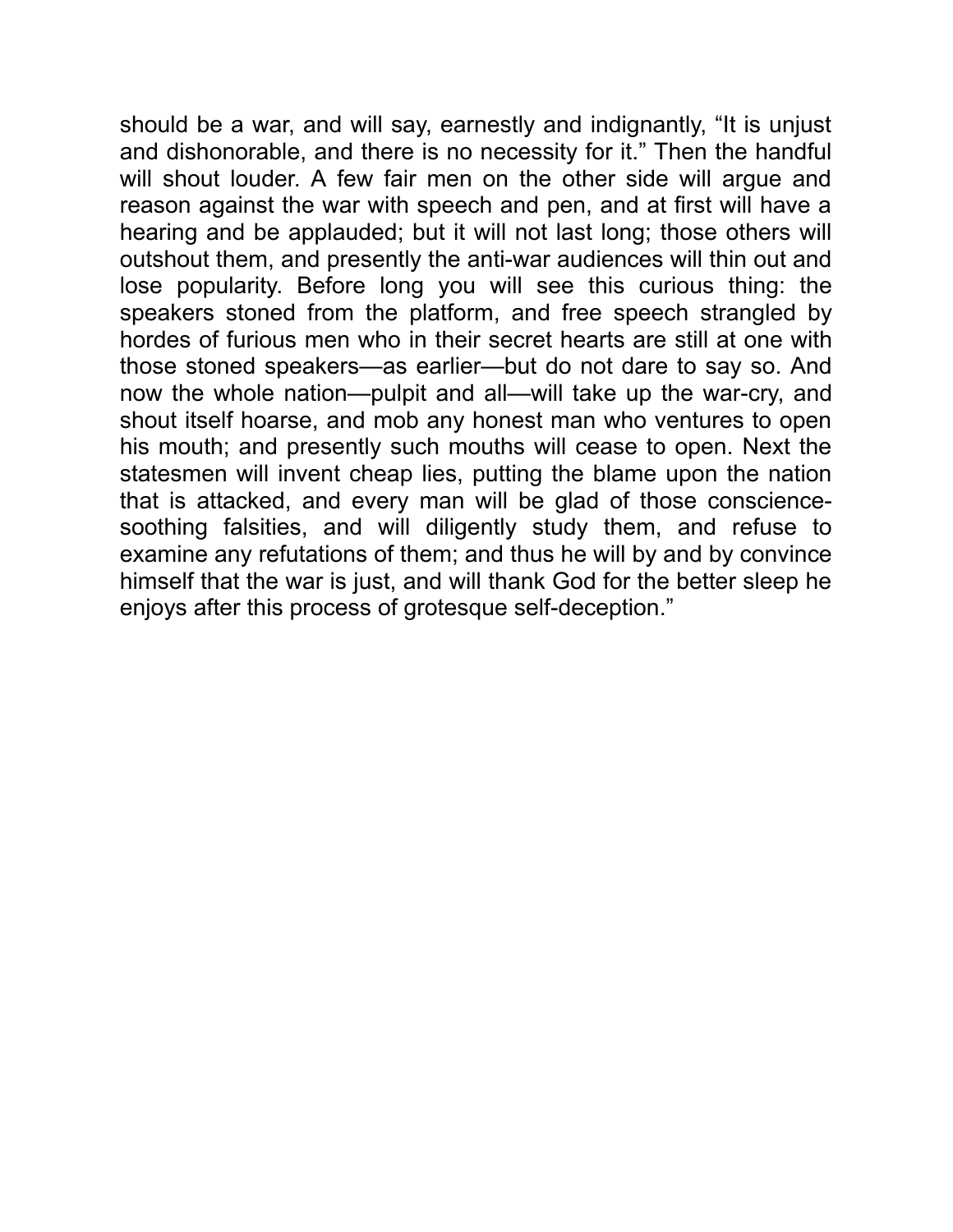should be a war, and will say, earnestly and indignantly, "It is unjust and dishonorable, and there is no necessity for it." Then the handful will shout louder. A few fair men on the other side will argue and reason against the war with speech and pen, and at first will have a hearing and be applauded; but it will not last long; those others will outshout them, and presently the anti-war audiences will thin out and lose popularity. Before long you will see this curious thing: the speakers stoned from the platform, and free speech strangled by hordes of furious men who in their secret hearts are still at one with those stoned speakers—as earlier—but do not dare to say so. And now the whole nation—pulpit and all—will take up the war-cry, and shout itself hoarse, and mob any honest man who ventures to open his mouth; and presently such mouths will cease to open. Next the statesmen will invent cheap lies, putting the blame upon the nation that is attacked, and every man will be glad of those conscience-soothing falsities, and will diligently study them, and refuse to examine any refutations of them; and thus he will by and by convince himself that the war is just, and will thank God for the better sleep he enjoys after this process of grotesque self-deception."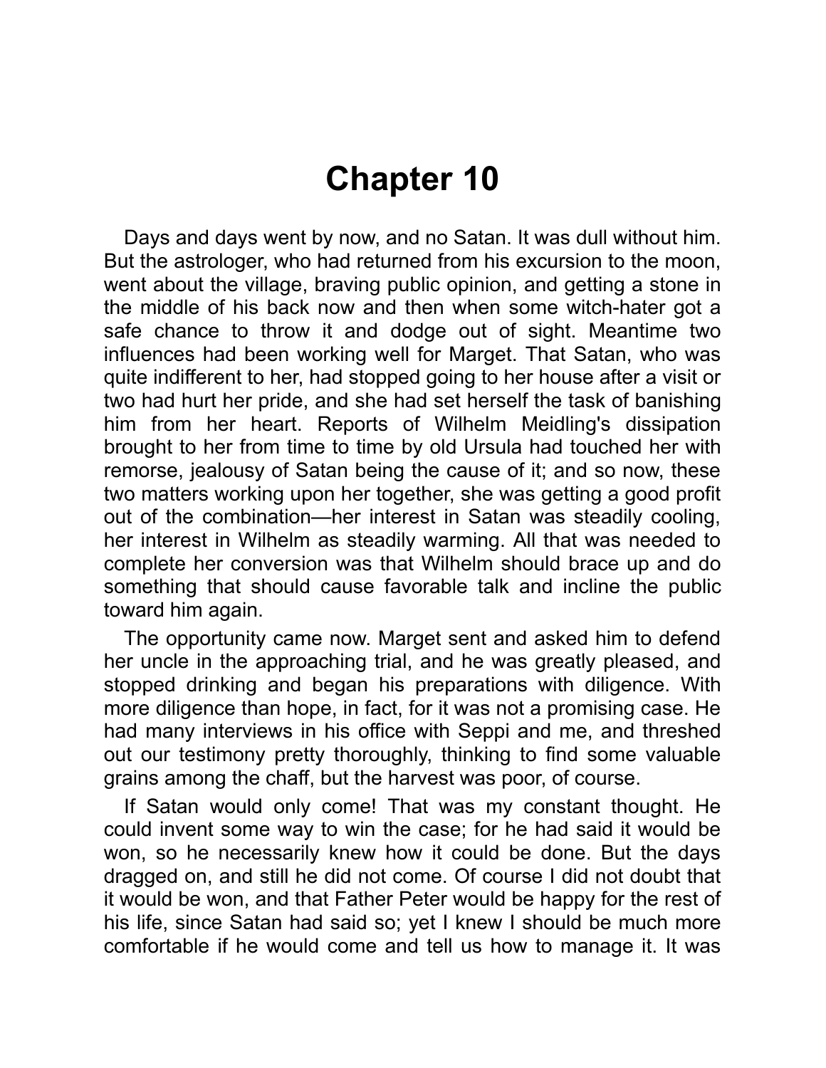# Chapter 10

Days and days went by now, and no Satan. It was dull without him. But the astrologer, who had returned from his excursion to the moon, went about the village, braving public opinion, and getting a stone in the middle of his back now and then when some witch-hater got a safe chance to throw it and dodge out of sight. Meantime two influences had been working well for Marget. That Satan, who was quite indifferent to her, had stopped going to her house after a visit or two had hurt her pride, and she had set herself the task of banishing him from her heart. Reports of Wilhelm Meidling's dissipation brought to her from time to time by old Ursula had touched her with remorse, jealousy of Satan being the cause of it; and so now, these two matters working upon her together, she was getting a good profit out of the combination—her interest in Satan was steadily cooling, her interest in Wilhelm as steadily warming. All that was needed to complete her conversion was that Wilhelm should brace up and do something that should cause favorable talk and incline the public toward him again.

The opportunity came now. Marget sent and asked him to defend her uncle in the approaching trial, and he was greatly pleased, and stopped drinking and began his preparations with diligence. With more diligence than hope, in fact, for it was not a promising case. He had many interviews in his office with Seppi and me, and threshed out our testimony pretty thoroughly, thinking to find some valuable grains among the chaff, but the harvest was poor, of course.

If Satan would only come! That was my constant thought. He could invent some way to win the case; for he had said it would be won, so he necessarily knew how it could be done. But the days dragged on, and still he did not come. Of course I did not doubt that it would be won, and that Father Peter would be happy for the rest of his life, since Satan had said so; yet I knew I should be much more comfortable if he would come and tell us how to manage it. It was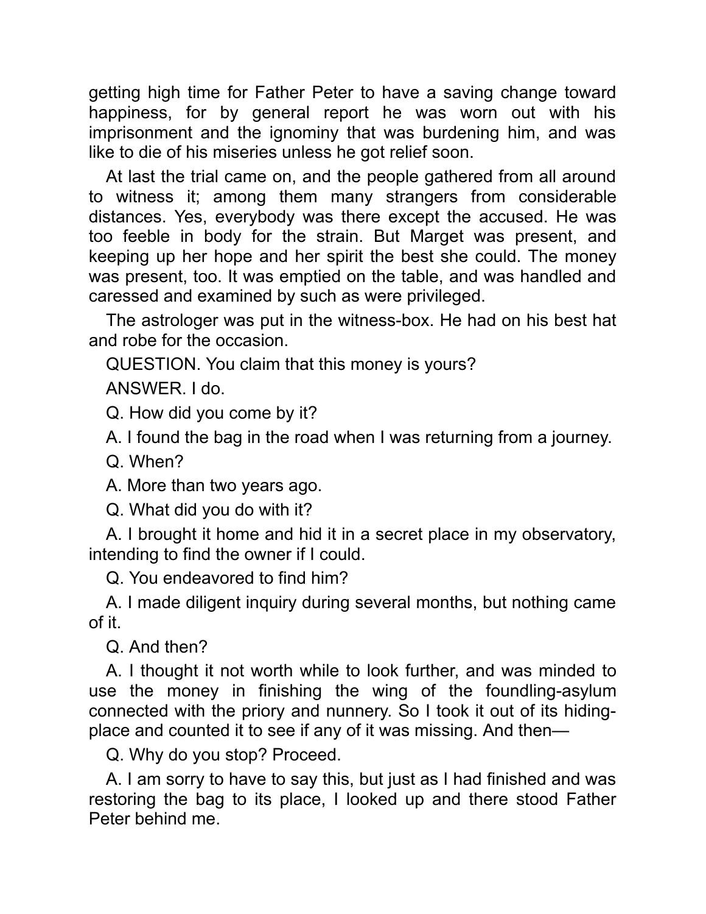getting high time for Father Peter to have a saving change toward happiness, for by general report he was worn out with his imprisonment and the ignominy that was burdening him, and was like to die of his miseries unless he got relief soon.

At last the trial came on, and the people gathered from all around to witness it; among them many strangers from considerable distances. Yes, everybody was there except the accused. He was too feeble in body for the strain. But Marget was present, and keeping up her hope and her spirit the best she could. The money was present, too. It was emptied on the table, and was handled and caressed and examined by such as were privileged.

The astrologer was put in the witness-box. He had on his best hat and robe for the occasion.

QUESTION. You claim that this money is yours?

ANSWER. I do.

Q. How did you come by it?

A. I found the bag in the road when I was returning from a journey.

Q. When?

A. More than two years ago.

Q. What did you do with it?

A. I brought it home and hid it in a secret place in my observatory, intending to find the owner if I could.

Q. You endeavored to find him?

A. I made diligent inquiry during several months, but nothing came of it.

Q. And then?

A. I thought it not worth while to look further, and was minded to use the money in finishing the wing of the foundling-asylum connected with the priory and nunnery. So I took it out of its hiding-place and counted it to see if any of it was missing. And then—

Q. Why do you stop? Proceed.

A. I am sorry to have to say this, but just as I had finished and was restoring the bag to its place, I looked up and there stood Father Peter behind me.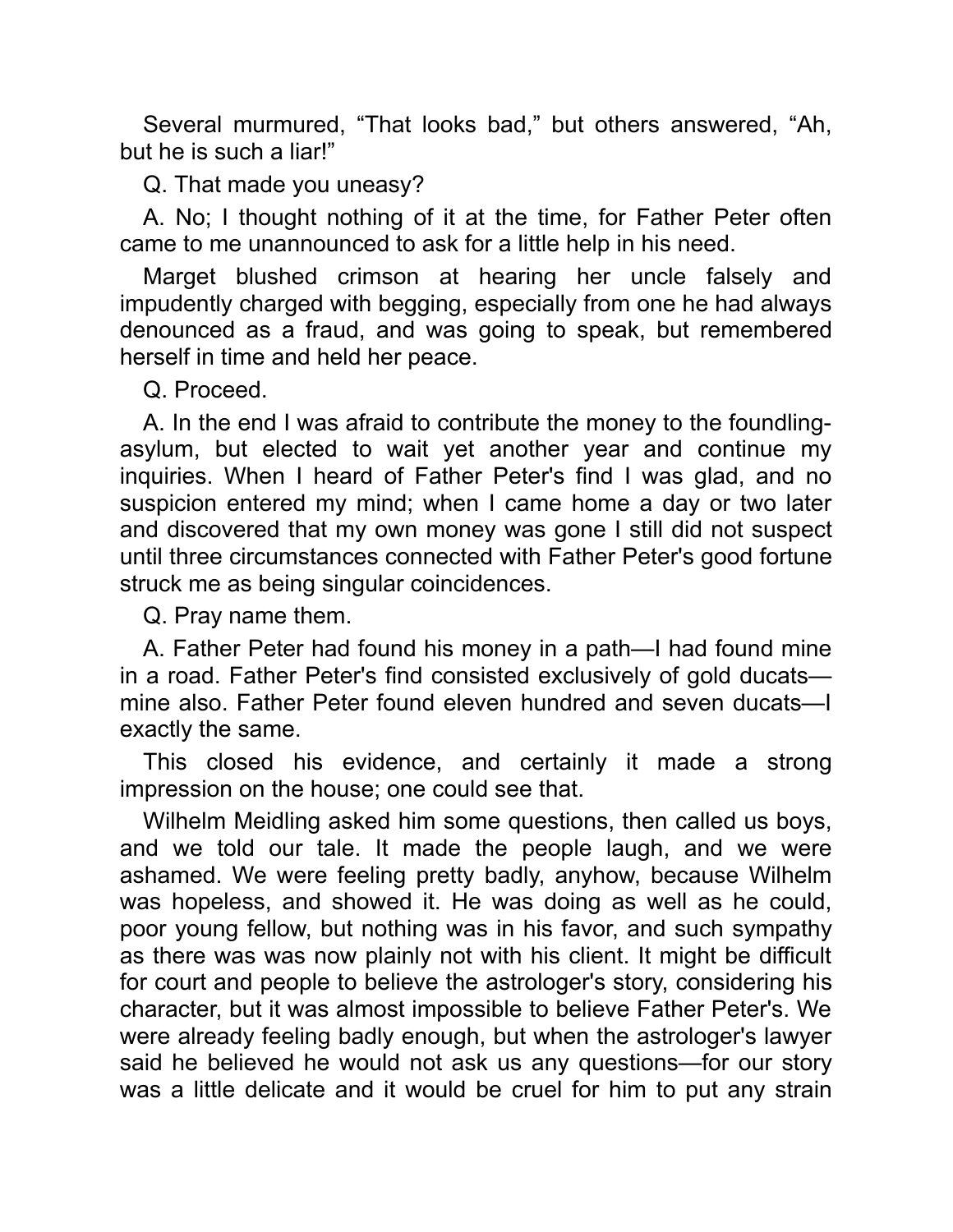Several murmured, "That looks bad," but others answered, "Ah, but he is such a liar!"

Q. That made you uneasy?

A. No; I thought nothing of it at the time, for Father Peter often came to me unannounced to ask for a little help in his need.

Marget blushed crimson at hearing her uncle falsely and impudently charged with begging, especially from one he had always denounced as a fraud, and was going to speak, but remembered herself in time and held her peace.

Q. Proceed.

A. In the end I was afraid to contribute the money to the foundling-asylum, but elected to wait yet another year and continue my inquiries. When I heard of Father Peter's find I was glad, and no suspicion entered my mind; when I came home a day or two later and discovered that my own money was gone I still did not suspect until three circumstances connected with Father Peter's good fortune struck me as being singular coincidences.

Q. Pray name them.

A. Father Peter had found his money in a path—I had found mine in a road. Father Peter's find consisted exclusively of gold ducats—mine also. Father Peter found eleven hundred and seven ducats—I exactly the same.

This closed his evidence, and certainly it made a strong impression on the house; one could see that.

Wilhelm Meidling asked him some questions, then called us boys, and we told our tale. It made the people laugh, and we were ashamed. We were feeling pretty badly, anyhow, because Wilhelm was hopeless, and showed it. He was doing as well as he could, poor young fellow, but nothing was in his favor, and such sympathy as there was was now plainly not with his client. It might be difficult for court and people to believe the astrologer's story, considering his character, but it was almost impossible to believe Father Peter's. We were already feeling badly enough, but when the astrologer's lawyer said he believed he would not ask us any questions—for our story was a little delicate and it would be cruel for him to put any strain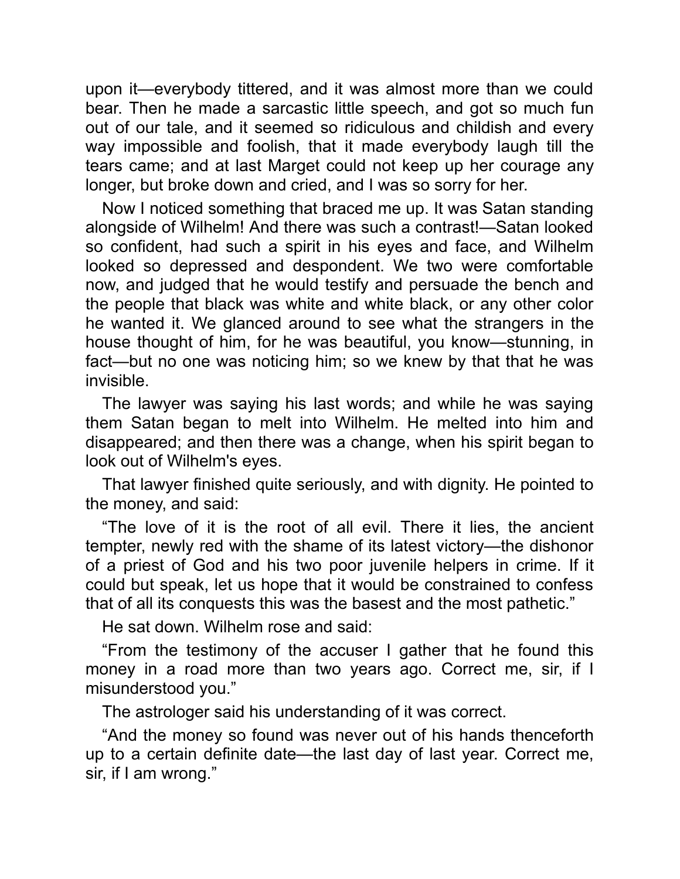upon it—everybody tittered, and it was almost more than we could bear. Then he made a sarcastic little speech, and got so much fun out of our tale, and it seemed so ridiculous and childish and every way impossible and foolish, that it made everybody laugh till the tears came; and at last Marget could not keep up her courage any longer, but broke down and cried, and I was so sorry for her.

Now I noticed something that braced me up. It was Satan standing alongside of Wilhelm! And there was such a contrast!—Satan looked so confident, had such a spirit in his eyes and face, and Wilhelm looked so depressed and despondent. We two were comfortable now, and judged that he would testify and persuade the bench and the people that black was white and white black, or any other color he wanted it. We glanced around to see what the strangers in the house thought of him, for he was beautiful, you know—stunning, in fact—but no one was noticing him; so we knew by that that he was invisible.

The lawyer was saying his last words; and while he was saying them Satan began to melt into Wilhelm. He melted into him and disappeared; and then there was a change, when his spirit began to look out of Wilhelm's eyes.

That lawyer finished quite seriously, and with dignity. He pointed to the money, and said:

"The love of it is the root of all evil. There it lies, the ancient tempter, newly red with the shame of its latest victory—the dishonor of a priest of God and his two poor juvenile helpers in crime. If it could but speak, let us hope that it would be constrained to confess that of all its conquests this was the basest and the most pathetic."

He sat down. Wilhelm rose and said:

"From the testimony of the accuser I gather that he found this money in a road more than two years ago. Correct me, sir, if I misunderstood you."

The astrologer said his understanding of it was correct.

"And the money so found was never out of his hands thenceforth up to a certain definite date—the last day of last year. Correct me, sir, if I am wrong."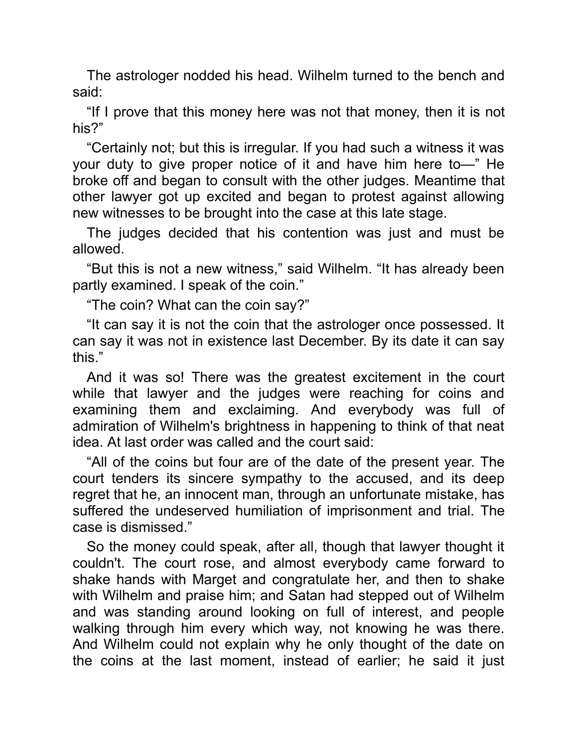The astrologer nodded his head. Wilhelm turned to the bench and said:

"If I prove that this money here was not that money, then it is not his?"

"Certainly not; but this is irregular. If you had such a witness it was your duty to give proper notice of it and have him here to—" He broke off and began to consult with the other judges. Meantime that other lawyer got up excited and began to protest against allowing new witnesses to be brought into the case at this late stage.

The judges decided that his contention was just and must be allowed.

"But this is not a new witness," said Wilhelm. "It has already been partly examined. I speak of the coin."

"The coin? What can the coin say?"

"It can say it is not the coin that the astrologer once possessed. It can say it was not in existence last December. By its date it can say this."

And it was so! There was the greatest excitement in the court while that lawyer and the judges were reaching for coins and examining them and exclaiming. And everybody was full of admiration of Wilhelm's brightness in happening to think of that neat idea. At last order was called and the court said:

"All of the coins but four are of the date of the present year. The court tenders its sincere sympathy to the accused, and its deep regret that he, an innocent man, through an unfortunate mistake, has suffered the undeserved humiliation of imprisonment and trial. The case is dismissed."

So the money could speak, after all, though that lawyer thought it couldn't. The court rose, and almost everybody came forward to shake hands with Marget and congratulate her, and then to shake with Wilhelm and praise him; and Satan had stepped out of Wilhelm and was standing around looking on full of interest, and people walking through him every which way, not knowing he was there. And Wilhelm could not explain why he only thought of the date on the coins at the last moment, instead of earlier; he said it just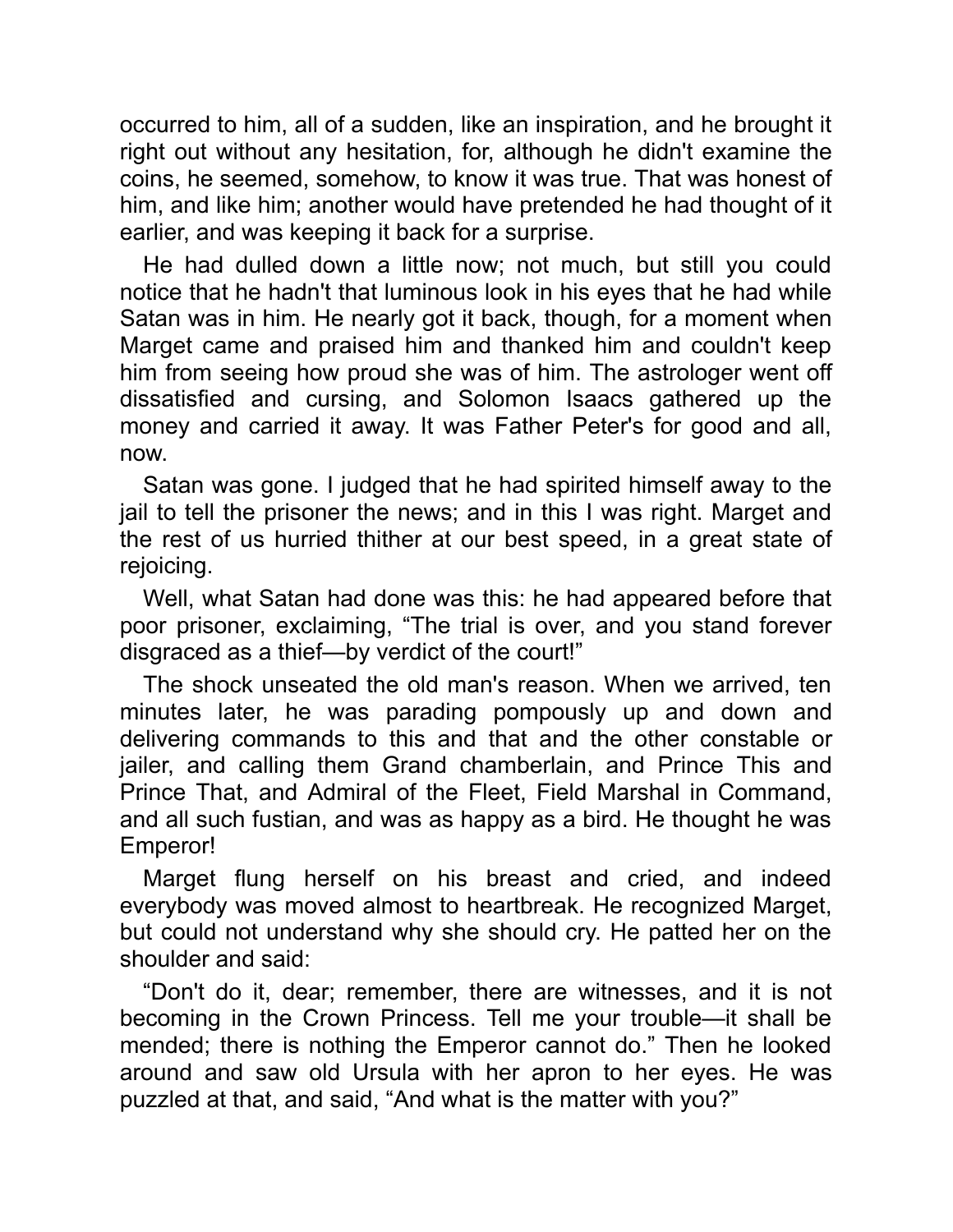occurred to him, all of a sudden, like an inspiration, and he brought it right out without any hesitation, for, although he didn't examine the coins, he seemed, somehow, to know it was true. That was honest of him, and like him; another would have pretended he had thought of it earlier, and was keeping it back for a surprise.

He had dulled down a little now; not much, but still you could notice that he hadn't that luminous look in his eyes that he had while Satan was in him. He nearly got it back, though, for a moment when Marget came and praised him and thanked him and couldn't keep him from seeing how proud she was of him. The astrologer went off dissatisfied and cursing, and Solomon Isaacs gathered up the money and carried it away. It was Father Peter's for good and all, now.

Satan was gone. I judged that he had spirited himself away to the jail to tell the prisoner the news; and in this I was right. Marget and the rest of us hurried thither at our best speed, in a great state of rejoicing.

Well, what Satan had done was this: he had appeared before that poor prisoner, exclaiming, "The trial is over, and you stand forever disgraced as a thief—by verdict of the court!"

The shock unseated the old man's reason. When we arrived, ten minutes later, he was parading pompously up and down and delivering commands to this and that and the other constable or jailer, and calling them Grand chamberlain, and Prince This and Prince That, and Admiral of the Fleet, Field Marshal in Command, and all such fustian, and was as happy as a bird. He thought he was Emperor!

Marget flung herself on his breast and cried, and indeed everybody was moved almost to heartbreak. He recognized Marget, but could not understand why she should cry. He patted her on the shoulder and said:

"Don't do it, dear; remember, there are witnesses, and it is not becoming in the Crown Princess. Tell me your trouble—it shall be mended; there is nothing the Emperor cannot do." Then he looked around and saw old Ursula with her apron to her eyes. He was puzzled at that, and said, "And what is the matter with you?"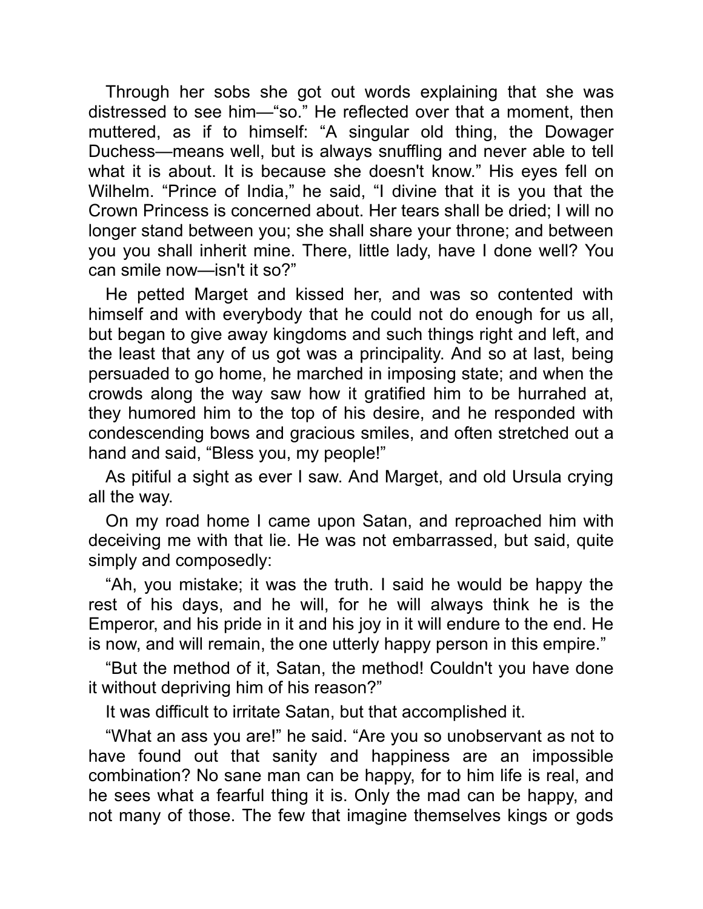Through her sobs she got out words explaining that she was distressed to see him—"so." He reflected over that a moment, then muttered, as if to himself: "A singular old thing, the Dowager Duchess—means well, but is always snuffling and never able to tell what it is about. It is because she doesn't know." His eyes fell on Wilhelm. "Prince of India," he said, "I divine that it is you that the Crown Princess is concerned about. Her tears shall be dried; I will no longer stand between you; she shall share your throne; and between you you shall inherit mine. There, little lady, have I done well? You can smile now—isn't it so?"

He petted Marget and kissed her, and was so contented with himself and with everybody that he could not do enough for us all, but began to give away kingdoms and such things right and left, and the least that any of us got was a principality. And so at last, being persuaded to go home, he marched in imposing state; and when the crowds along the way saw how it gratified him to be hurrahed at, they humored him to the top of his desire, and he responded with condescending bows and gracious smiles, and often stretched out a hand and said, "Bless you, my people!"

As pitiful a sight as ever I saw. And Marget, and old Ursula crying all the way.

On my road home I came upon Satan, and reproached him with deceiving me with that lie. He was not embarrassed, but said, quite simply and composedly:

"Ah, you mistake; it was the truth. I said he would be happy the rest of his days, and he will, for he will always think he is the Emperor, and his pride in it and his joy in it will endure to the end. He is now, and will remain, the one utterly happy person in this empire."

"But the method of it, Satan, the method! Couldn't you have done it without depriving him of his reason?"

It was difficult to irritate Satan, but that accomplished it.

"What an ass you are!" he said. "Are you so unobservant as not to have found out that sanity and happiness are an impossible combination? No sane man can be happy, for to him life is real, and he sees what a fearful thing it is. Only the mad can be happy, and not many of those. The few that imagine themselves kings or gods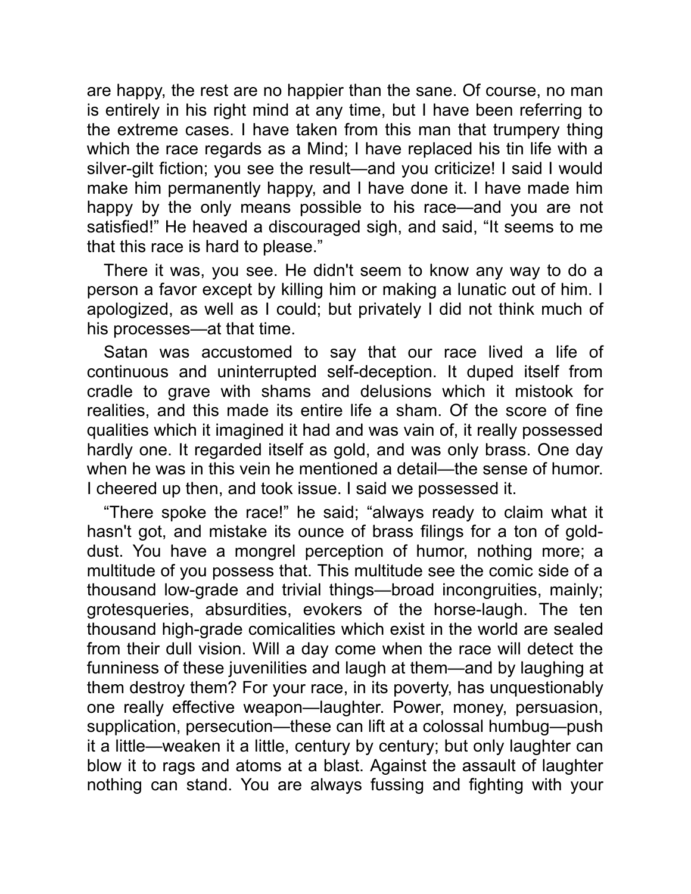are happy, the rest are no happier than the sane. Of course, no man is entirely in his right mind at any time, but I have been referring to the extreme cases. I have taken from this man that trumpery thing which the race regards as a Mind; I have replaced his tin life with a silver-gilt fiction; you see the result—and you criticize! I said I would make him permanently happy, and I have done it. I have made him happy by the only means possible to his race—and you are not satisfied!" He heaved a discouraged sigh, and said, "It seems to me that this race is hard to please."

There it was, you see. He didn't seem to know any way to do a person a favor except by killing him or making a lunatic out of him. I apologized, as well as I could; but privately I did not think much of his processes—at that time.

Satan was accustomed to say that our race lived a life of continuous and uninterrupted self-deception. It duped itself from cradle to grave with shams and delusions which it mistook for realities, and this made its entire life a sham. Of the score of fine qualities which it imagined it had and was vain of, it really possessed hardly one. It regarded itself as gold, and was only brass. One day when he was in this vein he mentioned a detail—the sense of humor. I cheered up then, and took issue. I said we possessed it.

"There spoke the race!" he said; "always ready to claim what it hasn't got, and mistake its ounce of brass filings for a ton of gold-dust. You have a mongrel perception of humor, nothing more; a multitude of you possess that. This multitude see the comic side of a thousand low-grade and trivial things—broad incongruities, mainly; grotesqueries, absurdities, evokers of the horse-laugh. The ten thousand high-grade comicalities which exist in the world are sealed from their dull vision. Will a day come when the race will detect the funniness of these juvenilities and laugh at them—and by laughing at them destroy them? For your race, in its poverty, has unquestionably one really effective weapon—laughter. Power, money, persuasion, supplication, persecution—these can lift at a colossal humbug—push it a little—weaken it a little, century by century; but only laughter can blow it to rags and atoms at a blast. Against the assault of laughter nothing can stand. You are always fussing and fighting with your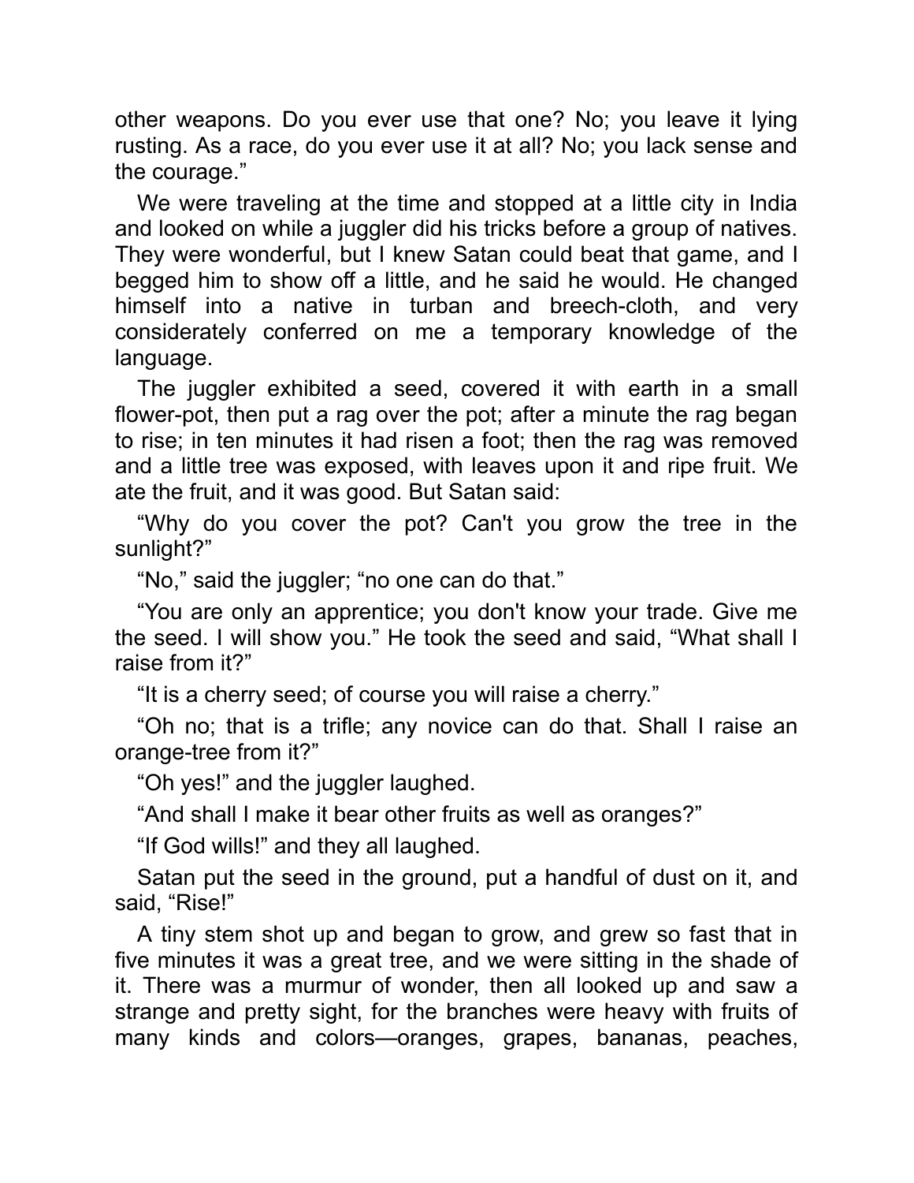other weapons. Do you ever use that one? No; you leave it lying rusting. As a race, do you ever use it at all? No; you lack sense and the courage."

We were traveling at the time and stopped at a little city in India and looked on while a juggler did his tricks before a group of natives. They were wonderful, but I knew Satan could beat that game, and I begged him to show off a little, and he said he would. He changed himself into a native in turban and breech-cloth, and very considerately conferred on me a temporary knowledge of the language.

The juggler exhibited a seed, covered it with earth in a small flower-pot, then put a rag over the pot; after a minute the rag began to rise; in ten minutes it had risen a foot; then the rag was removed and a little tree was exposed, with leaves upon it and ripe fruit. We ate the fruit, and it was good. But Satan said:

"Why do you cover the pot? Can't you grow the tree in the sunlight?"

"No," said the juggler; "no one can do that."

"You are only an apprentice; you don't know your trade. Give me the seed. I will show you." He took the seed and said, "What shall I raise from it?"

"It is a cherry seed; of course you will raise a cherry."

"Oh no; that is a trifle; any novice can do that. Shall I raise an orange-tree from it?"

"Oh yes!" and the juggler laughed.

"And shall I make it bear other fruits as well as oranges?"

"If God wills!" and they all laughed.

Satan put the seed in the ground, put a handful of dust on it, and said, "Rise!"

A tiny stem shot up and began to grow, and grew so fast that in five minutes it was a great tree, and we were sitting in the shade of it. There was a murmur of wonder, then all looked up and saw a strange and pretty sight, for the branches were heavy with fruits of many kinds and colors—oranges, grapes, bananas, peaches,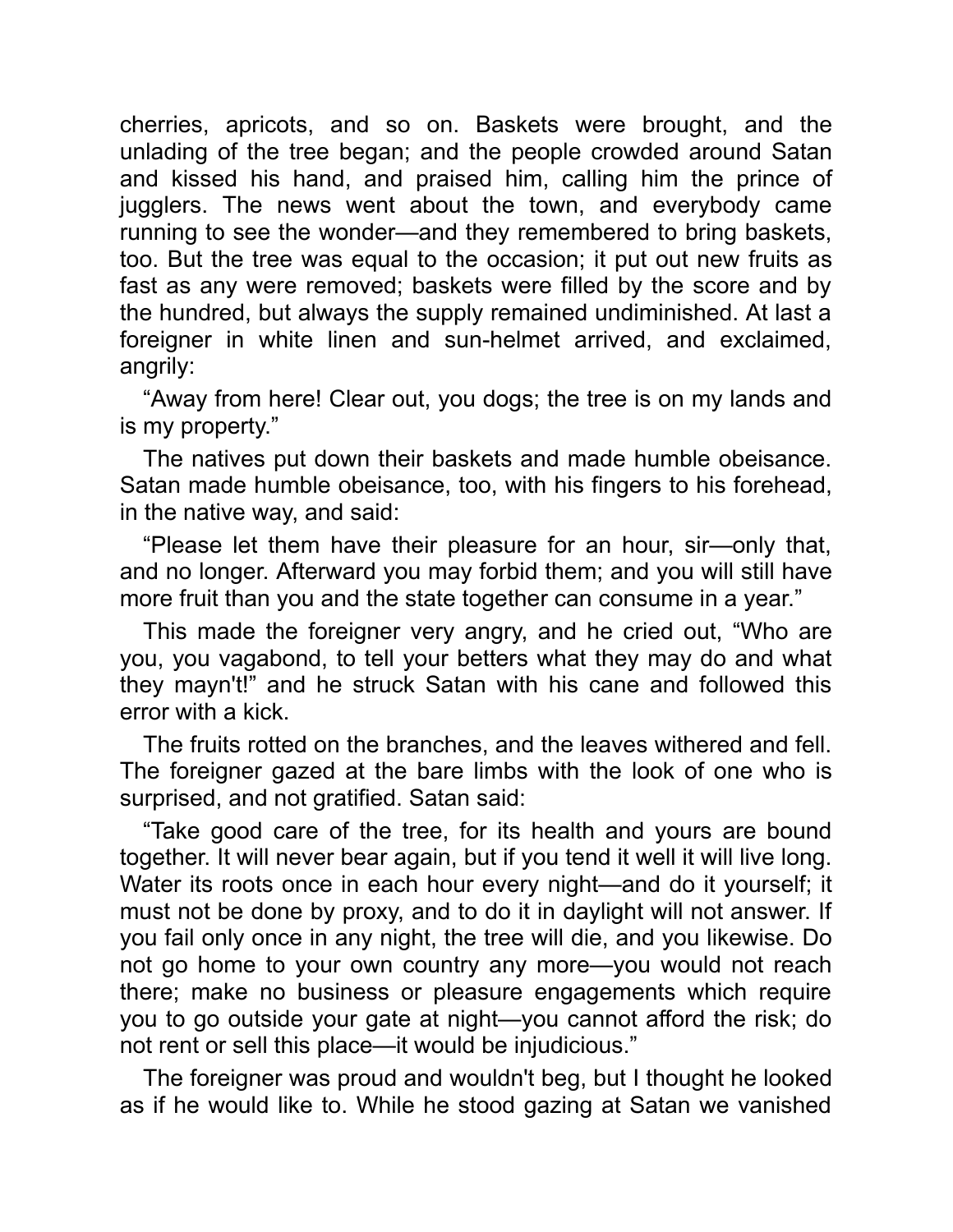cherries, apricots, and so on. Baskets were brought, and the unlading of the tree began; and the people crowded around Satan and kissed his hand, and praised him, calling him the prince of jugglers. The news went about the town, and everybody came running to see the wonder—and they remembered to bring baskets, too. But the tree was equal to the occasion; it put out new fruits as fast as any were removed; baskets were filled by the score and by the hundred, but always the supply remained undiminished. At last a foreigner in white linen and sun-helmet arrived, and exclaimed, angrily:

"Away from here! Clear out, you dogs; the tree is on my lands and is my property."

The natives put down their baskets and made humble obeisance. Satan made humble obeisance, too, with his fingers to his forehead, in the native way, and said:

"Please let them have their pleasure for an hour, sir—only that, and no longer. Afterward you may forbid them; and you will still have more fruit than you and the state together can consume in a year."

This made the foreigner very angry, and he cried out, "Who are you, you vagabond, to tell your betters what they may do and what they mayn't!" and he struck Satan with his cane and followed this error with a kick.

The fruits rotted on the branches, and the leaves withered and fell. The foreigner gazed at the bare limbs with the look of one who is surprised, and not gratified. Satan said:

"Take good care of the tree, for its health and yours are bound together. It will never bear again, but if you tend it well it will live long. Water its roots once in each hour every night—and do it yourself; it must not be done by proxy, and to do it in daylight will not answer. If you fail only once in any night, the tree will die, and you likewise. Do not go home to your own country any more—you would not reach there; make no business or pleasure engagements which require you to go outside your gate at night—you cannot afford the risk; do not rent or sell this place—it would be injudicious."

The foreigner was proud and wouldn't beg, but I thought he looked as if he would like to. While he stood gazing at Satan we vanished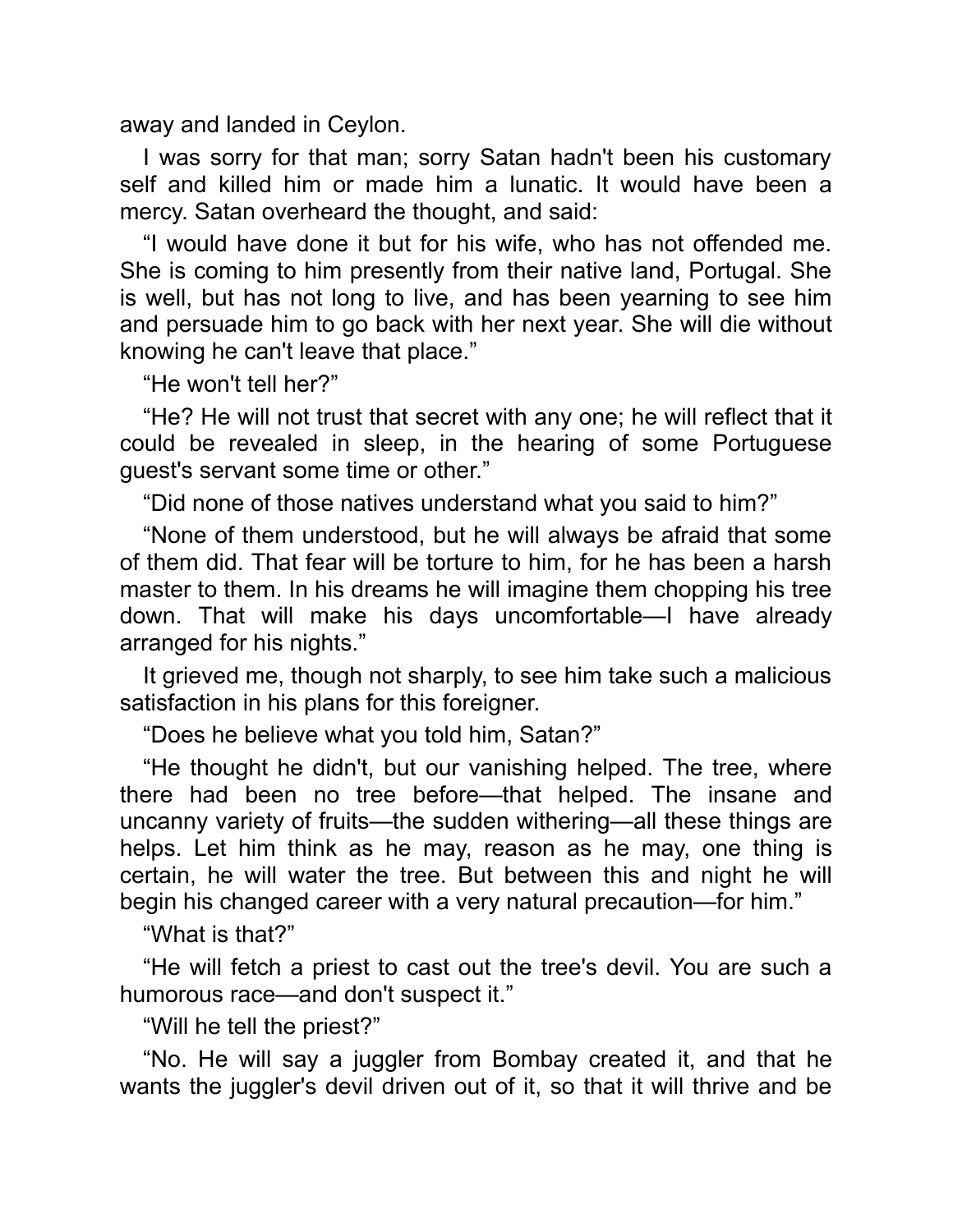away and landed in Ceylon.

I was sorry for that man; sorry Satan hadn't been his customary self and killed him or made him a lunatic. It would have been a mercy. Satan overheard the thought, and said:

“I would have done it but for his wife, who has not offended me. She is coming to him presently from their native land, Portugal. She is well, but has not long to live, and has been yearning to see him and persuade him to go back with her next year. She will die without knowing he can't leave that place.”

“He won't tell her?”

“He? He will not trust that secret with any one; he will reflect that it could be revealed in sleep, in the hearing of some Portuguese guest's servant some time or other.”

“Did none of those natives understand what you said to him?”

“None of them understood, but he will always be afraid that some of them did. That fear will be torture to him, for he has been a harsh master to them. In his dreams he will imagine them chopping his tree down. That will make his days uncomfortable—I have already arranged for his nights.”

It grieved me, though not sharply, to see him take such a malicious satisfaction in his plans for this foreigner.

“Does he believe what you told him, Satan?”

“He thought he didn't, but our vanishing helped. The tree, where there had been no tree before—that helped. The insane and uncanny variety of fruits—the sudden withering—all these things are helps. Let him think as he may, reason as he may, one thing is certain, he will water the tree. But between this and night he will begin his changed career with a very natural precaution—for him.”

“What is that?”

“He will fetch a priest to cast out the tree's devil. You are such a humorous race—and don't suspect it.”

“Will he tell the priest?”

“No. He will say a juggler from Bombay created it, and that he wants the juggler's devil driven out of it, so that it will thrive and be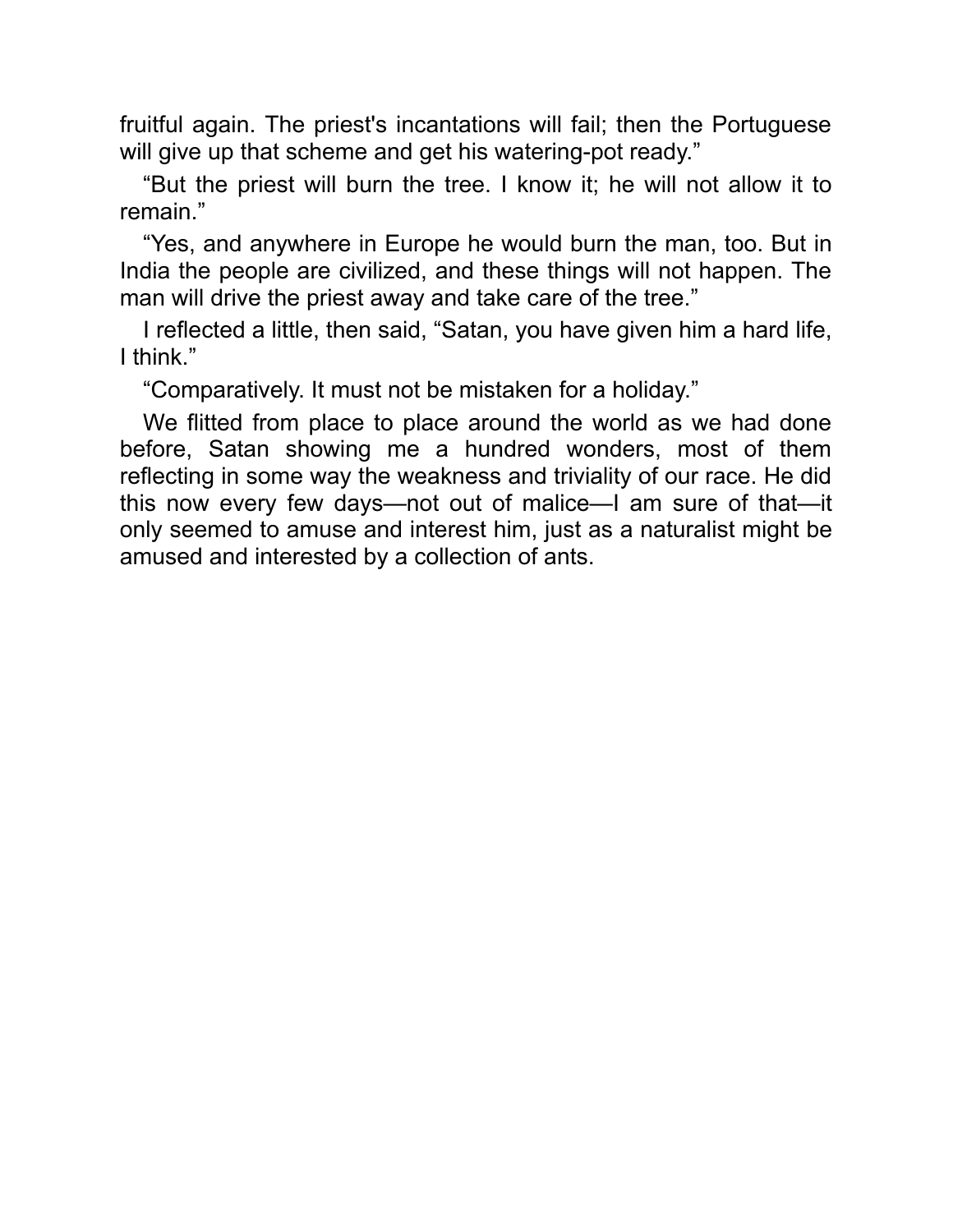fruitful again. The priest's incantations will fail; then the Portuguese will give up that scheme and get his watering-pot ready."

"But the priest will burn the tree. I know it; he will not allow it to remain."

"Yes, and anywhere in Europe he would burn the man, too. But in India the people are civilized, and these things will not happen. The man will drive the priest away and take care of the tree."

I reflected a little, then said, "Satan, you have given him a hard life, I think."

"Comparatively. It must not be mistaken for a holiday."

We flitted from place to place around the world as we had done before, Satan showing me a hundred wonders, most of them reflecting in some way the weakness and triviality of our race. He did this now every few days—not out of malice—I am sure of that—it only seemed to amuse and interest him, just as a naturalist might be amused and interested by a collection of ants.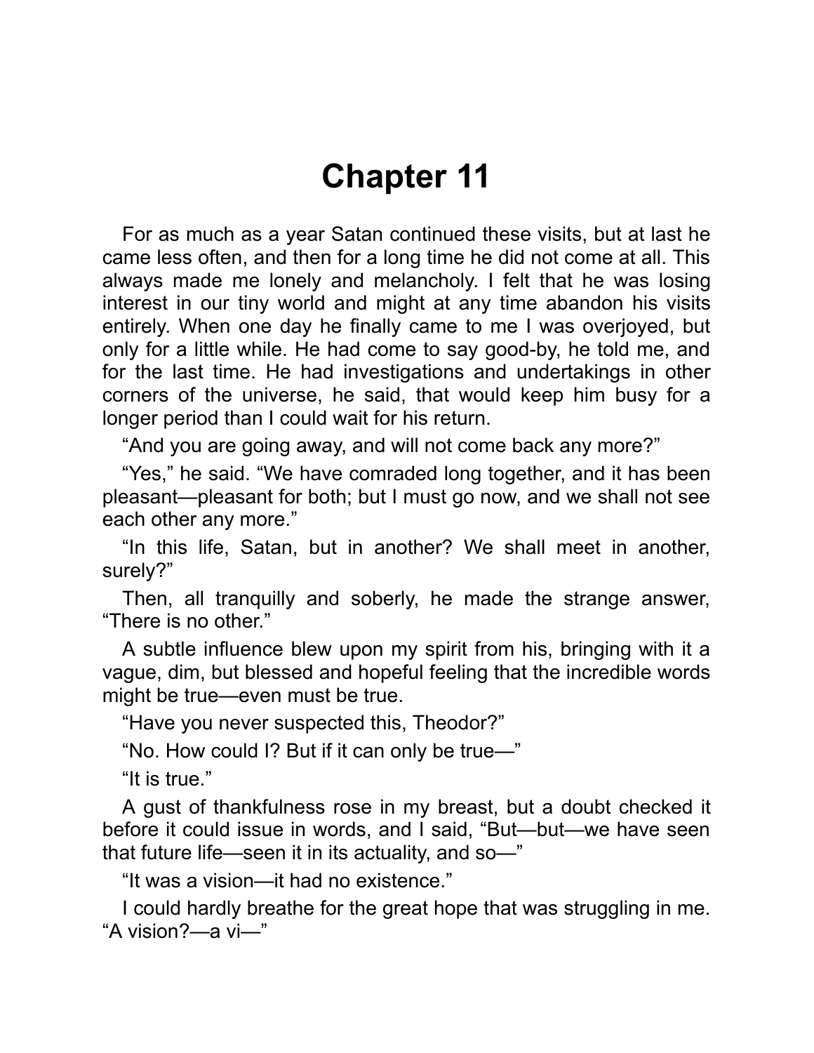# Chapter 11

For as much as a year Satan continued these visits, but at last he came less often, and then for a long time he did not come at all. This always made me lonely and melancholy. I felt that he was losing interest in our tiny world and might at any time abandon his visits entirely. When one day he finally came to me I was overjoyed, but only for a little while. He had come to say good-by, he told me, and for the last time. He had investigations and undertakings in other corners of the universe, he said, that would keep him busy for a longer period than I could wait for his return.

"And you are going away, and will not come back any more?"

"Yes," he said. "We have comraded long together, and it has been pleasant—pleasant for both; but I must go now, and we shall not see each other any more."

"In this life, Satan, but in another? We shall meet in another, surely?"

Then, all tranquilly and soberly, he made the strange answer, "There is no other."

A subtle influence blew upon my spirit from his, bringing with it a vague, dim, but blessed and hopeful feeling that the incredible words might be true—even must be true.

"Have you never suspected this, Theodor?"

"No. How could I? But if it can only be true—"

"It is true."

A gust of thankfulness rose in my breast, but a doubt checked it before it could issue in words, and I said, "But—but—we have seen that future life—seen it in its actuality, and so—"

"It was a vision—it had no existence."

I could hardly breathe for the great hope that was struggling in me. "A vision?—a vi—"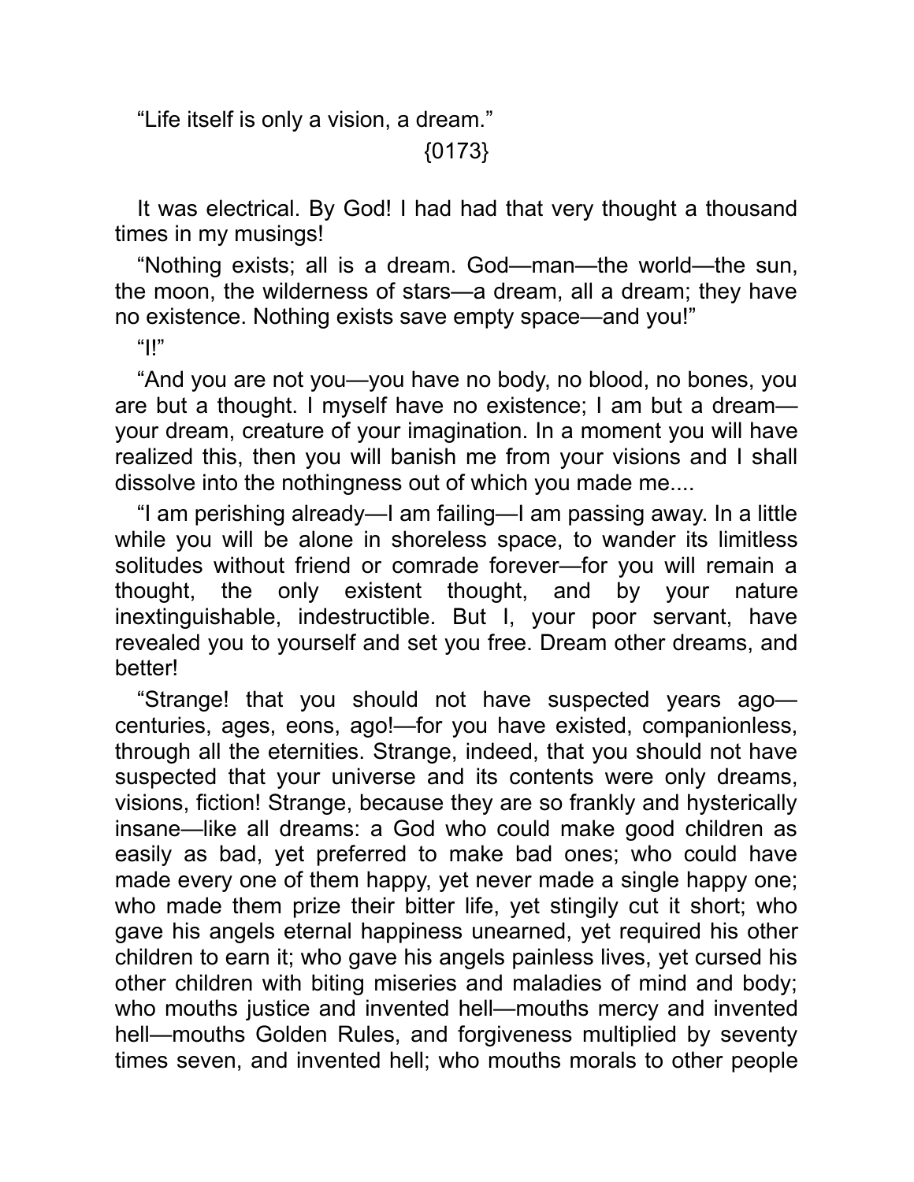“Life itself is only a vision, a dream.”

{0173}

It was electrical. By God! I had had that very thought a thousand times in my musings!

“Nothing exists; all is a dream. God—man—the world—the sun, the moon, the wilderness of stars—a dream, all a dream; they have no existence. Nothing exists save empty space—and you!”

“I!”

“And you are not you—you have no body, no blood, no bones, you are but a thought. I myself have no existence; I am but a dream—your dream, creature of your imagination. In a moment you will have realized this, then you will banish me from your visions and I shall dissolve into the nothingness out of which you made me....

“I am perishing already—I am failing—I am passing away. In a little while you will be alone in shoreless space, to wander its limitless solitudes without friend or comrade forever—for you will remain a thought, the only existent thought, and by your nature inextinguishable, indestructible. But I, your poor servant, have revealed you to yourself and set you free. Dream other dreams, and better!

“Strange! that you should not have suspected years ago—centuries, ages, eons, ago!—for you have existed, companionless, through all the eternities. Strange, indeed, that you should not have suspected that your universe and its contents were only dreams, visions, fiction! Strange, because they are so frankly and hysterically insane—like all dreams: a God who could make good children as easily as bad, yet preferred to make bad ones; who could have made every one of them happy, yet never made a single happy one; who made them prize their bitter life, yet stingily cut it short; who gave his angels eternal happiness unearned, yet required his other children to earn it; who gave his angels painless lives, yet cursed his other children with biting miseries and maladies of mind and body; who mouths justice and invented hell—mouths mercy and invented hell—mouths Golden Rules, and forgiveness multiplied by seventy times seven, and invented hell; who mouths morals to other people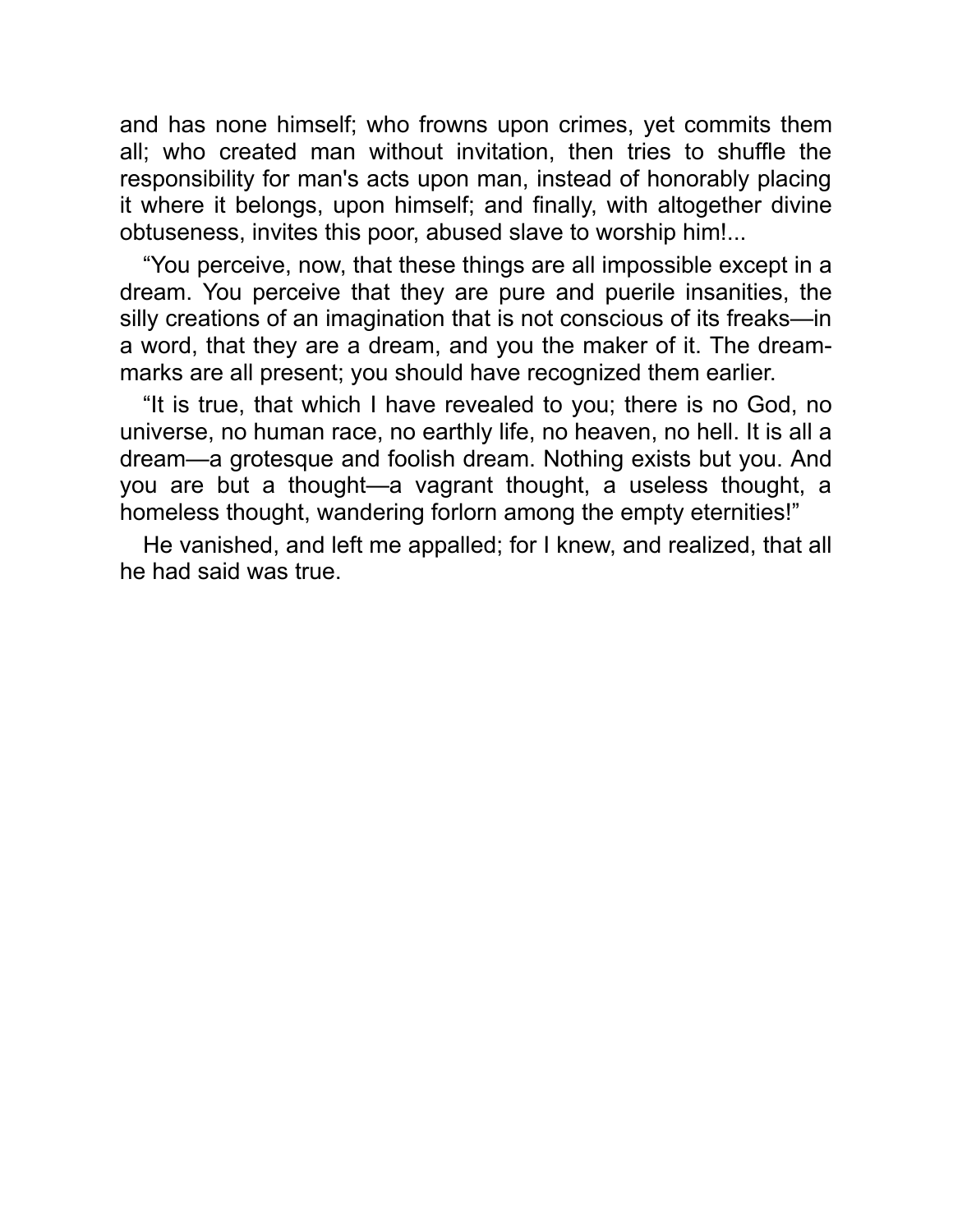and has none himself; who frowns upon crimes, yet commits them all; who created man without invitation, then tries to shuffle the responsibility for man's acts upon man, instead of honorably placing it where it belongs, upon himself; and finally, with altogether divine obtuseness, invites this poor, abused slave to worship him!...

"You perceive, now, that these things are all impossible except in a dream. You perceive that they are pure and puerile insanities, the silly creations of an imagination that is not conscious of its freaks—in a word, that they are a dream, and you the maker of it. The dream-marks are all present; you should have recognized them earlier.

"It is true, that which I have revealed to you; there is no God, no universe, no human race, no earthly life, no heaven, no hell. It is all a dream—a grotesque and foolish dream. Nothing exists but you. And you are but a thought—a vagrant thought, a useless thought, a homeless thought, wandering forlorn among the empty eternities!"

He vanished, and left me appalled; for I knew, and realized, that all he had said was true.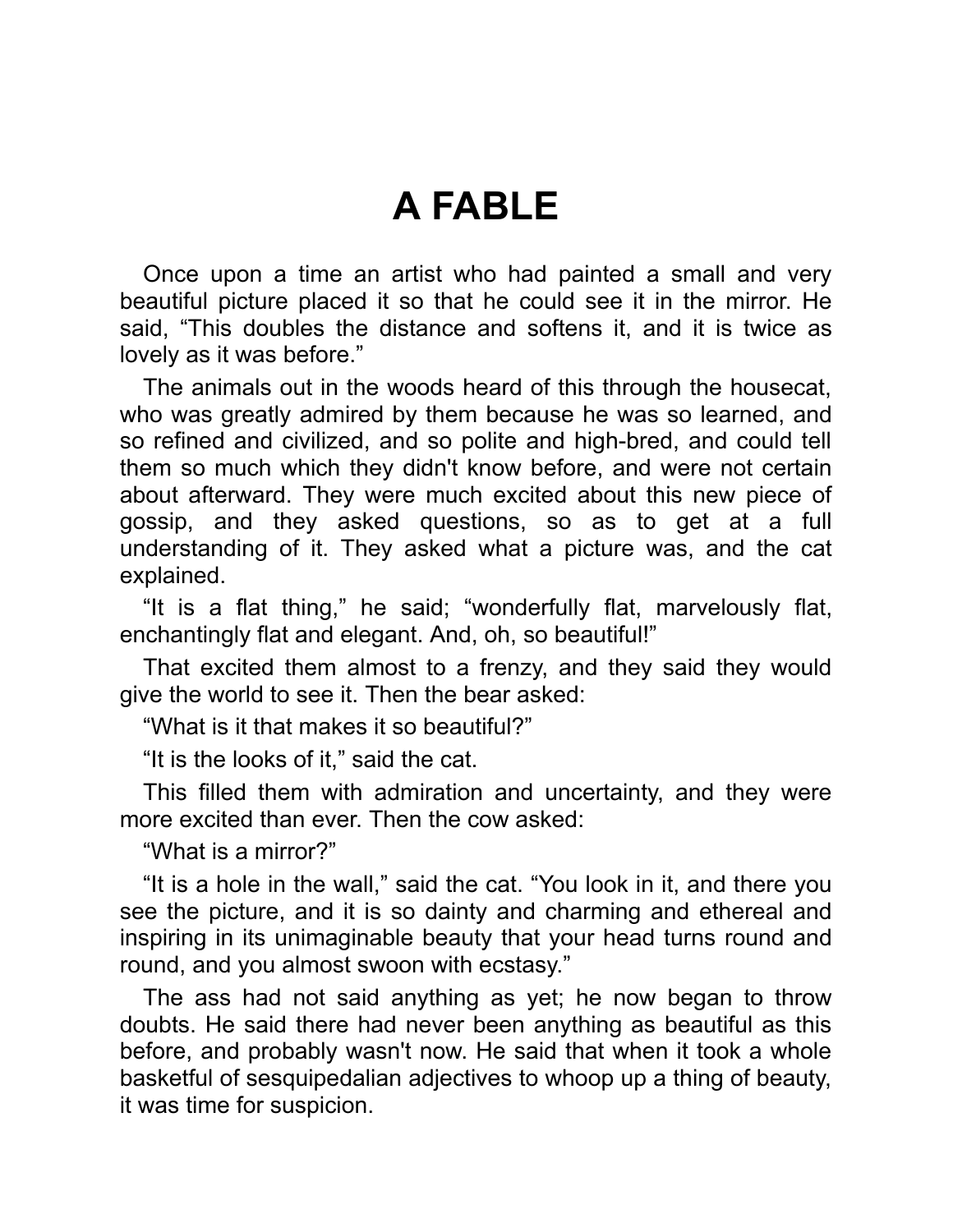# A FABLE

Once upon a time an artist who had painted a small and very beautiful picture placed it so that he could see it in the mirror. He said, “This doubles the distance and softens it, and it is twice as lovely as it was before.”

The animals out in the woods heard of this through the housecat, who was greatly admired by them because he was so learned, and so refined and civilized, and so polite and high-bred, and could tell them so much which they didn't know before, and were not certain about afterward. They were much excited about this new piece of gossip, and they asked questions, so as to get at a full understanding of it. They asked what a picture was, and the cat explained.

“It is a flat thing,” he said; “wonderfully flat, marvelously flat, enchantingly flat and elegant. And, oh, so beautiful!”

That excited them almost to a frenzy, and they said they would give the world to see it. Then the bear asked:

“What is it that makes it so beautiful?”

“It is the looks of it,” said the cat.

This filled them with admiration and uncertainty, and they were more excited than ever. Then the cow asked:

“What is a mirror?”

“It is a hole in the wall,” said the cat. “You look in it, and there you see the picture, and it is so dainty and charming and ethereal and inspiring in its unimaginable beauty that your head turns round and round, and you almost swoon with ecstasy.”

The ass had not said anything as yet; he now began to throw doubts. He said there had never been anything as beautiful as this before, and probably wasn't now. He said that when it took a whole basketful of sesquipedalian adjectives to whoop up a thing of beauty, it was time for suspicion.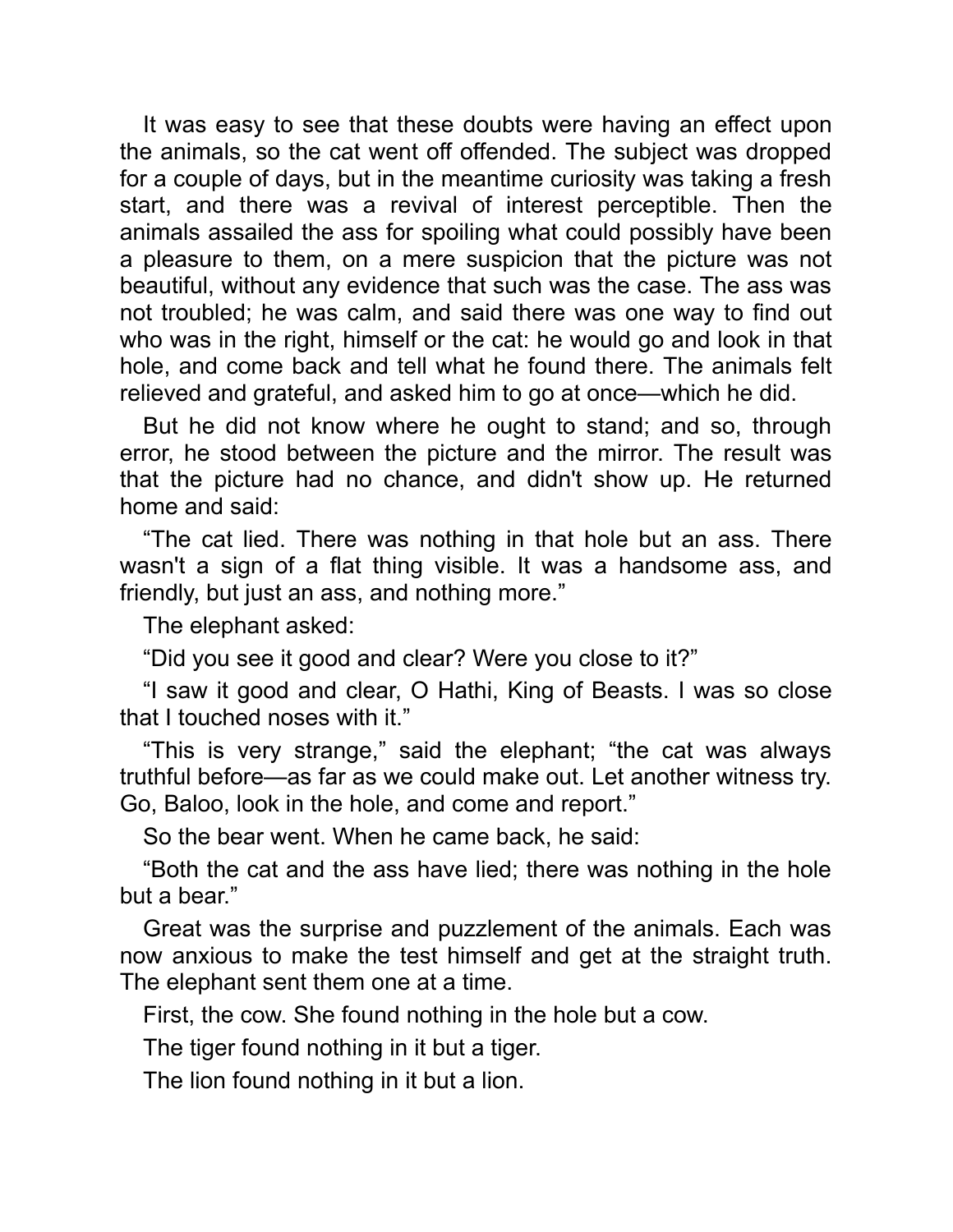It was easy to see that these doubts were having an effect upon the animals, so the cat went off offended. The subject was dropped for a couple of days, but in the meantime curiosity was taking a fresh start, and there was a revival of interest perceptible. Then the animals assailed the ass for spoiling what could possibly have been a pleasure to them, on a mere suspicion that the picture was not beautiful, without any evidence that such was the case. The ass was not troubled; he was calm, and said there was one way to find out who was in the right, himself or the cat: he would go and look in that hole, and come back and tell what he found there. The animals felt relieved and grateful, and asked him to go at once—which he did.

But he did not know where he ought to stand; and so, through error, he stood between the picture and the mirror. The result was that the picture had no chance, and didn't show up. He returned home and said:

"The cat lied. There was nothing in that hole but an ass. There wasn't a sign of a flat thing visible. It was a handsome ass, and friendly, but just an ass, and nothing more."

The elephant asked:

"Did you see it good and clear? Were you close to it?"

"I saw it good and clear, O Hathi, King of Beasts. I was so close that I touched noses with it."

"This is very strange," said the elephant; "the cat was always truthful before—as far as we could make out. Let another witness try. Go, Baloo, look in the hole, and come and report."

So the bear went. When he came back, he said:

"Both the cat and the ass have lied; there was nothing in the hole but a bear."

Great was the surprise and puzzlement of the animals. Each was now anxious to make the test himself and get at the straight truth. The elephant sent them one at a time.

First, the cow. She found nothing in the hole but a cow.

The tiger found nothing in it but a tiger.

The lion found nothing in it but a lion.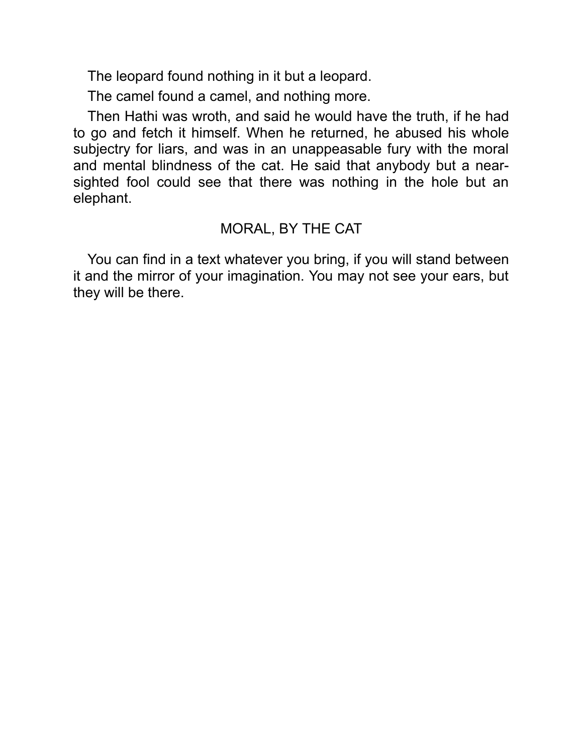The leopard found nothing in it but a leopard.

The camel found a camel, and nothing more.

Then Hathi was wroth, and said he would have the truth, if he had to go and fetch it himself. When he returned, he abused his whole subjectry for liars, and was in an unappeasable fury with the moral and mental blindness of the cat. He said that anybody but a near-sighted fool could see that there was nothing in the hole but an elephant.

## MORAL, BY THE CAT

You can find in a text whatever you bring, if you will stand between it and the mirror of your imagination. You may not see your ears, but they will be there.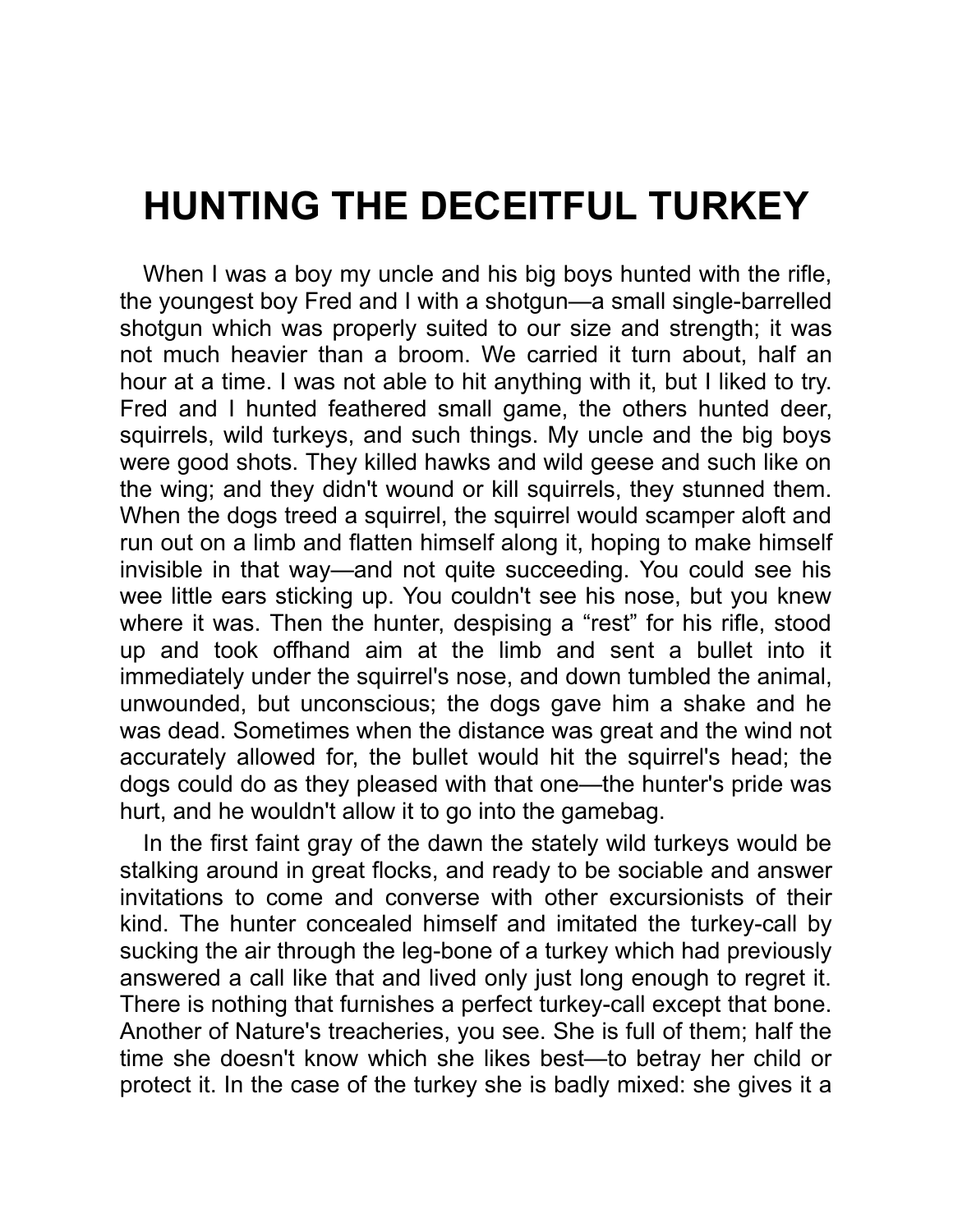# HUNTING THE DECEITFUL TURKEY

When I was a boy my uncle and his big boys hunted with the rifle, the youngest boy Fred and I with a shotgun—a small single-barrelled shotgun which was properly suited to our size and strength; it was not much heavier than a broom. We carried it turn about, half an hour at a time. I was not able to hit anything with it, but I liked to try. Fred and I hunted feathered small game, the others hunted deer, squirrels, wild turkeys, and such things. My uncle and the big boys were good shots. They killed hawks and wild geese and such like on the wing; and they didn't wound or kill squirrels, they stunned them. When the dogs treed a squirrel, the squirrel would scamper aloft and run out on a limb and flatten himself along it, hoping to make himself invisible in that way—and not quite succeeding. You could see his wee little ears sticking up. You couldn't see his nose, but you knew where it was. Then the hunter, despising a "rest" for his rifle, stood up and took offhand aim at the limb and sent a bullet into it immediately under the squirrel's nose, and down tumbled the animal, unwounded, but unconscious; the dogs gave him a shake and he was dead. Sometimes when the distance was great and the wind not accurately allowed for, the bullet would hit the squirrel's head; the dogs could do as they pleased with that one—the hunter's pride was hurt, and he wouldn't allow it to go into the gamebag.

In the first faint gray of the dawn the stately wild turkeys would be stalking around in great flocks, and ready to be sociable and answer invitations to come and converse with other excursionists of their kind. The hunter concealed himself and imitated the turkey-call by sucking the air through the leg-bone of a turkey which had previously answered a call like that and lived only just long enough to regret it. There is nothing that furnishes a perfect turkey-call except that bone. Another of Nature's treacheries, you see. She is full of them; half the time she doesn't know which she likes best—to betray her child or protect it. In the case of the turkey she is badly mixed: she gives it a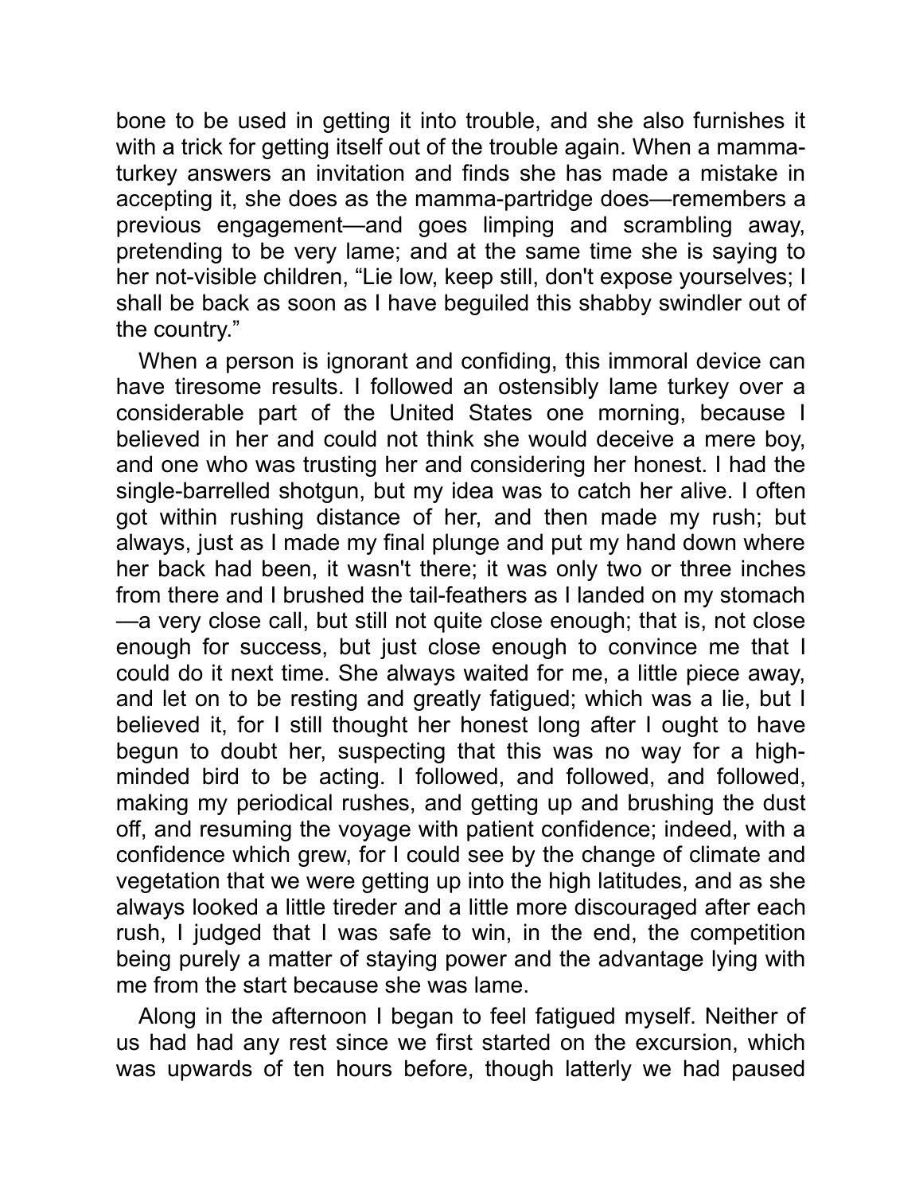bone to be used in getting it into trouble, and she also furnishes it with a trick for getting itself out of the trouble again. When a mamma-turkey answers an invitation and finds she has made a mistake in accepting it, she does as the mamma-partridge does—remembers a previous engagement—and goes limping and scrambling away, pretending to be very lame; and at the same time she is saying to her not-visible children, "Lie low, keep still, don't expose yourselves; I shall be back as soon as I have beguiled this shabby swindler out of the country."

When a person is ignorant and confiding, this immoral device can have tiresome results. I followed an ostensibly lame turkey over a considerable part of the United States one morning, because I believed in her and could not think she would deceive a mere boy, and one who was trusting her and considering her honest. I had the single-barrelled shotgun, but my idea was to catch her alive. I often got within rushing distance of her, and then made my rush; but always, just as I made my final plunge and put my hand down where her back had been, it wasn't there; it was only two or three inches from there and I brushed the tail-feathers as I landed on my stomach—a very close call, but still not quite close enough; that is, not close enough for success, but just close enough to convince me that I could do it next time. She always waited for me, a little piece away, and let on to be resting and greatly fatigued; which was a lie, but I believed it, for I still thought her honest long after I ought to have begun to doubt her, suspecting that this was no way for a high-minded bird to be acting. I followed, and followed, and followed, making my periodical rushes, and getting up and brushing the dust off, and resuming the voyage with patient confidence; indeed, with a confidence which grew, for I could see by the change of climate and vegetation that we were getting up into the high latitudes, and as she always looked a little tireder and a little more discouraged after each rush, I judged that I was safe to win, in the end, the competition being purely a matter of staying power and the advantage lying with me from the start because she was lame.

Along in the afternoon I began to feel fatigued myself. Neither of us had had any rest since we first started on the excursion, which was upwards of ten hours before, though latterly we had paused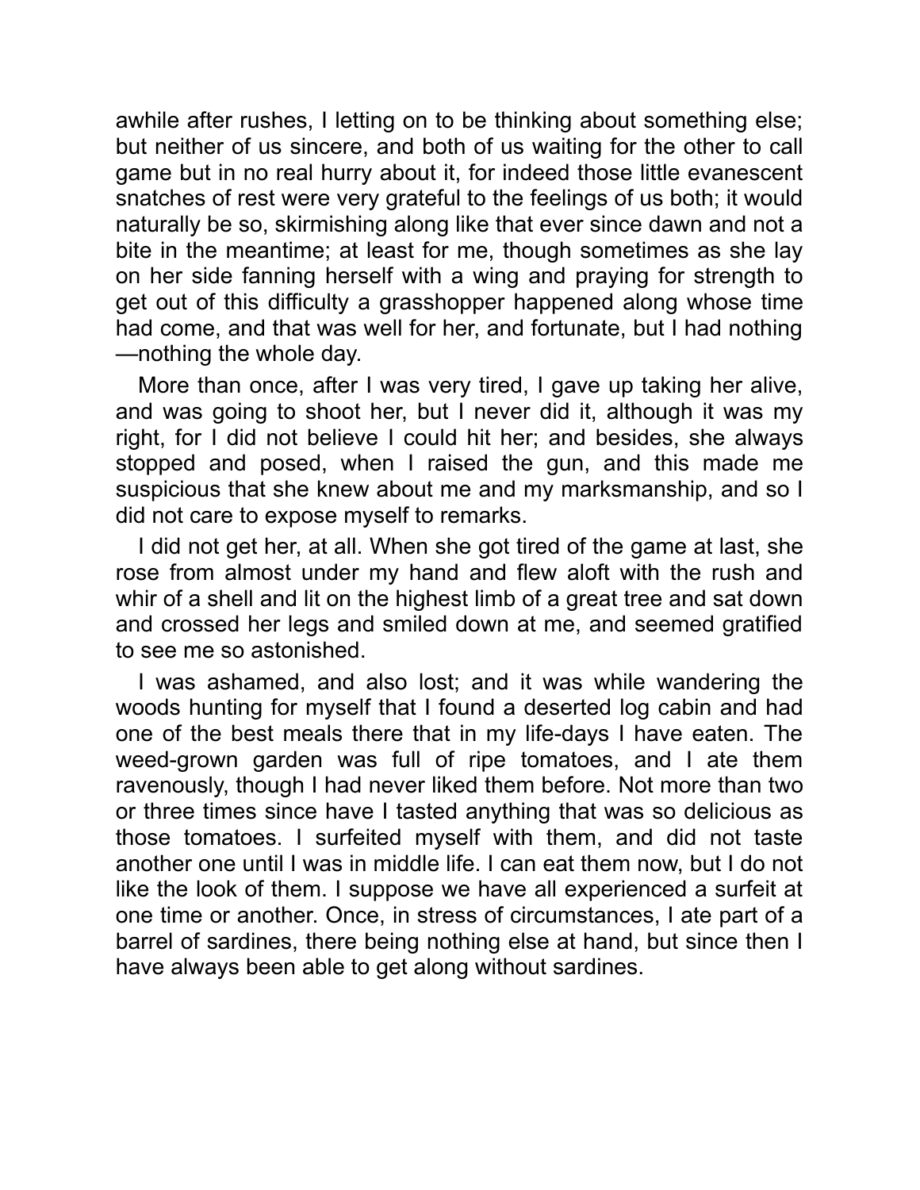awhile after rushes, I letting on to be thinking about something else; but neither of us sincere, and both of us waiting for the other to call game but in no real hurry about it, for indeed those little evanescent snatches of rest were very grateful to the feelings of us both; it would naturally be so, skirmishing along like that ever since dawn and not a bite in the meantime; at least for me, though sometimes as she lay on her side fanning herself with a wing and praying for strength to get out of this difficulty a grasshopper happened along whose time had come, and that was well for her, and fortunate, but I had nothing—nothing the whole day.

More than once, after I was very tired, I gave up taking her alive, and was going to shoot her, but I never did it, although it was my right, for I did not believe I could hit her; and besides, she always stopped and posed, when I raised the gun, and this made me suspicious that she knew about me and my marksmanship, and so I did not care to expose myself to remarks.

I did not get her, at all. When she got tired of the game at last, she rose from almost under my hand and flew aloft with the rush and whir of a shell and lit on the highest limb of a great tree and sat down and crossed her legs and smiled down at me, and seemed gratified to see me so astonished.

I was ashamed, and also lost; and it was while wandering the woods hunting for myself that I found a deserted log cabin and had one of the best meals there that in my life-days I have eaten. The weed-grown garden was full of ripe tomatoes, and I ate them ravenously, though I had never liked them before. Not more than two or three times since have I tasted anything that was so delicious as those tomatoes. I surfeited myself with them, and did not taste another one until I was in middle life. I can eat them now, but I do not like the look of them. I suppose we have all experienced a surfeit at one time or another. Once, in stress of circumstances, I ate part of a barrel of sardines, there being nothing else at hand, but since then I have always been able to get along without sardines.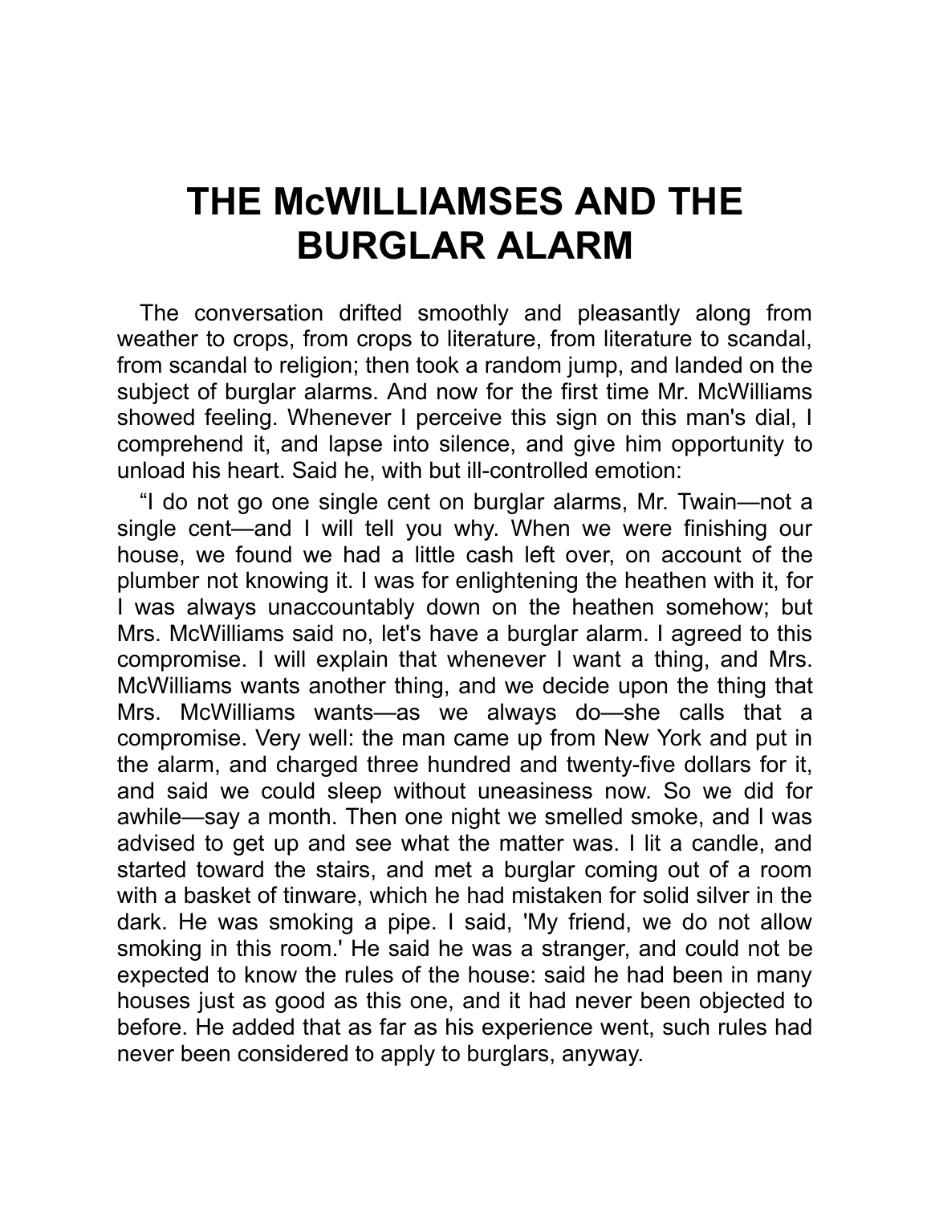# THE McWILLIAMSES AND THE BURGLAR ALARM

The conversation drifted smoothly and pleasantly along from weather to crops, from crops to literature, from literature to scandal, from scandal to religion; then took a random jump, and landed on the subject of burglar alarms. And now for the first time Mr. McWilliams showed feeling. Whenever I perceive this sign on this man's dial, I comprehend it, and lapse into silence, and give him opportunity to unload his heart. Said he, with but ill-controlled emotion:

“I do not go one single cent on burglar alarms, Mr. Twain—not a single cent—and I will tell you why. When we were finishing our house, we found we had a little cash left over, on account of the plumber not knowing it. I was for enlightening the heathen with it, for I was always unaccountably down on the heathen somehow; but Mrs. McWilliams said no, let's have a burglar alarm. I agreed to this compromise. I will explain that whenever I want a thing, and Mrs. McWilliams wants another thing, and we decide upon the thing that Mrs. McWilliams wants—as we always do—she calls that a compromise. Very well: the man came up from New York and put in the alarm, and charged three hundred and twenty-five dollars for it, and said we could sleep without uneasiness now. So we did for awhile—say a month. Then one night we smelled smoke, and I was advised to get up and see what the matter was. I lit a candle, and started toward the stairs, and met a burglar coming out of a room with a basket of tinware, which he had mistaken for solid silver in the dark. He was smoking a pipe. I said, 'My friend, we do not allow smoking in this room.' He said he was a stranger, and could not be expected to know the rules of the house: said he had been in many houses just as good as this one, and it had never been objected to before. He added that as far as his experience went, such rules had never been considered to apply to burglars, anyway.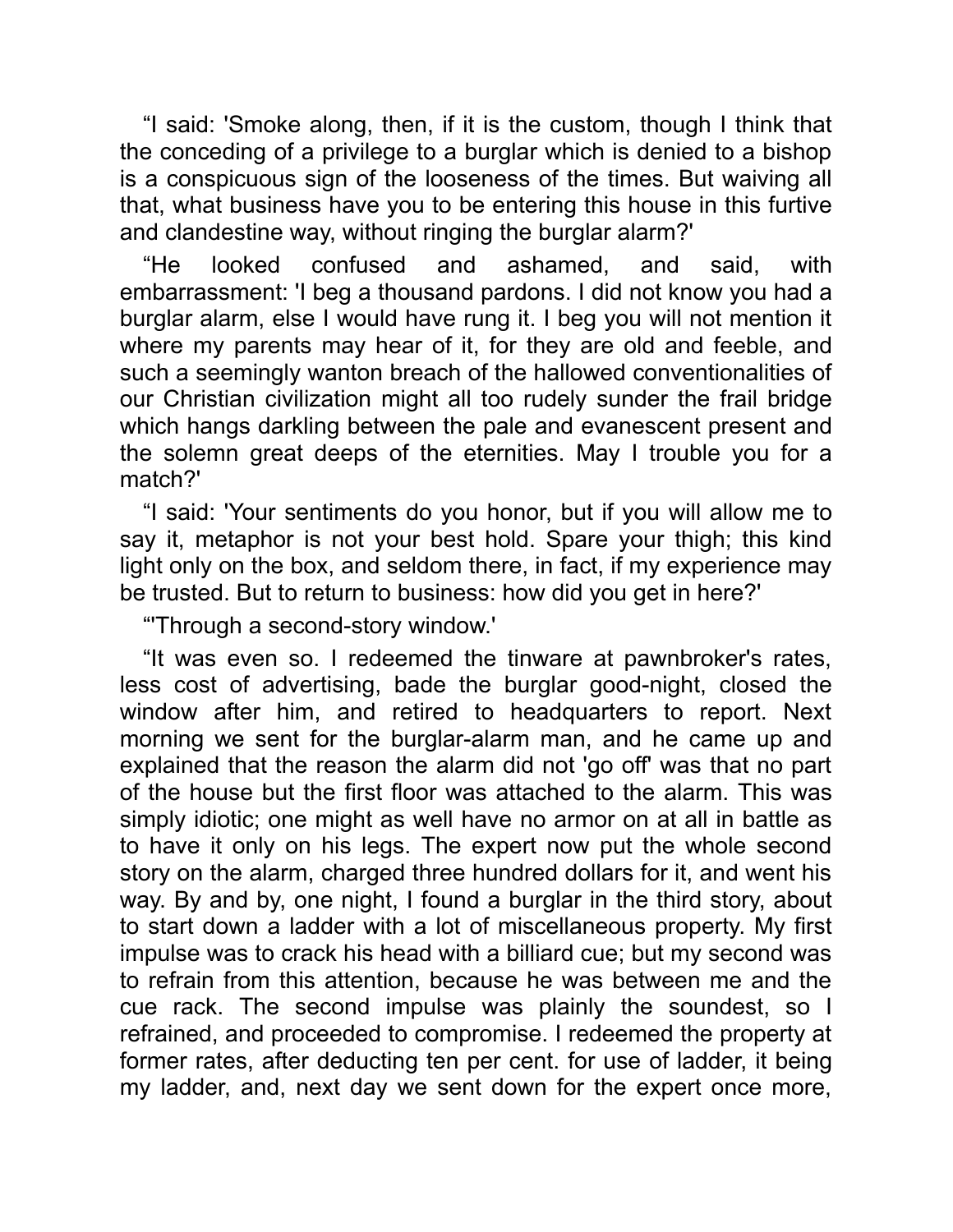“I said: 'Smoke along, then, if it is the custom, though I think that the conceding of a privilege to a burglar which is denied to a bishop is a conspicuous sign of the looseness of the times. But waiving all that, what business have you to be entering this house in this furtive and clandestine way, without ringing the burglar alarm?'

“He looked confused and ashamed, and said, with embarrassment: 'I beg a thousand pardons. I did not know you had a burglar alarm, else I would have rung it. I beg you will not mention it where my parents may hear of it, for they are old and feeble, and such a seemingly wanton breach of the hallowed conventionalities of our Christian civilization might all too rudely sunder the frail bridge which hangs darkling between the pale and evanescent present and the solemn great deeps of the eternities. May I trouble you for a match?'

“I said: 'Your sentiments do you honor, but if you will allow me to say it, metaphor is not your best hold. Spare your thigh; this kind light only on the box, and seldom there, in fact, if my experience may be trusted. But to return to business: how did you get in here?'

“'Through a second-story window.'

“It was even so. I redeemed the tinware at pawnbroker's rates, less cost of advertising, bade the burglar good-night, closed the window after him, and retired to headquarters to report. Next morning we sent for the burglar-alarm man, and he came up and explained that the reason the alarm did not 'go off' was that no part of the house but the first floor was attached to the alarm. This was simply idiotic; one might as well have no armor on at all in battle as to have it only on his legs. The expert now put the whole second story on the alarm, charged three hundred dollars for it, and went his way. By and by, one night, I found a burglar in the third story, about to start down a ladder with a lot of miscellaneous property. My first impulse was to crack his head with a billiard cue; but my second was to refrain from this attention, because he was between me and the cue rack. The second impulse was plainly the soundest, so I refrained, and proceeded to compromise. I redeemed the property at former rates, after deducting ten per cent. for use of ladder, it being my ladder, and, next day we sent down for the expert once more,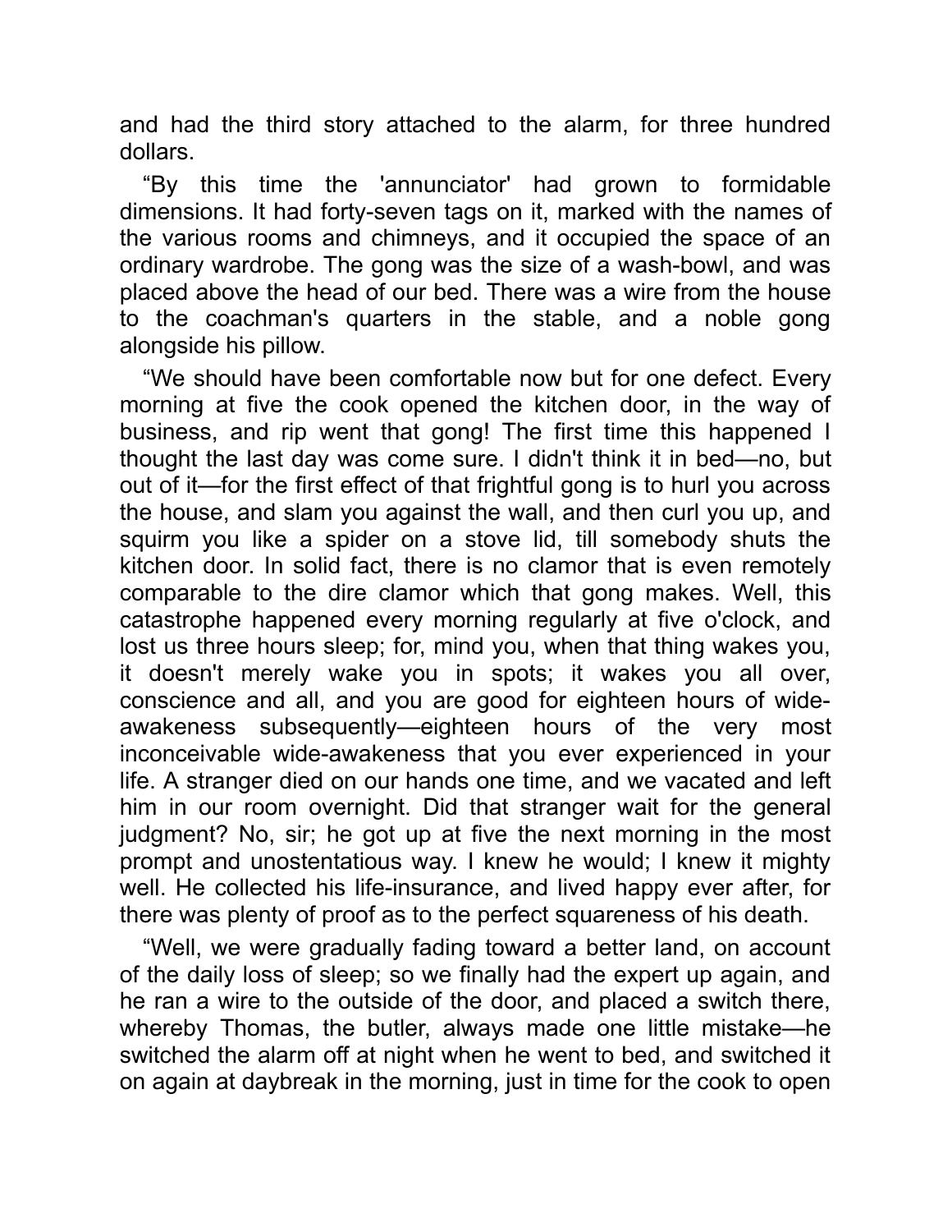and had the third story attached to the alarm, for three hundred dollars.

"By this time the 'annunciator' had grown to formidable dimensions. It had forty-seven tags on it, marked with the names of the various rooms and chimneys, and it occupied the space of an ordinary wardrobe. The gong was the size of a wash-bowl, and was placed above the head of our bed. There was a wire from the house to the coachman's quarters in the stable, and a noble gong alongside his pillow.

"We should have been comfortable now but for one defect. Every morning at five the cook opened the kitchen door, in the way of business, and rip went that gong! The first time this happened I thought the last day was come sure. I didn't think it in bed—no, but out of it—for the first effect of that frightful gong is to hurl you across the house, and slam you against the wall, and then curl you up, and squirm you like a spider on a stove lid, till somebody shuts the kitchen door. In solid fact, there is no clamor that is even remotely comparable to the dire clamor which that gong makes. Well, this catastrophe happened every morning regularly at five o'clock, and lost us three hours sleep; for, mind you, when that thing wakes you, it doesn't merely wake you in spots; it wakes you all over, conscience and all, and you are good for eighteen hours of wide-awakeness subsequently—eighteen hours of the very most inconceivable wide-awakeness that you ever experienced in your life. A stranger died on our hands one time, and we vacated and left him in our room overnight. Did that stranger wait for the general judgment? No, sir; he got up at five the next morning in the most prompt and unostentatious way. I knew he would; I knew it mighty well. He collected his life-insurance, and lived happy ever after, for there was plenty of proof as to the perfect squareness of his death.

"Well, we were gradually fading toward a better land, on account of the daily loss of sleep; so we finally had the expert up again, and he ran a wire to the outside of the door, and placed a switch there, whereby Thomas, the butler, always made one little mistake—he switched the alarm off at night when he went to bed, and switched it on again at daybreak in the morning, just in time for the cook to open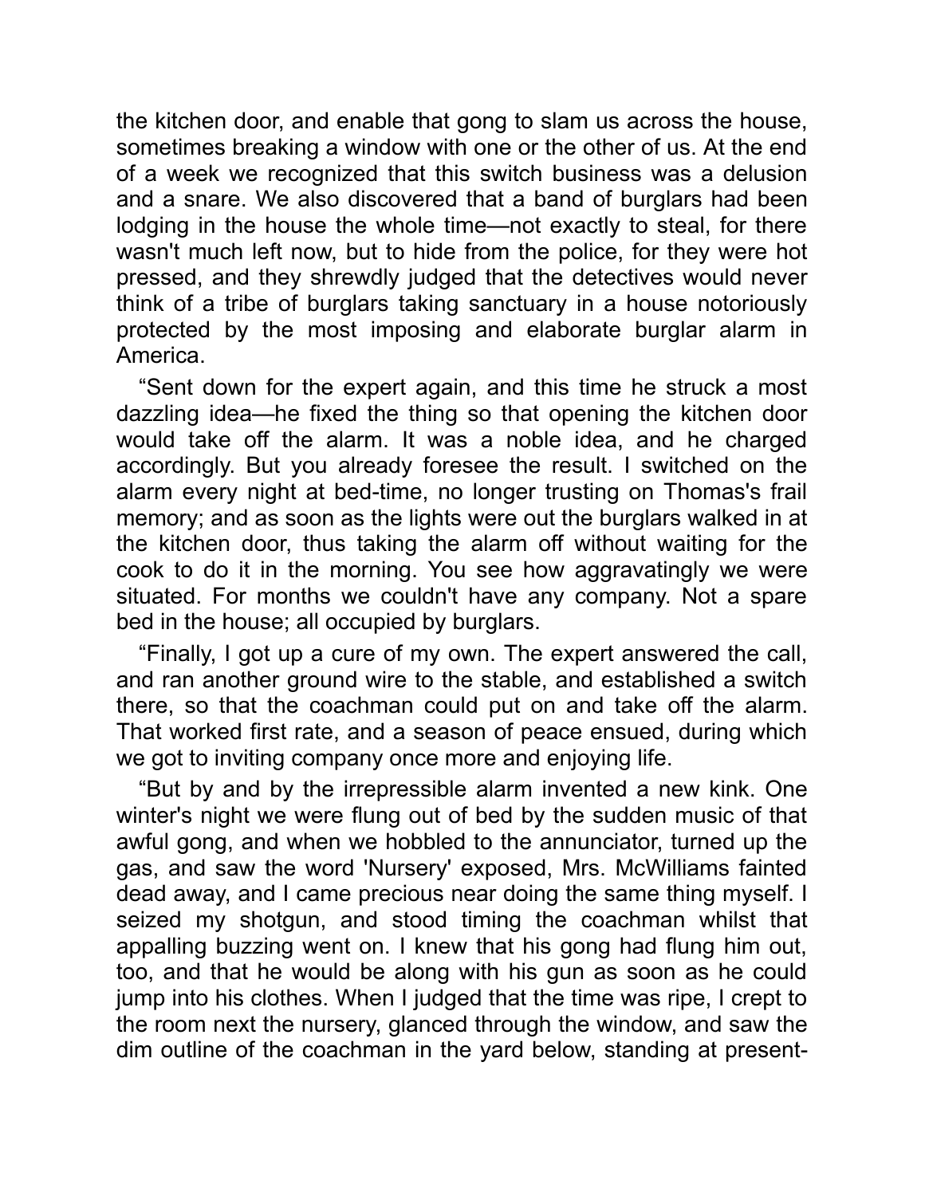the kitchen door, and enable that gong to slam us across the house, sometimes breaking a window with one or the other of us. At the end of a week we recognized that this switch business was a delusion and a snare. We also discovered that a band of burglars had been lodging in the house the whole time—not exactly to steal, for there wasn't much left now, but to hide from the police, for they were hot pressed, and they shrewdly judged that the detectives would never think of a tribe of burglars taking sanctuary in a house notoriously protected by the most imposing and elaborate burglar alarm in America.

"Sent down for the expert again, and this time he struck a most dazzling idea—he fixed the thing so that opening the kitchen door would take off the alarm. It was a noble idea, and he charged accordingly. But you already foresee the result. I switched on the alarm every night at bed-time, no longer trusting on Thomas's frail memory; and as soon as the lights were out the burglars walked in at the kitchen door, thus taking the alarm off without waiting for the cook to do it in the morning. You see how aggravatingly we were situated. For months we couldn't have any company. Not a spare bed in the house; all occupied by burglars.

"Finally, I got up a cure of my own. The expert answered the call, and ran another ground wire to the stable, and established a switch there, so that the coachman could put on and take off the alarm. That worked first rate, and a season of peace ensued, during which we got to inviting company once more and enjoying life.

"But by and by the irrepressible alarm invented a new kink. One winter's night we were flung out of bed by the sudden music of that awful gong, and when we hobbled to the annunciator, turned up the gas, and saw the word 'Nursery' exposed, Mrs. McWilliams fainted dead away, and I came precious near doing the same thing myself. I seized my shotgun, and stood timing the coachman whilst that appalling buzzing went on. I knew that his gong had flung him out, too, and that he would be along with his gun as soon as he could jump into his clothes. When I judged that the time was ripe, I crept to the room next the nursery, glanced through the window, and saw the dim outline of the coachman in the yard below, standing at present-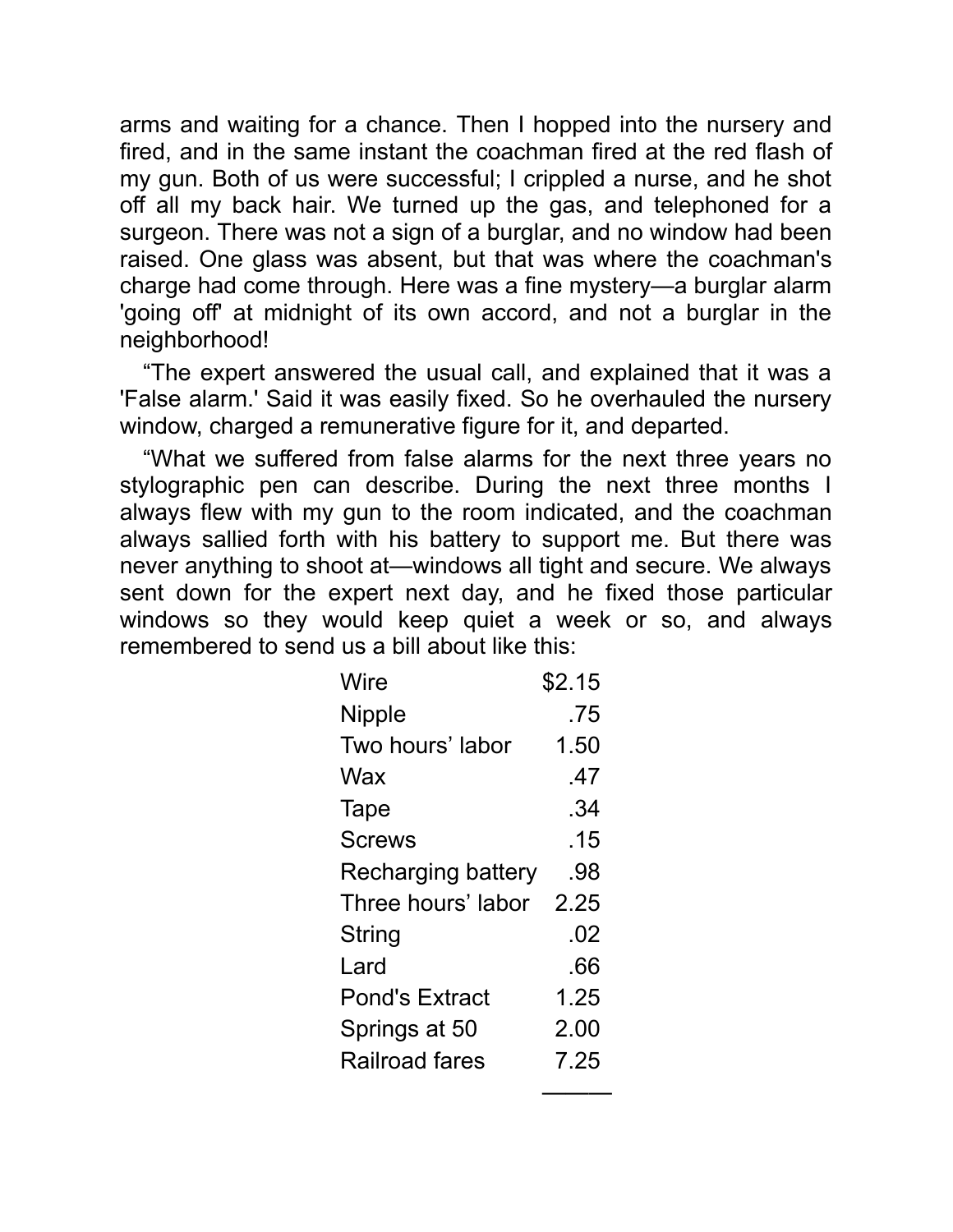arms and waiting for a chance. Then I hopped into the nursery and fired, and in the same instant the coachman fired at the red flash of my gun. Both of us were successful; I crippled a nurse, and he shot off all my back hair. We turned up the gas, and telephoned for a surgeon. There was not a sign of a burglar, and no window had been raised. One glass was absent, but that was where the coachman's charge had come through. Here was a fine mystery—a burglar alarm 'going off' at midnight of its own accord, and not a burglar in the neighborhood!

"The expert answered the usual call, and explained that it was a 'False alarm.' Said it was easily fixed. So he overhauled the nursery window, charged a remunerative figure for it, and departed.

"What we suffered from false alarms for the next three years no stylographic pen can describe. During the next three months I always flew with my gun to the room indicated, and the coachman always sallied forth with his battery to support me. But there was never anything to shoot at—windows all tight and secure. We always sent down for the expert next day, and he fixed those particular windows so they would keep quiet a week or so, and always remembered to send us a bill about like this:

| | |
|---|---:|
| Wire | $2.15 |
| Nipple | .75 |
| Two hours' labor | 1.50 |
| Wax | .47 |
| Tape | .34 |
| Screws | .15 |
| Recharging battery | .98 |
| Three hours' labor | 2.25 |
| String | .02 |
| Lard | .66 |
| Pond's Extract | 1.25 |
| Springs at 50 | 2.00 |
| Railroad fares | 7.25 |
| | ——— |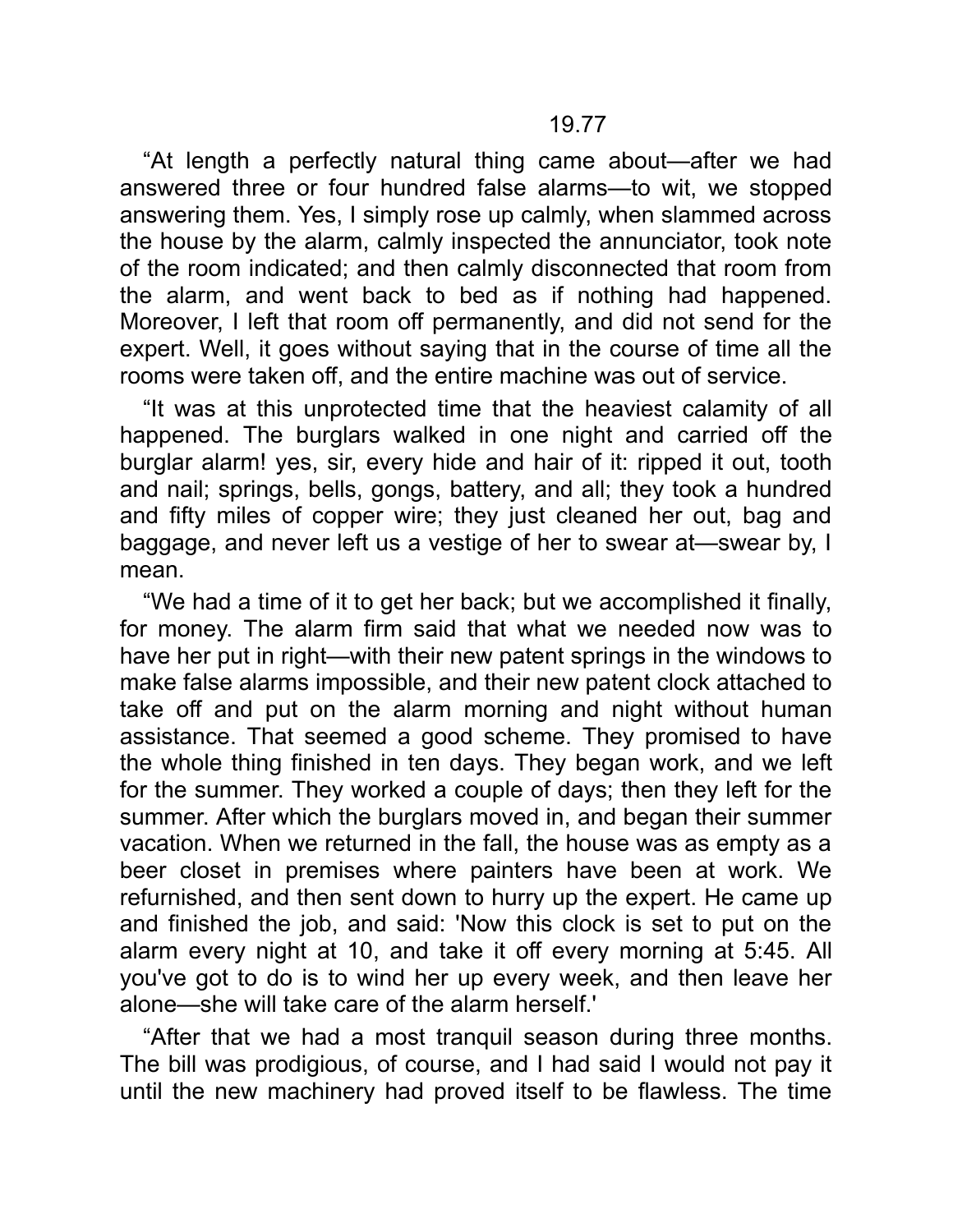"At length a perfectly natural thing came about—after we had answered three or four hundred false alarms—to wit, we stopped answering them. Yes, I simply rose up calmly, when slammed across the house by the alarm, calmly inspected the annunciator, took note of the room indicated; and then calmly disconnected that room from the alarm, and went back to bed as if nothing had happened. Moreover, I left that room off permanently, and did not send for the expert. Well, it goes without saying that in the course of time all the rooms were taken off, and the entire machine was out of service.

"It was at this unprotected time that the heaviest calamity of all happened. The burglars walked in one night and carried off the burglar alarm! yes, sir, every hide and hair of it: ripped it out, tooth and nail; springs, bells, gongs, battery, and all; they took a hundred and fifty miles of copper wire; they just cleaned her out, bag and baggage, and never left us a vestige of her to swear at—swear by, I mean.

"We had a time of it to get her back; but we accomplished it finally, for money. The alarm firm said that what we needed now was to have her put in right—with their new patent springs in the windows to make false alarms impossible, and their new patent clock attached to take off and put on the alarm morning and night without human assistance. That seemed a good scheme. They promised to have the whole thing finished in ten days. They began work, and we left for the summer. They worked a couple of days; then they left for the summer. After which the burglars moved in, and began their summer vacation. When we returned in the fall, the house was as empty as a beer closet in premises where painters have been at work. We refurnished, and then sent down to hurry up the expert. He came up and finished the job, and said: 'Now this clock is set to put on the alarm every night at 10, and take it off every morning at 5:45. All you've got to do is to wind her up every week, and then leave her alone—she will take care of the alarm herself.'

"After that we had a most tranquil season during three months. The bill was prodigious, of course, and I had said I would not pay it until the new machinery had proved itself to be flawless. The time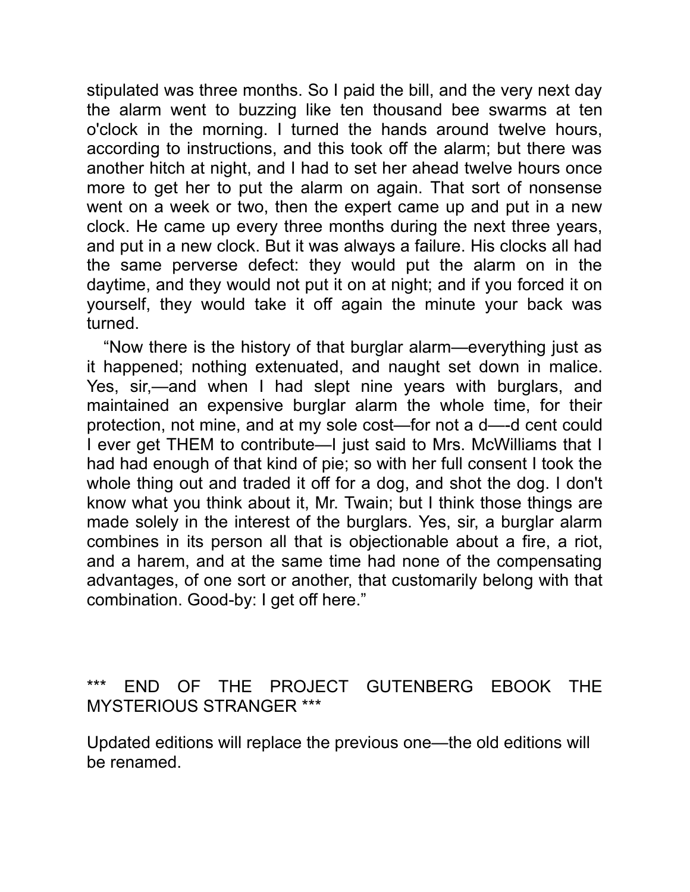stipulated was three months. So I paid the bill, and the very next day the alarm went to buzzing like ten thousand bee swarms at ten o'clock in the morning. I turned the hands around twelve hours, according to instructions, and this took off the alarm; but there was another hitch at night, and I had to set her ahead twelve hours once more to get her to put the alarm on again. That sort of nonsense went on a week or two, then the expert came up and put in a new clock. He came up every three months during the next three years, and put in a new clock. But it was always a failure. His clocks all had the same perverse defect: they would put the alarm on in the daytime, and they would not put it on at night; and if you forced it on yourself, they would take it off again the minute your back was turned.

"Now there is the history of that burglar alarm—everything just as it happened; nothing extenuated, and naught set down in malice. Yes, sir,—and when I had slept nine years with burglars, and maintained an expensive burglar alarm the whole time, for their protection, not mine, and at my sole cost—for not a d—-d cent could I ever get THEM to contribute—I just said to Mrs. McWilliams that I had had enough of that kind of pie; so with her full consent I took the whole thing out and traded it off for a dog, and shot the dog. I don't know what you think about it, Mr. Twain; but I think those things are made solely in the interest of the burglars. Yes, sir, a burglar alarm combines in its person all that is objectionable about a fire, a riot, and a harem, and at the same time had none of the compensating advantages, of one sort or another, that customarily belong with that combination. Good-by: I get off here."

*** END OF THE PROJECT GUTENBERG EBOOK THE MYSTERIOUS STRANGER ***

Updated editions will replace the previous one—the old editions will be renamed.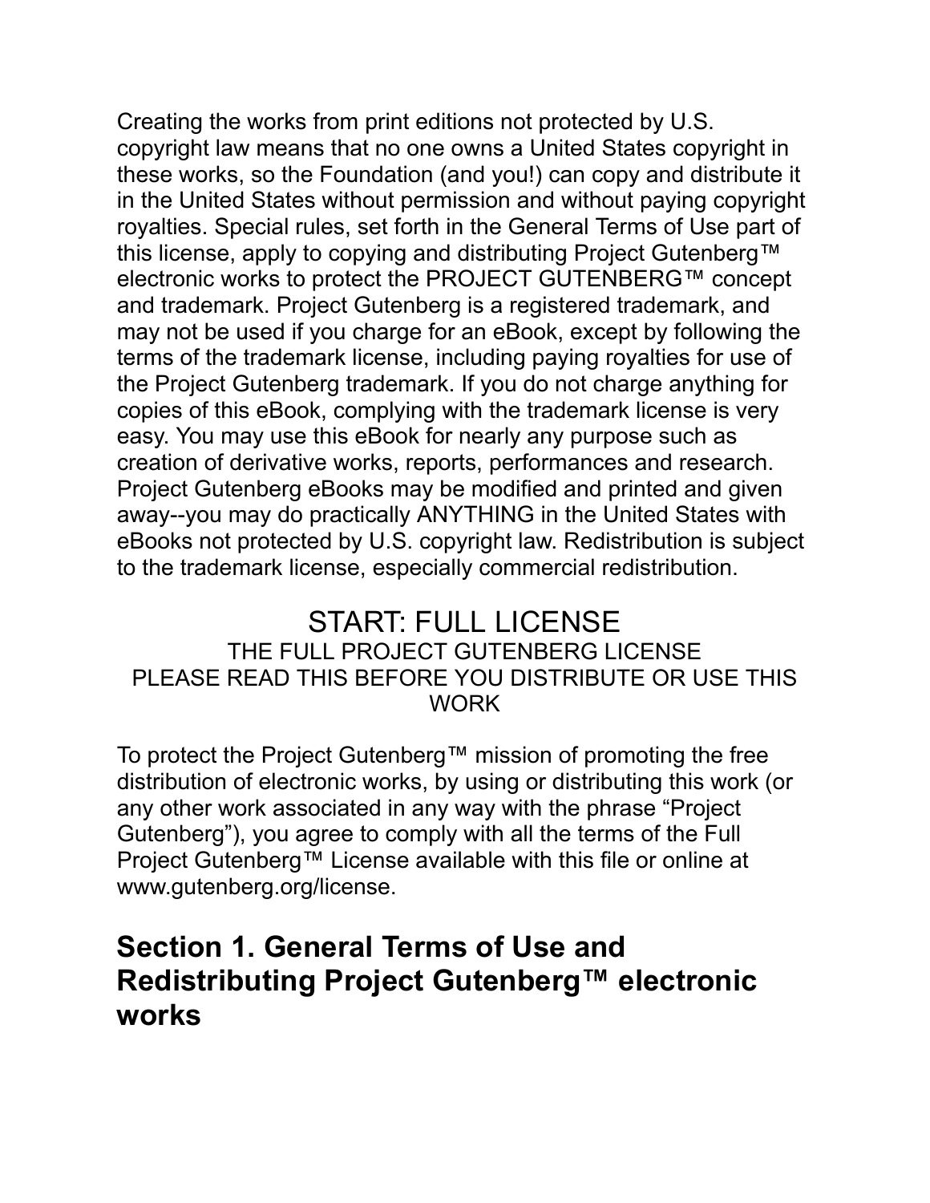Creating the works from print editions not protected by U.S. copyright law means that no one owns a United States copyright in these works, so the Foundation (and you!) can copy and distribute it in the United States without permission and without paying copyright royalties. Special rules, set forth in the General Terms of Use part of this license, apply to copying and distributing Project Gutenberg™ electronic works to protect the PROJECT GUTENBERG™ concept and trademark. Project Gutenberg is a registered trademark, and may not be used if you charge for an eBook, except by following the terms of the trademark license, including paying royalties for use of the Project Gutenberg trademark. If you do not charge anything for copies of this eBook, complying with the trademark license is very easy. You may use this eBook for nearly any purpose such as creation of derivative works, reports, performances and research. Project Gutenberg eBooks may be modified and printed and given away--you may do practically ANYTHING in the United States with eBooks not protected by U.S. copyright law. Redistribution is subject to the trademark license, especially commercial redistribution.

START: FULL LICENSE

THE FULL PROJECT GUTENBERG LICENSE

PLEASE READ THIS BEFORE YOU DISTRIBUTE OR USE THIS WORK

To protect the Project Gutenberg™ mission of promoting the free distribution of electronic works, by using or distributing this work (or any other work associated in any way with the phrase “Project Gutenberg”), you agree to comply with all the terms of the Full Project Gutenberg™ License available with this file or online at www.gutenberg.org/license.

## Section 1. General Terms of Use and Redistributing Project Gutenberg™ electronic works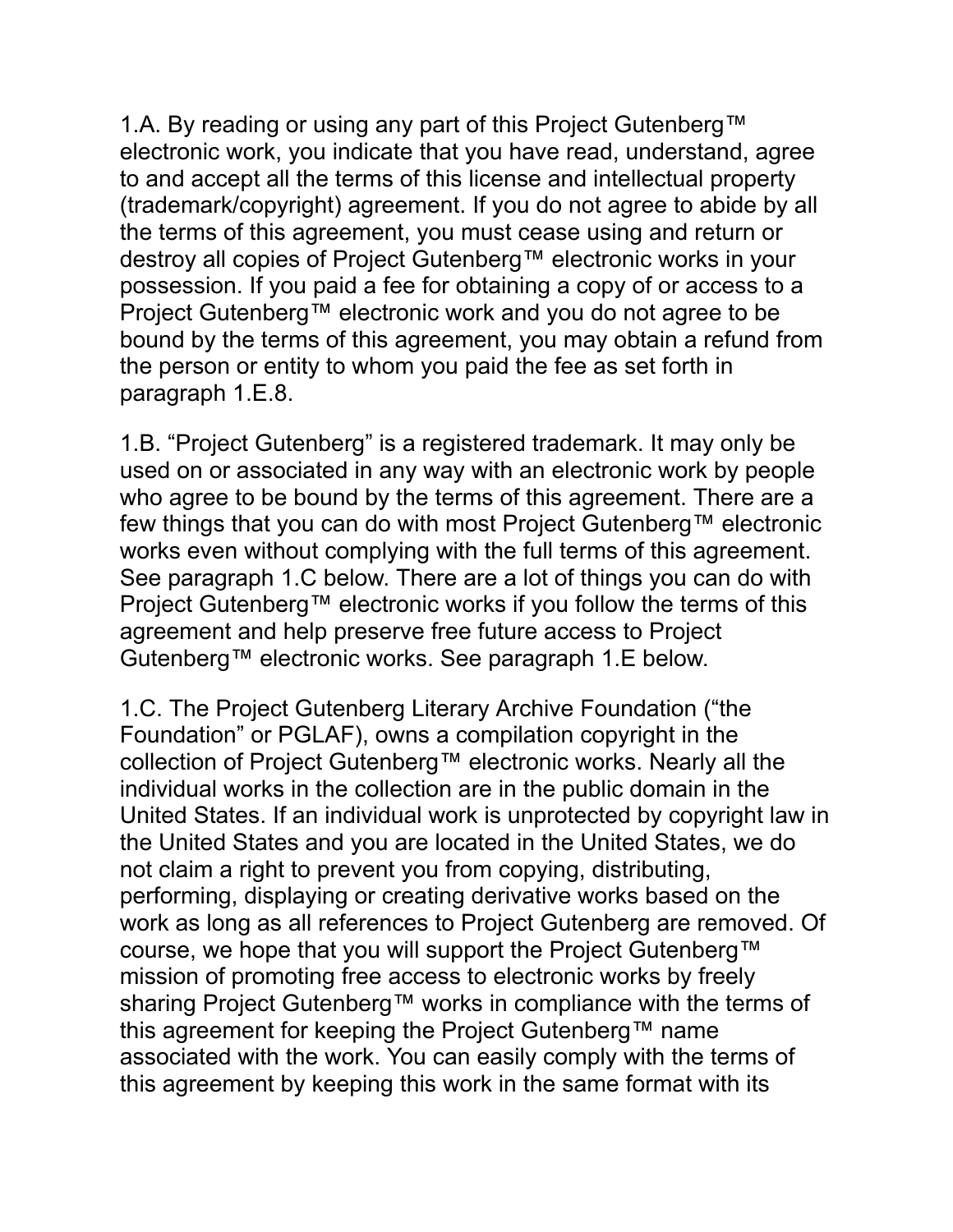1.A. By reading or using any part of this Project Gutenberg™ electronic work, you indicate that you have read, understand, agree to and accept all the terms of this license and intellectual property (trademark/copyright) agreement. If you do not agree to abide by all the terms of this agreement, you must cease using and return or destroy all copies of Project Gutenberg™ electronic works in your possession. If you paid a fee for obtaining a copy of or access to a Project Gutenberg™ electronic work and you do not agree to be bound by the terms of this agreement, you may obtain a refund from the person or entity to whom you paid the fee as set forth in paragraph 1.E.8.

1.B. “Project Gutenberg” is a registered trademark. It may only be used on or associated in any way with an electronic work by people who agree to be bound by the terms of this agreement. There are a few things that you can do with most Project Gutenberg™ electronic works even without complying with the full terms of this agreement. See paragraph 1.C below. There are a lot of things you can do with Project Gutenberg™ electronic works if you follow the terms of this agreement and help preserve free future access to Project Gutenberg™ electronic works. See paragraph 1.E below.

1.C. The Project Gutenberg Literary Archive Foundation (“the Foundation” or PGLAF), owns a compilation copyright in the collection of Project Gutenberg™ electronic works. Nearly all the individual works in the collection are in the public domain in the United States. If an individual work is unprotected by copyright law in the United States and you are located in the United States, we do not claim a right to prevent you from copying, distributing, performing, displaying or creating derivative works based on the work as long as all references to Project Gutenberg are removed. Of course, we hope that you will support the Project Gutenberg™ mission of promoting free access to electronic works by freely sharing Project Gutenberg™ works in compliance with the terms of this agreement for keeping the Project Gutenberg™ name associated with the work. You can easily comply with the terms of this agreement by keeping this work in the same format with its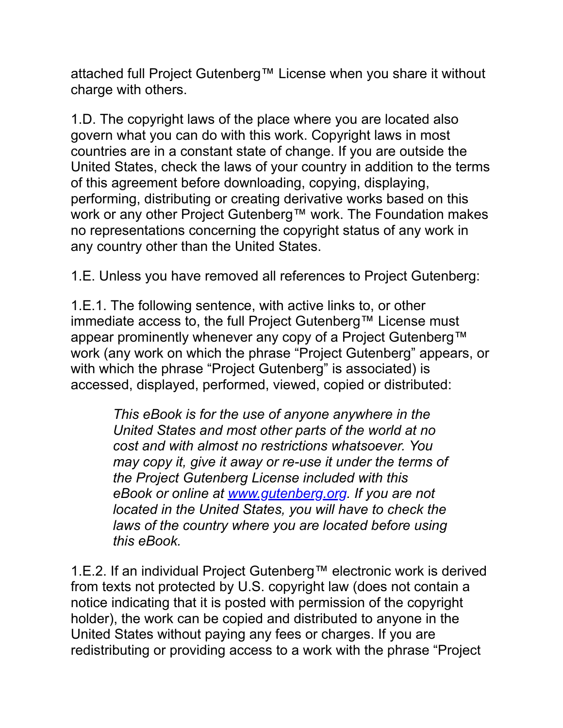attached full Project Gutenberg™ License when you share it without charge with others.

1.D. The copyright laws of the place where you are located also govern what you can do with this work. Copyright laws in most countries are in a constant state of change. If you are outside the United States, check the laws of your country in addition to the terms of this agreement before downloading, copying, displaying, performing, distributing or creating derivative works based on this work or any other Project Gutenberg™ work. The Foundation makes no representations concerning the copyright status of any work in any country other than the United States.

1.E. Unless you have removed all references to Project Gutenberg:

1.E.1. The following sentence, with active links to, or other immediate access to, the full Project Gutenberg™ License must appear prominently whenever any copy of a Project Gutenberg™ work (any work on which the phrase “Project Gutenberg” appears, or with which the phrase “Project Gutenberg” is associated) is accessed, displayed, performed, viewed, copied or distributed:

> *This eBook is for the use of anyone anywhere in the United States and most other parts of the world at no cost and with almost no restrictions whatsoever. You may copy it, give it away or re-use it under the terms of the Project Gutenberg License included with this eBook or online at [www.gutenberg.org](https://www.gutenberg.org). If you are not located in the United States, you will have to check the laws of the country where you are located before using this eBook.*

1.E.2. If an individual Project Gutenberg™ electronic work is derived from texts not protected by U.S. copyright law (does not contain a notice indicating that it is posted with permission of the copyright holder), the work can be copied and distributed to anyone in the United States without paying any fees or charges. If you are redistributing or providing access to a work with the phrase “Project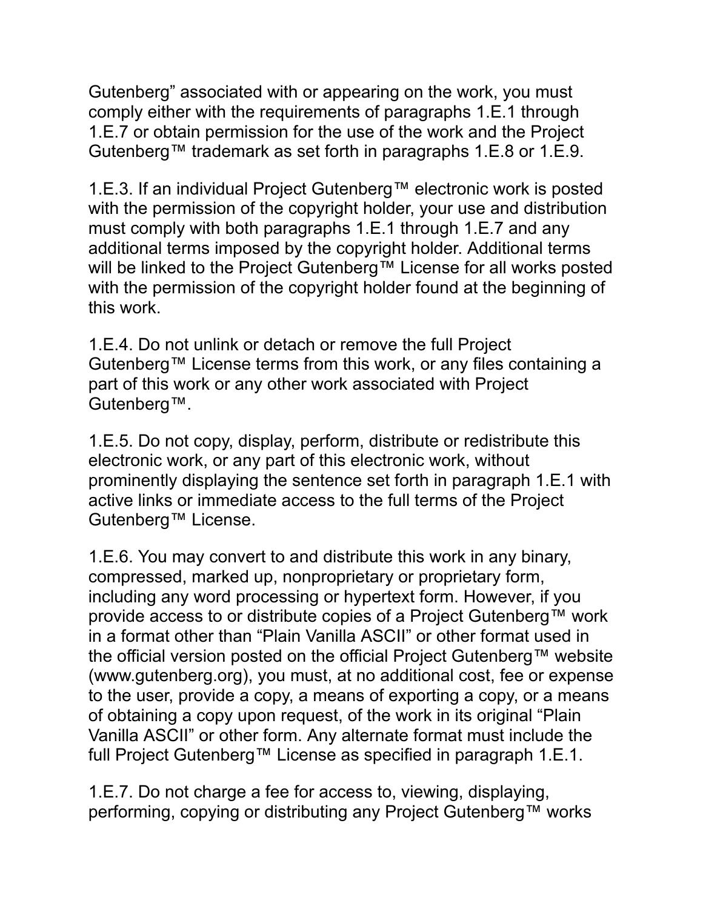Gutenberg” associated with or appearing on the work, you must comply either with the requirements of paragraphs 1.E.1 through 1.E.7 or obtain permission for the use of the work and the Project Gutenberg™ trademark as set forth in paragraphs 1.E.8 or 1.E.9.

1.E.3. If an individual Project Gutenberg™ electronic work is posted with the permission of the copyright holder, your use and distribution must comply with both paragraphs 1.E.1 through 1.E.7 and any additional terms imposed by the copyright holder. Additional terms will be linked to the Project Gutenberg™ License for all works posted with the permission of the copyright holder found at the beginning of this work.

1.E.4. Do not unlink or detach or remove the full Project Gutenberg™ License terms from this work, or any files containing a part of this work or any other work associated with Project Gutenberg™.

1.E.5. Do not copy, display, perform, distribute or redistribute this electronic work, or any part of this electronic work, without prominently displaying the sentence set forth in paragraph 1.E.1 with active links or immediate access to the full terms of the Project Gutenberg™ License.

1.E.6. You may convert to and distribute this work in any binary, compressed, marked up, nonproprietary or proprietary form, including any word processing or hypertext form. However, if you provide access to or distribute copies of a Project Gutenberg™ work in a format other than “Plain Vanilla ASCII” or other format used in the official version posted on the official Project Gutenberg™ website (www.gutenberg.org), you must, at no additional cost, fee or expense to the user, provide a copy, a means of exporting a copy, or a means of obtaining a copy upon request, of the work in its original “Plain Vanilla ASCII” or other form. Any alternate format must include the full Project Gutenberg™ License as specified in paragraph 1.E.1.

1.E.7. Do not charge a fee for access to, viewing, displaying, performing, copying or distributing any Project Gutenberg™ works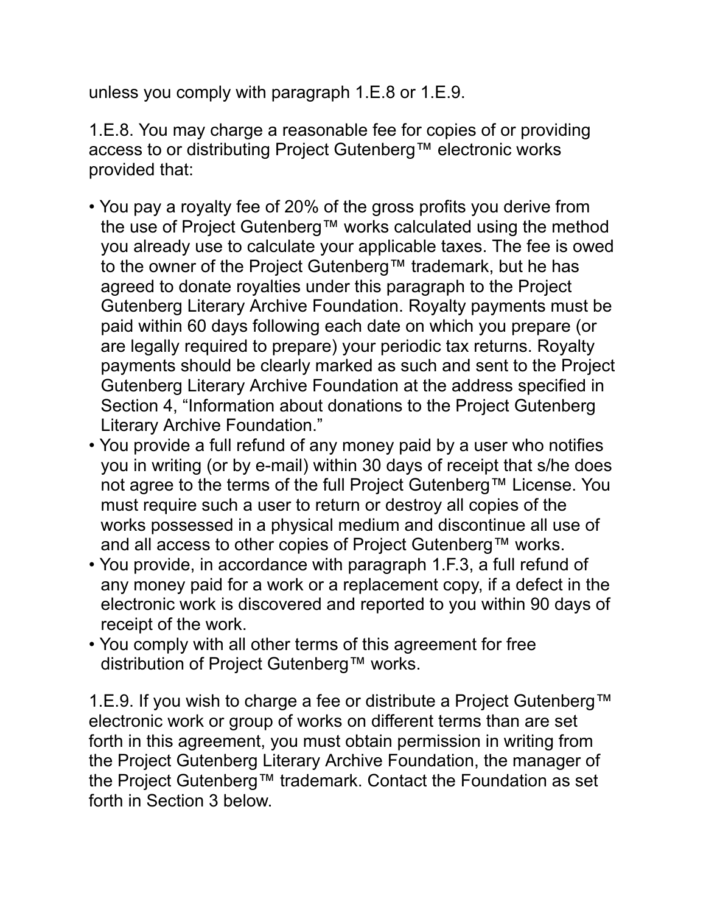unless you comply with paragraph 1.E.8 or 1.E.9.

1.E.8. You may charge a reasonable fee for copies of or providing access to or distributing Project Gutenberg™ electronic works provided that:

- You pay a royalty fee of 20% of the gross profits you derive from the use of Project Gutenberg™ works calculated using the method you already use to calculate your applicable taxes. The fee is owed to the owner of the Project Gutenberg™ trademark, but he has agreed to donate royalties under this paragraph to the Project Gutenberg Literary Archive Foundation. Royalty payments must be paid within 60 days following each date on which you prepare (or are legally required to prepare) your periodic tax returns. Royalty payments should be clearly marked as such and sent to the Project Gutenberg Literary Archive Foundation at the address specified in Section 4, “Information about donations to the Project Gutenberg Literary Archive Foundation.”
- You provide a full refund of any money paid by a user who notifies you in writing (or by e-mail) within 30 days of receipt that s/he does not agree to the terms of the full Project Gutenberg™ License. You must require such a user to return or destroy all copies of the works possessed in a physical medium and discontinue all use of and all access to other copies of Project Gutenberg™ works.
- You provide, in accordance with paragraph 1.F.3, a full refund of any money paid for a work or a replacement copy, if a defect in the electronic work is discovered and reported to you within 90 days of receipt of the work.
- You comply with all other terms of this agreement for free distribution of Project Gutenberg™ works.

1.E.9. If you wish to charge a fee or distribute a Project Gutenberg™ electronic work or group of works on different terms than are set forth in this agreement, you must obtain permission in writing from the Project Gutenberg Literary Archive Foundation, the manager of the Project Gutenberg™ trademark. Contact the Foundation as set forth in Section 3 below.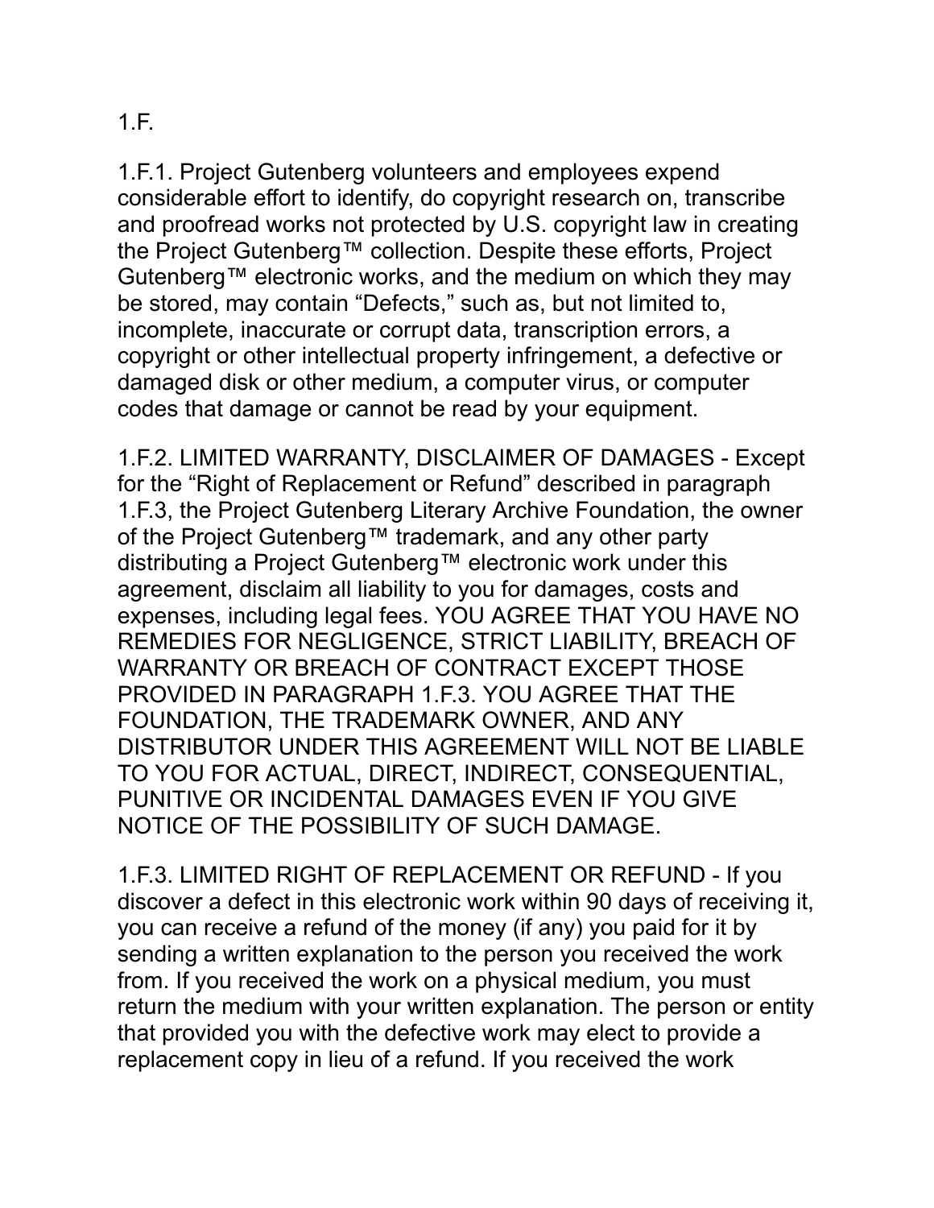1.F.

1.F.1. Project Gutenberg volunteers and employees expend considerable effort to identify, do copyright research on, transcribe and proofread works not protected by U.S. copyright law in creating the Project Gutenberg™ collection. Despite these efforts, Project Gutenberg™ electronic works, and the medium on which they may be stored, may contain “Defects,” such as, but not limited to, incomplete, inaccurate or corrupt data, transcription errors, a copyright or other intellectual property infringement, a defective or damaged disk or other medium, a computer virus, or computer codes that damage or cannot be read by your equipment.

1.F.2. LIMITED WARRANTY, DISCLAIMER OF DAMAGES - Except for the “Right of Replacement or Refund” described in paragraph 1.F.3, the Project Gutenberg Literary Archive Foundation, the owner of the Project Gutenberg™ trademark, and any other party distributing a Project Gutenberg™ electronic work under this agreement, disclaim all liability to you for damages, costs and expenses, including legal fees. YOU AGREE THAT YOU HAVE NO REMEDIES FOR NEGLIGENCE, STRICT LIABILITY, BREACH OF WARRANTY OR BREACH OF CONTRACT EXCEPT THOSE PROVIDED IN PARAGRAPH 1.F.3. YOU AGREE THAT THE FOUNDATION, THE TRADEMARK OWNER, AND ANY DISTRIBUTOR UNDER THIS AGREEMENT WILL NOT BE LIABLE TO YOU FOR ACTUAL, DIRECT, INDIRECT, CONSEQUENTIAL, PUNITIVE OR INCIDENTAL DAMAGES EVEN IF YOU GIVE NOTICE OF THE POSSIBILITY OF SUCH DAMAGE.

1.F.3. LIMITED RIGHT OF REPLACEMENT OR REFUND - If you discover a defect in this electronic work within 90 days of receiving it, you can receive a refund of the money (if any) you paid for it by sending a written explanation to the person you received the work from. If you received the work on a physical medium, you must return the medium with your written explanation. The person or entity that provided you with the defective work may elect to provide a replacement copy in lieu of a refund. If you received the work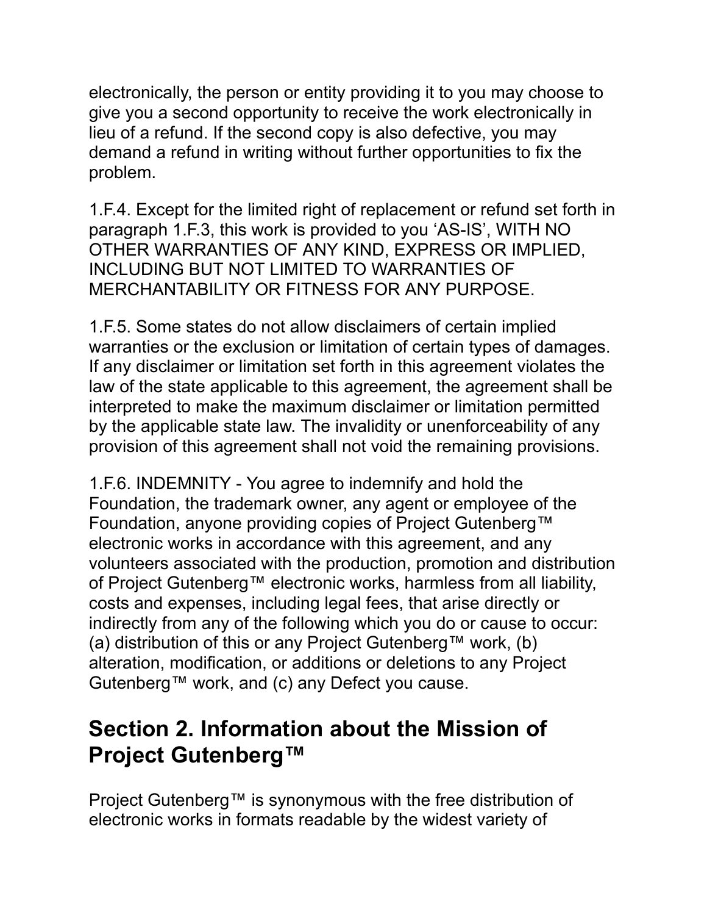electronically, the person or entity providing it to you may choose to give you a second opportunity to receive the work electronically in lieu of a refund. If the second copy is also defective, you may demand a refund in writing without further opportunities to fix the problem.

1.F.4. Except for the limited right of replacement or refund set forth in paragraph 1.F.3, this work is provided to you 'AS-IS', WITH NO OTHER WARRANTIES OF ANY KIND, EXPRESS OR IMPLIED, INCLUDING BUT NOT LIMITED TO WARRANTIES OF MERCHANTABILITY OR FITNESS FOR ANY PURPOSE.

1.F.5. Some states do not allow disclaimers of certain implied warranties or the exclusion or limitation of certain types of damages. If any disclaimer or limitation set forth in this agreement violates the law of the state applicable to this agreement, the agreement shall be interpreted to make the maximum disclaimer or limitation permitted by the applicable state law. The invalidity or unenforceability of any provision of this agreement shall not void the remaining provisions.

1.F.6. INDEMNITY - You agree to indemnify and hold the Foundation, the trademark owner, any agent or employee of the Foundation, anyone providing copies of Project Gutenberg™ electronic works in accordance with this agreement, and any volunteers associated with the production, promotion and distribution of Project Gutenberg™ electronic works, harmless from all liability, costs and expenses, including legal fees, that arise directly or indirectly from any of the following which you do or cause to occur: (a) distribution of this or any Project Gutenberg™ work, (b) alteration, modification, or additions or deletions to any Project Gutenberg™ work, and (c) any Defect you cause.

## Section 2. Information about the Mission of Project Gutenberg™

Project Gutenberg™ is synonymous with the free distribution of electronic works in formats readable by the widest variety of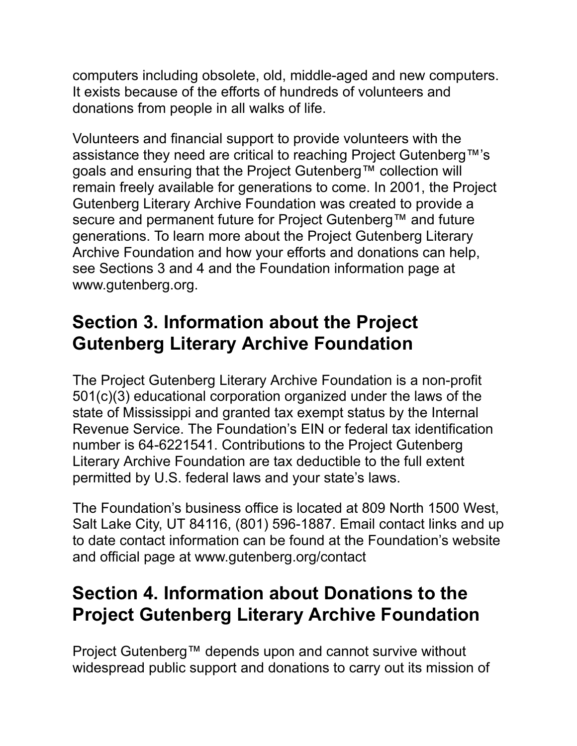computers including obsolete, old, middle-aged and new computers. It exists because of the efforts of hundreds of volunteers and donations from people in all walks of life.

Volunteers and financial support to provide volunteers with the assistance they need are critical to reaching Project Gutenberg™'s goals and ensuring that the Project Gutenberg™ collection will remain freely available for generations to come. In 2001, the Project Gutenberg Literary Archive Foundation was created to provide a secure and permanent future for Project Gutenberg™ and future generations. To learn more about the Project Gutenberg Literary Archive Foundation and how your efforts and donations can help, see Sections 3 and 4 and the Foundation information page at www.gutenberg.org.

## Section 3. Information about the Project Gutenberg Literary Archive Foundation

The Project Gutenberg Literary Archive Foundation is a non-profit 501(c)(3) educational corporation organized under the laws of the state of Mississippi and granted tax exempt status by the Internal Revenue Service. The Foundation's EIN or federal tax identification number is 64-6221541. Contributions to the Project Gutenberg Literary Archive Foundation are tax deductible to the full extent permitted by U.S. federal laws and your state's laws.

The Foundation's business office is located at 809 North 1500 West, Salt Lake City, UT 84116, (801) 596-1887. Email contact links and up to date contact information can be found at the Foundation's website and official page at www.gutenberg.org/contact

## Section 4. Information about Donations to the Project Gutenberg Literary Archive Foundation

Project Gutenberg™ depends upon and cannot survive without widespread public support and donations to carry out its mission of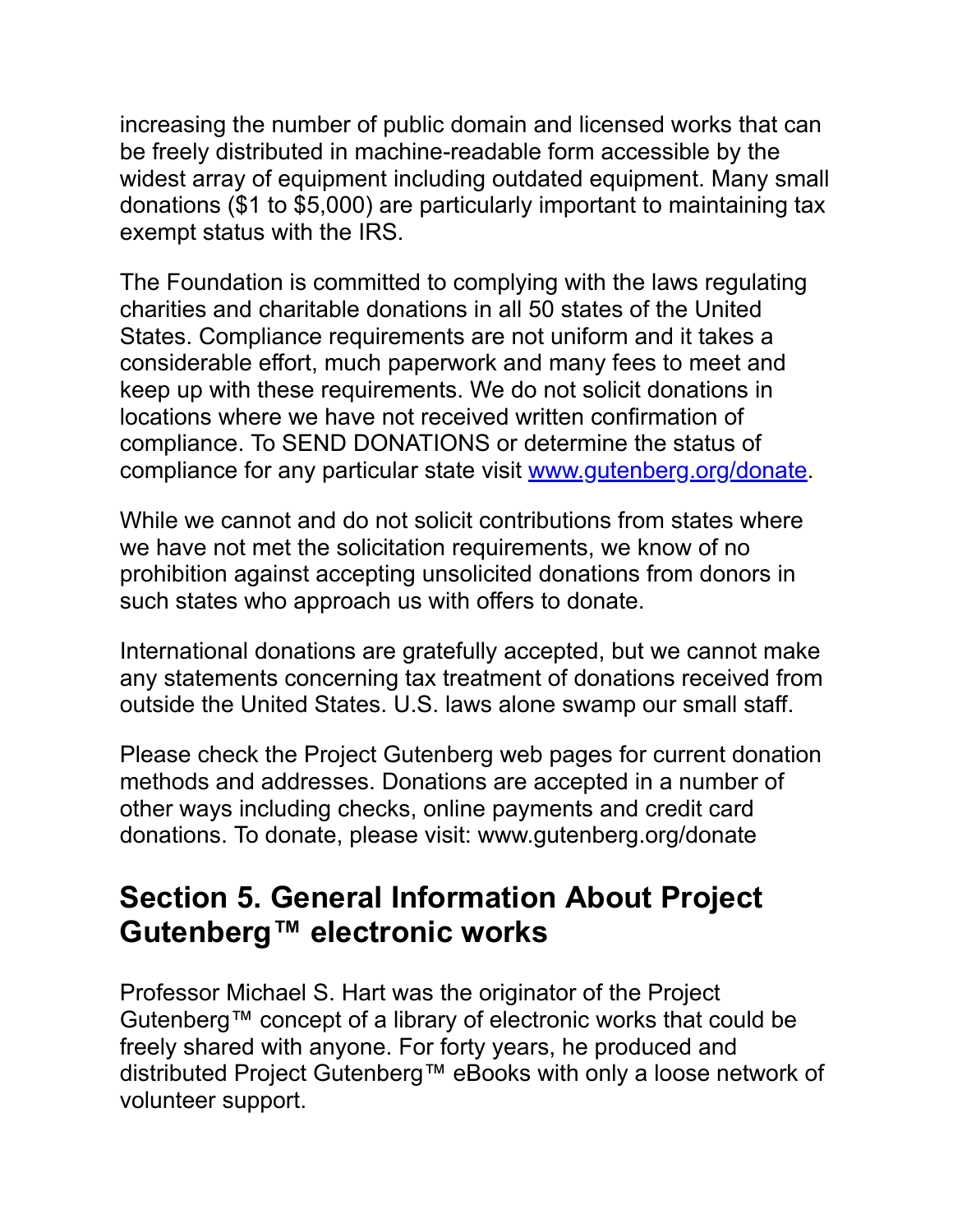increasing the number of public domain and licensed works that can be freely distributed in machine-readable form accessible by the widest array of equipment including outdated equipment. Many small donations ($1 to $5,000) are particularly important to maintaining tax exempt status with the IRS.

The Foundation is committed to complying with the laws regulating charities and charitable donations in all 50 states of the United States. Compliance requirements are not uniform and it takes a considerable effort, much paperwork and many fees to meet and keep up with these requirements. We do not solicit donations in locations where we have not received written confirmation of compliance. To SEND DONATIONS or determine the status of compliance for any particular state visit [www.gutenberg.org/donate](https://www.gutenberg.org/donate/).

While we cannot and do not solicit contributions from states where we have not met the solicitation requirements, we know of no prohibition against accepting unsolicited donations from donors in such states who approach us with offers to donate.

International donations are gratefully accepted, but we cannot make any statements concerning tax treatment of donations received from outside the United States. U.S. laws alone swamp our small staff.

Please check the Project Gutenberg web pages for current donation methods and addresses. Donations are accepted in a number of other ways including checks, online payments and credit card donations. To donate, please visit: www.gutenberg.org/donate

## Section 5. General Information About Project Gutenberg™ electronic works

Professor Michael S. Hart was the originator of the Project Gutenberg™ concept of a library of electronic works that could be freely shared with anyone. For forty years, he produced and distributed Project Gutenberg™ eBooks with only a loose network of volunteer support.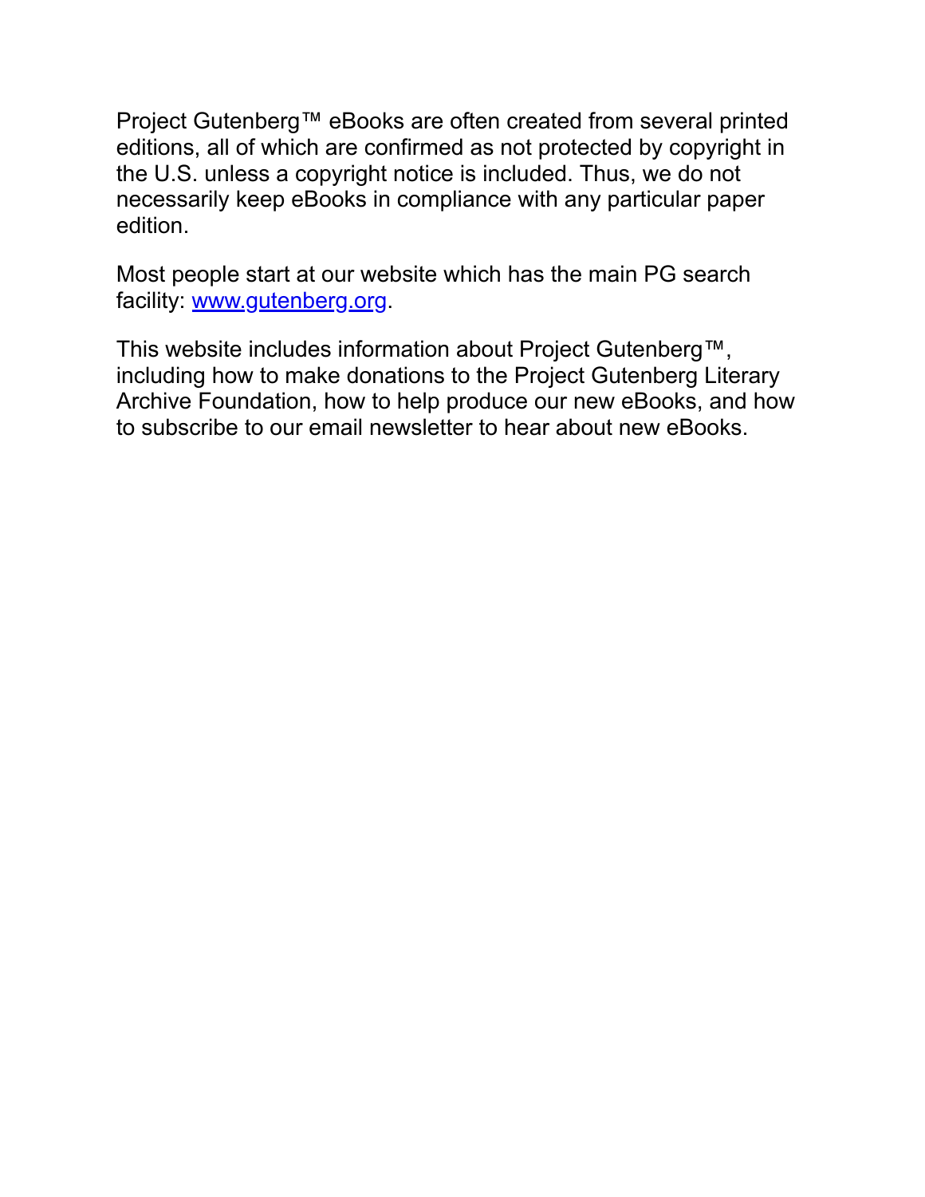Project Gutenberg™ eBooks are often created from several printed editions, all of which are confirmed as not protected by copyright in the U.S. unless a copyright notice is included. Thus, we do not necessarily keep eBooks in compliance with any particular paper edition.

Most people start at our website which has the main PG search facility: [www.gutenberg.org](https://www.gutenberg.org).

This website includes information about Project Gutenberg™, including how to make donations to the Project Gutenberg Literary Archive Foundation, how to help produce our new eBooks, and how to subscribe to our email newsletter to hear about new eBooks.